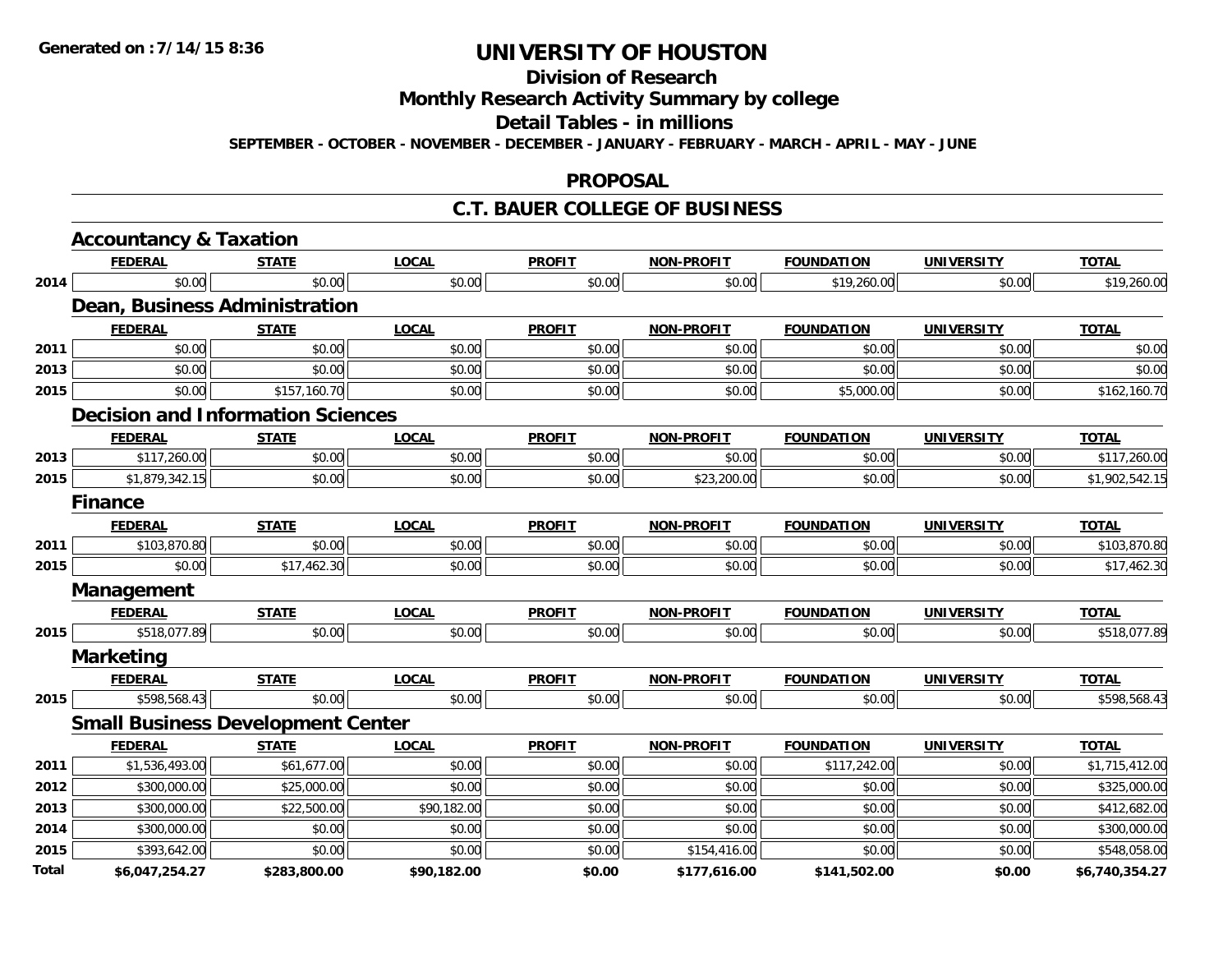# UNIVERSITY OF HOUSTON

## Division of Research

## Monthly Research Activity Summary by college

## Detail Tables - in millions

**SEPTEMBER - OCTOBER - NOVEMBER - DECEMBER - JANUARY - FEBRUARY - MARCH - APRIL - MAY - JUNE**

## PROPOSAL

## C.T. BAUER COLLEGE OF BUSINESS

### Accountancy & Taxation

| | FEDERAL | STATE | LOCAL | PROFIT | NON-PROFIT | FOUNDATION | UNIVERSITY | TOTAL |
|---|---|---|---|---|---|---|---|---|
| 2014 | $0.00 | $0.00 | $0.00 | $0.00 | $0.00 | $19,260.00 | $0.00 | $19,260.00 |

### Dean, Business Administration

| | FEDERAL | STATE | LOCAL | PROFIT | NON-PROFIT | FOUNDATION | UNIVERSITY | TOTAL |
|---|---|---|---|---|---|---|---|---|
| 2011 | $0.00 | $0.00 | $0.00 | $0.00 | $0.00 | $0.00 | $0.00 | $0.00 |
| 2013 | $0.00 | $0.00 | $0.00 | $0.00 | $0.00 | $0.00 | $0.00 | $0.00 |
| 2015 | $0.00 | $157,160.70 | $0.00 | $0.00 | $0.00 | $5,000.00 | $0.00 | $162,160.70 |

### Decision and Information Sciences

| | FEDERAL | STATE | LOCAL | PROFIT | NON-PROFIT | FOUNDATION | UNIVERSITY | TOTAL |
|---|---|---|---|---|---|---|---|---|
| 2013 | $117,260.00 | $0.00 | $0.00 | $0.00 | $0.00 | $0.00 | $0.00 | $117,260.00 |
| 2015 | $1,879,342.15 | $0.00 | $0.00 | $0.00 | $23,200.00 | $0.00 | $0.00 | $1,902,542.15 |

### Finance

| | FEDERAL | STATE | LOCAL | PROFIT | NON-PROFIT | FOUNDATION | UNIVERSITY | TOTAL |
|---|---|---|---|---|---|---|---|---|
| 2011 | $103,870.80 | $0.00 | $0.00 | $0.00 | $0.00 | $0.00 | $0.00 | $103,870.80 |
| 2015 | $0.00 | $17,462.30 | $0.00 | $0.00 | $0.00 | $0.00 | $0.00 | $17,462.30 |

### Management

| | FEDERAL | STATE | LOCAL | PROFIT | NON-PROFIT | FOUNDATION | UNIVERSITY | TOTAL |
|---|---|---|---|---|---|---|---|---|
| 2015 | $518,077.89 | $0.00 | $0.00 | $0.00 | $0.00 | $0.00 | $0.00 | $518,077.89 |

### Marketing

| | FEDERAL | STATE | LOCAL | PROFIT | NON-PROFIT | FOUNDATION | UNIVERSITY | TOTAL |
|---|---|---|---|---|---|---|---|---|
| 2015 | $598,568.43 | $0.00 | $0.00 | $0.00 | $0.00 | $0.00 | $0.00 | $598,568.43 |

### Small Business Development Center

| | FEDERAL | STATE | LOCAL | PROFIT | NON-PROFIT | FOUNDATION | UNIVERSITY | TOTAL |
|---|---|---|---|---|---|---|---|---|
| 2011 | $1,536,493.00 | $61,677.00 | $0.00 | $0.00 | $0.00 | $117,242.00 | $0.00 | $1,715,412.00 |
| 2012 | $300,000.00 | $25,000.00 | $0.00 | $0.00 | $0.00 | $0.00 | $0.00 | $325,000.00 |
| 2013 | $300,000.00 | $22,500.00 | $90,182.00 | $0.00 | $0.00 | $0.00 | $0.00 | $412,682.00 |
| 2014 | $300,000.00 | $0.00 | $0.00 | $0.00 | $0.00 | $0.00 | $0.00 | $300,000.00 |
| 2015 | $393,642.00 | $0.00 | $0.00 | $0.00 | $154,416.00 | $0.00 | $0.00 | $548,058.00 |
| **Total** | **$6,047,254.27** | **$283,800.00** | **$90,182.00** | **$0.00** | **$177,616.00** | **$141,502.00** | **$0.00** | **$6,740,354.27** |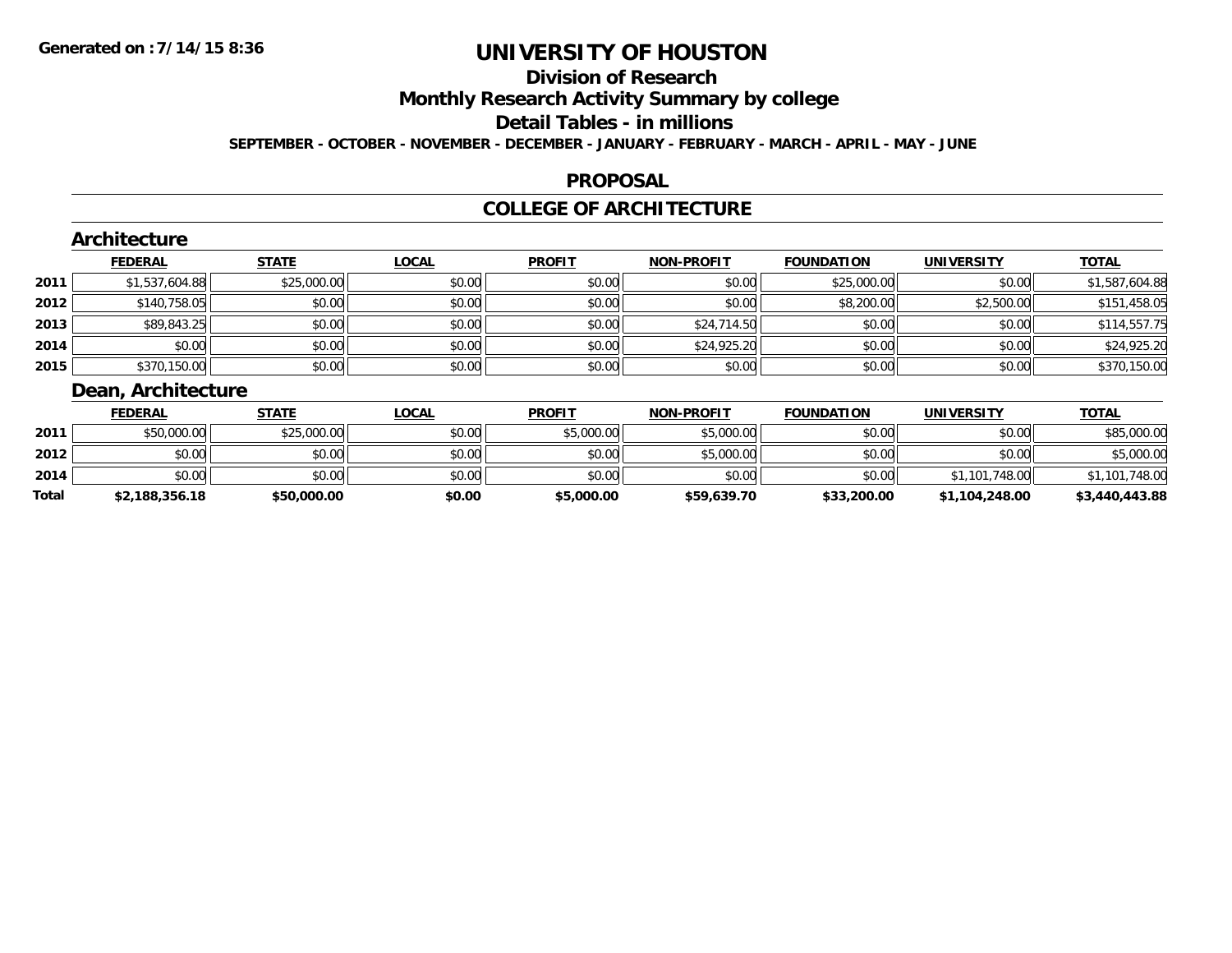# UNIVERSITY OF HOUSTON

## Division of Research

## Monthly Research Activity Summary by college

## Detail Tables - in millions

**SEPTEMBER - OCTOBER - NOVEMBER - DECEMBER - JANUARY - FEBRUARY - MARCH - APRIL - MAY - JUNE**

## PROPOSAL

## COLLEGE OF ARCHITECTURE

### Architecture

| | FEDERAL | STATE | LOCAL | PROFIT | NON-PROFIT | FOUNDATION | UNIVERSITY | TOTAL |
|---|---|---|---|---|---|---|---|---|
| 2011 | $1,537,604.88 | $25,000.00 | $0.00 | $0.00 | $0.00 | $25,000.00 | $0.00 | $1,587,604.88 |
| 2012 | $140,758.05 | $0.00 | $0.00 | $0.00 | $0.00 | $8,200.00 | $2,500.00 | $151,458.05 |
| 2013 | $89,843.25 | $0.00 | $0.00 | $0.00 | $24,714.50 | $0.00 | $0.00 | $114,557.75 |
| 2014 | $0.00 | $0.00 | $0.00 | $0.00 | $24,925.20 | $0.00 | $0.00 | $24,925.20 |
| 2015 | $370,150.00 | $0.00 | $0.00 | $0.00 | $0.00 | $0.00 | $0.00 | $370,150.00 |

### Dean, Architecture

| | FEDERAL | STATE | LOCAL | PROFIT | NON-PROFIT | FOUNDATION | UNIVERSITY | TOTAL |
|---|---|---|---|---|---|---|---|---|
| 2011 | $50,000.00 | $25,000.00 | $0.00 | $5,000.00 | $5,000.00 | $0.00 | $0.00 | $85,000.00 |
| 2012 | $0.00 | $0.00 | $0.00 | $0.00 | $5,000.00 | $0.00 | $0.00 | $5,000.00 |
| 2014 | $0.00 | $0.00 | $0.00 | $0.00 | $0.00 | $0.00 | $1,101,748.00 | $1,101,748.00 |
| **Total** | **$2,188,356.18** | **$50,000.00** | **$0.00** | **$5,000.00** | **$59,639.70** | **$33,200.00** | **$1,104,248.00** | **$3,440,443.88** |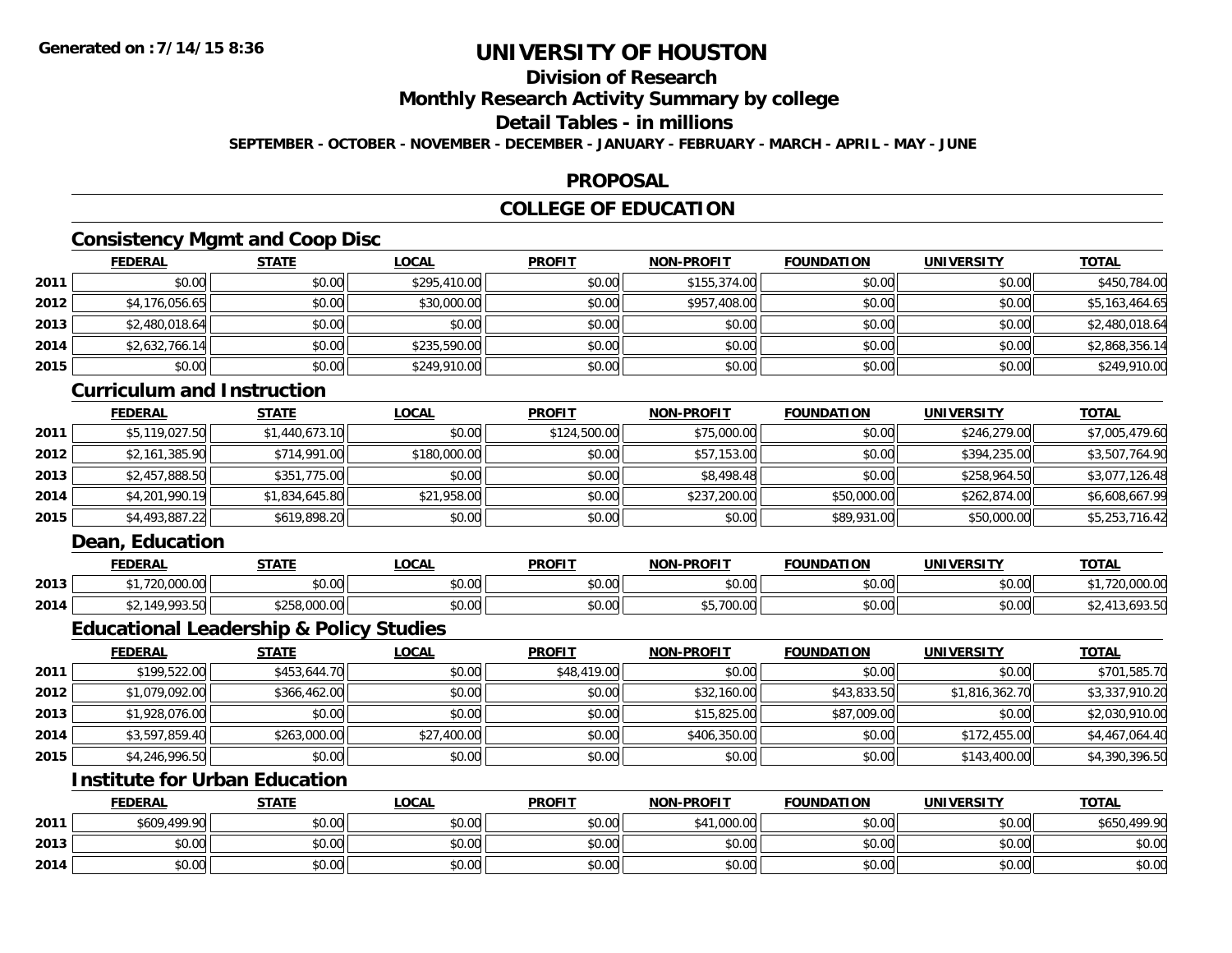# UNIVERSITY OF HOUSTON

## Division of Research

## Monthly Research Activity Summary by college

## Detail Tables - in millions

**SEPTEMBER - OCTOBER - NOVEMBER - DECEMBER - JANUARY - FEBRUARY - MARCH - APRIL - MAY - JUNE**

## PROPOSAL

## COLLEGE OF EDUCATION

### Consistency Mgmt and Coop Disc

| | FEDERAL | STATE | LOCAL | PROFIT | NON-PROFIT | FOUNDATION | UNIVERSITY | TOTAL |
|---|---|---|---|---|---|---|---|---|
| 2011 | $0.00 | $0.00 | $295,410.00 | $0.00 | $155,374.00 | $0.00 | $0.00 | $450,784.00 |
| 2012 | $4,176,056.65 | $0.00 | $30,000.00 | $0.00 | $957,408.00 | $0.00 | $0.00 | $5,163,464.65 |
| 2013 | $2,480,018.64 | $0.00 | $0.00 | $0.00 | $0.00 | $0.00 | $0.00 | $2,480,018.64 |
| 2014 | $2,632,766.14 | $0.00 | $235,590.00 | $0.00 | $0.00 | $0.00 | $0.00 | $2,868,356.14 |
| 2015 | $0.00 | $0.00 | $249,910.00 | $0.00 | $0.00 | $0.00 | $0.00 | $249,910.00 |

### Curriculum and Instruction

| | FEDERAL | STATE | LOCAL | PROFIT | NON-PROFIT | FOUNDATION | UNIVERSITY | TOTAL |
|---|---|---|---|---|---|---|---|---|
| 2011 | $5,119,027.50 | $1,440,673.10 | $0.00 | $124,500.00 | $75,000.00 | $0.00 | $246,279.00 | $7,005,479.60 |
| 2012 | $2,161,385.90 | $714,991.00 | $180,000.00 | $0.00 | $57,153.00 | $0.00 | $394,235.00 | $3,507,764.90 |
| 2013 | $2,457,888.50 | $351,775.00 | $0.00 | $0.00 | $8,498.48 | $0.00 | $258,964.50 | $3,077,126.48 |
| 2014 | $4,201,990.19 | $1,834,645.80 | $21,958.00 | $0.00 | $237,200.00 | $50,000.00 | $262,874.00 | $6,608,667.99 |
| 2015 | $4,493,887.22 | $619,898.20 | $0.00 | $0.00 | $0.00 | $89,931.00 | $50,000.00 | $5,253,716.42 |

### Dean, Education

| | FEDERAL | STATE | LOCAL | PROFIT | NON-PROFIT | FOUNDATION | UNIVERSITY | TOTAL |
|---|---|---|---|---|---|---|---|---|
| 2013 | $1,720,000.00 | $0.00 | $0.00 | $0.00 | $0.00 | $0.00 | $0.00 | $1,720,000.00 |
| 2014 | $2,149,993.50 | $258,000.00 | $0.00 | $0.00 | $5,700.00 | $0.00 | $0.00 | $2,413,693.50 |

### Educational Leadership & Policy Studies

| | FEDERAL | STATE | LOCAL | PROFIT | NON-PROFIT | FOUNDATION | UNIVERSITY | TOTAL |
|---|---|---|---|---|---|---|---|---|
| 2011 | $199,522.00 | $453,644.70 | $0.00 | $48,419.00 | $0.00 | $0.00 | $0.00 | $701,585.70 |
| 2012 | $1,079,092.00 | $366,462.00 | $0.00 | $0.00 | $32,160.00 | $43,833.50 | $1,816,362.70 | $3,337,910.20 |
| 2013 | $1,928,076.00 | $0.00 | $0.00 | $0.00 | $15,825.00 | $87,009.00 | $0.00 | $2,030,910.00 |
| 2014 | $3,597,859.40 | $263,000.00 | $27,400.00 | $0.00 | $406,350.00 | $0.00 | $172,455.00 | $4,467,064.40 |
| 2015 | $4,246,996.50 | $0.00 | $0.00 | $0.00 | $0.00 | $0.00 | $143,400.00 | $4,390,396.50 |

### Institute for Urban Education

| | FEDERAL | STATE | LOCAL | PROFIT | NON-PROFIT | FOUNDATION | UNIVERSITY | TOTAL |
|---|---|---|---|---|---|---|---|---|
| 2011 | $609,499.90 | $0.00 | $0.00 | $0.00 | $41,000.00 | $0.00 | $0.00 | $650,499.90 |
| 2013 | $0.00 | $0.00 | $0.00 | $0.00 | $0.00 | $0.00 | $0.00 | $0.00 |
| 2014 | $0.00 | $0.00 | $0.00 | $0.00 | $0.00 | $0.00 | $0.00 | $0.00 |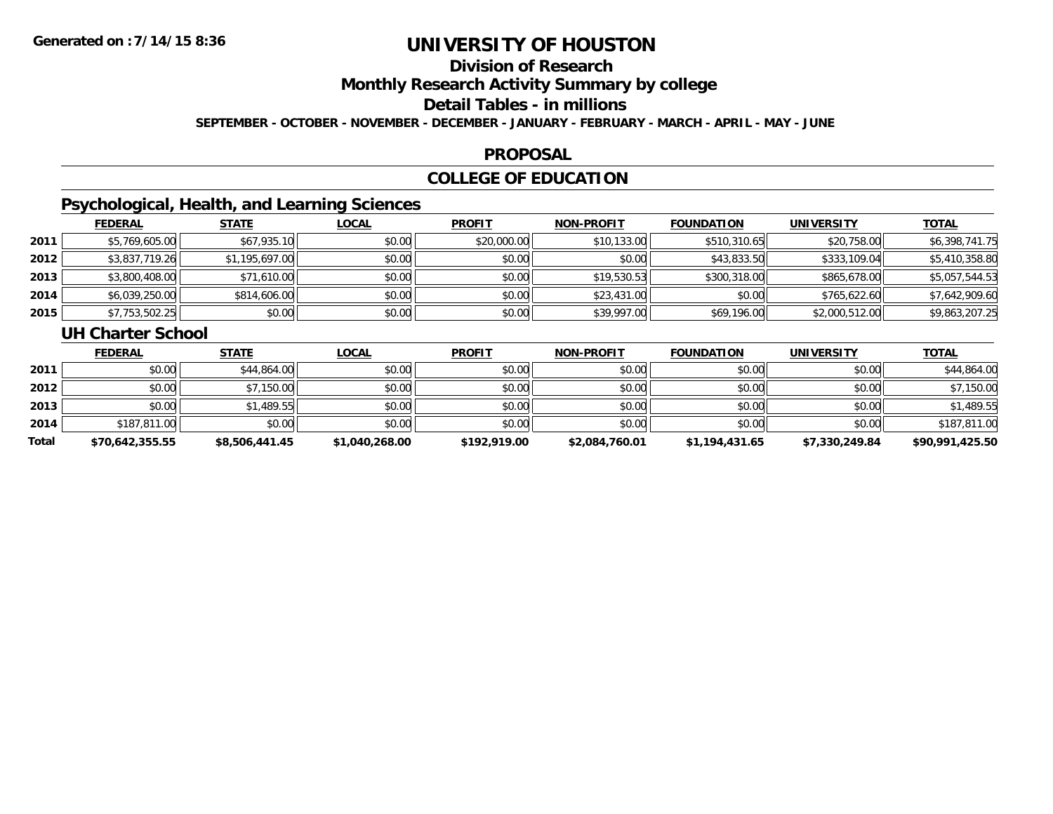# UNIVERSITY OF HOUSTON

## Division of Research

## Monthly Research Activity Summary by college

## Detail Tables - in millions

**SEPTEMBER - OCTOBER - NOVEMBER - DECEMBER - JANUARY - FEBRUARY - MARCH - APRIL - MAY - JUNE**

## PROPOSAL

## COLLEGE OF EDUCATION

### Psychological, Health, and Learning Sciences

| | FEDERAL | STATE | LOCAL | PROFIT | NON-PROFIT | FOUNDATION | UNIVERSITY | TOTAL |
|---|---|---|---|---|---|---|---|---|
| 2011 | $5,769,605.00 | $67,935.10 | $0.00 | $20,000.00 | $10,133.00 | $510,310.65 | $20,758.00 | $6,398,741.75 |
| 2012 | $3,837,719.26 | $1,195,697.00 | $0.00 | $0.00 | $0.00 | $43,833.50 | $333,109.04 | $5,410,358.80 |
| 2013 | $3,800,408.00 | $71,610.00 | $0.00 | $0.00 | $19,530.53 | $300,318.00 | $865,678.00 | $5,057,544.53 |
| 2014 | $6,039,250.00 | $814,606.00 | $0.00 | $0.00 | $23,431.00 | $0.00 | $765,622.60 | $7,642,909.60 |
| 2015 | $7,753,502.25 | $0.00 | $0.00 | $0.00 | $39,997.00 | $69,196.00 | $2,000,512.00 | $9,863,207.25 |

### UH Charter School

| | FEDERAL | STATE | LOCAL | PROFIT | NON-PROFIT | FOUNDATION | UNIVERSITY | TOTAL |
|---|---|---|---|---|---|---|---|---|
| 2011 | $0.00 | $44,864.00 | $0.00 | $0.00 | $0.00 | $0.00 | $0.00 | $44,864.00 |
| 2012 | $0.00 | $7,150.00 | $0.00 | $0.00 | $0.00 | $0.00 | $0.00 | $7,150.00 |
| 2013 | $0.00 | $1,489.55 | $0.00 | $0.00 | $0.00 | $0.00 | $0.00 | $1,489.55 |
| 2014 | $187,811.00 | $0.00 | $0.00 | $0.00 | $0.00 | $0.00 | $0.00 | $187,811.00 |
| **Total** | **$70,642,355.55** | **$8,506,441.45** | **$1,040,268.00** | **$192,919.00** | **$2,084,760.01** | **$1,194,431.65** | **$7,330,249.84** | **$90,991,425.50** |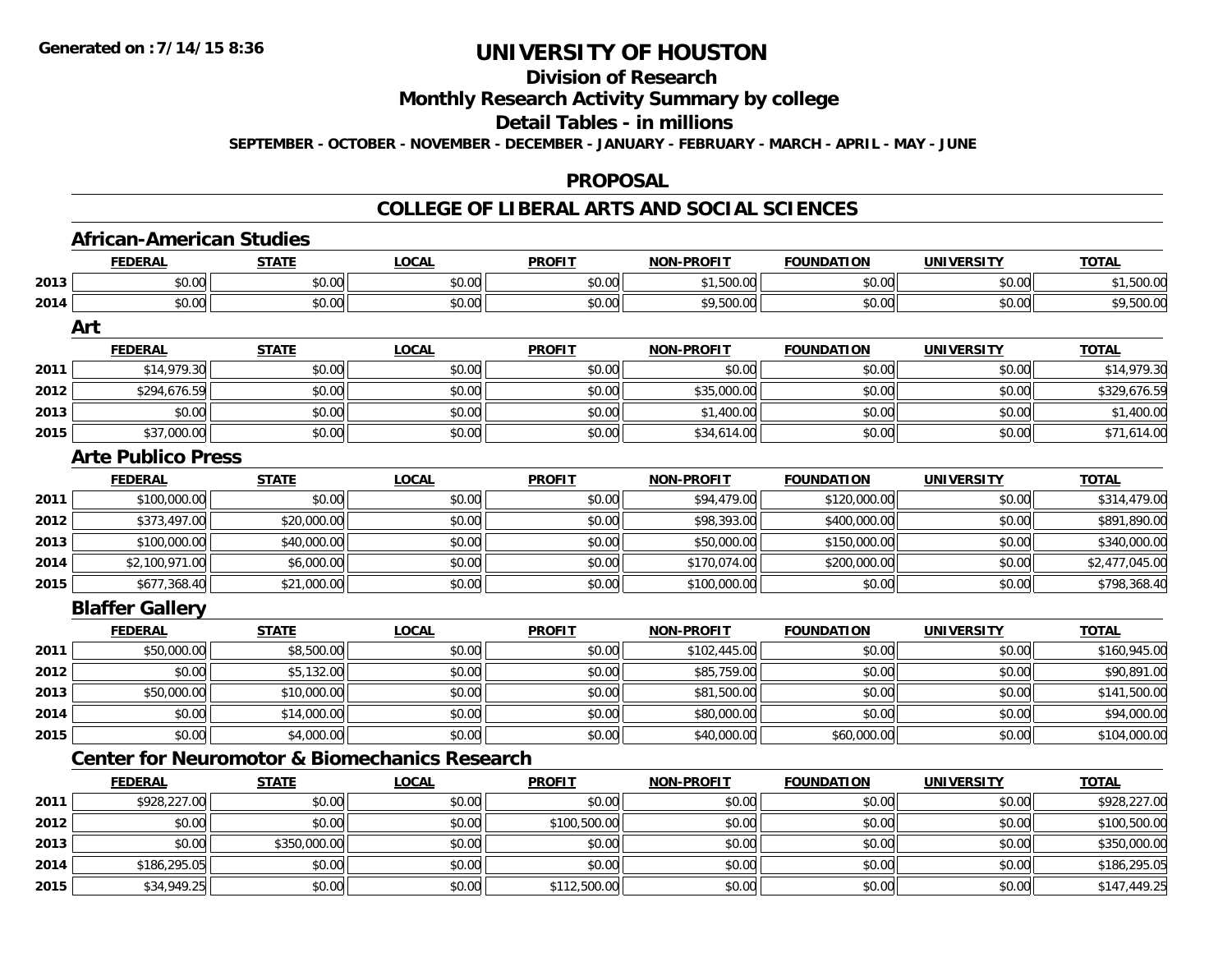# UNIVERSITY OF HOUSTON

## Division of Research

## Monthly Research Activity Summary by college

## Detail Tables - in millions

**SEPTEMBER - OCTOBER - NOVEMBER - DECEMBER - JANUARY - FEBRUARY - MARCH - APRIL - MAY - JUNE**

## PROPOSAL

## COLLEGE OF LIBERAL ARTS AND SOCIAL SCIENCES

### African-American Studies

| | FEDERAL | STATE | LOCAL | PROFIT | NON-PROFIT | FOUNDATION | UNIVERSITY | TOTAL |
|---|---|---|---|---|---|---|---|---|
| 2013 | $0.00 | $0.00 | $0.00 | $0.00 | $1,500.00 | $0.00 | $0.00 | $1,500.00 |
| 2014 | $0.00 | $0.00 | $0.00 | $0.00 | $9,500.00 | $0.00 | $0.00 | $9,500.00 |

### Art

| | FEDERAL | STATE | LOCAL | PROFIT | NON-PROFIT | FOUNDATION | UNIVERSITY | TOTAL |
|---|---|---|---|---|---|---|---|---|
| 2011 | $14,979.30 | $0.00 | $0.00 | $0.00 | $0.00 | $0.00 | $0.00 | $14,979.30 |
| 2012 | $294,676.59 | $0.00 | $0.00 | $0.00 | $35,000.00 | $0.00 | $0.00 | $329,676.59 |
| 2013 | $0.00 | $0.00 | $0.00 | $0.00 | $1,400.00 | $0.00 | $0.00 | $1,400.00 |
| 2015 | $37,000.00 | $0.00 | $0.00 | $0.00 | $34,614.00 | $0.00 | $0.00 | $71,614.00 |

### Arte Publico Press

| | FEDERAL | STATE | LOCAL | PROFIT | NON-PROFIT | FOUNDATION | UNIVERSITY | TOTAL |
|---|---|---|---|---|---|---|---|---|
| 2011 | $100,000.00 | $0.00 | $0.00 | $0.00 | $94,479.00 | $120,000.00 | $0.00 | $314,479.00 |
| 2012 | $373,497.00 | $20,000.00 | $0.00 | $0.00 | $98,393.00 | $400,000.00 | $0.00 | $891,890.00 |
| 2013 | $100,000.00 | $40,000.00 | $0.00 | $0.00 | $50,000.00 | $150,000.00 | $0.00 | $340,000.00 |
| 2014 | $2,100,971.00 | $6,000.00 | $0.00 | $0.00 | $170,074.00 | $200,000.00 | $0.00 | $2,477,045.00 |
| 2015 | $677,368.40 | $21,000.00 | $0.00 | $0.00 | $100,000.00 | $0.00 | $0.00 | $798,368.40 |

### Blaffer Gallery

| | FEDERAL | STATE | LOCAL | PROFIT | NON-PROFIT | FOUNDATION | UNIVERSITY | TOTAL |
|---|---|---|---|---|---|---|---|---|
| 2011 | $50,000.00 | $8,500.00 | $0.00 | $0.00 | $102,445.00 | $0.00 | $0.00 | $160,945.00 |
| 2012 | $0.00 | $5,132.00 | $0.00 | $0.00 | $85,759.00 | $0.00 | $0.00 | $90,891.00 |
| 2013 | $50,000.00 | $10,000.00 | $0.00 | $0.00 | $81,500.00 | $0.00 | $0.00 | $141,500.00 |
| 2014 | $0.00 | $14,000.00 | $0.00 | $0.00 | $80,000.00 | $0.00 | $0.00 | $94,000.00 |
| 2015 | $0.00 | $4,000.00 | $0.00 | $0.00 | $40,000.00 | $60,000.00 | $0.00 | $104,000.00 |

### Center for Neuromotor & Biomechanics Research

| | FEDERAL | STATE | LOCAL | PROFIT | NON-PROFIT | FOUNDATION | UNIVERSITY | TOTAL |
|---|---|---|---|---|---|---|---|---|
| 2011 | $928,227.00 | $0.00 | $0.00 | $0.00 | $0.00 | $0.00 | $0.00 | $928,227.00 |
| 2012 | $0.00 | $0.00 | $0.00 | $100,500.00 | $0.00 | $0.00 | $0.00 | $100,500.00 |
| 2013 | $0.00 | $350,000.00 | $0.00 | $0.00 | $0.00 | $0.00 | $0.00 | $350,000.00 |
| 2014 | $186,295.05 | $0.00 | $0.00 | $0.00 | $0.00 | $0.00 | $0.00 | $186,295.05 |
| 2015 | $34,949.25 | $0.00 | $0.00 | $112,500.00 | $0.00 | $0.00 | $0.00 | $147,449.25 |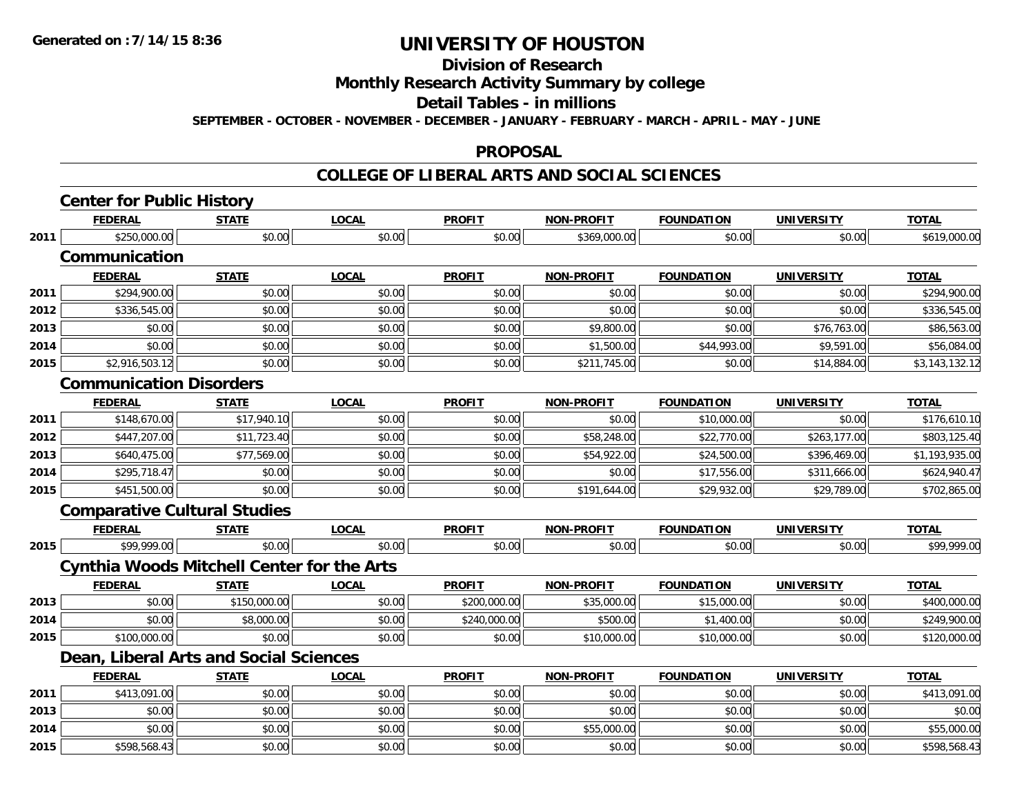# UNIVERSITY OF HOUSTON

## Division of Research

## Monthly Research Activity Summary by college

## Detail Tables - in millions

**SEPTEMBER - OCTOBER - NOVEMBER - DECEMBER - JANUARY - FEBRUARY - MARCH - APRIL - MAY - JUNE**

## PROPOSAL

## COLLEGE OF LIBERAL ARTS AND SOCIAL SCIENCES

### Center for Public History

| | FEDERAL | STATE | LOCAL | PROFIT | NON-PROFIT | FOUNDATION | UNIVERSITY | TOTAL |
|---|---|---|---|---|---|---|---|---|
| 2011 | $250,000.00 | $0.00 | $0.00 | $0.00 | $369,000.00 | $0.00 | $0.00 | $619,000.00 |

### Communication

| | FEDERAL | STATE | LOCAL | PROFIT | NON-PROFIT | FOUNDATION | UNIVERSITY | TOTAL |
|---|---|---|---|---|---|---|---|---|
| 2011 | $294,900.00 | $0.00 | $0.00 | $0.00 | $0.00 | $0.00 | $0.00 | $294,900.00 |
| 2012 | $336,545.00 | $0.00 | $0.00 | $0.00 | $0.00 | $0.00 | $0.00 | $336,545.00 |
| 2013 | $0.00 | $0.00 | $0.00 | $0.00 | $9,800.00 | $0.00 | $76,763.00 | $86,563.00 |
| 2014 | $0.00 | $0.00 | $0.00 | $0.00 | $1,500.00 | $44,993.00 | $9,591.00 | $56,084.00 |
| 2015 | $2,916,503.12 | $0.00 | $0.00 | $0.00 | $211,745.00 | $0.00 | $14,884.00 | $3,143,132.12 |

### Communication Disorders

| | FEDERAL | STATE | LOCAL | PROFIT | NON-PROFIT | FOUNDATION | UNIVERSITY | TOTAL |
|---|---|---|---|---|---|---|---|---|
| 2011 | $148,670.00 | $17,940.10 | $0.00 | $0.00 | $0.00 | $10,000.00 | $0.00 | $176,610.10 |
| 2012 | $447,207.00 | $11,723.40 | $0.00 | $0.00 | $58,248.00 | $22,770.00 | $263,177.00 | $803,125.40 |
| 2013 | $640,475.00 | $77,569.00 | $0.00 | $0.00 | $54,922.00 | $24,500.00 | $396,469.00 | $1,193,935.00 |
| 2014 | $295,718.47 | $0.00 | $0.00 | $0.00 | $0.00 | $17,556.00 | $311,666.00 | $624,940.47 |
| 2015 | $451,500.00 | $0.00 | $0.00 | $0.00 | $191,644.00 | $29,932.00 | $29,789.00 | $702,865.00 |

### Comparative Cultural Studies

| | FEDERAL | STATE | LOCAL | PROFIT | NON-PROFIT | FOUNDATION | UNIVERSITY | TOTAL |
|---|---|---|---|---|---|---|---|---|
| 2015 | $99,999.00 | $0.00 | $0.00 | $0.00 | $0.00 | $0.00 | $0.00 | $99,999.00 |

### Cynthia Woods Mitchell Center for the Arts

| | FEDERAL | STATE | LOCAL | PROFIT | NON-PROFIT | FOUNDATION | UNIVERSITY | TOTAL |
|---|---|---|---|---|---|---|---|---|
| 2013 | $0.00 | $150,000.00 | $0.00 | $200,000.00 | $35,000.00 | $15,000.00 | $0.00 | $400,000.00 |
| 2014 | $0.00 | $8,000.00 | $0.00 | $240,000.00 | $500.00 | $1,400.00 | $0.00 | $249,900.00 |
| 2015 | $100,000.00 | $0.00 | $0.00 | $0.00 | $10,000.00 | $10,000.00 | $0.00 | $120,000.00 |

### Dean, Liberal Arts and Social Sciences

| | FEDERAL | STATE | LOCAL | PROFIT | NON-PROFIT | FOUNDATION | UNIVERSITY | TOTAL |
|---|---|---|---|---|---|---|---|---|
| 2011 | $413,091.00 | $0.00 | $0.00 | $0.00 | $0.00 | $0.00 | $0.00 | $413,091.00 |
| 2013 | $0.00 | $0.00 | $0.00 | $0.00 | $0.00 | $0.00 | $0.00 | $0.00 |
| 2014 | $0.00 | $0.00 | $0.00 | $0.00 | $55,000.00 | $0.00 | $0.00 | $55,000.00 |
| 2015 | $598,568.43 | $0.00 | $0.00 | $0.00 | $0.00 | $0.00 | $0.00 | $598,568.43 |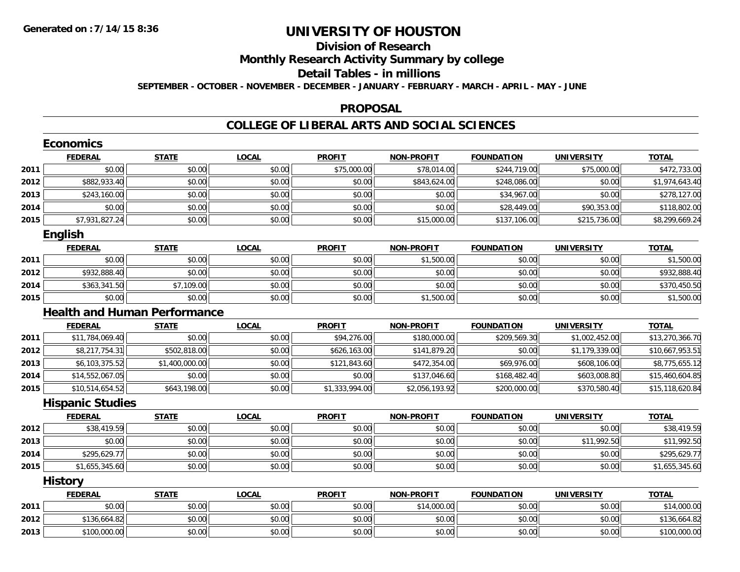# UNIVERSITY OF HOUSTON

## Division of Research

## Monthly Research Activity Summary by college

## Detail Tables - in millions

**SEPTEMBER - OCTOBER - NOVEMBER - DECEMBER - JANUARY - FEBRUARY - MARCH - APRIL - MAY - JUNE**

## PROPOSAL

## COLLEGE OF LIBERAL ARTS AND SOCIAL SCIENCES

### Economics

| | FEDERAL | STATE | LOCAL | PROFIT | NON-PROFIT | FOUNDATION | UNIVERSITY | TOTAL |
|---|---|---|---|---|---|---|---|---|
| 2011 | $0.00 | $0.00 | $0.00 | $75,000.00 | $78,014.00 | $244,719.00 | $75,000.00 | $472,733.00 |
| 2012 | $882,933.40 | $0.00 | $0.00 | $0.00 | $843,624.00 | $248,086.00 | $0.00 | $1,974,643.40 |
| 2013 | $243,160.00 | $0.00 | $0.00 | $0.00 | $0.00 | $34,967.00 | $0.00 | $278,127.00 |
| 2014 | $0.00 | $0.00 | $0.00 | $0.00 | $0.00 | $28,449.00 | $90,353.00 | $118,802.00 |
| 2015 | $7,931,827.24 | $0.00 | $0.00 | $0.00 | $15,000.00 | $137,106.00 | $215,736.00 | $8,299,669.24 |

### English

| | FEDERAL | STATE | LOCAL | PROFIT | NON-PROFIT | FOUNDATION | UNIVERSITY | TOTAL |
|---|---|---|---|---|---|---|---|---|
| 2011 | $0.00 | $0.00 | $0.00 | $0.00 | $1,500.00 | $0.00 | $0.00 | $1,500.00 |
| 2012 | $932,888.40 | $0.00 | $0.00 | $0.00 | $0.00 | $0.00 | $0.00 | $932,888.40 |
| 2014 | $363,341.50 | $7,109.00 | $0.00 | $0.00 | $0.00 | $0.00 | $0.00 | $370,450.50 |
| 2015 | $0.00 | $0.00 | $0.00 | $0.00 | $1,500.00 | $0.00 | $0.00 | $1,500.00 |

### Health and Human Performance

| | FEDERAL | STATE | LOCAL | PROFIT | NON-PROFIT | FOUNDATION | UNIVERSITY | TOTAL |
|---|---|---|---|---|---|---|---|---|
| 2011 | $11,784,069.40 | $0.00 | $0.00 | $94,276.00 | $180,000.00 | $209,569.30 | $1,002,452.00 | $13,270,366.70 |
| 2012 | $8,217,754.31 | $502,818.00 | $0.00 | $626,163.00 | $141,879.20 | $0.00 | $1,179,339.00 | $10,667,953.51 |
| 2013 | $6,103,375.52 | $1,400,000.00 | $0.00 | $121,843.60 | $472,354.00 | $69,976.00 | $608,106.00 | $8,775,655.12 |
| 2014 | $14,552,067.05 | $0.00 | $0.00 | $0.00 | $137,046.60 | $168,482.40 | $603,008.80 | $15,460,604.85 |
| 2015 | $10,514,654.52 | $643,198.00 | $0.00 | $1,333,994.00 | $2,056,193.92 | $200,000.00 | $370,580.40 | $15,118,620.84 |

### Hispanic Studies

| | FEDERAL | STATE | LOCAL | PROFIT | NON-PROFIT | FOUNDATION | UNIVERSITY | TOTAL |
|---|---|---|---|---|---|---|---|---|
| 2012 | $38,419.59 | $0.00 | $0.00 | $0.00 | $0.00 | $0.00 | $0.00 | $38,419.59 |
| 2013 | $0.00 | $0.00 | $0.00 | $0.00 | $0.00 | $0.00 | $11,992.50 | $11,992.50 |
| 2014 | $295,629.77 | $0.00 | $0.00 | $0.00 | $0.00 | $0.00 | $0.00 | $295,629.77 |
| 2015 | $1,655,345.60 | $0.00 | $0.00 | $0.00 | $0.00 | $0.00 | $0.00 | $1,655,345.60 |

### History

| | FEDERAL | STATE | LOCAL | PROFIT | NON-PROFIT | FOUNDATION | UNIVERSITY | TOTAL |
|---|---|---|---|---|---|---|---|---|
| 2011 | $0.00 | $0.00 | $0.00 | $0.00 | $14,000.00 | $0.00 | $0.00 | $14,000.00 |
| 2012 | $136,664.82 | $0.00 | $0.00 | $0.00 | $0.00 | $0.00 | $0.00 | $136,664.82 |
| 2013 | $100,000.00 | $0.00 | $0.00 | $0.00 | $0.00 | $0.00 | $0.00 | $100,000.00 |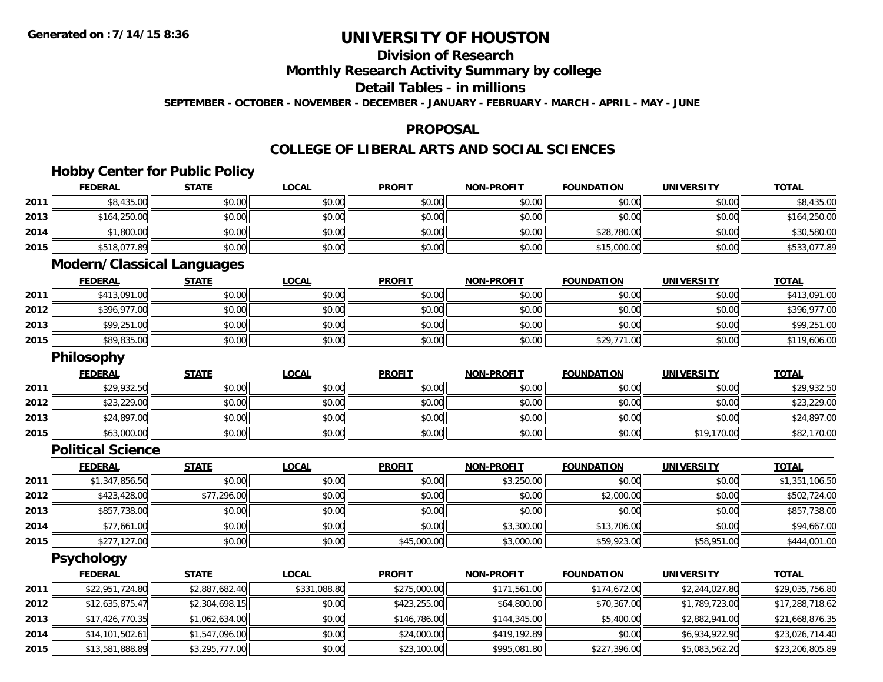**Generated on :7/14/15 8:36**

# UNIVERSITY OF HOUSTON

## Division of Research

## Monthly Research Activity Summary by college

## Detail Tables - in millions

**SEPTEMBER - OCTOBER - NOVEMBER - DECEMBER - JANUARY - FEBRUARY - MARCH - APRIL - MAY - JUNE**

## PROPOSAL

## COLLEGE OF LIBERAL ARTS AND SOCIAL SCIENCES

### Hobby Center for Public Policy

| | FEDERAL | STATE | LOCAL | PROFIT | NON-PROFIT | FOUNDATION | UNIVERSITY | TOTAL |
|---|---|---|---|---|---|---|---|---|
| 2011 | $8,435.00 | $0.00 | $0.00 | $0.00 | $0.00 | $0.00 | $0.00 | $8,435.00 |
| 2013 | $164,250.00 | $0.00 | $0.00 | $0.00 | $0.00 | $0.00 | $0.00 | $164,250.00 |
| 2014 | $1,800.00 | $0.00 | $0.00 | $0.00 | $0.00 | $28,780.00 | $0.00 | $30,580.00 |
| 2015 | $518,077.89 | $0.00 | $0.00 | $0.00 | $0.00 | $15,000.00 | $0.00 | $533,077.89 |

### Modern/Classical Languages

| | FEDERAL | STATE | LOCAL | PROFIT | NON-PROFIT | FOUNDATION | UNIVERSITY | TOTAL |
|---|---|---|---|---|---|---|---|---|
| 2011 | $413,091.00 | $0.00 | $0.00 | $0.00 | $0.00 | $0.00 | $0.00 | $413,091.00 |
| 2012 | $396,977.00 | $0.00 | $0.00 | $0.00 | $0.00 | $0.00 | $0.00 | $396,977.00 |
| 2013 | $99,251.00 | $0.00 | $0.00 | $0.00 | $0.00 | $0.00 | $0.00 | $99,251.00 |
| 2015 | $89,835.00 | $0.00 | $0.00 | $0.00 | $0.00 | $29,771.00 | $0.00 | $119,606.00 |

### Philosophy

| | FEDERAL | STATE | LOCAL | PROFIT | NON-PROFIT | FOUNDATION | UNIVERSITY | TOTAL |
|---|---|---|---|---|---|---|---|---|
| 2011 | $29,932.50 | $0.00 | $0.00 | $0.00 | $0.00 | $0.00 | $0.00 | $29,932.50 |
| 2012 | $23,229.00 | $0.00 | $0.00 | $0.00 | $0.00 | $0.00 | $0.00 | $23,229.00 |
| 2013 | $24,897.00 | $0.00 | $0.00 | $0.00 | $0.00 | $0.00 | $0.00 | $24,897.00 |
| 2015 | $63,000.00 | $0.00 | $0.00 | $0.00 | $0.00 | $0.00 | $19,170.00 | $82,170.00 |

### Political Science

| | FEDERAL | STATE | LOCAL | PROFIT | NON-PROFIT | FOUNDATION | UNIVERSITY | TOTAL |
|---|---|---|---|---|---|---|---|---|
| 2011 | $1,347,856.50 | $0.00 | $0.00 | $0.00 | $3,250.00 | $0.00 | $0.00 | $1,351,106.50 |
| 2012 | $423,428.00 | $77,296.00 | $0.00 | $0.00 | $0.00 | $2,000.00 | $0.00 | $502,724.00 |
| 2013 | $857,738.00 | $0.00 | $0.00 | $0.00 | $0.00 | $0.00 | $0.00 | $857,738.00 |
| 2014 | $77,661.00 | $0.00 | $0.00 | $0.00 | $3,300.00 | $13,706.00 | $0.00 | $94,667.00 |
| 2015 | $277,127.00 | $0.00 | $0.00 | $45,000.00 | $3,000.00 | $59,923.00 | $58,951.00 | $444,001.00 |

### Psychology

| | FEDERAL | STATE | LOCAL | PROFIT | NON-PROFIT | FOUNDATION | UNIVERSITY | TOTAL |
|---|---|---|---|---|---|---|---|---|
| 2011 | $22,951,724.80 | $2,887,682.40 | $331,088.80 | $275,000.00 | $171,561.00 | $174,672.00 | $2,244,027.80 | $29,035,756.80 |
| 2012 | $12,635,875.47 | $2,304,698.15 | $0.00 | $423,255.00 | $64,800.00 | $70,367.00 | $1,789,723.00 | $17,288,718.62 |
| 2013 | $17,426,770.35 | $1,062,634.00 | $0.00 | $146,786.00 | $144,345.00 | $5,400.00 | $2,882,941.00 | $21,668,876.35 |
| 2014 | $14,101,502.61 | $1,547,096.00 | $0.00 | $24,000.00 | $419,192.89 | $0.00 | $6,934,922.90 | $23,026,714.40 |
| 2015 | $13,581,888.89 | $3,295,777.00 | $0.00 | $23,100.00 | $995,081.80 | $227,396.00 | $5,083,562.20 | $23,206,805.89 |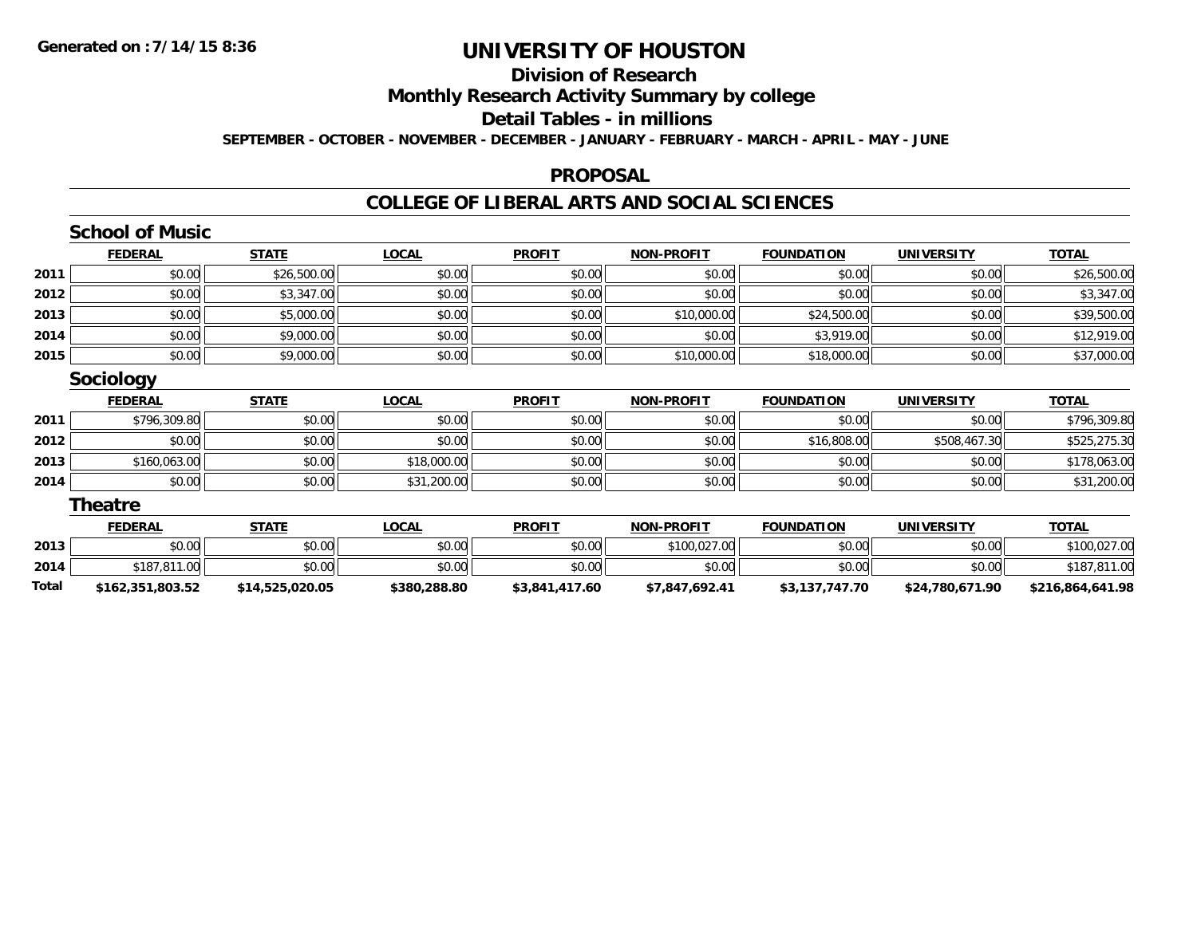# UNIVERSITY OF HOUSTON

## Division of Research

## Monthly Research Activity Summary by college

## Detail Tables - in millions

**SEPTEMBER - OCTOBER - NOVEMBER - DECEMBER - JANUARY - FEBRUARY - MARCH - APRIL - MAY - JUNE**

## PROPOSAL

## COLLEGE OF LIBERAL ARTS AND SOCIAL SCIENCES

### School of Music

| | FEDERAL | STATE | LOCAL | PROFIT | NON-PROFIT | FOUNDATION | UNIVERSITY | TOTAL |
|---|---|---|---|---|---|---|---|---|
| 2011 | $0.00 | $26,500.00 | $0.00 | $0.00 | $0.00 | $0.00 | $0.00 | $26,500.00 |
| 2012 | $0.00 | $3,347.00 | $0.00 | $0.00 | $0.00 | $0.00 | $0.00 | $3,347.00 |
| 2013 | $0.00 | $5,000.00 | $0.00 | $0.00 | $10,000.00 | $24,500.00 | $0.00 | $39,500.00 |
| 2014 | $0.00 | $9,000.00 | $0.00 | $0.00 | $0.00 | $3,919.00 | $0.00 | $12,919.00 |
| 2015 | $0.00 | $9,000.00 | $0.00 | $0.00 | $10,000.00 | $18,000.00 | $0.00 | $37,000.00 |

### Sociology

| | FEDERAL | STATE | LOCAL | PROFIT | NON-PROFIT | FOUNDATION | UNIVERSITY | TOTAL |
|---|---|---|---|---|---|---|---|---|
| 2011 | $796,309.80 | $0.00 | $0.00 | $0.00 | $0.00 | $0.00 | $0.00 | $796,309.80 |
| 2012 | $0.00 | $0.00 | $0.00 | $0.00 | $0.00 | $16,808.00 | $508,467.30 | $525,275.30 |
| 2013 | $160,063.00 | $0.00 | $18,000.00 | $0.00 | $0.00 | $0.00 | $0.00 | $178,063.00 |
| 2014 | $0.00 | $0.00 | $31,200.00 | $0.00 | $0.00 | $0.00 | $0.00 | $31,200.00 |

### Theatre

| | FEDERAL | STATE | LOCAL | PROFIT | NON-PROFIT | FOUNDATION | UNIVERSITY | TOTAL |
|---|---|---|---|---|---|---|---|---|
| 2013 | $0.00 | $0.00 | $0.00 | $0.00 | $100,027.00 | $0.00 | $0.00 | $100,027.00 |
| 2014 | $187,811.00 | $0.00 | $0.00 | $0.00 | $0.00 | $0.00 | $0.00 | $187,811.00 |
| **Total** | **$162,351,803.52** | **$14,525,020.05** | **$380,288.80** | **$3,841,417.60** | **$7,847,692.41** | **$3,137,747.70** | **$24,780,671.90** | **$216,864,641.98** |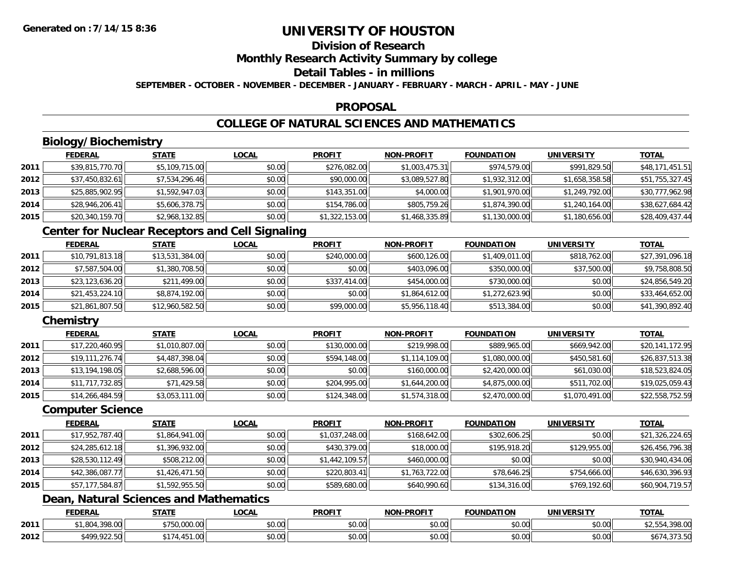# UNIVERSITY OF HOUSTON

## Division of Research

## Monthly Research Activity Summary by college

## Detail Tables - in millions

**SEPTEMBER - OCTOBER - NOVEMBER - DECEMBER - JANUARY - FEBRUARY - MARCH - APRIL - MAY - JUNE**

## PROPOSAL

## COLLEGE OF NATURAL SCIENCES AND MATHEMATICS

### Biology/Biochemistry

| | FEDERAL | STATE | LOCAL | PROFIT | NON-PROFIT | FOUNDATION | UNIVERSITY | TOTAL |
|---|---|---|---|---|---|---|---|---|
| 2011 | $39,815,770.70 | $5,109,715.00 | $0.00 | $276,082.00 | $1,003,475.31 | $974,579.00 | $991,829.50 | $48,171,451.51 |
| 2012 | $37,450,832.61 | $7,534,296.46 | $0.00 | $90,000.00 | $3,089,527.80 | $1,932,312.00 | $1,658,358.58 | $51,755,327.45 |
| 2013 | $25,885,902.95 | $1,592,947.03 | $0.00 | $143,351.00 | $4,000.00 | $1,901,970.00 | $1,249,792.00 | $30,777,962.98 |
| 2014 | $28,946,206.41 | $5,606,378.75 | $0.00 | $154,786.00 | $805,759.26 | $1,874,390.00 | $1,240,164.00 | $38,627,684.42 |
| 2015 | $20,340,159.70 | $2,968,132.85 | $0.00 | $1,322,153.00 | $1,468,335.89 | $1,130,000.00 | $1,180,656.00 | $28,409,437.44 |

### Center for Nuclear Receptors and Cell Signaling

| | FEDERAL | STATE | LOCAL | PROFIT | NON-PROFIT | FOUNDATION | UNIVERSITY | TOTAL |
|---|---|---|---|---|---|---|---|---|
| 2011 | $10,791,813.18 | $13,531,384.00 | $0.00 | $240,000.00 | $600,126.00 | $1,409,011.00 | $818,762.00 | $27,391,096.18 |
| 2012 | $7,587,504.00 | $1,380,708.50 | $0.00 | $0.00 | $403,096.00 | $350,000.00 | $37,500.00 | $9,758,808.50 |
| 2013 | $23,123,636.20 | $211,499.00 | $0.00 | $337,414.00 | $454,000.00 | $730,000.00 | $0.00 | $24,856,549.20 |
| 2014 | $21,453,224.10 | $8,874,192.00 | $0.00 | $0.00 | $1,864,612.00 | $1,272,623.90 | $0.00 | $33,464,652.00 |
| 2015 | $21,861,807.50 | $12,960,582.50 | $0.00 | $99,000.00 | $5,956,118.40 | $513,384.00 | $0.00 | $41,390,892.40 |

### Chemistry

| | FEDERAL | STATE | LOCAL | PROFIT | NON-PROFIT | FOUNDATION | UNIVERSITY | TOTAL |
|---|---|---|---|---|---|---|---|---|
| 2011 | $17,220,460.95 | $1,010,807.00 | $0.00 | $130,000.00 | $219,998.00 | $889,965.00 | $669,942.00 | $20,141,172.95 |
| 2012 | $19,111,276.74 | $4,487,398.04 | $0.00 | $594,148.00 | $1,114,109.00 | $1,080,000.00 | $450,581.60 | $26,837,513.38 |
| 2013 | $13,194,198.05 | $2,688,596.00 | $0.00 | $0.00 | $160,000.00 | $2,420,000.00 | $61,030.00 | $18,523,824.05 |
| 2014 | $11,717,732.85 | $71,429.58 | $0.00 | $204,995.00 | $1,644,200.00 | $4,875,000.00 | $511,702.00 | $19,025,059.43 |
| 2015 | $14,266,484.59 | $3,053,111.00 | $0.00 | $124,348.00 | $1,574,318.00 | $2,470,000.00 | $1,070,491.00 | $22,558,752.59 |

### Computer Science

| | FEDERAL | STATE | LOCAL | PROFIT | NON-PROFIT | FOUNDATION | UNIVERSITY | TOTAL |
|---|---|---|---|---|---|---|---|---|
| 2011 | $17,952,787.40 | $1,864,941.00 | $0.00 | $1,037,248.00 | $168,642.00 | $302,606.25 | $0.00 | $21,326,224.65 |
| 2012 | $24,285,612.18 | $1,396,932.00 | $0.00 | $430,379.00 | $18,000.00 | $195,918.20 | $129,955.00 | $26,456,796.38 |
| 2013 | $28,530,112.49 | $508,212.00 | $0.00 | $1,442,109.57 | $460,000.00 | $0.00 | $0.00 | $30,940,434.06 |
| 2014 | $42,386,087.77 | $1,426,471.50 | $0.00 | $220,803.41 | $1,763,722.00 | $78,646.25 | $754,666.00 | $46,630,396.93 |
| 2015 | $57,177,584.87 | $1,592,955.50 | $0.00 | $589,680.00 | $640,990.60 | $134,316.00 | $769,192.60 | $60,904,719.57 |

### Dean, Natural Sciences and Mathematics

| | FEDERAL | STATE | LOCAL | PROFIT | NON-PROFIT | FOUNDATION | UNIVERSITY | TOTAL |
|---|---|---|---|---|---|---|---|---|
| 2011 | $1,804,398.00 | $750,000.00 | $0.00 | $0.00 | $0.00 | $0.00 | $0.00 | $2,554,398.00 |
| 2012 | $499,922.50 | $174,451.00 | $0.00 | $0.00 | $0.00 | $0.00 | $0.00 | $674,373.50 |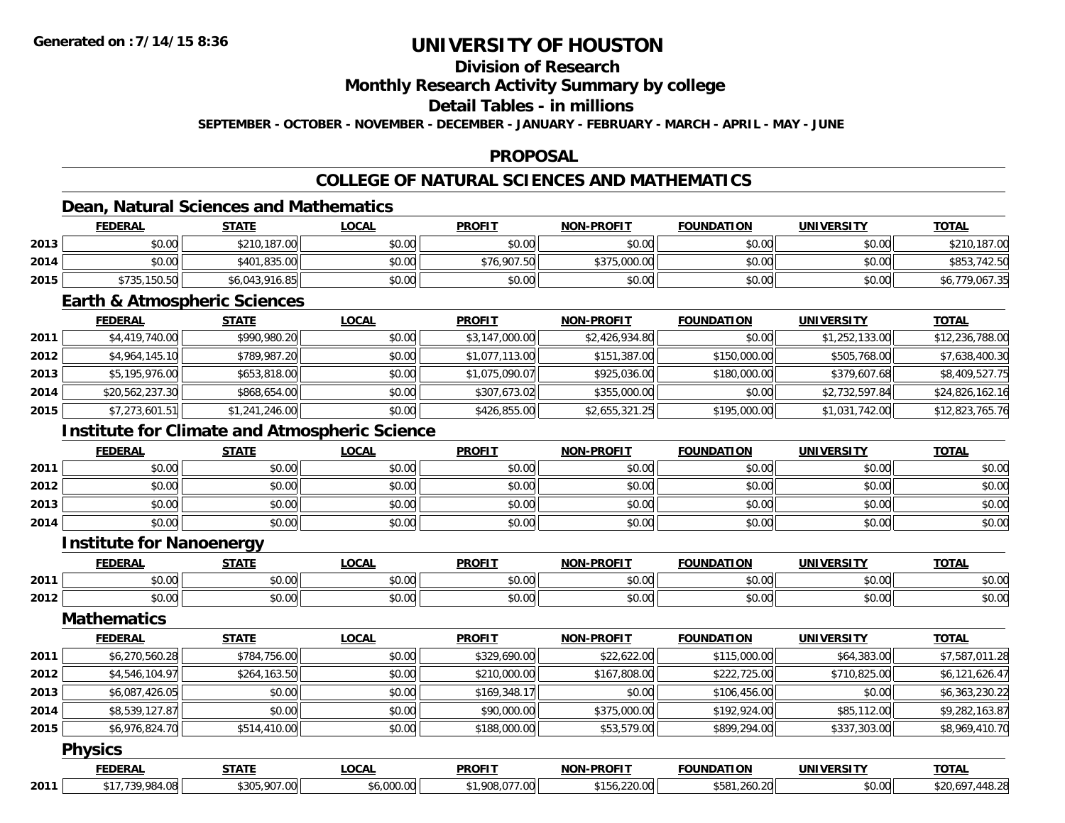# UNIVERSITY OF HOUSTON

## Division of Research

## Monthly Research Activity Summary by college

## Detail Tables - in millions

**SEPTEMBER - OCTOBER - NOVEMBER - DECEMBER - JANUARY - FEBRUARY - MARCH - APRIL - MAY - JUNE**

## PROPOSAL

## COLLEGE OF NATURAL SCIENCES AND MATHEMATICS

### Dean, Natural Sciences and Mathematics

| | FEDERAL | STATE | LOCAL | PROFIT | NON-PROFIT | FOUNDATION | UNIVERSITY | TOTAL |
|---|---|---|---|---|---|---|---|---|
| 2013 | $0.00 | $210,187.00 | $0.00 | $0.00 | $0.00 | $0.00 | $0.00 | $210,187.00 |
| 2014 | $0.00 | $401,835.00 | $0.00 | $76,907.50 | $375,000.00 | $0.00 | $0.00 | $853,742.50 |
| 2015 | $735,150.50 | $6,043,916.85 | $0.00 | $0.00 | $0.00 | $0.00 | $0.00 | $6,779,067.35 |

### Earth & Atmospheric Sciences

| | FEDERAL | STATE | LOCAL | PROFIT | NON-PROFIT | FOUNDATION | UNIVERSITY | TOTAL |
|---|---|---|---|---|---|---|---|---|
| 2011 | $4,419,740.00 | $990,980.20 | $0.00 | $3,147,000.00 | $2,426,934.80 | $0.00 | $1,252,133.00 | $12,236,788.00 |
| 2012 | $4,964,145.10 | $789,987.20 | $0.00 | $1,077,113.00 | $151,387.00 | $150,000.00 | $505,768.00 | $7,638,400.30 |
| 2013 | $5,195,976.00 | $653,818.00 | $0.00 | $1,075,090.07 | $925,036.00 | $180,000.00 | $379,607.68 | $8,409,527.75 |
| 2014 | $20,562,237.30 | $868,654.00 | $0.00 | $307,673.02 | $355,000.00 | $0.00 | $2,732,597.84 | $24,826,162.16 |
| 2015 | $7,273,601.51 | $1,241,246.00 | $0.00 | $426,855.00 | $2,655,321.25 | $195,000.00 | $1,031,742.00 | $12,823,765.76 |

### Institute for Climate and Atmospheric Science

| | FEDERAL | STATE | LOCAL | PROFIT | NON-PROFIT | FOUNDATION | UNIVERSITY | TOTAL |
|---|---|---|---|---|---|---|---|---|
| 2011 | $0.00 | $0.00 | $0.00 | $0.00 | $0.00 | $0.00 | $0.00 | $0.00 |
| 2012 | $0.00 | $0.00 | $0.00 | $0.00 | $0.00 | $0.00 | $0.00 | $0.00 |
| 2013 | $0.00 | $0.00 | $0.00 | $0.00 | $0.00 | $0.00 | $0.00 | $0.00 |
| 2014 | $0.00 | $0.00 | $0.00 | $0.00 | $0.00 | $0.00 | $0.00 | $0.00 |

### Institute for Nanoenergy

| | FEDERAL | STATE | LOCAL | PROFIT | NON-PROFIT | FOUNDATION | UNIVERSITY | TOTAL |
|---|---|---|---|---|---|---|---|---|
| 2011 | $0.00 | $0.00 | $0.00 | $0.00 | $0.00 | $0.00 | $0.00 | $0.00 |
| 2012 | $0.00 | $0.00 | $0.00 | $0.00 | $0.00 | $0.00 | $0.00 | $0.00 |

### Mathematics

| | FEDERAL | STATE | LOCAL | PROFIT | NON-PROFIT | FOUNDATION | UNIVERSITY | TOTAL |
|---|---|---|---|---|---|---|---|---|
| 2011 | $6,270,560.28 | $784,756.00 | $0.00 | $329,690.00 | $22,622.00 | $115,000.00 | $64,383.00 | $7,587,011.28 |
| 2012 | $4,546,104.97 | $264,163.50 | $0.00 | $210,000.00 | $167,808.00 | $222,725.00 | $710,825.00 | $6,121,626.47 |
| 2013 | $6,087,426.05 | $0.00 | $0.00 | $169,348.17 | $0.00 | $106,456.00 | $0.00 | $6,363,230.22 |
| 2014 | $8,539,127.87 | $0.00 | $0.00 | $90,000.00 | $375,000.00 | $192,924.00 | $85,112.00 | $9,282,163.87 |
| 2015 | $6,976,824.70 | $514,410.00 | $0.00 | $188,000.00 | $53,579.00 | $899,294.00 | $337,303.00 | $8,969,410.70 |

### Physics

| | FEDERAL | STATE | LOCAL | PROFIT | NON-PROFIT | FOUNDATION | UNIVERSITY | TOTAL |
|---|---|---|---|---|---|---|---|---|
| 2011 | $17,739,984.08 | $305,907.00 | $6,000.00 | $1,908,077.00 | $156,220.00 | $581,260.20 | $0.00 | $20,697,448.28 |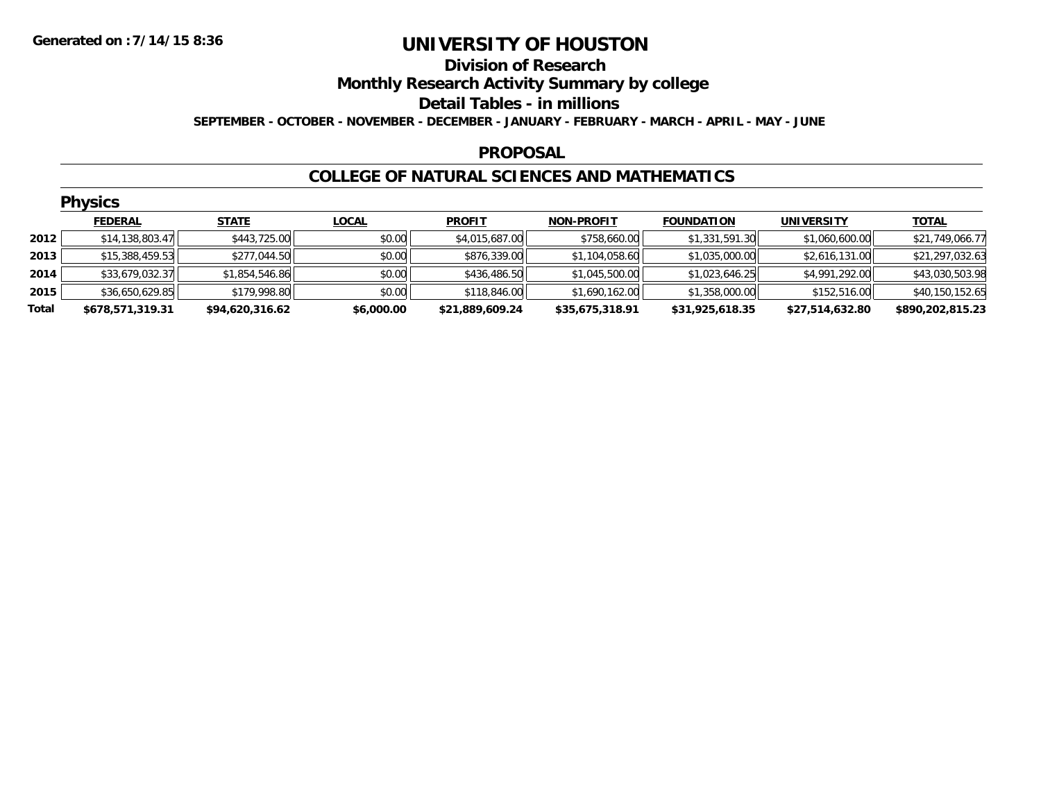Generated on :7/14/15 8:36

# UNIVERSITY OF HOUSTON

## Division of Research

## Monthly Research Activity Summary by college

## Detail Tables - in millions

SEPTEMBER - OCTOBER - NOVEMBER - DECEMBER - JANUARY - FEBRUARY - MARCH - APRIL - MAY - JUNE

## PROPOSAL

## COLLEGE OF NATURAL SCIENCES AND MATHEMATICS

### Physics

| | FEDERAL | STATE | LOCAL | PROFIT | NON-PROFIT | FOUNDATION | UNIVERSITY | TOTAL |
|---|---|---|---|---|---|---|---|---|
| 2012 | $14,138,803.47 | $443,725.00 | $0.00 | $4,015,687.00 | $758,660.00 | $1,331,591.30 | $1,060,600.00 | $21,749,066.77 |
| 2013 | $15,388,459.53 | $277,044.50 | $0.00 | $876,339.00 | $1,104,058.60 | $1,035,000.00 | $2,616,131.00 | $21,297,032.63 |
| 2014 | $33,679,032.37 | $1,854,546.86 | $0.00 | $436,486.50 | $1,045,500.00 | $1,023,646.25 | $4,991,292.00 | $43,030,503.98 |
| 2015 | $36,650,629.85 | $179,998.80 | $0.00 | $118,846.00 | $1,690,162.00 | $1,358,000.00 | $152,516.00 | $40,150,152.65 |
| **Total** | **$678,571,319.31** | **$94,620,316.62** | **$6,000.00** | **$21,889,609.24** | **$35,675,318.91** | **$31,925,618.35** | **$27,514,632.80** | **$890,202,815.23** |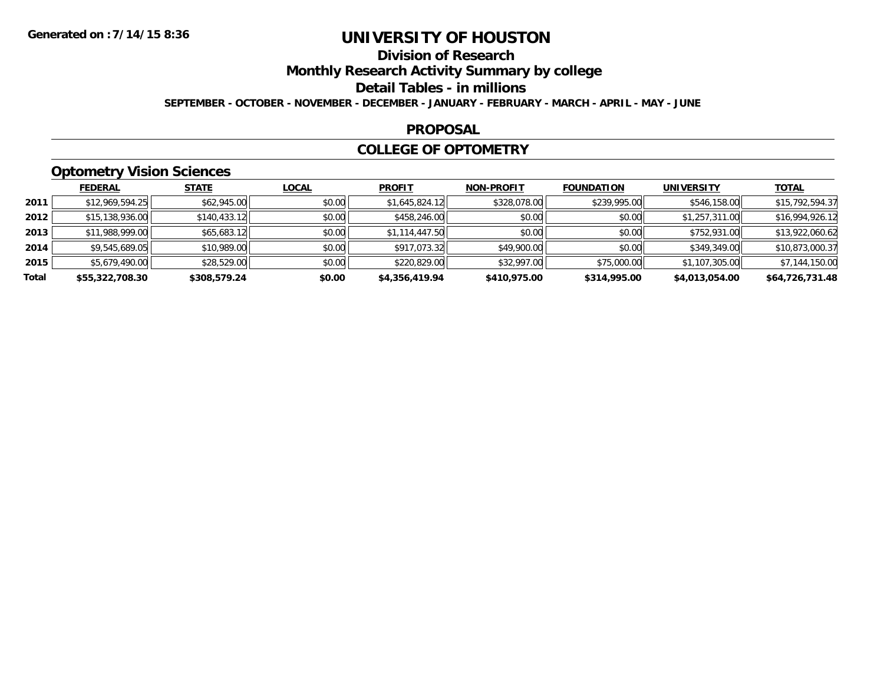Generated on :7/14/15 8:36

# UNIVERSITY OF HOUSTON

## Division of Research

## Monthly Research Activity Summary by college

## Detail Tables - in millions

SEPTEMBER - OCTOBER - NOVEMBER - DECEMBER - JANUARY - FEBRUARY - MARCH - APRIL - MAY - JUNE

## PROPOSAL

## COLLEGE OF OPTOMETRY

### Optometry Vision Sciences

| | FEDERAL | STATE | LOCAL | PROFIT | NON-PROFIT | FOUNDATION | UNIVERSITY | TOTAL |
|---|---|---|---|---|---|---|---|---|
| 2011 | $12,969,594.25 | $62,945.00 | $0.00 | $1,645,824.12 | $328,078.00 | $239,995.00 | $546,158.00 | $15,792,594.37 |
| 2012 | $15,138,936.00 | $140,433.12 | $0.00 | $458,246.00 | $0.00 | $0.00 | $1,257,311.00 | $16,994,926.12 |
| 2013 | $11,988,999.00 | $65,683.12 | $0.00 | $1,114,447.50 | $0.00 | $0.00 | $752,931.00 | $13,922,060.62 |
| 2014 | $9,545,689.05 | $10,989.00 | $0.00 | $917,073.32 | $49,900.00 | $0.00 | $349,349.00 | $10,873,000.37 |
| 2015 | $5,679,490.00 | $28,529.00 | $0.00 | $220,829.00 | $32,997.00 | $75,000.00 | $1,107,305.00 | $7,144,150.00 |
| **Total** | **$55,322,708.30** | **$308,579.24** | **$0.00** | **$4,356,419.94** | **$410,975.00** | **$314,995.00** | **$4,013,054.00** | **$64,726,731.48** |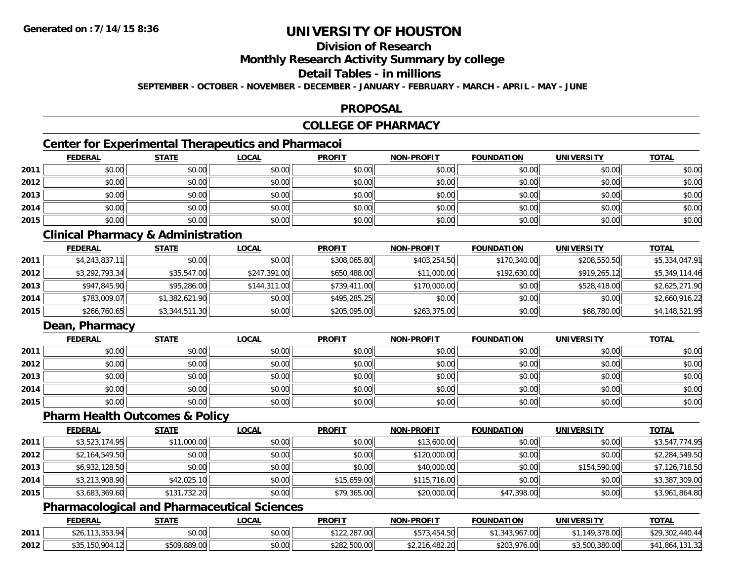# UNIVERSITY OF HOUSTON

## Division of Research

## Monthly Research Activity Summary by college

## Detail Tables - in millions

**SEPTEMBER - OCTOBER - NOVEMBER - DECEMBER - JANUARY - FEBRUARY - MARCH - APRIL - MAY - JUNE**

## PROPOSAL

## COLLEGE OF PHARMACY

### Center for Experimental Therapeutics and Pharmacoi

| | FEDERAL | STATE | LOCAL | PROFIT | NON-PROFIT | FOUNDATION | UNIVERSITY | TOTAL |
|---|---|---|---|---|---|---|---|---|
| 2011 | $0.00 | $0.00 | $0.00 | $0.00 | $0.00 | $0.00 | $0.00 | $0.00 |
| 2012 | $0.00 | $0.00 | $0.00 | $0.00 | $0.00 | $0.00 | $0.00 | $0.00 |
| 2013 | $0.00 | $0.00 | $0.00 | $0.00 | $0.00 | $0.00 | $0.00 | $0.00 |
| 2014 | $0.00 | $0.00 | $0.00 | $0.00 | $0.00 | $0.00 | $0.00 | $0.00 |
| 2015 | $0.00 | $0.00 | $0.00 | $0.00 | $0.00 | $0.00 | $0.00 | $0.00 |

### Clinical Pharmacy & Administration

| | FEDERAL | STATE | LOCAL | PROFIT | NON-PROFIT | FOUNDATION | UNIVERSITY | TOTAL |
|---|---|---|---|---|---|---|---|---|
| 2011 | $4,243,837.11 | $0.00 | $0.00 | $308,065.80 | $403,254.50 | $170,340.00 | $208,550.50 | $5,334,047.91 |
| 2012 | $3,292,793.34 | $35,547.00 | $247,391.00 | $650,488.00 | $11,000.00 | $192,630.00 | $919,265.12 | $5,349,114.46 |
| 2013 | $947,845.90 | $95,286.00 | $144,311.00 | $739,411.00 | $170,000.00 | $0.00 | $528,418.00 | $2,625,271.90 |
| 2014 | $783,009.07 | $1,382,621.90 | $0.00 | $495,285.25 | $0.00 | $0.00 | $0.00 | $2,660,916.22 |
| 2015 | $266,760.65 | $3,344,511.30 | $0.00 | $205,095.00 | $263,375.00 | $0.00 | $68,780.00 | $4,148,521.95 |

### Dean, Pharmacy

| | FEDERAL | STATE | LOCAL | PROFIT | NON-PROFIT | FOUNDATION | UNIVERSITY | TOTAL |
|---|---|---|---|---|---|---|---|---|
| 2011 | $0.00 | $0.00 | $0.00 | $0.00 | $0.00 | $0.00 | $0.00 | $0.00 |
| 2012 | $0.00 | $0.00 | $0.00 | $0.00 | $0.00 | $0.00 | $0.00 | $0.00 |
| 2013 | $0.00 | $0.00 | $0.00 | $0.00 | $0.00 | $0.00 | $0.00 | $0.00 |
| 2014 | $0.00 | $0.00 | $0.00 | $0.00 | $0.00 | $0.00 | $0.00 | $0.00 |
| 2015 | $0.00 | $0.00 | $0.00 | $0.00 | $0.00 | $0.00 | $0.00 | $0.00 |

### Pharm Health Outcomes & Policy

| | FEDERAL | STATE | LOCAL | PROFIT | NON-PROFIT | FOUNDATION | UNIVERSITY | TOTAL |
|---|---|---|---|---|---|---|---|---|
| 2011 | $3,523,174.95 | $11,000.00 | $0.00 | $0.00 | $13,600.00 | $0.00 | $0.00 | $3,547,774.95 |
| 2012 | $2,164,549.50 | $0.00 | $0.00 | $0.00 | $120,000.00 | $0.00 | $0.00 | $2,284,549.50 |
| 2013 | $6,932,128.50 | $0.00 | $0.00 | $0.00 | $40,000.00 | $0.00 | $154,590.00 | $7,126,718.50 |
| 2014 | $3,213,908.90 | $42,025.10 | $0.00 | $15,659.00 | $115,716.00 | $0.00 | $0.00 | $3,387,309.00 |
| 2015 | $3,683,369.60 | $131,732.20 | $0.00 | $79,365.00 | $20,000.00 | $47,398.00 | $0.00 | $3,961,864.80 |

### Pharmacological and Pharmaceutical Sciences

| | FEDERAL | STATE | LOCAL | PROFIT | NON-PROFIT | FOUNDATION | UNIVERSITY | TOTAL |
|---|---|---|---|---|---|---|---|---|
| 2011 | $26,113,353.94 | $0.00 | $0.00 | $122,287.00 | $573,454.50 | $1,343,967.00 | $1,149,378.00 | $29,302,440.44 |
| 2012 | $35,150,904.12 | $509,889.00 | $0.00 | $282,500.00 | $2,216,482.20 | $203,976.00 | $3,500,380.00 | $41,864,131.32 |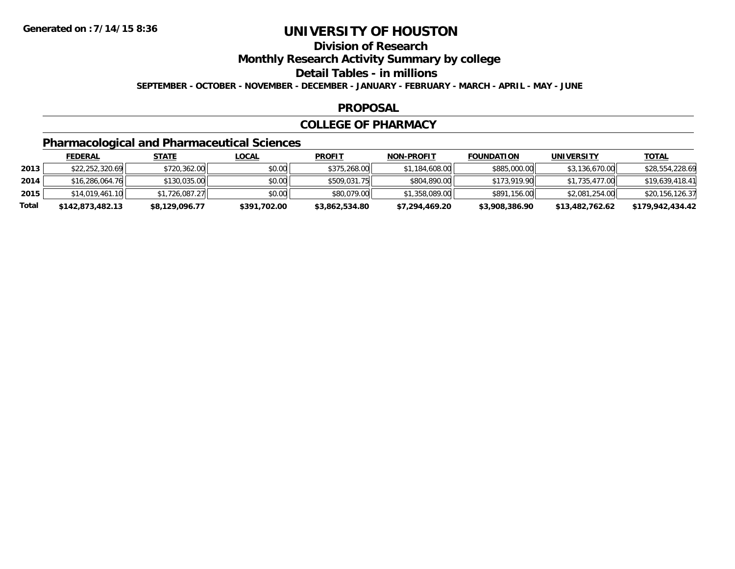**Generated on :7/14/15 8:36**

# UNIVERSITY OF HOUSTON

## Division of Research

## Monthly Research Activity Summary by college

## Detail Tables - in millions

**SEPTEMBER - OCTOBER - NOVEMBER - DECEMBER - JANUARY - FEBRUARY - MARCH - APRIL - MAY - JUNE**

### PROPOSAL

### COLLEGE OF PHARMACY

### Pharmacological and Pharmaceutical Sciences

| | FEDERAL | STATE | LOCAL | PROFIT | NON-PROFIT | FOUNDATION | UNIVERSITY | TOTAL |
|---|---|---|---|---|---|---|---|---|
| 2013 | $22,252,320.69 | $720,362.00 | $0.00 | $375,268.00 | $1,184,608.00 | $885,000.00 | $3,136,670.00 | $28,554,228.69 |
| 2014 | $16,286,064.76 | $130,035.00 | $0.00 | $509,031.75 | $804,890.00 | $173,919.90 | $1,735,477.00 | $19,639,418.41 |
| 2015 | $14,019,461.10 | $1,726,087.27 | $0.00 | $80,079.00 | $1,358,089.00 | $891,156.00 | $2,081,254.00 | $20,156,126.37 |
| **Total** | **$142,873,482.13** | **$8,129,096.77** | **$391,702.00** | **$3,862,534.80** | **$7,294,469.20** | **$3,908,386.90** | **$13,482,762.62** | **$179,942,434.42** |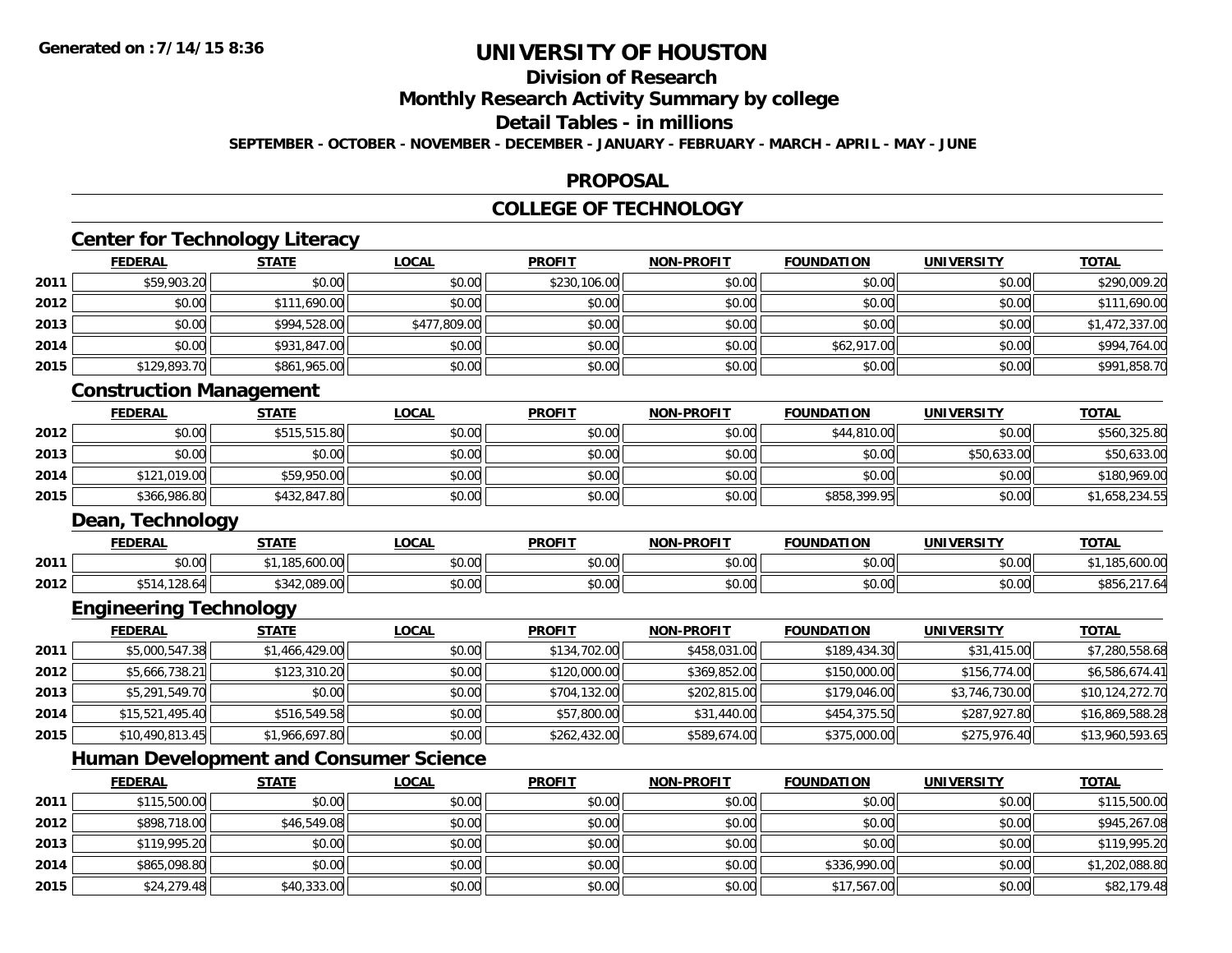# UNIVERSITY OF HOUSTON

## Division of Research

## Monthly Research Activity Summary by college

## Detail Tables - in millions

**SEPTEMBER - OCTOBER - NOVEMBER - DECEMBER - JANUARY - FEBRUARY - MARCH - APRIL - MAY - JUNE**

## PROPOSAL

## COLLEGE OF TECHNOLOGY

### Center for Technology Literacy

| | FEDERAL | STATE | LOCAL | PROFIT | NON-PROFIT | FOUNDATION | UNIVERSITY | TOTAL |
|---|---|---|---|---|---|---|---|---|
| 2011 | $59,903.20 | $0.00 | $0.00 | $230,106.00 | $0.00 | $0.00 | $0.00 | $290,009.20 |
| 2012 | $0.00 | $111,690.00 | $0.00 | $0.00 | $0.00 | $0.00 | $0.00 | $111,690.00 |
| 2013 | $0.00 | $994,528.00 | $477,809.00 | $0.00 | $0.00 | $0.00 | $0.00 | $1,472,337.00 |
| 2014 | $0.00 | $931,847.00 | $0.00 | $0.00 | $0.00 | $62,917.00 | $0.00 | $994,764.00 |
| 2015 | $129,893.70 | $861,965.00 | $0.00 | $0.00 | $0.00 | $0.00 | $0.00 | $991,858.70 |

### Construction Management

| | FEDERAL | STATE | LOCAL | PROFIT | NON-PROFIT | FOUNDATION | UNIVERSITY | TOTAL |
|---|---|---|---|---|---|---|---|---|
| 2012 | $0.00 | $515,515.80 | $0.00 | $0.00 | $0.00 | $44,810.00 | $0.00 | $560,325.80 |
| 2013 | $0.00 | $0.00 | $0.00 | $0.00 | $0.00 | $0.00 | $50,633.00 | $50,633.00 |
| 2014 | $121,019.00 | $59,950.00 | $0.00 | $0.00 | $0.00 | $0.00 | $0.00 | $180,969.00 |
| 2015 | $366,986.80 | $432,847.80 | $0.00 | $0.00 | $0.00 | $858,399.95 | $0.00 | $1,658,234.55 |

### Dean, Technology

| | FEDERAL | STATE | LOCAL | PROFIT | NON-PROFIT | FOUNDATION | UNIVERSITY | TOTAL |
|---|---|---|---|---|---|---|---|---|
| 2011 | $0.00 | $1,185,600.00 | $0.00 | $0.00 | $0.00 | $0.00 | $0.00 | $1,185,600.00 |
| 2012 | $514,128.64 | $342,089.00 | $0.00 | $0.00 | $0.00 | $0.00 | $0.00 | $856,217.64 |

### Engineering Technology

| | FEDERAL | STATE | LOCAL | PROFIT | NON-PROFIT | FOUNDATION | UNIVERSITY | TOTAL |
|---|---|---|---|---|---|---|---|---|
| 2011 | $5,000,547.38 | $1,466,429.00 | $0.00 | $134,702.00 | $458,031.00 | $189,434.30 | $31,415.00 | $7,280,558.68 |
| 2012 | $5,666,738.21 | $123,310.20 | $0.00 | $120,000.00 | $369,852.00 | $150,000.00 | $156,774.00 | $6,586,674.41 |
| 2013 | $5,291,549.70 | $0.00 | $0.00 | $704,132.00 | $202,815.00 | $179,046.00 | $3,746,730.00 | $10,124,272.70 |
| 2014 | $15,521,495.40 | $516,549.58 | $0.00 | $57,800.00 | $31,440.00 | $454,375.50 | $287,927.80 | $16,869,588.28 |
| 2015 | $10,490,813.45 | $1,966,697.80 | $0.00 | $262,432.00 | $589,674.00 | $375,000.00 | $275,976.40 | $13,960,593.65 |

### Human Development and Consumer Science

| | FEDERAL | STATE | LOCAL | PROFIT | NON-PROFIT | FOUNDATION | UNIVERSITY | TOTAL |
|---|---|---|---|---|---|---|---|---|
| 2011 | $115,500.00 | $0.00 | $0.00 | $0.00 | $0.00 | $0.00 | $0.00 | $115,500.00 |
| 2012 | $898,718.00 | $46,549.08 | $0.00 | $0.00 | $0.00 | $0.00 | $0.00 | $945,267.08 |
| 2013 | $119,995.20 | $0.00 | $0.00 | $0.00 | $0.00 | $0.00 | $0.00 | $119,995.20 |
| 2014 | $865,098.80 | $0.00 | $0.00 | $0.00 | $0.00 | $336,990.00 | $0.00 | $1,202,088.80 |
| 2015 | $24,279.48 | $40,333.00 | $0.00 | $0.00 | $0.00 | $17,567.00 | $0.00 | $82,179.48 |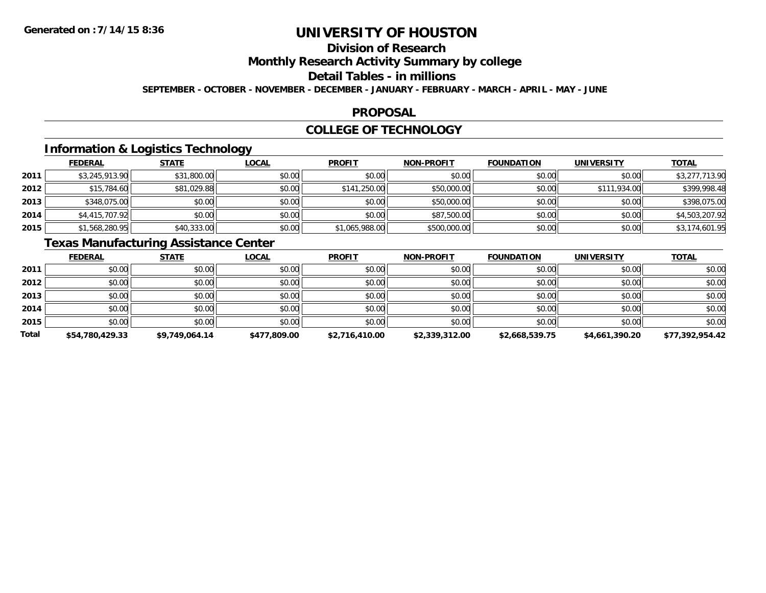# UNIVERSITY OF HOUSTON

## Division of Research

## Monthly Research Activity Summary by college

## Detail Tables - in millions

**SEPTEMBER - OCTOBER - NOVEMBER - DECEMBER - JANUARY - FEBRUARY - MARCH - APRIL - MAY - JUNE**

## PROPOSAL

## COLLEGE OF TECHNOLOGY

### Information & Logistics Technology

| | FEDERAL | STATE | LOCAL | PROFIT | NON-PROFIT | FOUNDATION | UNIVERSITY | TOTAL |
|---|---|---|---|---|---|---|---|---|
| 2011 | $3,245,913.90 | $31,800.00 | $0.00 | $0.00 | $0.00 | $0.00 | $0.00 | $3,277,713.90 |
| 2012 | $15,784.60 | $81,029.88 | $0.00 | $141,250.00 | $50,000.00 | $0.00 | $111,934.00 | $399,998.48 |
| 2013 | $348,075.00 | $0.00 | $0.00 | $0.00 | $50,000.00 | $0.00 | $0.00 | $398,075.00 |
| 2014 | $4,415,707.92 | $0.00 | $0.00 | $0.00 | $87,500.00 | $0.00 | $0.00 | $4,503,207.92 |
| 2015 | $1,568,280.95 | $40,333.00 | $0.00 | $1,065,988.00 | $500,000.00 | $0.00 | $0.00 | $3,174,601.95 |

### Texas Manufacturing Assistance Center

| | FEDERAL | STATE | LOCAL | PROFIT | NON-PROFIT | FOUNDATION | UNIVERSITY | TOTAL |
|---|---|---|---|---|---|---|---|---|
| 2011 | $0.00 | $0.00 | $0.00 | $0.00 | $0.00 | $0.00 | $0.00 | $0.00 |
| 2012 | $0.00 | $0.00 | $0.00 | $0.00 | $0.00 | $0.00 | $0.00 | $0.00 |
| 2013 | $0.00 | $0.00 | $0.00 | $0.00 | $0.00 | $0.00 | $0.00 | $0.00 |
| 2014 | $0.00 | $0.00 | $0.00 | $0.00 | $0.00 | $0.00 | $0.00 | $0.00 |
| 2015 | $0.00 | $0.00 | $0.00 | $0.00 | $0.00 | $0.00 | $0.00 | $0.00 |
| **Total** | **$54,780,429.33** | **$9,749,064.14** | **$477,809.00** | **$2,716,410.00** | **$2,339,312.00** | **$2,668,539.75** | **$4,661,390.20** | **$77,392,954.42** |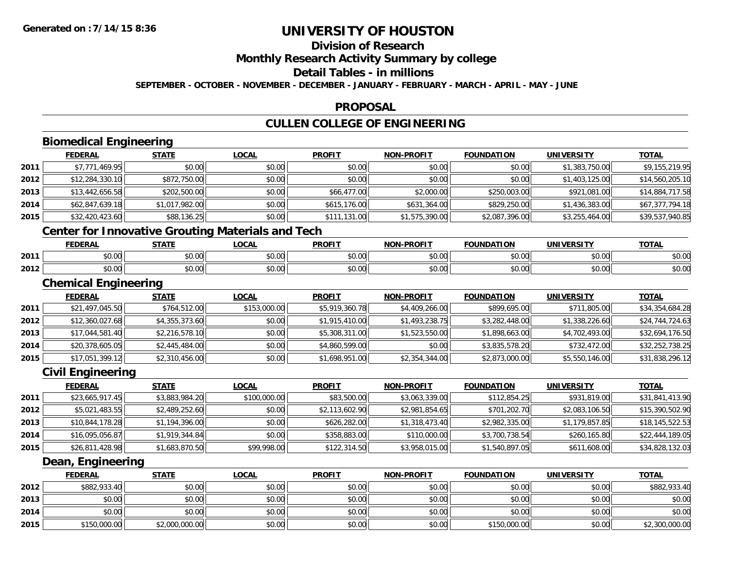# UNIVERSITY OF HOUSTON

## Division of Research

## Monthly Research Activity Summary by college

## Detail Tables - in millions

**SEPTEMBER - OCTOBER - NOVEMBER - DECEMBER - JANUARY - FEBRUARY - MARCH - APRIL - MAY - JUNE**

## PROPOSAL

## CULLEN COLLEGE OF ENGINEERING

### Biomedical Engineering

| | FEDERAL | STATE | LOCAL | PROFIT | NON-PROFIT | FOUNDATION | UNIVERSITY | TOTAL |
|---|---|---|---|---|---|---|---|---|
| 2011 | $7,771,469.95 | $0.00 | $0.00 | $0.00 | $0.00 | $0.00 | $1,383,750.00 | $9,155,219.95 |
| 2012 | $12,284,330.10 | $872,750.00 | $0.00 | $0.00 | $0.00 | $0.00 | $1,403,125.00 | $14,560,205.10 |
| 2013 | $13,442,656.58 | $202,500.00 | $0.00 | $66,477.00 | $2,000.00 | $250,003.00 | $921,081.00 | $14,884,717.58 |
| 2014 | $62,847,639.18 | $1,017,982.00 | $0.00 | $615,176.00 | $631,364.00 | $829,250.00 | $1,436,383.00 | $67,377,794.18 |
| 2015 | $32,420,423.60 | $88,136.25 | $0.00 | $111,131.00 | $1,575,390.00 | $2,087,396.00 | $3,255,464.00 | $39,537,940.85 |

### Center for Innovative Grouting Materials and Tech

| | FEDERAL | STATE | LOCAL | PROFIT | NON-PROFIT | FOUNDATION | UNIVERSITY | TOTAL |
|---|---|---|---|---|---|---|---|---|
| 2011 | $0.00 | $0.00 | $0.00 | $0.00 | $0.00 | $0.00 | $0.00 | $0.00 |
| 2012 | $0.00 | $0.00 | $0.00 | $0.00 | $0.00 | $0.00 | $0.00 | $0.00 |

### Chemical Engineering

| | FEDERAL | STATE | LOCAL | PROFIT | NON-PROFIT | FOUNDATION | UNIVERSITY | TOTAL |
|---|---|---|---|---|---|---|---|---|
| 2011 | $21,497,045.50 | $764,512.00 | $153,000.00 | $5,919,360.78 | $4,409,266.00 | $899,695.00 | $711,805.00 | $34,354,684.28 |
| 2012 | $12,360,027.68 | $4,355,373.60 | $0.00 | $1,915,410.00 | $1,493,238.75 | $3,282,448.00 | $1,338,226.60 | $24,744,724.63 |
| 2013 | $17,044,581.40 | $2,216,578.10 | $0.00 | $5,308,311.00 | $1,523,550.00 | $1,898,663.00 | $4,702,493.00 | $32,694,176.50 |
| 2014 | $20,378,605.05 | $2,445,484.00 | $0.00 | $4,860,599.00 | $0.00 | $3,835,578.20 | $732,472.00 | $32,252,738.25 |
| 2015 | $17,051,399.12 | $2,310,456.00 | $0.00 | $1,698,951.00 | $2,354,344.00 | $2,873,000.00 | $5,550,146.00 | $31,838,296.12 |

### Civil Engineering

| | FEDERAL | STATE | LOCAL | PROFIT | NON-PROFIT | FOUNDATION | UNIVERSITY | TOTAL |
|---|---|---|---|---|---|---|---|---|
| 2011 | $23,665,917.45 | $3,883,984.20 | $100,000.00 | $83,500.00 | $3,063,339.00 | $112,854.25 | $931,819.00 | $31,841,413.90 |
| 2012 | $5,021,483.55 | $2,489,252.60 | $0.00 | $2,113,602.90 | $2,981,854.65 | $701,202.70 | $2,083,106.50 | $15,390,502.90 |
| 2013 | $10,844,178.28 | $1,194,396.00 | $0.00 | $626,282.00 | $1,318,473.40 | $2,982,335.00 | $1,179,857.85 | $18,145,522.53 |
| 2014 | $16,095,056.87 | $1,919,344.84 | $0.00 | $358,883.00 | $110,000.00 | $3,700,738.54 | $260,165.80 | $22,444,189.05 |
| 2015 | $26,811,428.98 | $1,683,870.50 | $99,998.00 | $122,314.50 | $3,958,015.00 | $1,540,897.05 | $611,608.00 | $34,828,132.03 |

### Dean, Engineering

| | FEDERAL | STATE | LOCAL | PROFIT | NON-PROFIT | FOUNDATION | UNIVERSITY | TOTAL |
|---|---|---|---|---|---|---|---|---|
| 2012 | $882,933.40 | $0.00 | $0.00 | $0.00 | $0.00 | $0.00 | $0.00 | $882,933.40 |
| 2013 | $0.00 | $0.00 | $0.00 | $0.00 | $0.00 | $0.00 | $0.00 | $0.00 |
| 2014 | $0.00 | $0.00 | $0.00 | $0.00 | $0.00 | $0.00 | $0.00 | $0.00 |
| 2015 | $150,000.00 | $2,000,000.00 | $0.00 | $0.00 | $0.00 | $150,000.00 | $0.00 | $2,300,000.00 |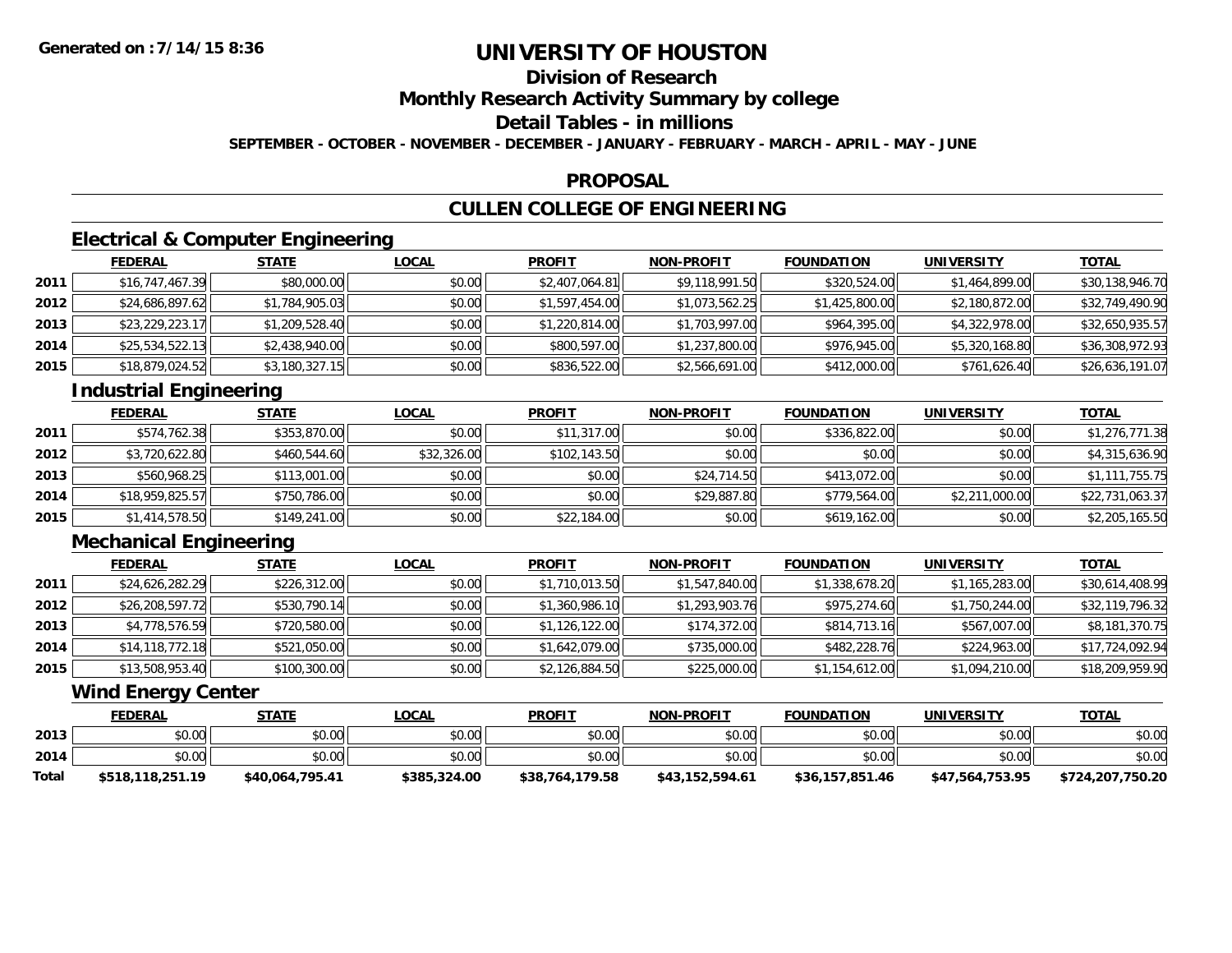# UNIVERSITY OF HOUSTON

## Division of Research

## Monthly Research Activity Summary by college

## Detail Tables - in millions

**SEPTEMBER - OCTOBER - NOVEMBER - DECEMBER - JANUARY - FEBRUARY - MARCH - APRIL - MAY - JUNE**

Generated on :7/14/15 8:36

## PROPOSAL

## CULLEN COLLEGE OF ENGINEERING

### Electrical & Computer Engineering

| | FEDERAL | STATE | LOCAL | PROFIT | NON-PROFIT | FOUNDATION | UNIVERSITY | TOTAL |
|---|---|---|---|---|---|---|---|---|
| 2011 | $16,747,467.39 | $80,000.00 | $0.00 | $2,407,064.81 | $9,118,991.50 | $320,524.00 | $1,464,899.00 | $30,138,946.70 |
| 2012 | $24,686,897.62 | $1,784,905.03 | $0.00 | $1,597,454.00 | $1,073,562.25 | $1,425,800.00 | $2,180,872.00 | $32,749,490.90 |
| 2013 | $23,229,223.17 | $1,209,528.40 | $0.00 | $1,220,814.00 | $1,703,997.00 | $964,395.00 | $4,322,978.00 | $32,650,935.57 |
| 2014 | $25,534,522.13 | $2,438,940.00 | $0.00 | $800,597.00 | $1,237,800.00 | $976,945.00 | $5,320,168.80 | $36,308,972.93 |
| 2015 | $18,879,024.52 | $3,180,327.15 | $0.00 | $836,522.00 | $2,566,691.00 | $412,000.00 | $761,626.40 | $26,636,191.07 |

### Industrial Engineering

| | FEDERAL | STATE | LOCAL | PROFIT | NON-PROFIT | FOUNDATION | UNIVERSITY | TOTAL |
|---|---|---|---|---|---|---|---|---|
| 2011 | $574,762.38 | $353,870.00 | $0.00 | $11,317.00 | $0.00 | $336,822.00 | $0.00 | $1,276,771.38 |
| 2012 | $3,720,622.80 | $460,544.60 | $32,326.00 | $102,143.50 | $0.00 | $0.00 | $0.00 | $4,315,636.90 |
| 2013 | $560,968.25 | $113,001.00 | $0.00 | $0.00 | $24,714.50 | $413,072.00 | $0.00 | $1,111,755.75 |
| 2014 | $18,959,825.57 | $750,786.00 | $0.00 | $0.00 | $29,887.80 | $779,564.00 | $2,211,000.00 | $22,731,063.37 |
| 2015 | $1,414,578.50 | $149,241.00 | $0.00 | $22,184.00 | $0.00 | $619,162.00 | $0.00 | $2,205,165.50 |

### Mechanical Engineering

| | FEDERAL | STATE | LOCAL | PROFIT | NON-PROFIT | FOUNDATION | UNIVERSITY | TOTAL |
|---|---|---|---|---|---|---|---|---|
| 2011 | $24,626,282.29 | $226,312.00 | $0.00 | $1,710,013.50 | $1,547,840.00 | $1,338,678.20 | $1,165,283.00 | $30,614,408.99 |
| 2012 | $26,208,597.72 | $530,790.14 | $0.00 | $1,360,986.10 | $1,293,903.76 | $975,274.60 | $1,750,244.00 | $32,119,796.32 |
| 2013 | $4,778,576.59 | $720,580.00 | $0.00 | $1,126,122.00 | $174,372.00 | $814,713.16 | $567,007.00 | $8,181,370.75 |
| 2014 | $14,118,772.18 | $521,050.00 | $0.00 | $1,642,079.00 | $735,000.00 | $482,228.76 | $224,963.00 | $17,724,092.94 |
| 2015 | $13,508,953.40 | $100,300.00 | $0.00 | $2,126,884.50 | $225,000.00 | $1,154,612.00 | $1,094,210.00 | $18,209,959.90 |

### Wind Energy Center

| | FEDERAL | STATE | LOCAL | PROFIT | NON-PROFIT | FOUNDATION | UNIVERSITY | TOTAL |
|---|---|---|---|---|---|---|---|---|
| 2013 | $0.00 | $0.00 | $0.00 | $0.00 | $0.00 | $0.00 | $0.00 | $0.00 |
| 2014 | $0.00 | $0.00 | $0.00 | $0.00 | $0.00 | $0.00 | $0.00 | $0.00 |
| **Total** | **$518,118,251.19** | **$40,064,795.41** | **$385,324.00** | **$38,764,179.58** | **$43,152,594.61** | **$36,157,851.46** | **$47,564,753.95** | **$724,207,750.20** |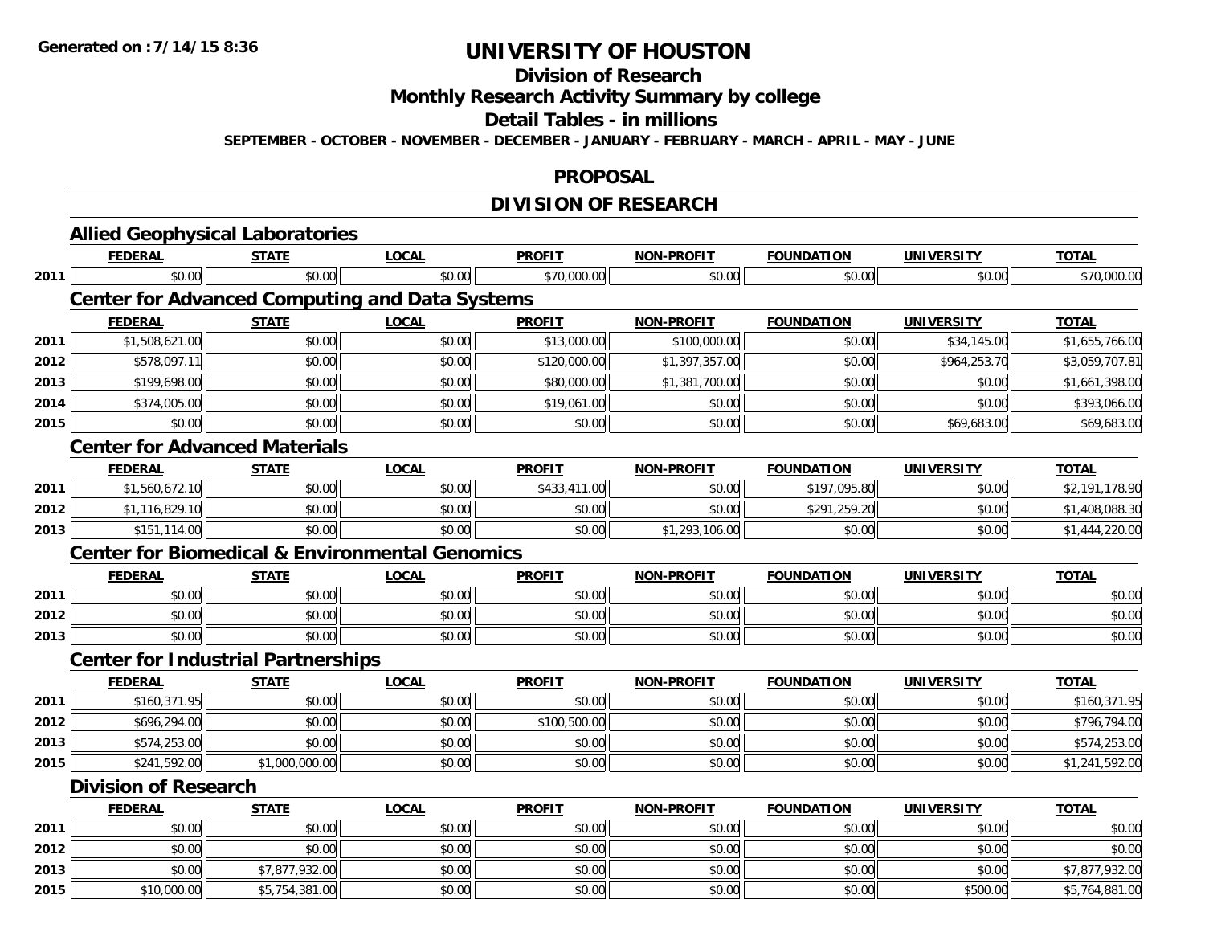# UNIVERSITY OF HOUSTON

## Division of Research

## Monthly Research Activity Summary by college

## Detail Tables - in millions

**SEPTEMBER - OCTOBER - NOVEMBER - DECEMBER - JANUARY - FEBRUARY - MARCH - APRIL - MAY - JUNE**

## PROPOSAL

## DIVISION OF RESEARCH

### Allied Geophysical Laboratories

| | FEDERAL | STATE | LOCAL | PROFIT | NON-PROFIT | FOUNDATION | UNIVERSITY | TOTAL |
|---|---|---|---|---|---|---|---|---|
| 2011 | $0.00 | $0.00 | $0.00 | $70,000.00 | $0.00 | $0.00 | $0.00 | $70,000.00 |

### Center for Advanced Computing and Data Systems

| | FEDERAL | STATE | LOCAL | PROFIT | NON-PROFIT | FOUNDATION | UNIVERSITY | TOTAL |
|---|---|---|---|---|---|---|---|---|
| 2011 | $1,508,621.00 | $0.00 | $0.00 | $13,000.00 | $100,000.00 | $0.00 | $34,145.00 | $1,655,766.00 |
| 2012 | $578,097.11 | $0.00 | $0.00 | $120,000.00 | $1,397,357.00 | $0.00 | $964,253.70 | $3,059,707.81 |
| 2013 | $199,698.00 | $0.00 | $0.00 | $80,000.00 | $1,381,700.00 | $0.00 | $0.00 | $1,661,398.00 |
| 2014 | $374,005.00 | $0.00 | $0.00 | $19,061.00 | $0.00 | $0.00 | $0.00 | $393,066.00 |
| 2015 | $0.00 | $0.00 | $0.00 | $0.00 | $0.00 | $0.00 | $69,683.00 | $69,683.00 |

### Center for Advanced Materials

| | FEDERAL | STATE | LOCAL | PROFIT | NON-PROFIT | FOUNDATION | UNIVERSITY | TOTAL |
|---|---|---|---|---|---|---|---|---|
| 2011 | $1,560,672.10 | $0.00 | $0.00 | $433,411.00 | $0.00 | $197,095.80 | $0.00 | $2,191,178.90 |
| 2012 | $1,116,829.10 | $0.00 | $0.00 | $0.00 | $0.00 | $291,259.20 | $0.00 | $1,408,088.30 |
| 2013 | $151,114.00 | $0.00 | $0.00 | $0.00 | $1,293,106.00 | $0.00 | $0.00 | $1,444,220.00 |

### Center for Biomedical & Environmental Genomics

| | FEDERAL | STATE | LOCAL | PROFIT | NON-PROFIT | FOUNDATION | UNIVERSITY | TOTAL |
|---|---|---|---|---|---|---|---|---|
| 2011 | $0.00 | $0.00 | $0.00 | $0.00 | $0.00 | $0.00 | $0.00 | $0.00 |
| 2012 | $0.00 | $0.00 | $0.00 | $0.00 | $0.00 | $0.00 | $0.00 | $0.00 |
| 2013 | $0.00 | $0.00 | $0.00 | $0.00 | $0.00 | $0.00 | $0.00 | $0.00 |

### Center for Industrial Partnerships

| | FEDERAL | STATE | LOCAL | PROFIT | NON-PROFIT | FOUNDATION | UNIVERSITY | TOTAL |
|---|---|---|---|---|---|---|---|---|
| 2011 | $160,371.95 | $0.00 | $0.00 | $0.00 | $0.00 | $0.00 | $0.00 | $160,371.95 |
| 2012 | $696,294.00 | $0.00 | $0.00 | $100,500.00 | $0.00 | $0.00 | $0.00 | $796,794.00 |
| 2013 | $574,253.00 | $0.00 | $0.00 | $0.00 | $0.00 | $0.00 | $0.00 | $574,253.00 |
| 2015 | $241,592.00 | $1,000,000.00 | $0.00 | $0.00 | $0.00 | $0.00 | $0.00 | $1,241,592.00 |

### Division of Research

| | FEDERAL | STATE | LOCAL | PROFIT | NON-PROFIT | FOUNDATION | UNIVERSITY | TOTAL |
|---|---|---|---|---|---|---|---|---|
| 2011 | $0.00 | $0.00 | $0.00 | $0.00 | $0.00 | $0.00 | $0.00 | $0.00 |
| 2012 | $0.00 | $0.00 | $0.00 | $0.00 | $0.00 | $0.00 | $0.00 | $0.00 |
| 2013 | $0.00 | $7,877,932.00 | $0.00 | $0.00 | $0.00 | $0.00 | $0.00 | $7,877,932.00 |
| 2015 | $10,000.00 | $5,754,381.00 | $0.00 | $0.00 | $0.00 | $0.00 | $500.00 | $5,764,881.00 |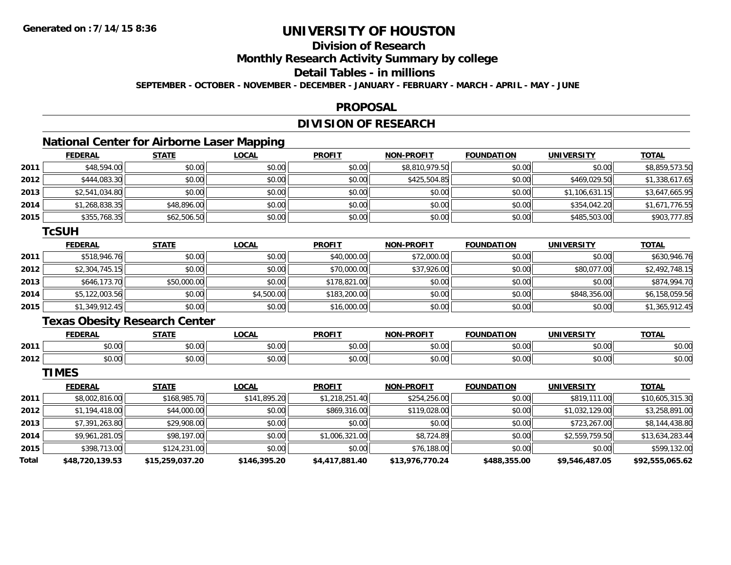**Generated on :7/14/15 8:36**

# UNIVERSITY OF HOUSTON

## Division of Research

## Monthly Research Activity Summary by college

## Detail Tables - in millions

**SEPTEMBER - OCTOBER - NOVEMBER - DECEMBER - JANUARY - FEBRUARY - MARCH - APRIL - MAY - JUNE**

## PROPOSAL

## DIVISION OF RESEARCH

### National Center for Airborne Laser Mapping

| | FEDERAL | STATE | LOCAL | PROFIT | NON-PROFIT | FOUNDATION | UNIVERSITY | TOTAL |
|---|---|---|---|---|---|---|---|---|
| 2011 | $48,594.00 | $0.00 | $0.00 | $0.00 | $8,810,979.50 | $0.00 | $0.00 | $8,859,573.50 |
| 2012 | $444,083.30 | $0.00 | $0.00 | $0.00 | $425,504.85 | $0.00 | $469,029.50 | $1,338,617.65 |
| 2013 | $2,541,034.80 | $0.00 | $0.00 | $0.00 | $0.00 | $0.00 | $1,106,631.15 | $3,647,665.95 |
| 2014 | $1,268,838.35 | $48,896.00 | $0.00 | $0.00 | $0.00 | $0.00 | $354,042.20 | $1,671,776.55 |
| 2015 | $355,768.35 | $62,506.50 | $0.00 | $0.00 | $0.00 | $0.00 | $485,503.00 | $903,777.85 |

### TcSUH

| | FEDERAL | STATE | LOCAL | PROFIT | NON-PROFIT | FOUNDATION | UNIVERSITY | TOTAL |
|---|---|---|---|---|---|---|---|---|
| 2011 | $518,946.76 | $0.00 | $0.00 | $40,000.00 | $72,000.00 | $0.00 | $0.00 | $630,946.76 |
| 2012 | $2,304,745.15 | $0.00 | $0.00 | $70,000.00 | $37,926.00 | $0.00 | $80,077.00 | $2,492,748.15 |
| 2013 | $646,173.70 | $50,000.00 | $0.00 | $178,821.00 | $0.00 | $0.00 | $0.00 | $874,994.70 |
| 2014 | $5,122,003.56 | $0.00 | $4,500.00 | $183,200.00 | $0.00 | $0.00 | $848,356.00 | $6,158,059.56 |
| 2015 | $1,349,912.45 | $0.00 | $0.00 | $16,000.00 | $0.00 | $0.00 | $0.00 | $1,365,912.45 |

### Texas Obesity Research Center

| | FEDERAL | STATE | LOCAL | PROFIT | NON-PROFIT | FOUNDATION | UNIVERSITY | TOTAL |
|---|---|---|---|---|---|---|---|---|
| 2011 | $0.00 | $0.00 | $0.00 | $0.00 | $0.00 | $0.00 | $0.00 | $0.00 |
| 2012 | $0.00 | $0.00 | $0.00 | $0.00 | $0.00 | $0.00 | $0.00 | $0.00 |

### TIMES

| | FEDERAL | STATE | LOCAL | PROFIT | NON-PROFIT | FOUNDATION | UNIVERSITY | TOTAL |
|---|---|---|---|---|---|---|---|---|
| 2011 | $8,002,816.00 | $168,985.70 | $141,895.20 | $1,218,251.40 | $254,256.00 | $0.00 | $819,111.00 | $10,605,315.30 |
| 2012 | $1,194,418.00 | $44,000.00 | $0.00 | $869,316.00 | $119,028.00 | $0.00 | $1,032,129.00 | $3,258,891.00 |
| 2013 | $7,391,263.80 | $29,908.00 | $0.00 | $0.00 | $0.00 | $0.00 | $723,267.00 | $8,144,438.80 |
| 2014 | $9,961,281.05 | $98,197.00 | $0.00 | $1,006,321.00 | $8,724.89 | $0.00 | $2,559,759.50 | $13,634,283.44 |
| 2015 | $398,713.00 | $124,231.00 | $0.00 | $0.00 | $76,188.00 | $0.00 | $0.00 | $599,132.00 |
| **Total** | **$48,720,139.53** | **$15,259,037.20** | **$146,395.20** | **$4,417,881.40** | **$13,976,770.24** | **$488,355.00** | **$9,546,487.05** | **$92,555,065.62** |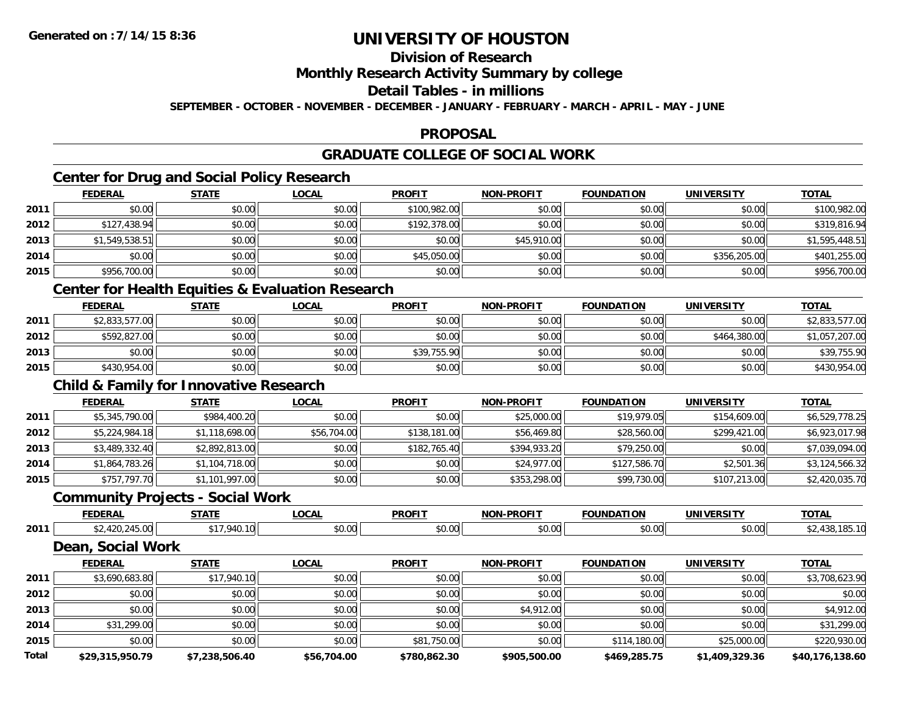# UNIVERSITY OF HOUSTON

## Division of Research

## Monthly Research Activity Summary by college

## Detail Tables - in millions

**SEPTEMBER - OCTOBER - NOVEMBER - DECEMBER - JANUARY - FEBRUARY - MARCH - APRIL - MAY - JUNE**

## PROPOSAL

## GRADUATE COLLEGE OF SOCIAL WORK

### Center for Drug and Social Policy Research

| | FEDERAL | STATE | LOCAL | PROFIT | NON-PROFIT | FOUNDATION | UNIVERSITY | TOTAL |
|---|---|---|---|---|---|---|---|---|
| 2011 | $0.00 | $0.00 | $0.00 | $100,982.00 | $0.00 | $0.00 | $0.00 | $100,982.00 |
| 2012 | $127,438.94 | $0.00 | $0.00 | $192,378.00 | $0.00 | $0.00 | $0.00 | $319,816.94 |
| 2013 | $1,549,538.51 | $0.00 | $0.00 | $0.00 | $45,910.00 | $0.00 | $0.00 | $1,595,448.51 |
| 2014 | $0.00 | $0.00 | $0.00 | $45,050.00 | $0.00 | $0.00 | $356,205.00 | $401,255.00 |
| 2015 | $956,700.00 | $0.00 | $0.00 | $0.00 | $0.00 | $0.00 | $0.00 | $956,700.00 |

### Center for Health Equities & Evaluation Research

| | FEDERAL | STATE | LOCAL | PROFIT | NON-PROFIT | FOUNDATION | UNIVERSITY | TOTAL |
|---|---|---|---|---|---|---|---|---|
| 2011 | $2,833,577.00 | $0.00 | $0.00 | $0.00 | $0.00 | $0.00 | $0.00 | $2,833,577.00 |
| 2012 | $592,827.00 | $0.00 | $0.00 | $0.00 | $0.00 | $0.00 | $464,380.00 | $1,057,207.00 |
| 2013 | $0.00 | $0.00 | $0.00 | $39,755.90 | $0.00 | $0.00 | $0.00 | $39,755.90 |
| 2015 | $430,954.00 | $0.00 | $0.00 | $0.00 | $0.00 | $0.00 | $0.00 | $430,954.00 |

### Child & Family for Innovative Research

| | FEDERAL | STATE | LOCAL | PROFIT | NON-PROFIT | FOUNDATION | UNIVERSITY | TOTAL |
|---|---|---|---|---|---|---|---|---|
| 2011 | $5,345,790.00 | $984,400.20 | $0.00 | $0.00 | $25,000.00 | $19,979.05 | $154,609.00 | $6,529,778.25 |
| 2012 | $5,224,984.18 | $1,118,698.00 | $56,704.00 | $138,181.00 | $56,469.80 | $28,560.00 | $299,421.00 | $6,923,017.98 |
| 2013 | $3,489,332.40 | $2,892,813.00 | $0.00 | $182,765.40 | $394,933.20 | $79,250.00 | $0.00 | $7,039,094.00 |
| 2014 | $1,864,783.26 | $1,104,718.00 | $0.00 | $0.00 | $24,977.00 | $127,586.70 | $2,501.36 | $3,124,566.32 |
| 2015 | $757,797.70 | $1,101,997.00 | $0.00 | $0.00 | $353,298.00 | $99,730.00 | $107,213.00 | $2,420,035.70 |

### Community Projects - Social Work

| | FEDERAL | STATE | LOCAL | PROFIT | NON-PROFIT | FOUNDATION | UNIVERSITY | TOTAL |
|---|---|---|---|---|---|---|---|---|
| 2011 | $2,420,245.00 | $17,940.10 | $0.00 | $0.00 | $0.00 | $0.00 | $0.00 | $2,438,185.10 |

### Dean, Social Work

| | FEDERAL | STATE | LOCAL | PROFIT | NON-PROFIT | FOUNDATION | UNIVERSITY | TOTAL |
|---|---|---|---|---|---|---|---|---|
| 2011 | $3,690,683.80 | $17,940.10 | $0.00 | $0.00 | $0.00 | $0.00 | $0.00 | $3,708,623.90 |
| 2012 | $0.00 | $0.00 | $0.00 | $0.00 | $0.00 | $0.00 | $0.00 | $0.00 |
| 2013 | $0.00 | $0.00 | $0.00 | $0.00 | $4,912.00 | $0.00 | $0.00 | $4,912.00 |
| 2014 | $31,299.00 | $0.00 | $0.00 | $0.00 | $0.00 | $0.00 | $0.00 | $31,299.00 |
| 2015 | $0.00 | $0.00 | $0.00 | $81,750.00 | $0.00 | $114,180.00 | $25,000.00 | $220,930.00 |
| **Total** | **$29,315,950.79** | **$7,238,506.40** | **$56,704.00** | **$780,862.30** | **$905,500.00** | **$469,285.75** | **$1,409,329.36** | **$40,176,138.60** |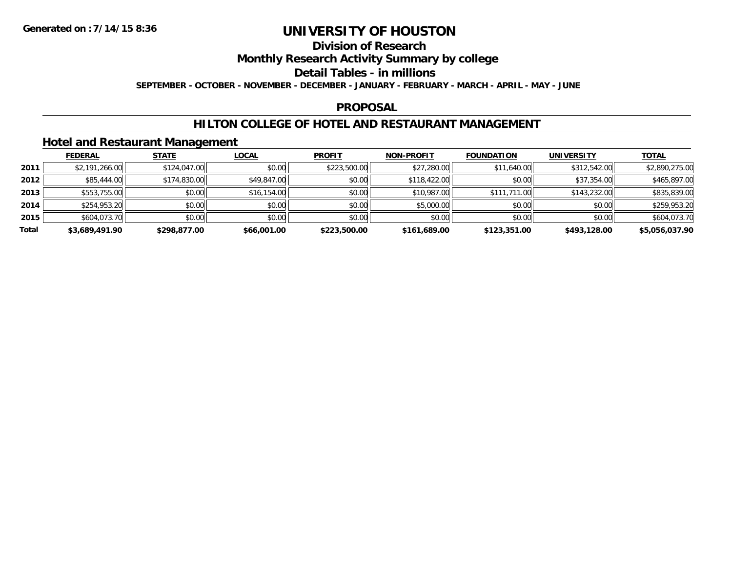# UNIVERSITY OF HOUSTON

## Division of Research

## Monthly Research Activity Summary by college

## Detail Tables - in millions

**SEPTEMBER - OCTOBER - NOVEMBER - DECEMBER - JANUARY - FEBRUARY - MARCH - APRIL - MAY - JUNE**

## PROPOSAL

## HILTON COLLEGE OF HOTEL AND RESTAURANT MANAGEMENT

### Hotel and Restaurant Management

| | FEDERAL | STATE | LOCAL | PROFIT | NON-PROFIT | FOUNDATION | UNIVERSITY | TOTAL |
|---|---|---|---|---|---|---|---|---|
| 2011 | $2,191,266.00 | $124,047.00 | $0.00 | $223,500.00 | $27,280.00 | $11,640.00 | $312,542.00 | $2,890,275.00 |
| 2012 | $85,444.00 | $174,830.00 | $49,847.00 | $0.00 | $118,422.00 | $0.00 | $37,354.00 | $465,897.00 |
| 2013 | $553,755.00 | $0.00 | $16,154.00 | $0.00 | $10,987.00 | $111,711.00 | $143,232.00 | $835,839.00 |
| 2014 | $254,953.20 | $0.00 | $0.00 | $0.00 | $5,000.00 | $0.00 | $0.00 | $259,953.20 |
| 2015 | $604,073.70 | $0.00 | $0.00 | $0.00 | $0.00 | $0.00 | $0.00 | $604,073.70 |
| **Total** | **$3,689,491.90** | **$298,877.00** | **$66,001.00** | **$223,500.00** | **$161,689.00** | **$123,351.00** | **$493,128.00** | **$5,056,037.90** |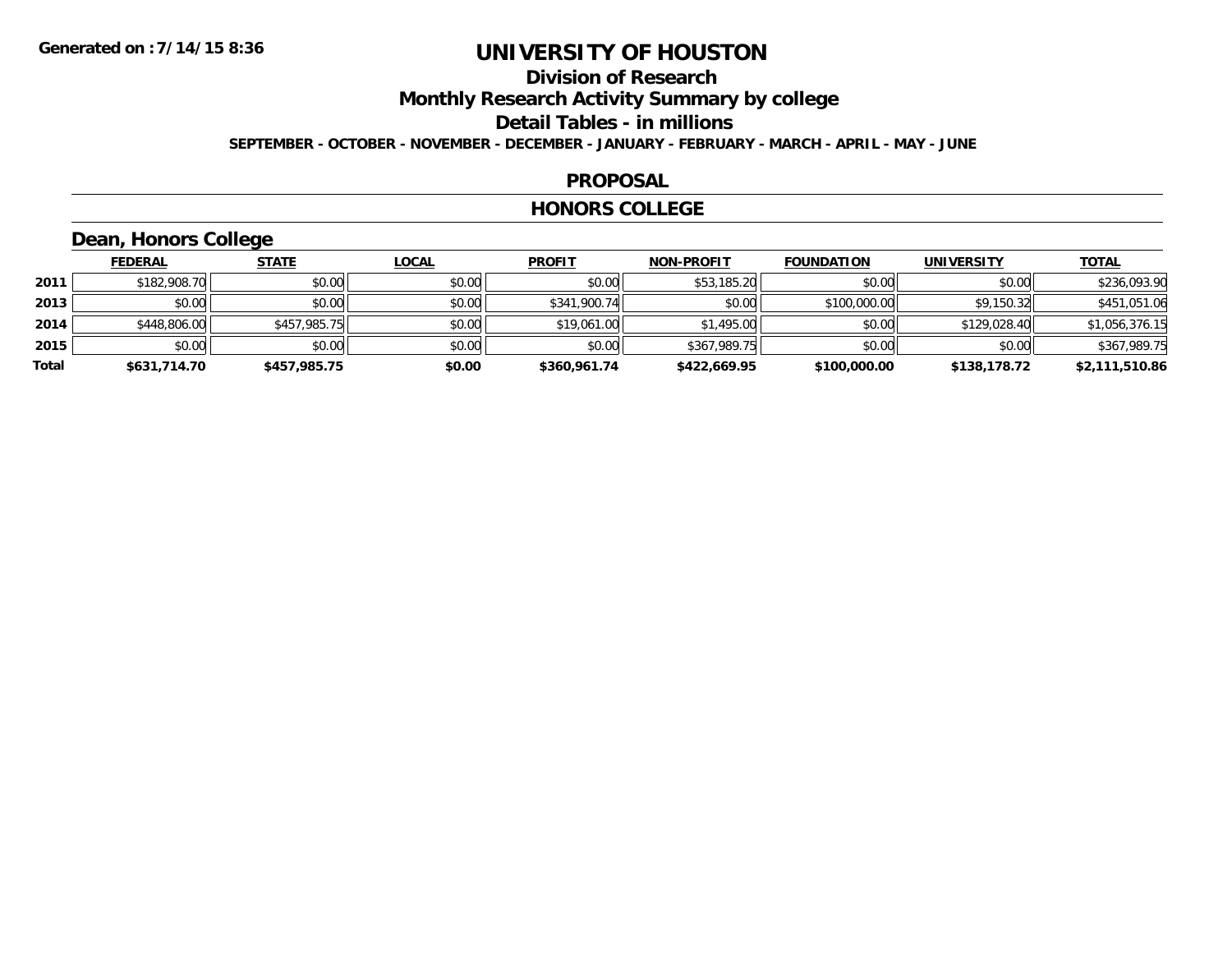**Generated on :7/14/15 8:36**

# UNIVERSITY OF HOUSTON

## Division of Research

## Monthly Research Activity Summary by college

## Detail Tables - in millions

**SEPTEMBER - OCTOBER - NOVEMBER - DECEMBER - JANUARY - FEBRUARY - MARCH - APRIL - MAY - JUNE**

### PROPOSAL

### HONORS COLLEGE

### Dean, Honors College

| | FEDERAL | STATE | LOCAL | PROFIT | NON-PROFIT | FOUNDATION | UNIVERSITY | TOTAL |
|---|---|---|---|---|---|---|---|---|
| 2011 | $182,908.70 | $0.00 | $0.00 | $0.00 | $53,185.20 | $0.00 | $0.00 | $236,093.90 |
| 2013 | $0.00 | $0.00 | $0.00 | $341,900.74 | $0.00 | $100,000.00 | $9,150.32 | $451,051.06 |
| 2014 | $448,806.00 | $457,985.75 | $0.00 | $19,061.00 | $1,495.00 | $0.00 | $129,028.40 | $1,056,376.15 |
| 2015 | $0.00 | $0.00 | $0.00 | $0.00 | $367,989.75 | $0.00 | $0.00 | $367,989.75 |
| **Total** | **$631,714.70** | **$457,985.75** | **$0.00** | **$360,961.74** | **$422,669.95** | **$100,000.00** | **$138,178.72** | **$2,111,510.86** |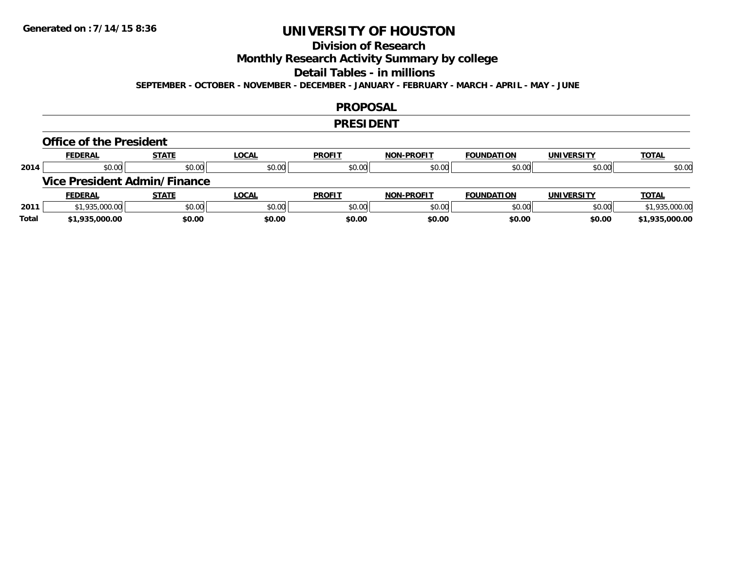Generated on :7/14/15 8:36

# UNIVERSITY OF HOUSTON

## Division of Research

## Monthly Research Activity Summary by college

## Detail Tables - in millions

**SEPTEMBER - OCTOBER - NOVEMBER - DECEMBER - JANUARY - FEBRUARY - MARCH - APRIL - MAY - JUNE**

## PROPOSAL

## PRESIDENT

### Office of the President

| | FEDERAL | STATE | LOCAL | PROFIT | NON-PROFIT | FOUNDATION | UNIVERSITY | TOTAL |
|---|---|---|---|---|---|---|---|---|
| 2014 | $0.00 | $0.00 | $0.00 | $0.00 | $0.00 | $0.00 | $0.00 | $0.00 |

### Vice President Admin/Finance

| | FEDERAL | STATE | LOCAL | PROFIT | NON-PROFIT | FOUNDATION | UNIVERSITY | TOTAL |
|---|---|---|---|---|---|---|---|---|
| 2011 | $1,935,000.00 | $0.00 | $0.00 | $0.00 | $0.00 | $0.00 | $0.00 | $1,935,000.00 |
| **Total** | **$1,935,000.00** | **$0.00** | **$0.00** | **$0.00** | **$0.00** | **$0.00** | **$0.00** | **$1,935,000.00** |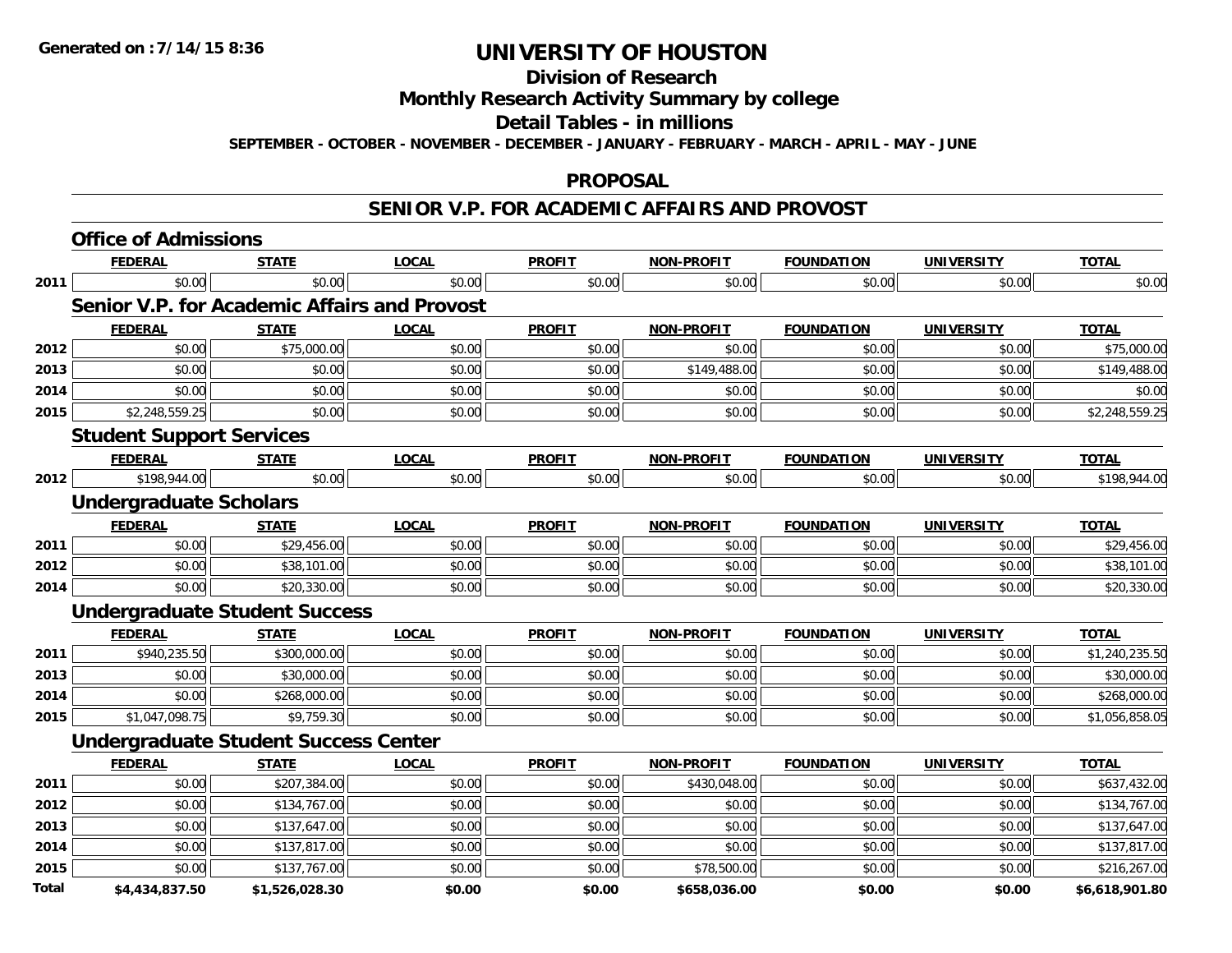**Generated on :7/14/15 8:36**

# UNIVERSITY OF HOUSTON

## Division of Research

## Monthly Research Activity Summary by college

## Detail Tables - in millions

**SEPTEMBER - OCTOBER - NOVEMBER - DECEMBER - JANUARY - FEBRUARY - MARCH - APRIL - MAY - JUNE**

## PROPOSAL

## SENIOR V.P. FOR ACADEMIC AFFAIRS AND PROVOST

### Office of Admissions

| | FEDERAL | STATE | LOCAL | PROFIT | NON-PROFIT | FOUNDATION | UNIVERSITY | TOTAL |
|---|---|---|---|---|---|---|---|---|
| 2011 | $0.00 | $0.00 | $0.00 | $0.00 | $0.00 | $0.00 | $0.00 | $0.00 |

### Senior V.P. for Academic Affairs and Provost

| | FEDERAL | STATE | LOCAL | PROFIT | NON-PROFIT | FOUNDATION | UNIVERSITY | TOTAL |
|---|---|---|---|---|---|---|---|---|
| 2012 | $0.00 | $75,000.00 | $0.00 | $0.00 | $0.00 | $0.00 | $0.00 | $75,000.00 |
| 2013 | $0.00 | $0.00 | $0.00 | $0.00 | $149,488.00 | $0.00 | $0.00 | $149,488.00 |
| 2014 | $0.00 | $0.00 | $0.00 | $0.00 | $0.00 | $0.00 | $0.00 | $0.00 |
| 2015 | $2,248,559.25 | $0.00 | $0.00 | $0.00 | $0.00 | $0.00 | $0.00 | $2,248,559.25 |

### Student Support Services

| | FEDERAL | STATE | LOCAL | PROFIT | NON-PROFIT | FOUNDATION | UNIVERSITY | TOTAL |
|---|---|---|---|---|---|---|---|---|
| 2012 | $198,944.00 | $0.00 | $0.00 | $0.00 | $0.00 | $0.00 | $0.00 | $198,944.00 |

### Undergraduate Scholars

| | FEDERAL | STATE | LOCAL | PROFIT | NON-PROFIT | FOUNDATION | UNIVERSITY | TOTAL |
|---|---|---|---|---|---|---|---|---|
| 2011 | $0.00 | $29,456.00 | $0.00 | $0.00 | $0.00 | $0.00 | $0.00 | $29,456.00 |
| 2012 | $0.00 | $38,101.00 | $0.00 | $0.00 | $0.00 | $0.00 | $0.00 | $38,101.00 |
| 2014 | $0.00 | $20,330.00 | $0.00 | $0.00 | $0.00 | $0.00 | $0.00 | $20,330.00 |

### Undergraduate Student Success

| | FEDERAL | STATE | LOCAL | PROFIT | NON-PROFIT | FOUNDATION | UNIVERSITY | TOTAL |
|---|---|---|---|---|---|---|---|---|
| 2011 | $940,235.50 | $300,000.00 | $0.00 | $0.00 | $0.00 | $0.00 | $0.00 | $1,240,235.50 |
| 2013 | $0.00 | $30,000.00 | $0.00 | $0.00 | $0.00 | $0.00 | $0.00 | $30,000.00 |
| 2014 | $0.00 | $268,000.00 | $0.00 | $0.00 | $0.00 | $0.00 | $0.00 | $268,000.00 |
| 2015 | $1,047,098.75 | $9,759.30 | $0.00 | $0.00 | $0.00 | $0.00 | $0.00 | $1,056,858.05 |

### Undergraduate Student Success Center

| | FEDERAL | STATE | LOCAL | PROFIT | NON-PROFIT | FOUNDATION | UNIVERSITY | TOTAL |
|---|---|---|---|---|---|---|---|---|
| 2011 | $0.00 | $207,384.00 | $0.00 | $0.00 | $430,048.00 | $0.00 | $0.00 | $637,432.00 |
| 2012 | $0.00 | $134,767.00 | $0.00 | $0.00 | $0.00 | $0.00 | $0.00 | $134,767.00 |
| 2013 | $0.00 | $137,647.00 | $0.00 | $0.00 | $0.00 | $0.00 | $0.00 | $137,647.00 |
| 2014 | $0.00 | $137,817.00 | $0.00 | $0.00 | $0.00 | $0.00 | $0.00 | $137,817.00 |
| 2015 | $0.00 | $137,767.00 | $0.00 | $0.00 | $78,500.00 | $0.00 | $0.00 | $216,267.00 |
| **Total** | **$4,434,837.50** | **$1,526,028.30** | **$0.00** | **$0.00** | **$658,036.00** | **$0.00** | **$0.00** | **$6,618,901.80** |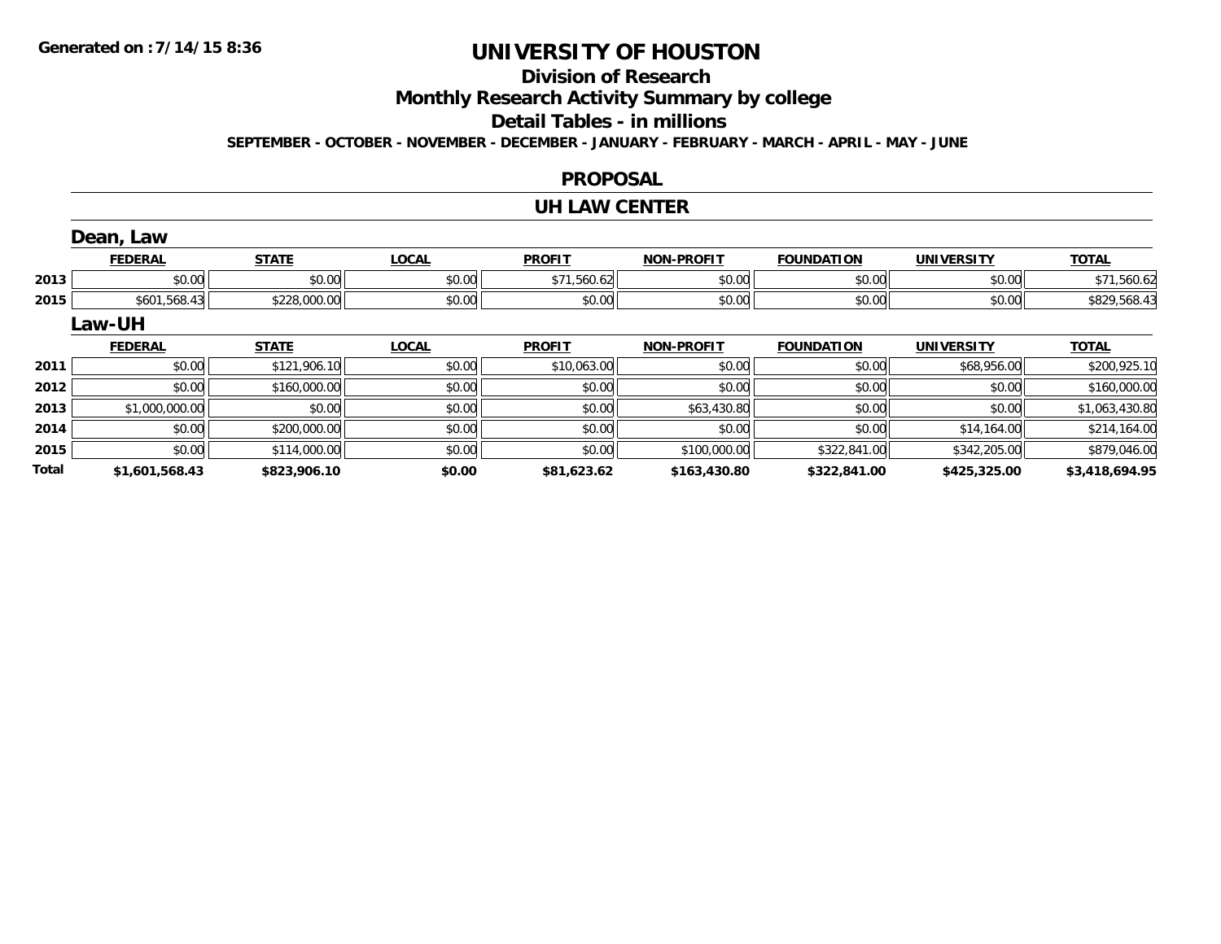**Generated on :7/14/15 8:36**

# UNIVERSITY OF HOUSTON

## Division of Research

## Monthly Research Activity Summary by college

## Detail Tables - in millions

**SEPTEMBER - OCTOBER - NOVEMBER - DECEMBER - JANUARY - FEBRUARY - MARCH - APRIL - MAY - JUNE**

## PROPOSAL

## UH LAW CENTER

### Dean, Law

| | FEDERAL | STATE | LOCAL | PROFIT | NON-PROFIT | FOUNDATION | UNIVERSITY | TOTAL |
|---|---|---|---|---|---|---|---|---|
| 2013 | $0.00 | $0.00 | $0.00 | $71,560.62 | $0.00 | $0.00 | $0.00 | $71,560.62 |
| 2015 | $601,568.43 | $228,000.00 | $0.00 | $0.00 | $0.00 | $0.00 | $0.00 | $829,568.43 |

### Law-UH

| | FEDERAL | STATE | LOCAL | PROFIT | NON-PROFIT | FOUNDATION | UNIVERSITY | TOTAL |
|---|---|---|---|---|---|---|---|---|
| 2011 | $0.00 | $121,906.10 | $0.00 | $10,063.00 | $0.00 | $0.00 | $68,956.00 | $200,925.10 |
| 2012 | $0.00 | $160,000.00 | $0.00 | $0.00 | $0.00 | $0.00 | $0.00 | $160,000.00 |
| 2013 | $1,000,000.00 | $0.00 | $0.00 | $0.00 | $63,430.80 | $0.00 | $0.00 | $1,063,430.80 |
| 2014 | $0.00 | $200,000.00 | $0.00 | $0.00 | $0.00 | $0.00 | $14,164.00 | $214,164.00 |
| 2015 | $0.00 | $114,000.00 | $0.00 | $0.00 | $100,000.00 | $322,841.00 | $342,205.00 | $879,046.00 |
| **Total** | **$1,601,568.43** | **$823,906.10** | **$0.00** | **$81,623.62** | **$163,430.80** | **$322,841.00** | **$425,325.00** | **$3,418,694.95** |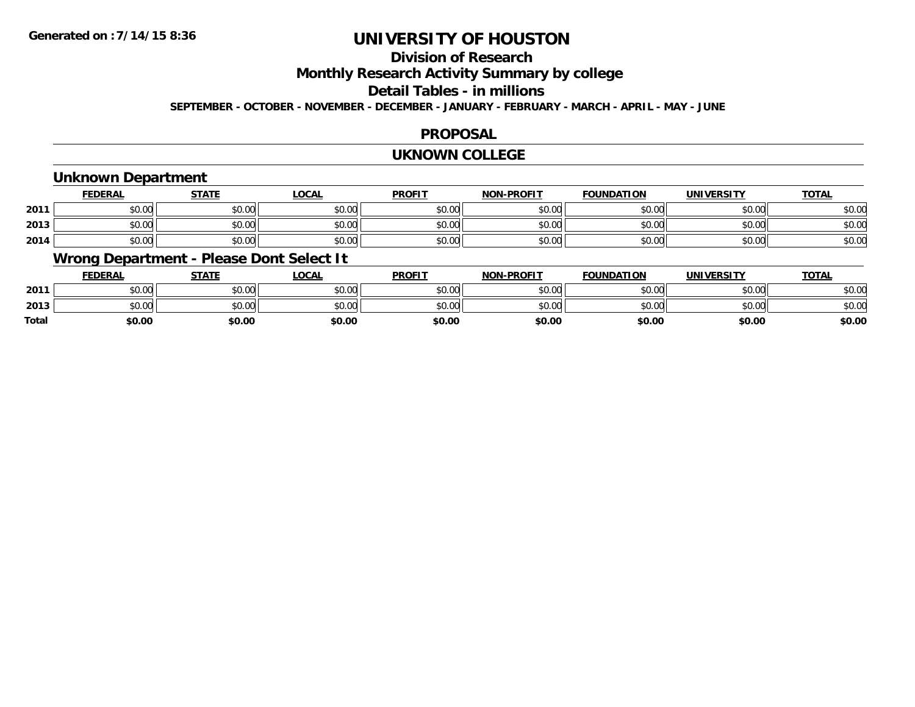# UNIVERSITY OF HOUSTON

## Division of Research

## Monthly Research Activity Summary by college

## Detail Tables - in millions

**SEPTEMBER - OCTOBER - NOVEMBER - DECEMBER - JANUARY - FEBRUARY - MARCH - APRIL - MAY - JUNE**

Generated on :7/14/15 8:36

## PROPOSAL

## UKNOWN COLLEGE

### Unknown Department

| | FEDERAL | STATE | LOCAL | PROFIT | NON-PROFIT | FOUNDATION | UNIVERSITY | TOTAL |
|---|---|---|---|---|---|---|---|---|
| 2011 | $0.00 | $0.00 | $0.00 | $0.00 | $0.00 | $0.00 | $0.00 | $0.00 |
| 2013 | $0.00 | $0.00 | $0.00 | $0.00 | $0.00 | $0.00 | $0.00 | $0.00 |
| 2014 | $0.00 | $0.00 | $0.00 | $0.00 | $0.00 | $0.00 | $0.00 | $0.00 |

### Wrong Department - Please Dont Select It

| | FEDERAL | STATE | LOCAL | PROFIT | NON-PROFIT | FOUNDATION | UNIVERSITY | TOTAL |
|---|---|---|---|---|---|---|---|---|
| 2011 | $0.00 | $0.00 | $0.00 | $0.00 | $0.00 | $0.00 | $0.00 | $0.00 |
| 2013 | $0.00 | $0.00 | $0.00 | $0.00 | $0.00 | $0.00 | $0.00 | $0.00 |
| **Total** | **$0.00** | **$0.00** | **$0.00** | **$0.00** | **$0.00** | **$0.00** | **$0.00** | **$0.00** |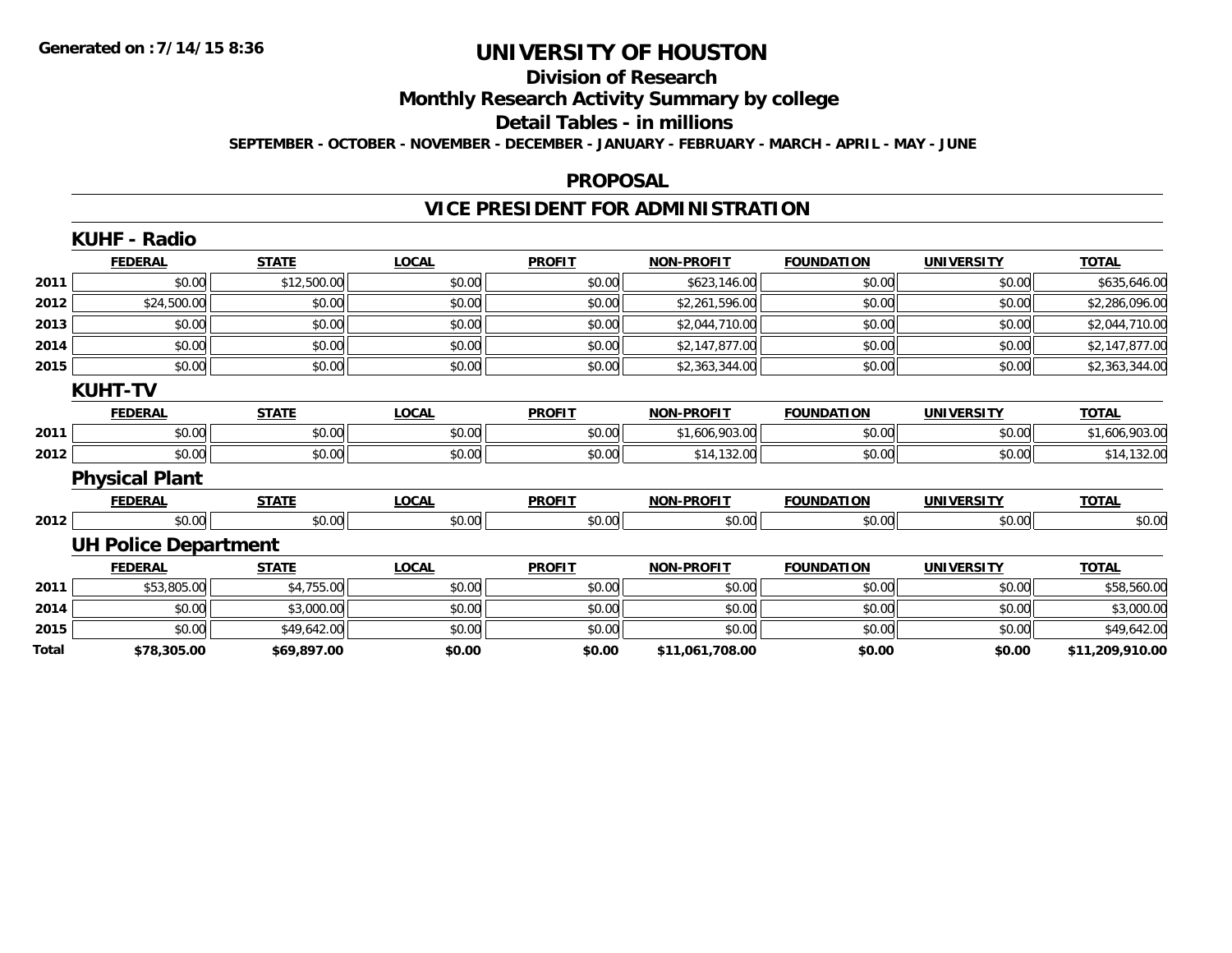Generated on :7/14/15 8:36

# UNIVERSITY OF HOUSTON

## Division of Research

## Monthly Research Activity Summary by college

## Detail Tables - in millions

**SEPTEMBER - OCTOBER - NOVEMBER - DECEMBER - JANUARY - FEBRUARY - MARCH - APRIL - MAY - JUNE**

## PROPOSAL

## VICE PRESIDENT FOR ADMINISTRATION

### KUHF - Radio

| | FEDERAL | STATE | LOCAL | PROFIT | NON-PROFIT | FOUNDATION | UNIVERSITY | TOTAL |
|---|---|---|---|---|---|---|---|---|
| 2011 | $0.00 | $12,500.00 | $0.00 | $0.00 | $623,146.00 | $0.00 | $0.00 | $635,646.00 |
| 2012 | $24,500.00 | $0.00 | $0.00 | $0.00 | $2,261,596.00 | $0.00 | $0.00 | $2,286,096.00 |
| 2013 | $0.00 | $0.00 | $0.00 | $0.00 | $2,044,710.00 | $0.00 | $0.00 | $2,044,710.00 |
| 2014 | $0.00 | $0.00 | $0.00 | $0.00 | $2,147,877.00 | $0.00 | $0.00 | $2,147,877.00 |
| 2015 | $0.00 | $0.00 | $0.00 | $0.00 | $2,363,344.00 | $0.00 | $0.00 | $2,363,344.00 |

### KUHT-TV

| | FEDERAL | STATE | LOCAL | PROFIT | NON-PROFIT | FOUNDATION | UNIVERSITY | TOTAL |
|---|---|---|---|---|---|---|---|---|
| 2011 | $0.00 | $0.00 | $0.00 | $0.00 | $1,606,903.00 | $0.00 | $0.00 | $1,606,903.00 |
| 2012 | $0.00 | $0.00 | $0.00 | $0.00 | $14,132.00 | $0.00 | $0.00 | $14,132.00 |

### Physical Plant

| | FEDERAL | STATE | LOCAL | PROFIT | NON-PROFIT | FOUNDATION | UNIVERSITY | TOTAL |
|---|---|---|---|---|---|---|---|---|
| 2012 | $0.00 | $0.00 | $0.00 | $0.00 | $0.00 | $0.00 | $0.00 | $0.00 |

### UH Police Department

| | FEDERAL | STATE | LOCAL | PROFIT | NON-PROFIT | FOUNDATION | UNIVERSITY | TOTAL |
|---|---|---|---|---|---|---|---|---|
| 2011 | $53,805.00 | $4,755.00 | $0.00 | $0.00 | $0.00 | $0.00 | $0.00 | $58,560.00 |
| 2014 | $0.00 | $3,000.00 | $0.00 | $0.00 | $0.00 | $0.00 | $0.00 | $3,000.00 |
| 2015 | $0.00 | $49,642.00 | $0.00 | $0.00 | $0.00 | $0.00 | $0.00 | $49,642.00 |
| **Total** | **$78,305.00** | **$69,897.00** | **$0.00** | **$0.00** | **$11,061,708.00** | **$0.00** | **$0.00** | **$11,209,910.00** |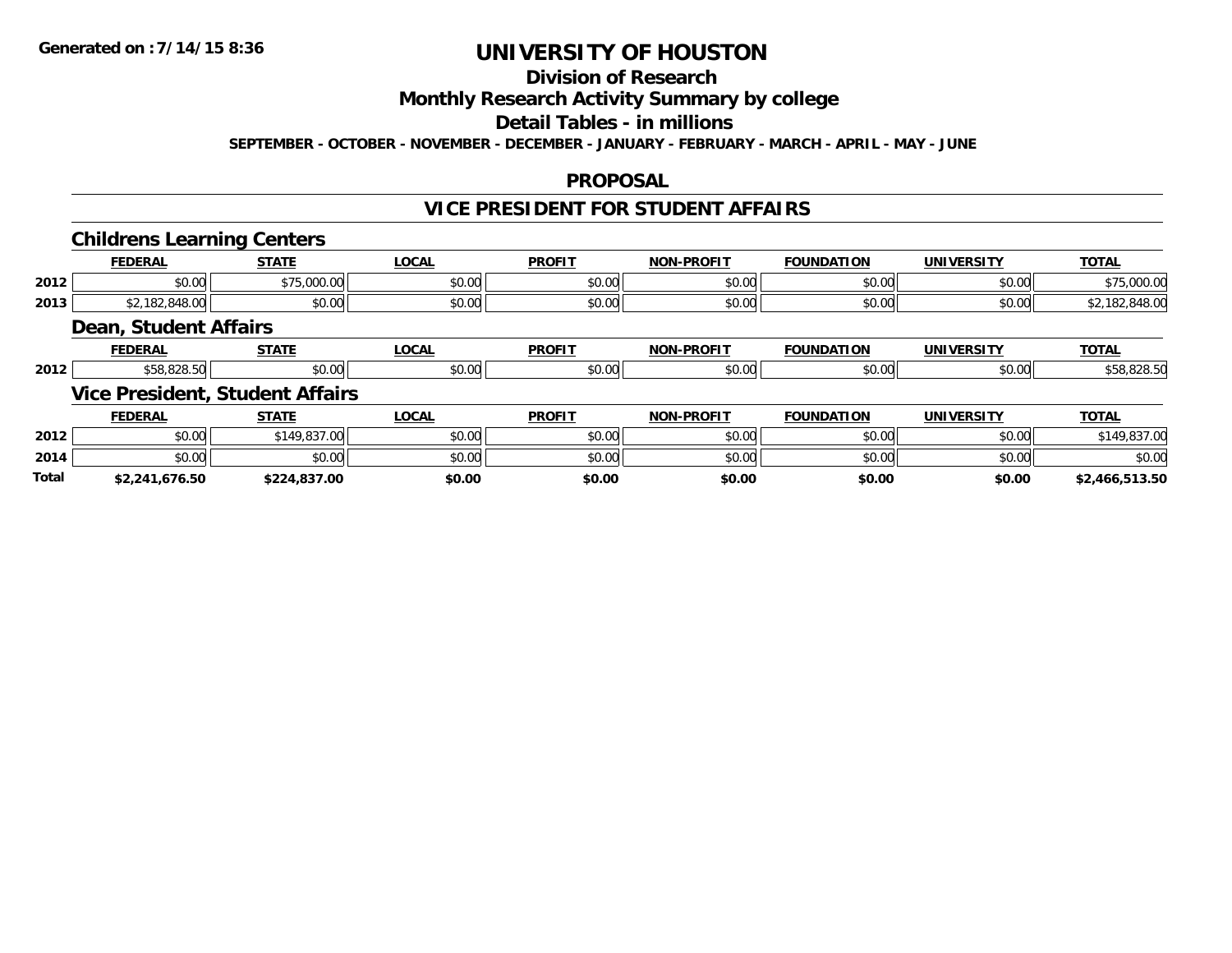# UNIVERSITY OF HOUSTON

## Division of Research

## Monthly Research Activity Summary by college

## Detail Tables - in millions

**SEPTEMBER - OCTOBER - NOVEMBER - DECEMBER - JANUARY - FEBRUARY - MARCH - APRIL - MAY - JUNE**

Generated on : 7/14/15 8:36

## PROPOSAL

## VICE PRESIDENT FOR STUDENT AFFAIRS

### Childrens Learning Centers

| | FEDERAL | STATE | LOCAL | PROFIT | NON-PROFIT | FOUNDATION | UNIVERSITY | TOTAL |
|---|---|---|---|---|---|---|---|---|
| 2012 | $0.00 | $75,000.00 | $0.00 | $0.00 | $0.00 | $0.00 | $0.00 | $75,000.00 |
| 2013 | $2,182,848.00 | $0.00 | $0.00 | $0.00 | $0.00 | $0.00 | $0.00 | $2,182,848.00 |

### Dean, Student Affairs

| | FEDERAL | STATE | LOCAL | PROFIT | NON-PROFIT | FOUNDATION | UNIVERSITY | TOTAL |
|---|---|---|---|---|---|---|---|---|
| 2012 | $58,828.50 | $0.00 | $0.00 | $0.00 | $0.00 | $0.00 | $0.00 | $58,828.50 |

### Vice President, Student Affairs

| | FEDERAL | STATE | LOCAL | PROFIT | NON-PROFIT | FOUNDATION | UNIVERSITY | TOTAL |
|---|---|---|---|---|---|---|---|---|
| 2012 | $0.00 | $149,837.00 | $0.00 | $0.00 | $0.00 | $0.00 | $0.00 | $149,837.00 |
| 2014 | $0.00 | $0.00 | $0.00 | $0.00 | $0.00 | $0.00 | $0.00 | $0.00 |
| **Total** | **$2,241,676.50** | **$224,837.00** | **$0.00** | **$0.00** | **$0.00** | **$0.00** | **$0.00** | **$2,466,513.50** |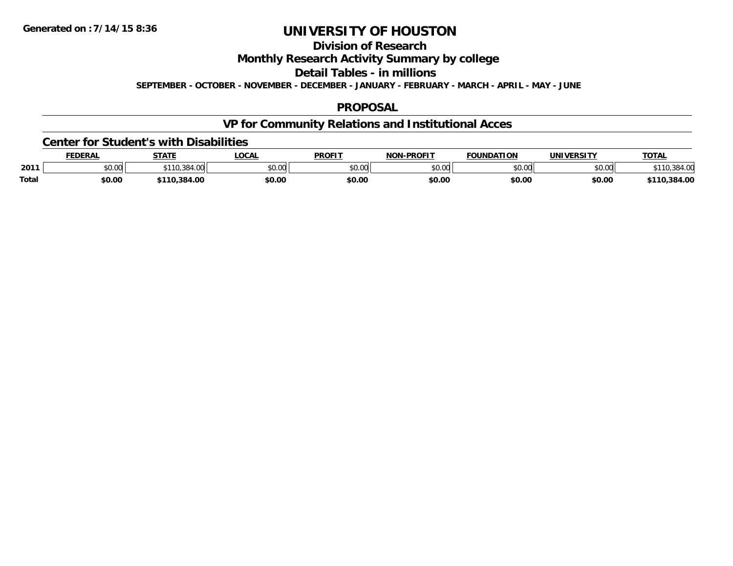Generated on :7/14/15 8:36

# UNIVERSITY OF HOUSTON

## Division of Research

## Monthly Research Activity Summary by college

## Detail Tables - in millions

**SEPTEMBER - OCTOBER - NOVEMBER - DECEMBER - JANUARY - FEBRUARY - MARCH - APRIL - MAY - JUNE**

## PROPOSAL

## VP for Community Relations and Institutional Acces

### Center for Student's with Disabilities

| | FEDERAL | STATE | LOCAL | PROFIT | NON-PROFIT | FOUNDATION | UNIVERSITY | TOTAL |
|---|---|---|---|---|---|---|---|---|
| 2011 | $0.00 | $110,384.00 | $0.00 | $0.00 | $0.00 | $0.00 | $0.00 | $110,384.00 |
| **Total** | **$0.00** | **$110,384.00** | **$0.00** | **$0.00** | **$0.00** | **$0.00** | **$0.00** | **$110,384.00** |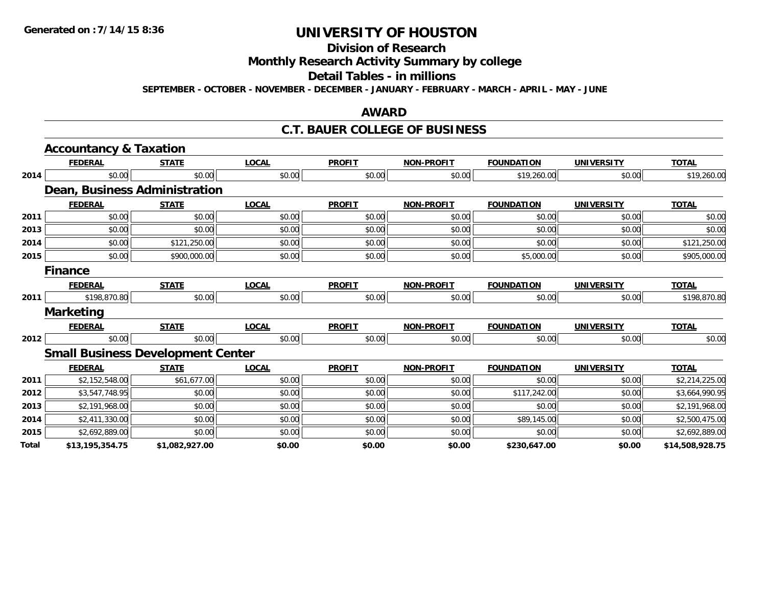Generated on :7/14/15 8:36

# UNIVERSITY OF HOUSTON

## Division of Research

## Monthly Research Activity Summary by college

## Detail Tables - in millions

**SEPTEMBER - OCTOBER - NOVEMBER - DECEMBER - JANUARY - FEBRUARY - MARCH - APRIL - MAY - JUNE**

## AWARD

## C.T. BAUER COLLEGE OF BUSINESS

### Accountancy & Taxation

| | FEDERAL | STATE | LOCAL | PROFIT | NON-PROFIT | FOUNDATION | UNIVERSITY | TOTAL |
|---|---|---|---|---|---|---|---|---|
| 2014 | $0.00 | $0.00 | $0.00 | $0.00 | $0.00 | $19,260.00 | $0.00 | $19,260.00 |

### Dean, Business Administration

| | FEDERAL | STATE | LOCAL | PROFIT | NON-PROFIT | FOUNDATION | UNIVERSITY | TOTAL |
|---|---|---|---|---|---|---|---|---|
| 2011 | $0.00 | $0.00 | $0.00 | $0.00 | $0.00 | $0.00 | $0.00 | $0.00 |
| 2013 | $0.00 | $0.00 | $0.00 | $0.00 | $0.00 | $0.00 | $0.00 | $0.00 |
| 2014 | $0.00 | $121,250.00 | $0.00 | $0.00 | $0.00 | $0.00 | $0.00 | $121,250.00 |
| 2015 | $0.00 | $900,000.00 | $0.00 | $0.00 | $0.00 | $5,000.00 | $0.00 | $905,000.00 |

### Finance

| | FEDERAL | STATE | LOCAL | PROFIT | NON-PROFIT | FOUNDATION | UNIVERSITY | TOTAL |
|---|---|---|---|---|---|---|---|---|
| 2011 | $198,870.80 | $0.00 | $0.00 | $0.00 | $0.00 | $0.00 | $0.00 | $198,870.80 |

### Marketing

| | FEDERAL | STATE | LOCAL | PROFIT | NON-PROFIT | FOUNDATION | UNIVERSITY | TOTAL |
|---|---|---|---|---|---|---|---|---|
| 2012 | $0.00 | $0.00 | $0.00 | $0.00 | $0.00 | $0.00 | $0.00 | $0.00 |

### Small Business Development Center

| | FEDERAL | STATE | LOCAL | PROFIT | NON-PROFIT | FOUNDATION | UNIVERSITY | TOTAL |
|---|---|---|---|---|---|---|---|---|
| 2011 | $2,152,548.00 | $61,677.00 | $0.00 | $0.00 | $0.00 | $0.00 | $0.00 | $2,214,225.00 |
| 2012 | $3,547,748.95 | $0.00 | $0.00 | $0.00 | $0.00 | $117,242.00 | $0.00 | $3,664,990.95 |
| 2013 | $2,191,968.00 | $0.00 | $0.00 | $0.00 | $0.00 | $0.00 | $0.00 | $2,191,968.00 |
| 2014 | $2,411,330.00 | $0.00 | $0.00 | $0.00 | $0.00 | $89,145.00 | $0.00 | $2,500,475.00 |
| 2015 | $2,692,889.00 | $0.00 | $0.00 | $0.00 | $0.00 | $0.00 | $0.00 | $2,692,889.00 |
| **Total** | **$13,195,354.75** | **$1,082,927.00** | **$0.00** | **$0.00** | **$0.00** | **$230,647.00** | **$0.00** | **$14,508,928.75** |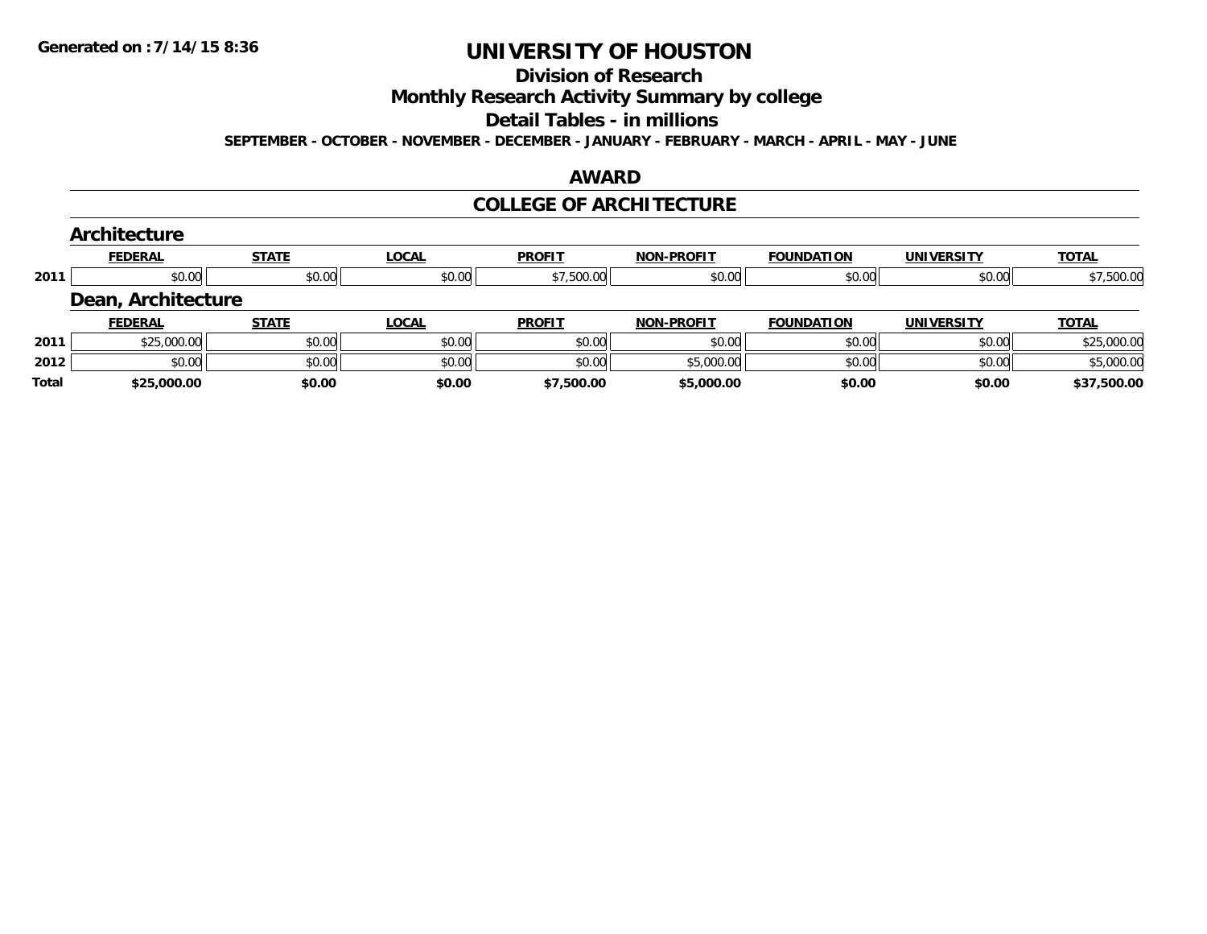Generated on :7/14/15 8:36

# UNIVERSITY OF HOUSTON

## Division of Research

## Monthly Research Activity Summary by college

## Detail Tables - in millions

**SEPTEMBER - OCTOBER - NOVEMBER - DECEMBER - JANUARY - FEBRUARY - MARCH - APRIL - MAY - JUNE**

## AWARD

## COLLEGE OF ARCHITECTURE

### Architecture

| | FEDERAL | STATE | LOCAL | PROFIT | NON-PROFIT | FOUNDATION | UNIVERSITY | TOTAL |
|---|---|---|---|---|---|---|---|---|
| 2011 | $0.00 | $0.00 | $0.00 | $7,500.00 | $0.00 | $0.00 | $0.00 | $7,500.00 |

### Dean, Architecture

| | FEDERAL | STATE | LOCAL | PROFIT | NON-PROFIT | FOUNDATION | UNIVERSITY | TOTAL |
|---|---|---|---|---|---|---|---|---|
| 2011 | $25,000.00 | $0.00 | $0.00 | $0.00 | $0.00 | $0.00 | $0.00 | $25,000.00 |
| 2012 | $0.00 | $0.00 | $0.00 | $0.00 | $5,000.00 | $0.00 | $0.00 | $5,000.00 |
| **Total** | **$25,000.00** | **$0.00** | **$0.00** | **$7,500.00** | **$5,000.00** | **$0.00** | **$0.00** | **$37,500.00** |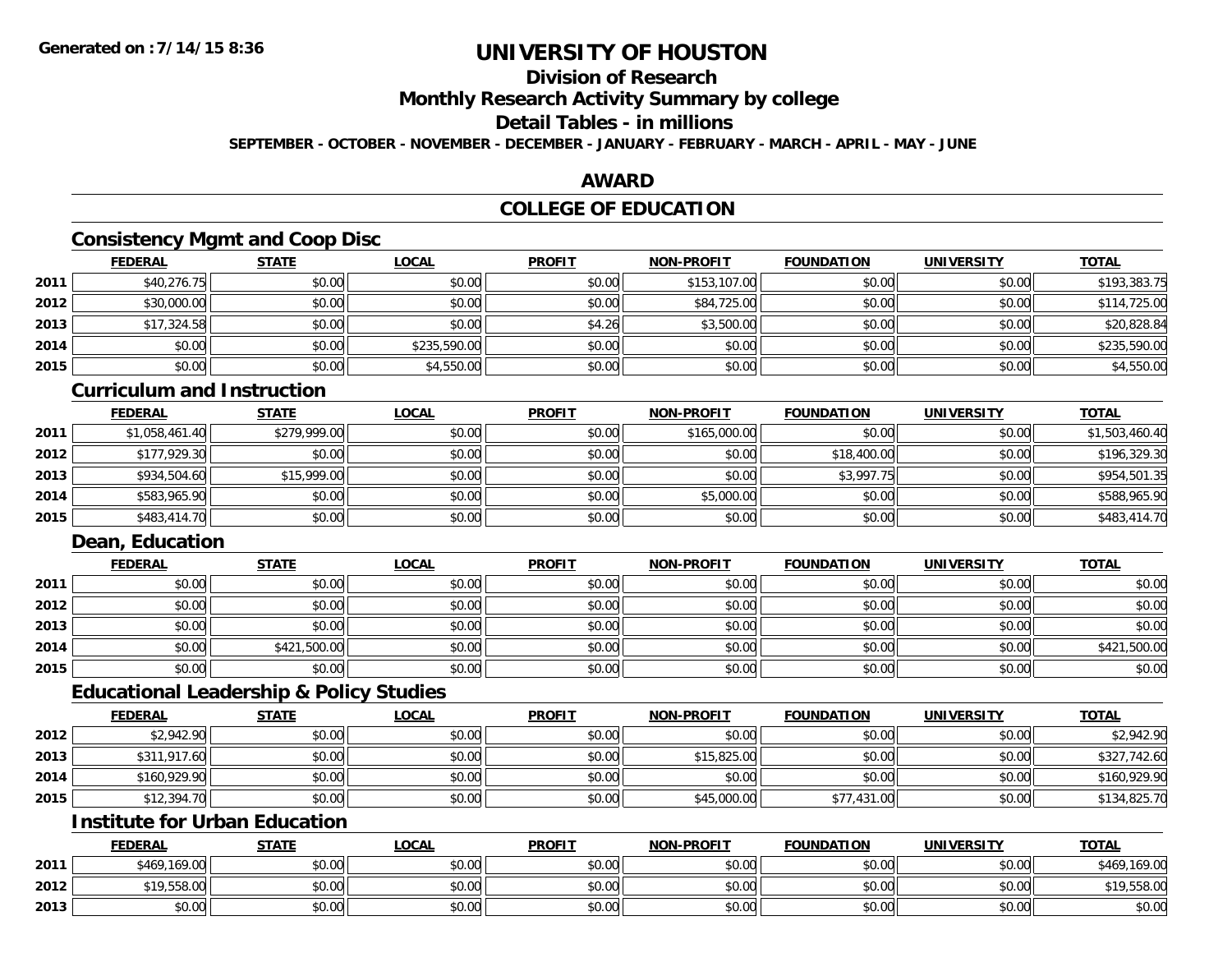**Generated on :7/14/15 8:36**

# UNIVERSITY OF HOUSTON

## Division of Research

## Monthly Research Activity Summary by college

## Detail Tables - in millions

**SEPTEMBER - OCTOBER - NOVEMBER - DECEMBER - JANUARY - FEBRUARY - MARCH - APRIL - MAY - JUNE**

## AWARD

## COLLEGE OF EDUCATION

### Consistency Mgmt and Coop Disc

| | FEDERAL | STATE | LOCAL | PROFIT | NON-PROFIT | FOUNDATION | UNIVERSITY | TOTAL |
|---|---|---|---|---|---|---|---|---|
| 2011 | $40,276.75 | $0.00 | $0.00 | $0.00 | $153,107.00 | $0.00 | $0.00 | $193,383.75 |
| 2012 | $30,000.00 | $0.00 | $0.00 | $0.00 | $84,725.00 | $0.00 | $0.00 | $114,725.00 |
| 2013 | $17,324.58 | $0.00 | $0.00 | $4.26 | $3,500.00 | $0.00 | $0.00 | $20,828.84 |
| 2014 | $0.00 | $0.00 | $235,590.00 | $0.00 | $0.00 | $0.00 | $0.00 | $235,590.00 |
| 2015 | $0.00 | $0.00 | $4,550.00 | $0.00 | $0.00 | $0.00 | $0.00 | $4,550.00 |

### Curriculum and Instruction

| | FEDERAL | STATE | LOCAL | PROFIT | NON-PROFIT | FOUNDATION | UNIVERSITY | TOTAL |
|---|---|---|---|---|---|---|---|---|
| 2011 | $1,058,461.40 | $279,999.00 | $0.00 | $0.00 | $165,000.00 | $0.00 | $0.00 | $1,503,460.40 |
| 2012 | $177,929.30 | $0.00 | $0.00 | $0.00 | $0.00 | $18,400.00 | $0.00 | $196,329.30 |
| 2013 | $934,504.60 | $15,999.00 | $0.00 | $0.00 | $0.00 | $3,997.75 | $0.00 | $954,501.35 |
| 2014 | $583,965.90 | $0.00 | $0.00 | $0.00 | $5,000.00 | $0.00 | $0.00 | $588,965.90 |
| 2015 | $483,414.70 | $0.00 | $0.00 | $0.00 | $0.00 | $0.00 | $0.00 | $483,414.70 |

### Dean, Education

| | FEDERAL | STATE | LOCAL | PROFIT | NON-PROFIT | FOUNDATION | UNIVERSITY | TOTAL |
|---|---|---|---|---|---|---|---|---|
| 2011 | $0.00 | $0.00 | $0.00 | $0.00 | $0.00 | $0.00 | $0.00 | $0.00 |
| 2012 | $0.00 | $0.00 | $0.00 | $0.00 | $0.00 | $0.00 | $0.00 | $0.00 |
| 2013 | $0.00 | $0.00 | $0.00 | $0.00 | $0.00 | $0.00 | $0.00 | $0.00 |
| 2014 | $0.00 | $421,500.00 | $0.00 | $0.00 | $0.00 | $0.00 | $0.00 | $421,500.00 |
| 2015 | $0.00 | $0.00 | $0.00 | $0.00 | $0.00 | $0.00 | $0.00 | $0.00 |

### Educational Leadership & Policy Studies

| | FEDERAL | STATE | LOCAL | PROFIT | NON-PROFIT | FOUNDATION | UNIVERSITY | TOTAL |
|---|---|---|---|---|---|---|---|---|
| 2012 | $2,942.90 | $0.00 | $0.00 | $0.00 | $0.00 | $0.00 | $0.00 | $2,942.90 |
| 2013 | $311,917.60 | $0.00 | $0.00 | $0.00 | $15,825.00 | $0.00 | $0.00 | $327,742.60 |
| 2014 | $160,929.90 | $0.00 | $0.00 | $0.00 | $0.00 | $0.00 | $0.00 | $160,929.90 |
| 2015 | $12,394.70 | $0.00 | $0.00 | $0.00 | $45,000.00 | $77,431.00 | $0.00 | $134,825.70 |

### Institute for Urban Education

| | FEDERAL | STATE | LOCAL | PROFIT | NON-PROFIT | FOUNDATION | UNIVERSITY | TOTAL |
|---|---|---|---|---|---|---|---|---|
| 2011 | $469,169.00 | $0.00 | $0.00 | $0.00 | $0.00 | $0.00 | $0.00 | $469,169.00 |
| 2012 | $19,558.00 | $0.00 | $0.00 | $0.00 | $0.00 | $0.00 | $0.00 | $19,558.00 |
| 2013 | $0.00 | $0.00 | $0.00 | $0.00 | $0.00 | $0.00 | $0.00 | $0.00 |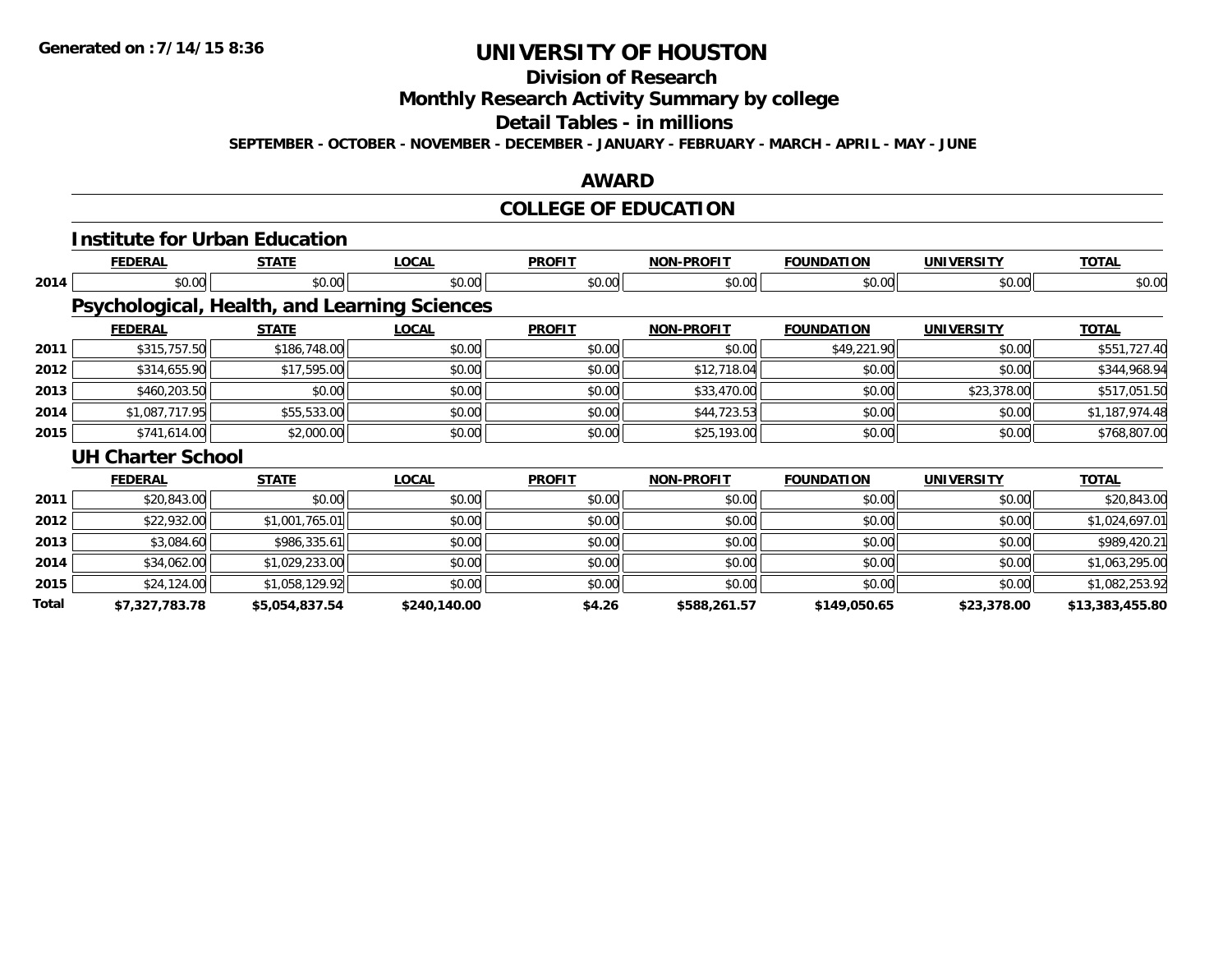# UNIVERSITY OF HOUSTON

## Division of Research

## Monthly Research Activity Summary by college

## Detail Tables - in millions

**SEPTEMBER - OCTOBER - NOVEMBER - DECEMBER - JANUARY - FEBRUARY - MARCH - APRIL - MAY - JUNE**

## AWARD

## COLLEGE OF EDUCATION

### Institute for Urban Education

| | FEDERAL | STATE | LOCAL | PROFIT | NON-PROFIT | FOUNDATION | UNIVERSITY | TOTAL |
|---|---|---|---|---|---|---|---|---|
| 2014 | $0.00 | $0.00 | $0.00 | $0.00 | $0.00 | $0.00 | $0.00 | $0.00 |

### Psychological, Health, and Learning Sciences

| | FEDERAL | STATE | LOCAL | PROFIT | NON-PROFIT | FOUNDATION | UNIVERSITY | TOTAL |
|---|---|---|---|---|---|---|---|---|
| 2011 | $315,757.50 | $186,748.00 | $0.00 | $0.00 | $0.00 | $49,221.90 | $0.00 | $551,727.40 |
| 2012 | $314,655.90 | $17,595.00 | $0.00 | $0.00 | $12,718.04 | $0.00 | $0.00 | $344,968.94 |
| 2013 | $460,203.50 | $0.00 | $0.00 | $0.00 | $33,470.00 | $0.00 | $23,378.00 | $517,051.50 |
| 2014 | $1,087,717.95 | $55,533.00 | $0.00 | $0.00 | $44,723.53 | $0.00 | $0.00 | $1,187,974.48 |
| 2015 | $741,614.00 | $2,000.00 | $0.00 | $0.00 | $25,193.00 | $0.00 | $0.00 | $768,807.00 |

### UH Charter School

| | FEDERAL | STATE | LOCAL | PROFIT | NON-PROFIT | FOUNDATION | UNIVERSITY | TOTAL |
|---|---|---|---|---|---|---|---|---|
| 2011 | $20,843.00 | $0.00 | $0.00 | $0.00 | $0.00 | $0.00 | $0.00 | $20,843.00 |
| 2012 | $22,932.00 | $1,001,765.01 | $0.00 | $0.00 | $0.00 | $0.00 | $0.00 | $1,024,697.01 |
| 2013 | $3,084.60 | $986,335.61 | $0.00 | $0.00 | $0.00 | $0.00 | $0.00 | $989,420.21 |
| 2014 | $34,062.00 | $1,029,233.00 | $0.00 | $0.00 | $0.00 | $0.00 | $0.00 | $1,063,295.00 |
| 2015 | $24,124.00 | $1,058,129.92 | $0.00 | $0.00 | $0.00 | $0.00 | $0.00 | $1,082,253.92 |
| **Total** | **$7,327,783.78** | **$5,054,837.54** | **$240,140.00** | **$4.26** | **$588,261.57** | **$149,050.65** | **$23,378.00** | **$13,383,455.80** |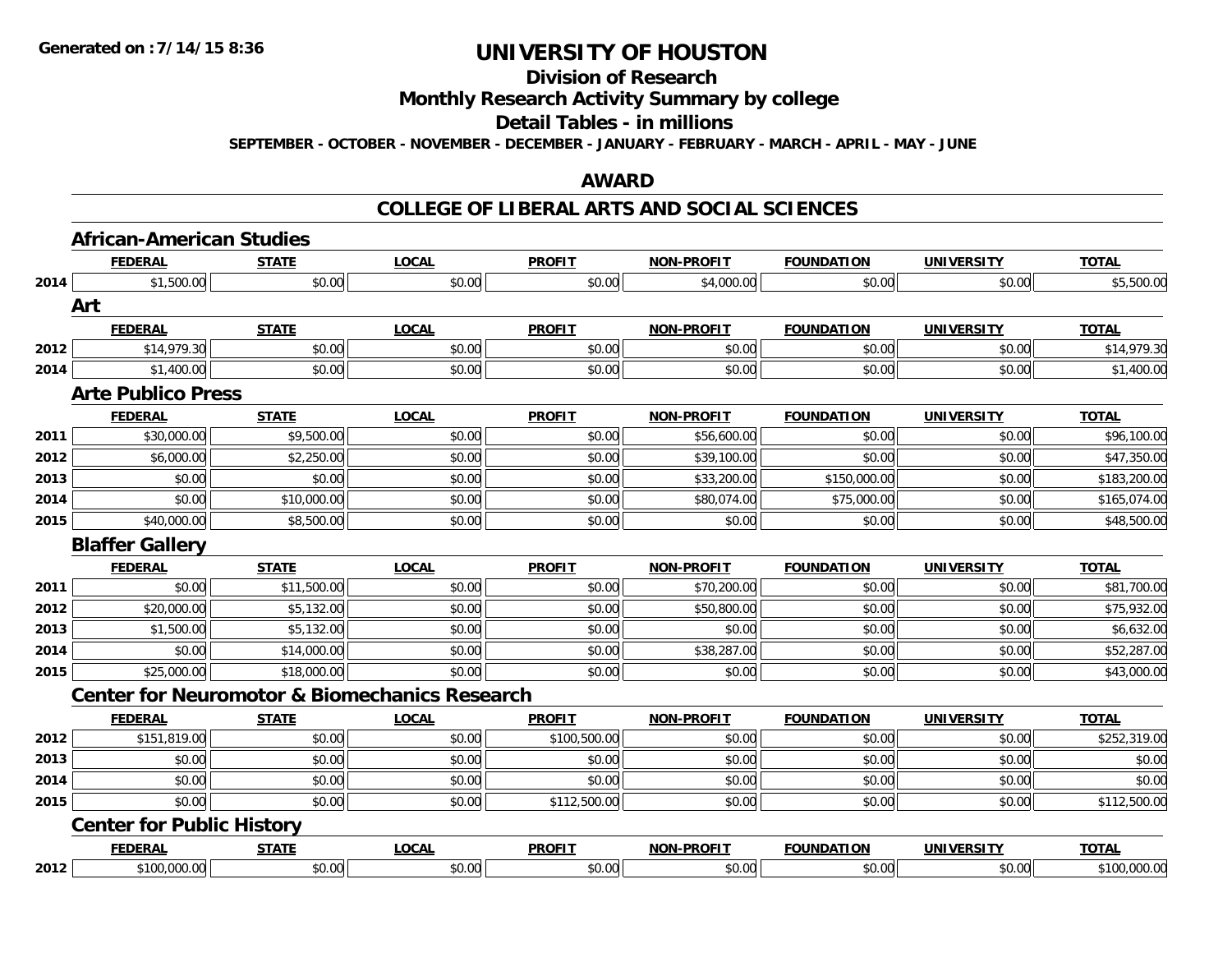# UNIVERSITY OF HOUSTON

## Division of Research

## Monthly Research Activity Summary by college

## Detail Tables - in millions

**SEPTEMBER - OCTOBER - NOVEMBER - DECEMBER - JANUARY - FEBRUARY - MARCH - APRIL - MAY - JUNE**

## AWARD

## COLLEGE OF LIBERAL ARTS AND SOCIAL SCIENCES

### African-American Studies

| | FEDERAL | STATE | LOCAL | PROFIT | NON-PROFIT | FOUNDATION | UNIVERSITY | TOTAL |
|---|---|---|---|---|---|---|---|---|
| 2014 | $1,500.00 | $0.00 | $0.00 | $0.00 | $4,000.00 | $0.00 | $0.00 | $5,500.00 |

### Art

| | FEDERAL | STATE | LOCAL | PROFIT | NON-PROFIT | FOUNDATION | UNIVERSITY | TOTAL |
|---|---|---|---|---|---|---|---|---|
| 2012 | $14,979.30 | $0.00 | $0.00 | $0.00 | $0.00 | $0.00 | $0.00 | $14,979.30 |
| 2014 | $1,400.00 | $0.00 | $0.00 | $0.00 | $0.00 | $0.00 | $0.00 | $1,400.00 |

### Arte Publico Press

| | FEDERAL | STATE | LOCAL | PROFIT | NON-PROFIT | FOUNDATION | UNIVERSITY | TOTAL |
|---|---|---|---|---|---|---|---|---|
| 2011 | $30,000.00 | $9,500.00 | $0.00 | $0.00 | $56,600.00 | $0.00 | $0.00 | $96,100.00 |
| 2012 | $6,000.00 | $2,250.00 | $0.00 | $0.00 | $39,100.00 | $0.00 | $0.00 | $47,350.00 |
| 2013 | $0.00 | $0.00 | $0.00 | $0.00 | $33,200.00 | $150,000.00 | $0.00 | $183,200.00 |
| 2014 | $0.00 | $10,000.00 | $0.00 | $0.00 | $80,074.00 | $75,000.00 | $0.00 | $165,074.00 |
| 2015 | $40,000.00 | $8,500.00 | $0.00 | $0.00 | $0.00 | $0.00 | $0.00 | $48,500.00 |

### Blaffer Gallery

| | FEDERAL | STATE | LOCAL | PROFIT | NON-PROFIT | FOUNDATION | UNIVERSITY | TOTAL |
|---|---|---|---|---|---|---|---|---|
| 2011 | $0.00 | $11,500.00 | $0.00 | $0.00 | $70,200.00 | $0.00 | $0.00 | $81,700.00 |
| 2012 | $20,000.00 | $5,132.00 | $0.00 | $0.00 | $50,800.00 | $0.00 | $0.00 | $75,932.00 |
| 2013 | $1,500.00 | $5,132.00 | $0.00 | $0.00 | $0.00 | $0.00 | $0.00 | $6,632.00 |
| 2014 | $0.00 | $14,000.00 | $0.00 | $0.00 | $38,287.00 | $0.00 | $0.00 | $52,287.00 |
| 2015 | $25,000.00 | $18,000.00 | $0.00 | $0.00 | $0.00 | $0.00 | $0.00 | $43,000.00 |

### Center for Neuromotor & Biomechanics Research

| | FEDERAL | STATE | LOCAL | PROFIT | NON-PROFIT | FOUNDATION | UNIVERSITY | TOTAL |
|---|---|---|---|---|---|---|---|---|
| 2012 | $151,819.00 | $0.00 | $0.00 | $100,500.00 | $0.00 | $0.00 | $0.00 | $252,319.00 |
| 2013 | $0.00 | $0.00 | $0.00 | $0.00 | $0.00 | $0.00 | $0.00 | $0.00 |
| 2014 | $0.00 | $0.00 | $0.00 | $0.00 | $0.00 | $0.00 | $0.00 | $0.00 |
| 2015 | $0.00 | $0.00 | $0.00 | $112,500.00 | $0.00 | $0.00 | $0.00 | $112,500.00 |

### Center for Public History

| | FEDERAL | STATE | LOCAL | PROFIT | NON-PROFIT | FOUNDATION | UNIVERSITY | TOTAL |
|---|---|---|---|---|---|---|---|---|
| 2012 | $100,000.00 | $0.00 | $0.00 | $0.00 | $0.00 | $0.00 | $0.00 | $100,000.00 |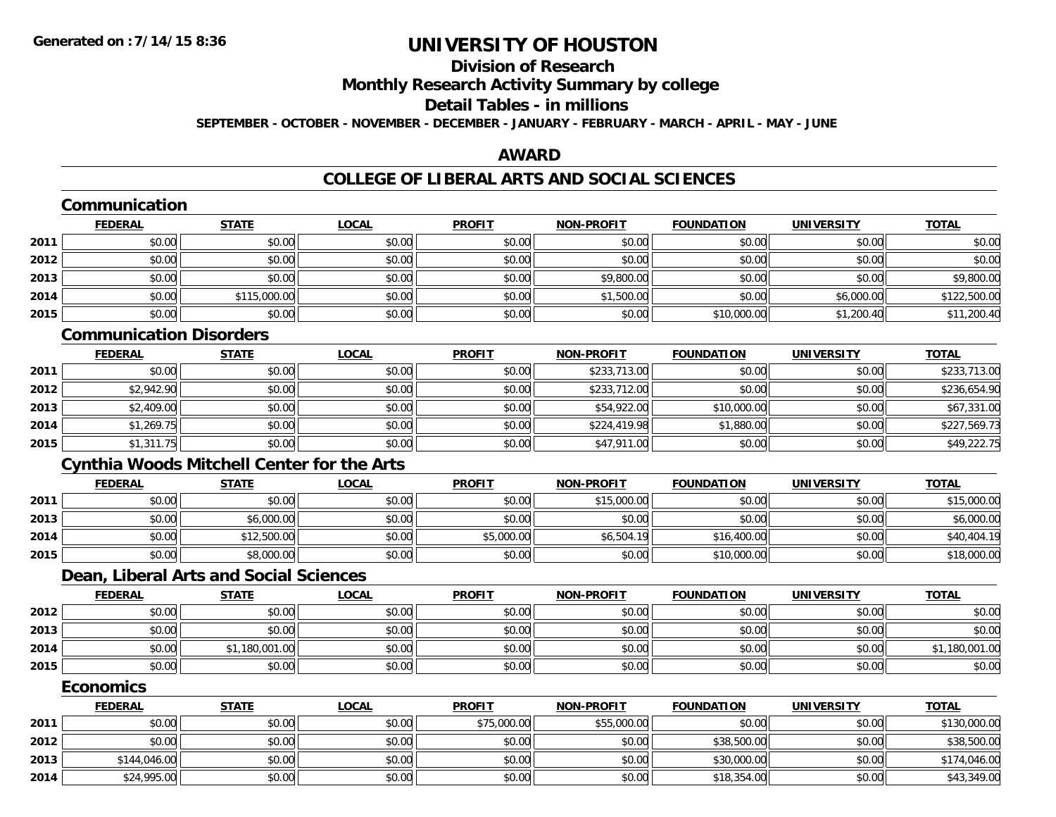# UNIVERSITY OF HOUSTON

## Division of Research

## Monthly Research Activity Summary by college

## Detail Tables - in millions

**SEPTEMBER - OCTOBER - NOVEMBER - DECEMBER - JANUARY - FEBRUARY - MARCH - APRIL - MAY - JUNE**

## AWARD

## COLLEGE OF LIBERAL ARTS AND SOCIAL SCIENCES

### Communication

| | FEDERAL | STATE | LOCAL | PROFIT | NON-PROFIT | FOUNDATION | UNIVERSITY | TOTAL |
|---|---|---|---|---|---|---|---|---|
| 2011 | $0.00 | $0.00 | $0.00 | $0.00 | $0.00 | $0.00 | $0.00 | $0.00 |
| 2012 | $0.00 | $0.00 | $0.00 | $0.00 | $0.00 | $0.00 | $0.00 | $0.00 |
| 2013 | $0.00 | $0.00 | $0.00 | $0.00 | $9,800.00 | $0.00 | $0.00 | $9,800.00 |
| 2014 | $0.00 | $115,000.00 | $0.00 | $0.00 | $1,500.00 | $0.00 | $6,000.00 | $122,500.00 |
| 2015 | $0.00 | $0.00 | $0.00 | $0.00 | $0.00 | $10,000.00 | $1,200.40 | $11,200.40 |

### Communication Disorders

| | FEDERAL | STATE | LOCAL | PROFIT | NON-PROFIT | FOUNDATION | UNIVERSITY | TOTAL |
|---|---|---|---|---|---|---|---|---|
| 2011 | $0.00 | $0.00 | $0.00 | $0.00 | $233,713.00 | $0.00 | $0.00 | $233,713.00 |
| 2012 | $2,942.90 | $0.00 | $0.00 | $0.00 | $233,712.00 | $0.00 | $0.00 | $236,654.90 |
| 2013 | $2,409.00 | $0.00 | $0.00 | $0.00 | $54,922.00 | $10,000.00 | $0.00 | $67,331.00 |
| 2014 | $1,269.75 | $0.00 | $0.00 | $0.00 | $224,419.98 | $1,880.00 | $0.00 | $227,569.73 |
| 2015 | $1,311.75 | $0.00 | $0.00 | $0.00 | $47,911.00 | $0.00 | $0.00 | $49,222.75 |

### Cynthia Woods Mitchell Center for the Arts

| | FEDERAL | STATE | LOCAL | PROFIT | NON-PROFIT | FOUNDATION | UNIVERSITY | TOTAL |
|---|---|---|---|---|---|---|---|---|
| 2011 | $0.00 | $0.00 | $0.00 | $0.00 | $15,000.00 | $0.00 | $0.00 | $15,000.00 |
| 2013 | $0.00 | $6,000.00 | $0.00 | $0.00 | $0.00 | $0.00 | $0.00 | $6,000.00 |
| 2014 | $0.00 | $12,500.00 | $0.00 | $5,000.00 | $6,504.19 | $16,400.00 | $0.00 | $40,404.19 |
| 2015 | $0.00 | $8,000.00 | $0.00 | $0.00 | $0.00 | $10,000.00 | $0.00 | $18,000.00 |

### Dean, Liberal Arts and Social Sciences

| | FEDERAL | STATE | LOCAL | PROFIT | NON-PROFIT | FOUNDATION | UNIVERSITY | TOTAL |
|---|---|---|---|---|---|---|---|---|
| 2012 | $0.00 | $0.00 | $0.00 | $0.00 | $0.00 | $0.00 | $0.00 | $0.00 |
| 2013 | $0.00 | $0.00 | $0.00 | $0.00 | $0.00 | $0.00 | $0.00 | $0.00 |
| 2014 | $0.00 | $1,180,001.00 | $0.00 | $0.00 | $0.00 | $0.00 | $0.00 | $1,180,001.00 |
| 2015 | $0.00 | $0.00 | $0.00 | $0.00 | $0.00 | $0.00 | $0.00 | $0.00 |

### Economics

| | FEDERAL | STATE | LOCAL | PROFIT | NON-PROFIT | FOUNDATION | UNIVERSITY | TOTAL |
|---|---|---|---|---|---|---|---|---|
| 2011 | $0.00 | $0.00 | $0.00 | $75,000.00 | $55,000.00 | $0.00 | $0.00 | $130,000.00 |
| 2012 | $0.00 | $0.00 | $0.00 | $0.00 | $0.00 | $38,500.00 | $0.00 | $38,500.00 |
| 2013 | $144,046.00 | $0.00 | $0.00 | $0.00 | $0.00 | $30,000.00 | $0.00 | $174,046.00 |
| 2014 | $24,995.00 | $0.00 | $0.00 | $0.00 | $0.00 | $18,354.00 | $0.00 | $43,349.00 |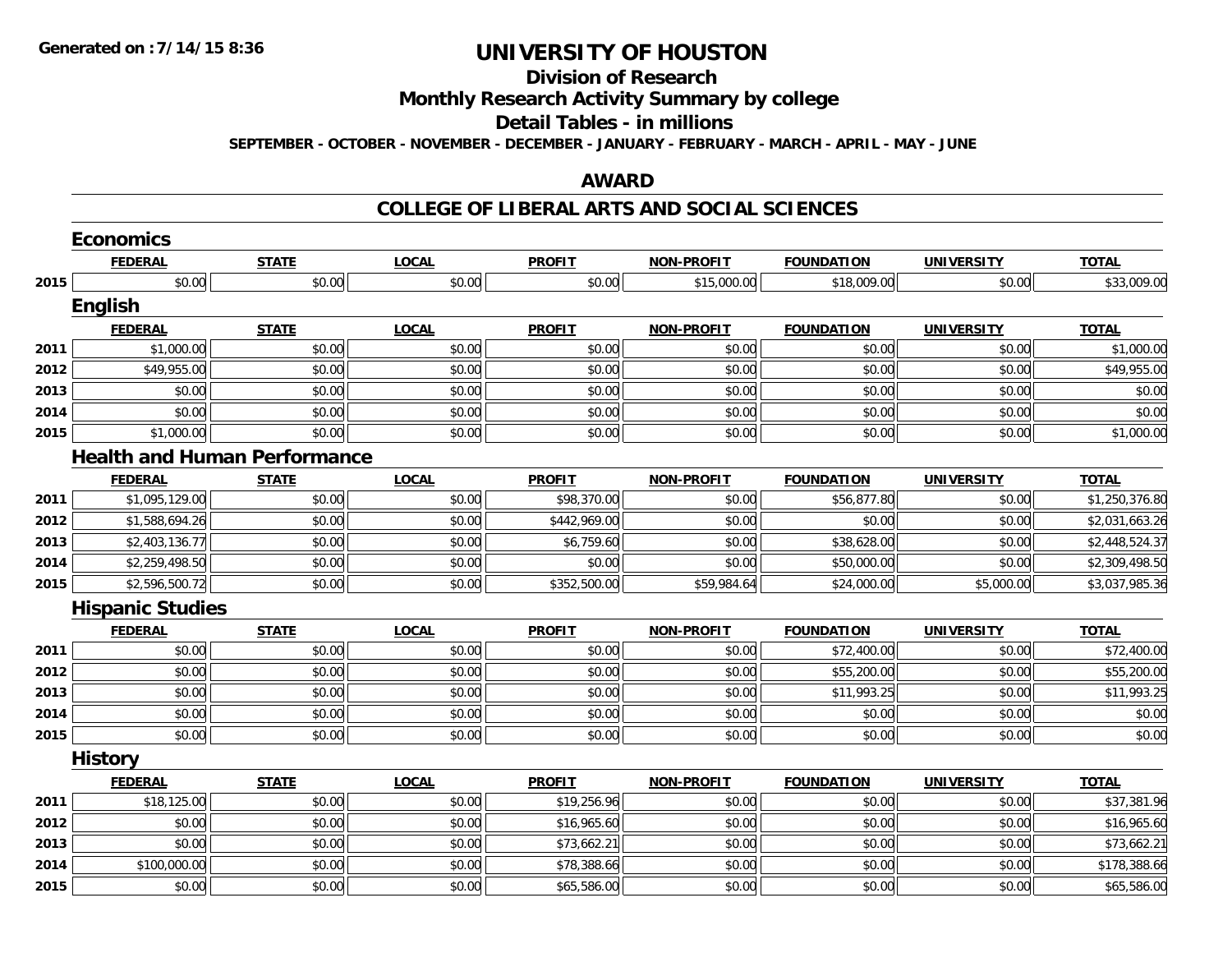# UNIVERSITY OF HOUSTON

## Division of Research

## Monthly Research Activity Summary by college

## Detail Tables - in millions

**SEPTEMBER - OCTOBER - NOVEMBER - DECEMBER - JANUARY - FEBRUARY - MARCH - APRIL - MAY - JUNE**

## AWARD

## COLLEGE OF LIBERAL ARTS AND SOCIAL SCIENCES

### Economics

| | FEDERAL | STATE | LOCAL | PROFIT | NON-PROFIT | FOUNDATION | UNIVERSITY | TOTAL |
|---|---|---|---|---|---|---|---|---|
| 2015 | $0.00 | $0.00 | $0.00 | $0.00 | $15,000.00 | $18,009.00 | $0.00 | $33,009.00 |

### English

| | FEDERAL | STATE | LOCAL | PROFIT | NON-PROFIT | FOUNDATION | UNIVERSITY | TOTAL |
|---|---|---|---|---|---|---|---|---|
| 2011 | $1,000.00 | $0.00 | $0.00 | $0.00 | $0.00 | $0.00 | $0.00 | $1,000.00 |
| 2012 | $49,955.00 | $0.00 | $0.00 | $0.00 | $0.00 | $0.00 | $0.00 | $49,955.00 |
| 2013 | $0.00 | $0.00 | $0.00 | $0.00 | $0.00 | $0.00 | $0.00 | $0.00 |
| 2014 | $0.00 | $0.00 | $0.00 | $0.00 | $0.00 | $0.00 | $0.00 | $0.00 |
| 2015 | $1,000.00 | $0.00 | $0.00 | $0.00 | $0.00 | $0.00 | $0.00 | $1,000.00 |

### Health and Human Performance

| | FEDERAL | STATE | LOCAL | PROFIT | NON-PROFIT | FOUNDATION | UNIVERSITY | TOTAL |
|---|---|---|---|---|---|---|---|---|
| 2011 | $1,095,129.00 | $0.00 | $0.00 | $98,370.00 | $0.00 | $56,877.80 | $0.00 | $1,250,376.80 |
| 2012 | $1,588,694.26 | $0.00 | $0.00 | $442,969.00 | $0.00 | $0.00 | $0.00 | $2,031,663.26 |
| 2013 | $2,403,136.77 | $0.00 | $0.00 | $6,759.60 | $0.00 | $38,628.00 | $0.00 | $2,448,524.37 |
| 2014 | $2,259,498.50 | $0.00 | $0.00 | $0.00 | $0.00 | $50,000.00 | $0.00 | $2,309,498.50 |
| 2015 | $2,596,500.72 | $0.00 | $0.00 | $352,500.00 | $59,984.64 | $24,000.00 | $5,000.00 | $3,037,985.36 |

### Hispanic Studies

| | FEDERAL | STATE | LOCAL | PROFIT | NON-PROFIT | FOUNDATION | UNIVERSITY | TOTAL |
|---|---|---|---|---|---|---|---|---|
| 2011 | $0.00 | $0.00 | $0.00 | $0.00 | $0.00 | $72,400.00 | $0.00 | $72,400.00 |
| 2012 | $0.00 | $0.00 | $0.00 | $0.00 | $0.00 | $55,200.00 | $0.00 | $55,200.00 |
| 2013 | $0.00 | $0.00 | $0.00 | $0.00 | $0.00 | $11,993.25 | $0.00 | $11,993.25 |
| 2014 | $0.00 | $0.00 | $0.00 | $0.00 | $0.00 | $0.00 | $0.00 | $0.00 |
| 2015 | $0.00 | $0.00 | $0.00 | $0.00 | $0.00 | $0.00 | $0.00 | $0.00 |

### History

| | FEDERAL | STATE | LOCAL | PROFIT | NON-PROFIT | FOUNDATION | UNIVERSITY | TOTAL |
|---|---|---|---|---|---|---|---|---|
| 2011 | $18,125.00 | $0.00 | $0.00 | $19,256.96 | $0.00 | $0.00 | $0.00 | $37,381.96 |
| 2012 | $0.00 | $0.00 | $0.00 | $16,965.60 | $0.00 | $0.00 | $0.00 | $16,965.60 |
| 2013 | $0.00 | $0.00 | $0.00 | $73,662.21 | $0.00 | $0.00 | $0.00 | $73,662.21 |
| 2014 | $100,000.00 | $0.00 | $0.00 | $78,388.66 | $0.00 | $0.00 | $0.00 | $178,388.66 |
| 2015 | $0.00 | $0.00 | $0.00 | $65,586.00 | $0.00 | $0.00 | $0.00 | $65,586.00 |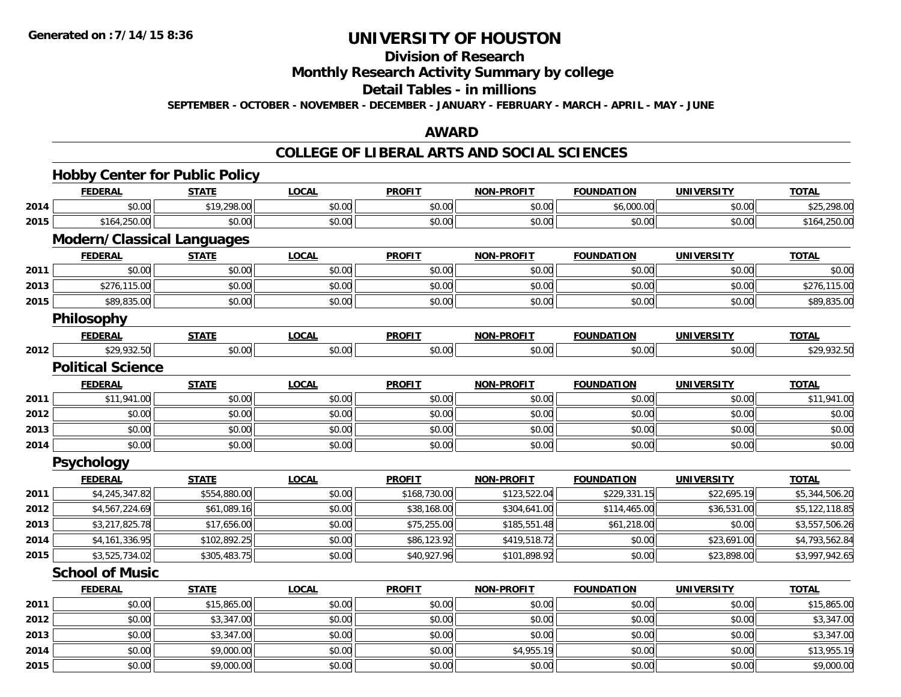Generated on :7/14/15 8:36

# UNIVERSITY OF HOUSTON

## Division of Research

## Monthly Research Activity Summary by college

## Detail Tables - in millions

**SEPTEMBER - OCTOBER - NOVEMBER - DECEMBER - JANUARY - FEBRUARY - MARCH - APRIL - MAY - JUNE**

## AWARD

## COLLEGE OF LIBERAL ARTS AND SOCIAL SCIENCES

### Hobby Center for Public Policy

| | FEDERAL | STATE | LOCAL | PROFIT | NON-PROFIT | FOUNDATION | UNIVERSITY | TOTAL |
|---|---|---|---|---|---|---|---|---|
| 2014 | $0.00 | $19,298.00 | $0.00 | $0.00 | $0.00 | $6,000.00 | $0.00 | $25,298.00 |
| 2015 | $164,250.00 | $0.00 | $0.00 | $0.00 | $0.00 | $0.00 | $0.00 | $164,250.00 |

### Modern/Classical Languages

| | FEDERAL | STATE | LOCAL | PROFIT | NON-PROFIT | FOUNDATION | UNIVERSITY | TOTAL |
|---|---|---|---|---|---|---|---|---|
| 2011 | $0.00 | $0.00 | $0.00 | $0.00 | $0.00 | $0.00 | $0.00 | $0.00 |
| 2013 | $276,115.00 | $0.00 | $0.00 | $0.00 | $0.00 | $0.00 | $0.00 | $276,115.00 |
| 2015 | $89,835.00 | $0.00 | $0.00 | $0.00 | $0.00 | $0.00 | $0.00 | $89,835.00 |

### Philosophy

| | FEDERAL | STATE | LOCAL | PROFIT | NON-PROFIT | FOUNDATION | UNIVERSITY | TOTAL |
|---|---|---|---|---|---|---|---|---|
| 2012 | $29,932.50 | $0.00 | $0.00 | $0.00 | $0.00 | $0.00 | $0.00 | $29,932.50 |

### Political Science

| | FEDERAL | STATE | LOCAL | PROFIT | NON-PROFIT | FOUNDATION | UNIVERSITY | TOTAL |
|---|---|---|---|---|---|---|---|---|
| 2011 | $11,941.00 | $0.00 | $0.00 | $0.00 | $0.00 | $0.00 | $0.00 | $11,941.00 |
| 2012 | $0.00 | $0.00 | $0.00 | $0.00 | $0.00 | $0.00 | $0.00 | $0.00 |
| 2013 | $0.00 | $0.00 | $0.00 | $0.00 | $0.00 | $0.00 | $0.00 | $0.00 |
| 2014 | $0.00 | $0.00 | $0.00 | $0.00 | $0.00 | $0.00 | $0.00 | $0.00 |

### Psychology

| | FEDERAL | STATE | LOCAL | PROFIT | NON-PROFIT | FOUNDATION | UNIVERSITY | TOTAL |
|---|---|---|---|---|---|---|---|---|
| 2011 | $4,245,347.82 | $554,880.00 | $0.00 | $168,730.00 | $123,522.04 | $229,331.15 | $22,695.19 | $5,344,506.20 |
| 2012 | $4,567,224.69 | $61,089.16 | $0.00 | $38,168.00 | $304,641.00 | $114,465.00 | $36,531.00 | $5,122,118.85 |
| 2013 | $3,217,825.78 | $17,656.00 | $0.00 | $75,255.00 | $185,551.48 | $61,218.00 | $0.00 | $3,557,506.26 |
| 2014 | $4,161,336.95 | $102,892.25 | $0.00 | $86,123.92 | $419,518.72 | $0.00 | $23,691.00 | $4,793,562.84 |
| 2015 | $3,525,734.02 | $305,483.75 | $0.00 | $40,927.96 | $101,898.92 | $0.00 | $23,898.00 | $3,997,942.65 |

### School of Music

| | FEDERAL | STATE | LOCAL | PROFIT | NON-PROFIT | FOUNDATION | UNIVERSITY | TOTAL |
|---|---|---|---|---|---|---|---|---|
| 2011 | $0.00 | $15,865.00 | $0.00 | $0.00 | $0.00 | $0.00 | $0.00 | $15,865.00 |
| 2012 | $0.00 | $3,347.00 | $0.00 | $0.00 | $0.00 | $0.00 | $0.00 | $3,347.00 |
| 2013 | $0.00 | $3,347.00 | $0.00 | $0.00 | $0.00 | $0.00 | $0.00 | $3,347.00 |
| 2014 | $0.00 | $9,000.00 | $0.00 | $0.00 | $4,955.19 | $0.00 | $0.00 | $13,955.19 |
| 2015 | $0.00 | $9,000.00 | $0.00 | $0.00 | $0.00 | $0.00 | $0.00 | $9,000.00 |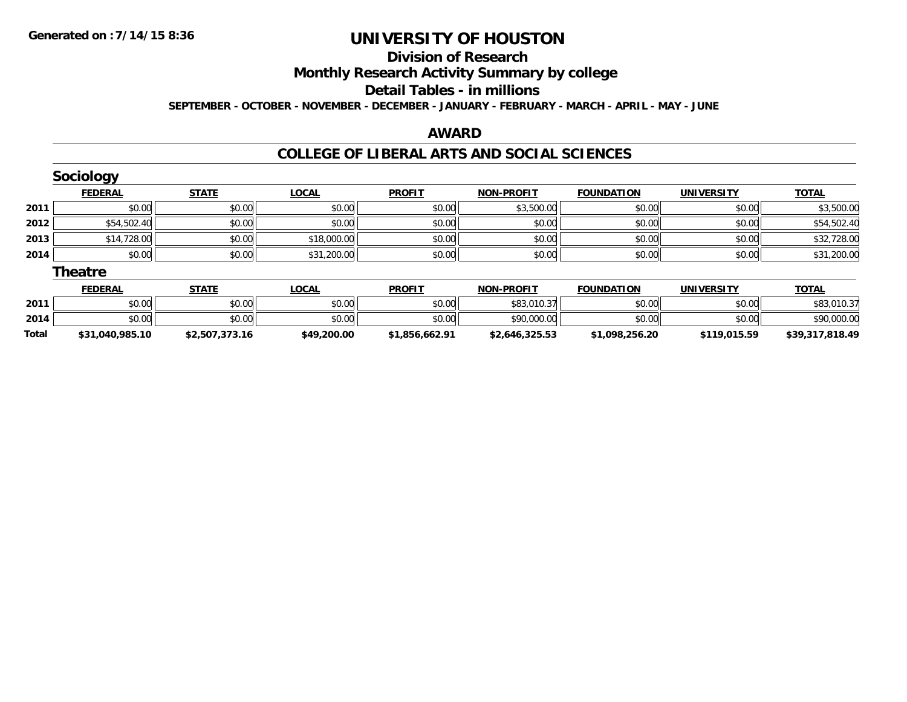# UNIVERSITY OF HOUSTON

## Division of Research

## Monthly Research Activity Summary by college

## Detail Tables - in millions

**SEPTEMBER - OCTOBER - NOVEMBER - DECEMBER - JANUARY - FEBRUARY - MARCH - APRIL - MAY - JUNE**

### AWARD

### COLLEGE OF LIBERAL ARTS AND SOCIAL SCIENCES

#### Sociology

| | FEDERAL | STATE | LOCAL | PROFIT | NON-PROFIT | FOUNDATION | UNIVERSITY | TOTAL |
|---|---|---|---|---|---|---|---|---|
| 2011 | $0.00 | $0.00 | $0.00 | $0.00 | $3,500.00 | $0.00 | $0.00 | $3,500.00 |
| 2012 | $54,502.40 | $0.00 | $0.00 | $0.00 | $0.00 | $0.00 | $0.00 | $54,502.40 |
| 2013 | $14,728.00 | $0.00 | $18,000.00 | $0.00 | $0.00 | $0.00 | $0.00 | $32,728.00 |
| 2014 | $0.00 | $0.00 | $31,200.00 | $0.00 | $0.00 | $0.00 | $0.00 | $31,200.00 |

#### Theatre

| | FEDERAL | STATE | LOCAL | PROFIT | NON-PROFIT | FOUNDATION | UNIVERSITY | TOTAL |
|---|---|---|---|---|---|---|---|---|
| 2011 | $0.00 | $0.00 | $0.00 | $0.00 | $83,010.37 | $0.00 | $0.00 | $83,010.37 |
| 2014 | $0.00 | $0.00 | $0.00 | $0.00 | $90,000.00 | $0.00 | $0.00 | $90,000.00 |
| **Total** | **$31,040,985.10** | **$2,507,373.16** | **$49,200.00** | **$1,856,662.91** | **$2,646,325.53** | **$1,098,256.20** | **$119,015.59** | **$39,317,818.49** |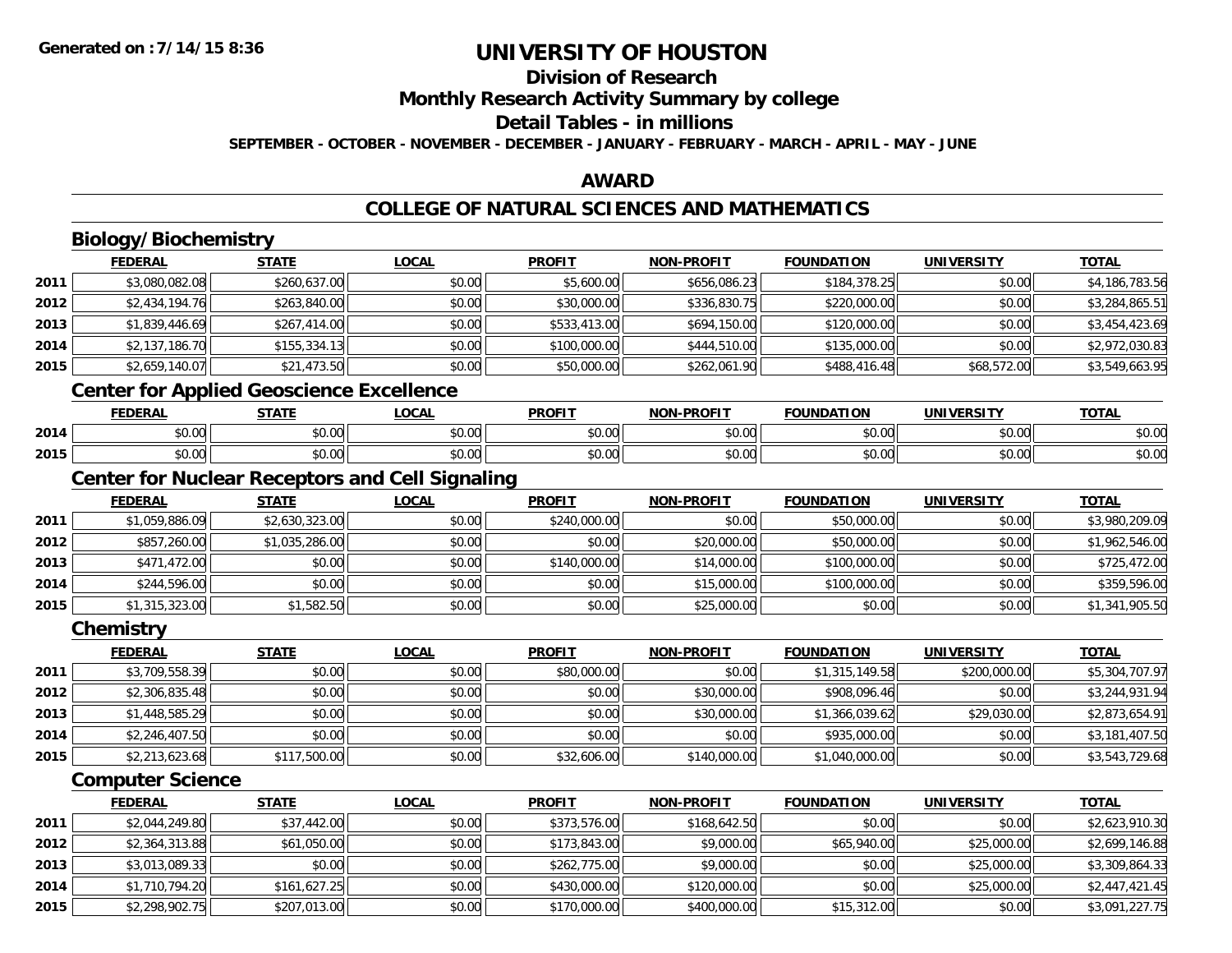# UNIVERSITY OF HOUSTON

## Division of Research

## Monthly Research Activity Summary by college

## Detail Tables - in millions

**SEPTEMBER - OCTOBER - NOVEMBER - DECEMBER - JANUARY - FEBRUARY - MARCH - APRIL - MAY - JUNE**

## AWARD

## COLLEGE OF NATURAL SCIENCES AND MATHEMATICS

### Biology/Biochemistry

| | FEDERAL | STATE | LOCAL | PROFIT | NON-PROFIT | FOUNDATION | UNIVERSITY | TOTAL |
|---|---|---|---|---|---|---|---|---|
| 2011 | $3,080,082.08 | $260,637.00 | $0.00 | $5,600.00 | $656,086.23 | $184,378.25 | $0.00 | $4,186,783.56 |
| 2012 | $2,434,194.76 | $263,840.00 | $0.00 | $30,000.00 | $336,830.75 | $220,000.00 | $0.00 | $3,284,865.51 |
| 2013 | $1,839,446.69 | $267,414.00 | $0.00 | $533,413.00 | $694,150.00 | $120,000.00 | $0.00 | $3,454,423.69 |
| 2014 | $2,137,186.70 | $155,334.13 | $0.00 | $100,000.00 | $444,510.00 | $135,000.00 | $0.00 | $2,972,030.83 |
| 2015 | $2,659,140.07 | $21,473.50 | $0.00 | $50,000.00 | $262,061.90 | $488,416.48 | $68,572.00 | $3,549,663.95 |

### Center for Applied Geoscience Excellence

| | FEDERAL | STATE | LOCAL | PROFIT | NON-PROFIT | FOUNDATION | UNIVERSITY | TOTAL |
|---|---|---|---|---|---|---|---|---|
| 2014 | $0.00 | $0.00 | $0.00 | $0.00 | $0.00 | $0.00 | $0.00 | $0.00 |
| 2015 | $0.00 | $0.00 | $0.00 | $0.00 | $0.00 | $0.00 | $0.00 | $0.00 |

### Center for Nuclear Receptors and Cell Signaling

| | FEDERAL | STATE | LOCAL | PROFIT | NON-PROFIT | FOUNDATION | UNIVERSITY | TOTAL |
|---|---|---|---|---|---|---|---|---|
| 2011 | $1,059,886.09 | $2,630,323.00 | $0.00 | $240,000.00 | $0.00 | $50,000.00 | $0.00 | $3,980,209.09 |
| 2012 | $857,260.00 | $1,035,286.00 | $0.00 | $0.00 | $20,000.00 | $50,000.00 | $0.00 | $1,962,546.00 |
| 2013 | $471,472.00 | $0.00 | $0.00 | $140,000.00 | $14,000.00 | $100,000.00 | $0.00 | $725,472.00 |
| 2014 | $244,596.00 | $0.00 | $0.00 | $0.00 | $15,000.00 | $100,000.00 | $0.00 | $359,596.00 |
| 2015 | $1,315,323.00 | $1,582.50 | $0.00 | $0.00 | $25,000.00 | $0.00 | $0.00 | $1,341,905.50 |

### Chemistry

| | FEDERAL | STATE | LOCAL | PROFIT | NON-PROFIT | FOUNDATION | UNIVERSITY | TOTAL |
|---|---|---|---|---|---|---|---|---|
| 2011 | $3,709,558.39 | $0.00 | $0.00 | $80,000.00 | $0.00 | $1,315,149.58 | $200,000.00 | $5,304,707.97 |
| 2012 | $2,306,835.48 | $0.00 | $0.00 | $0.00 | $30,000.00 | $908,096.46 | $0.00 | $3,244,931.94 |
| 2013 | $1,448,585.29 | $0.00 | $0.00 | $0.00 | $30,000.00 | $1,366,039.62 | $29,030.00 | $2,873,654.91 |
| 2014 | $2,246,407.50 | $0.00 | $0.00 | $0.00 | $0.00 | $935,000.00 | $0.00 | $3,181,407.50 |
| 2015 | $2,213,623.68 | $117,500.00 | $0.00 | $32,606.00 | $140,000.00 | $1,040,000.00 | $0.00 | $3,543,729.68 |

### Computer Science

| | FEDERAL | STATE | LOCAL | PROFIT | NON-PROFIT | FOUNDATION | UNIVERSITY | TOTAL |
|---|---|---|---|---|---|---|---|---|
| 2011 | $2,044,249.80 | $37,442.00 | $0.00 | $373,576.00 | $168,642.50 | $0.00 | $0.00 | $2,623,910.30 |
| 2012 | $2,364,313.88 | $61,050.00 | $0.00 | $173,843.00 | $9,000.00 | $65,940.00 | $25,000.00 | $2,699,146.88 |
| 2013 | $3,013,089.33 | $0.00 | $0.00 | $262,775.00 | $9,000.00 | $0.00 | $25,000.00 | $3,309,864.33 |
| 2014 | $1,710,794.20 | $161,627.25 | $0.00 | $430,000.00 | $120,000.00 | $0.00 | $25,000.00 | $2,447,421.45 |
| 2015 | $2,298,902.75 | $207,013.00 | $0.00 | $170,000.00 | $400,000.00 | $15,312.00 | $0.00 | $3,091,227.75 |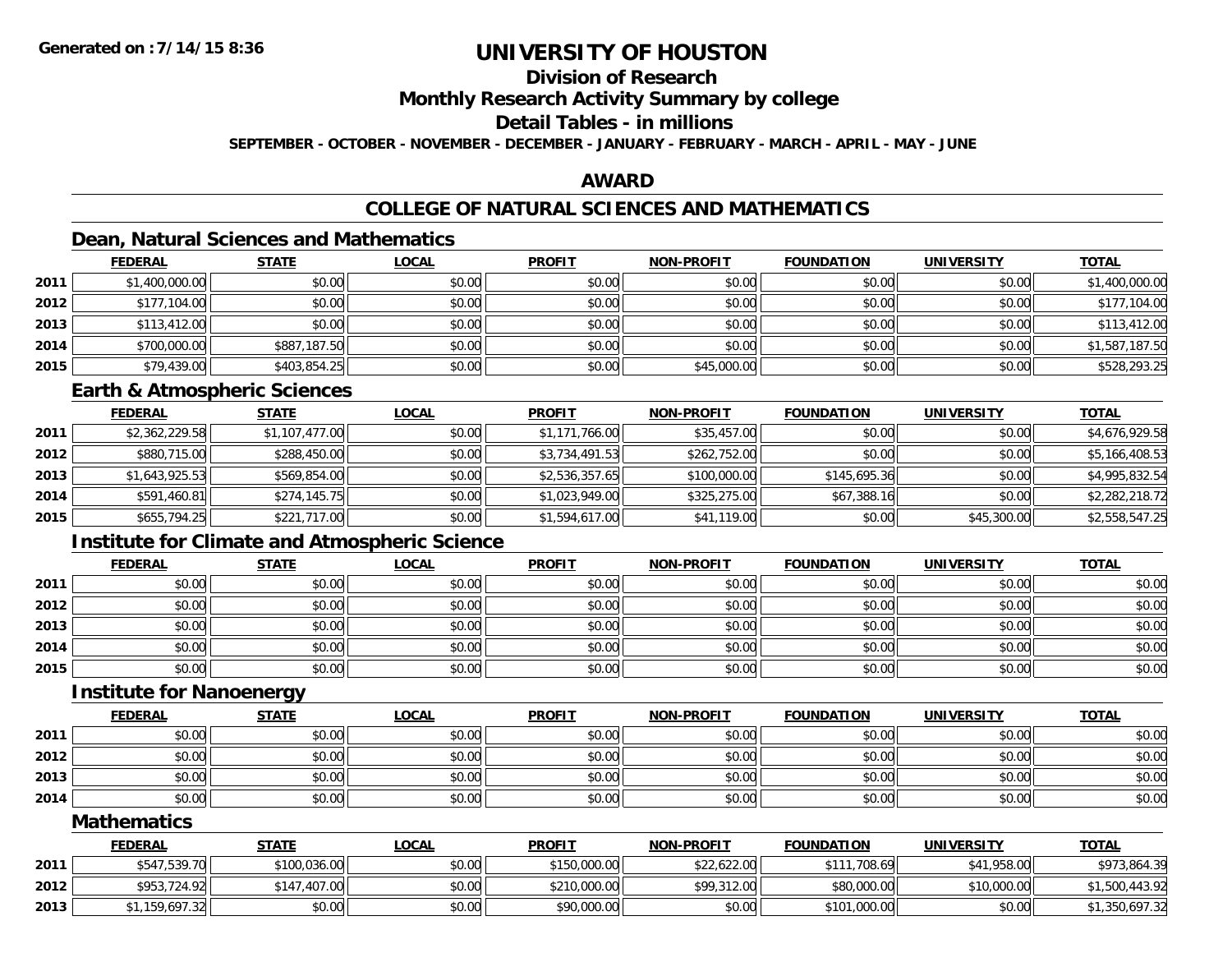# UNIVERSITY OF HOUSTON

## Division of Research

## Monthly Research Activity Summary by college

## Detail Tables - in millions

**SEPTEMBER - OCTOBER - NOVEMBER - DECEMBER - JANUARY - FEBRUARY - MARCH - APRIL - MAY - JUNE**

## AWARD

## COLLEGE OF NATURAL SCIENCES AND MATHEMATICS

### Dean, Natural Sciences and Mathematics

| | FEDERAL | STATE | LOCAL | PROFIT | NON-PROFIT | FOUNDATION | UNIVERSITY | TOTAL |
|---|---|---|---|---|---|---|---|---|
| 2011 | $1,400,000.00 | $0.00 | $0.00 | $0.00 | $0.00 | $0.00 | $0.00 | $1,400,000.00 |
| 2012 | $177,104.00 | $0.00 | $0.00 | $0.00 | $0.00 | $0.00 | $0.00 | $177,104.00 |
| 2013 | $113,412.00 | $0.00 | $0.00 | $0.00 | $0.00 | $0.00 | $0.00 | $113,412.00 |
| 2014 | $700,000.00 | $887,187.50 | $0.00 | $0.00 | $0.00 | $0.00 | $0.00 | $1,587,187.50 |
| 2015 | $79,439.00 | $403,854.25 | $0.00 | $0.00 | $45,000.00 | $0.00 | $0.00 | $528,293.25 |

### Earth & Atmospheric Sciences

| | FEDERAL | STATE | LOCAL | PROFIT | NON-PROFIT | FOUNDATION | UNIVERSITY | TOTAL |
|---|---|---|---|---|---|---|---|---|
| 2011 | $2,362,229.58 | $1,107,477.00 | $0.00 | $1,171,766.00 | $35,457.00 | $0.00 | $0.00 | $4,676,929.58 |
| 2012 | $880,715.00 | $288,450.00 | $0.00 | $3,734,491.53 | $262,752.00 | $0.00 | $0.00 | $5,166,408.53 |
| 2013 | $1,643,925.53 | $569,854.00 | $0.00 | $2,536,357.65 | $100,000.00 | $145,695.36 | $0.00 | $4,995,832.54 |
| 2014 | $591,460.81 | $274,145.75 | $0.00 | $1,023,949.00 | $325,275.00 | $67,388.16 | $0.00 | $2,282,218.72 |
| 2015 | $655,794.25 | $221,717.00 | $0.00 | $1,594,617.00 | $41,119.00 | $0.00 | $45,300.00 | $2,558,547.25 |

### Institute for Climate and Atmospheric Science

| | FEDERAL | STATE | LOCAL | PROFIT | NON-PROFIT | FOUNDATION | UNIVERSITY | TOTAL |
|---|---|---|---|---|---|---|---|---|
| 2011 | $0.00 | $0.00 | $0.00 | $0.00 | $0.00 | $0.00 | $0.00 | $0.00 |
| 2012 | $0.00 | $0.00 | $0.00 | $0.00 | $0.00 | $0.00 | $0.00 | $0.00 |
| 2013 | $0.00 | $0.00 | $0.00 | $0.00 | $0.00 | $0.00 | $0.00 | $0.00 |
| 2014 | $0.00 | $0.00 | $0.00 | $0.00 | $0.00 | $0.00 | $0.00 | $0.00 |
| 2015 | $0.00 | $0.00 | $0.00 | $0.00 | $0.00 | $0.00 | $0.00 | $0.00 |

### Institute for Nanoenergy

| | FEDERAL | STATE | LOCAL | PROFIT | NON-PROFIT | FOUNDATION | UNIVERSITY | TOTAL |
|---|---|---|---|---|---|---|---|---|
| 2011 | $0.00 | $0.00 | $0.00 | $0.00 | $0.00 | $0.00 | $0.00 | $0.00 |
| 2012 | $0.00 | $0.00 | $0.00 | $0.00 | $0.00 | $0.00 | $0.00 | $0.00 |
| 2013 | $0.00 | $0.00 | $0.00 | $0.00 | $0.00 | $0.00 | $0.00 | $0.00 |
| 2014 | $0.00 | $0.00 | $0.00 | $0.00 | $0.00 | $0.00 | $0.00 | $0.00 |

### Mathematics

| | FEDERAL | STATE | LOCAL | PROFIT | NON-PROFIT | FOUNDATION | UNIVERSITY | TOTAL |
|---|---|---|---|---|---|---|---|---|
| 2011 | $547,539.70 | $100,036.00 | $0.00 | $150,000.00 | $22,622.00 | $111,708.69 | $41,958.00 | $973,864.39 |
| 2012 | $953,724.92 | $147,407.00 | $0.00 | $210,000.00 | $99,312.00 | $80,000.00 | $10,000.00 | $1,500,443.92 |
| 2013 | $1,159,697.32 | $0.00 | $0.00 | $90,000.00 | $0.00 | $101,000.00 | $0.00 | $1,350,697.32 |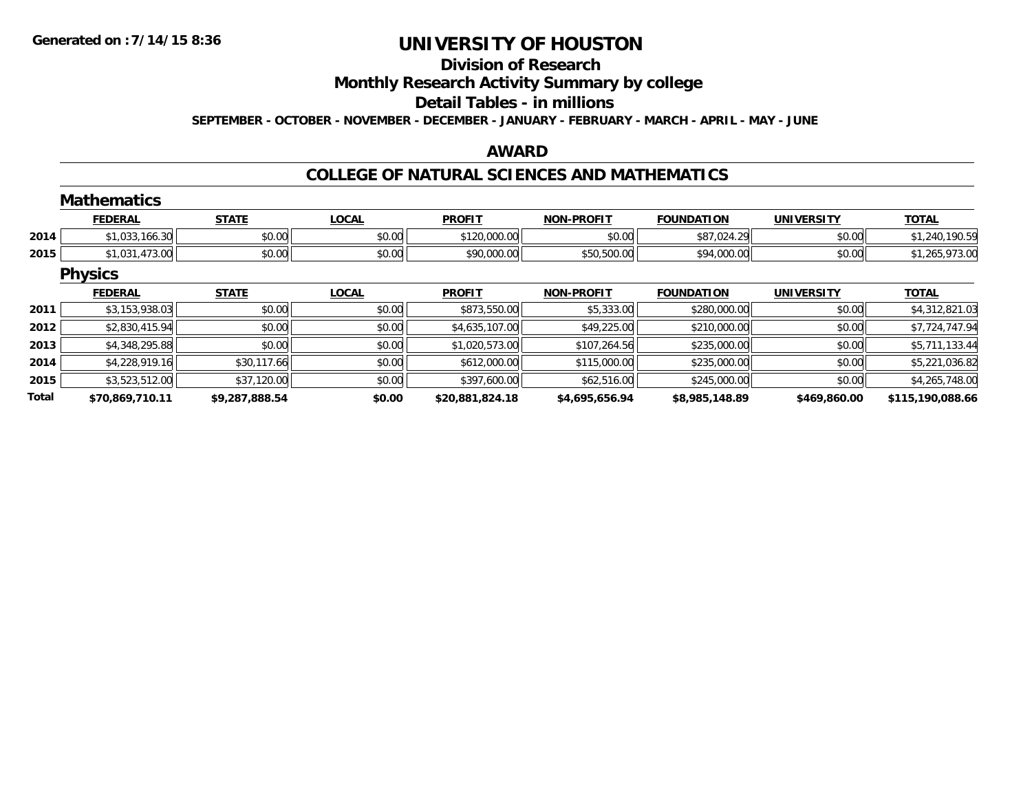**Generated on :7/14/15 8:36**

# UNIVERSITY OF HOUSTON

## Division of Research

## Monthly Research Activity Summary by college

## Detail Tables - in millions

**SEPTEMBER - OCTOBER - NOVEMBER - DECEMBER - JANUARY - FEBRUARY - MARCH - APRIL - MAY - JUNE**

## AWARD

## COLLEGE OF NATURAL SCIENCES AND MATHEMATICS

### Mathematics

| | FEDERAL | STATE | LOCAL | PROFIT | NON-PROFIT | FOUNDATION | UNIVERSITY | TOTAL |
|---|---|---|---|---|---|---|---|---|
| 2014 | $1,033,166.30 | $0.00 | $0.00 | $120,000.00 | $0.00 | $87,024.29 | $0.00 | $1,240,190.59 |
| 2015 | $1,031,473.00 | $0.00 | $0.00 | $90,000.00 | $50,500.00 | $94,000.00 | $0.00 | $1,265,973.00 |

### Physics

| | FEDERAL | STATE | LOCAL | PROFIT | NON-PROFIT | FOUNDATION | UNIVERSITY | TOTAL |
|---|---|---|---|---|---|---|---|---|
| 2011 | $3,153,938.03 | $0.00 | $0.00 | $873,550.00 | $5,333.00 | $280,000.00 | $0.00 | $4,312,821.03 |
| 2012 | $2,830,415.94 | $0.00 | $0.00 | $4,635,107.00 | $49,225.00 | $210,000.00 | $0.00 | $7,724,747.94 |
| 2013 | $4,348,295.88 | $0.00 | $0.00 | $1,020,573.00 | $107,264.56 | $235,000.00 | $0.00 | $5,711,133.44 |
| 2014 | $4,228,919.16 | $30,117.66 | $0.00 | $612,000.00 | $115,000.00 | $235,000.00 | $0.00 | $5,221,036.82 |
| 2015 | $3,523,512.00 | $37,120.00 | $0.00 | $397,600.00 | $62,516.00 | $245,000.00 | $0.00 | $4,265,748.00 |
| **Total** | **$70,869,710.11** | **$9,287,888.54** | **$0.00** | **$20,881,824.18** | **$4,695,656.94** | **$8,985,148.89** | **$469,860.00** | **$115,190,088.66** |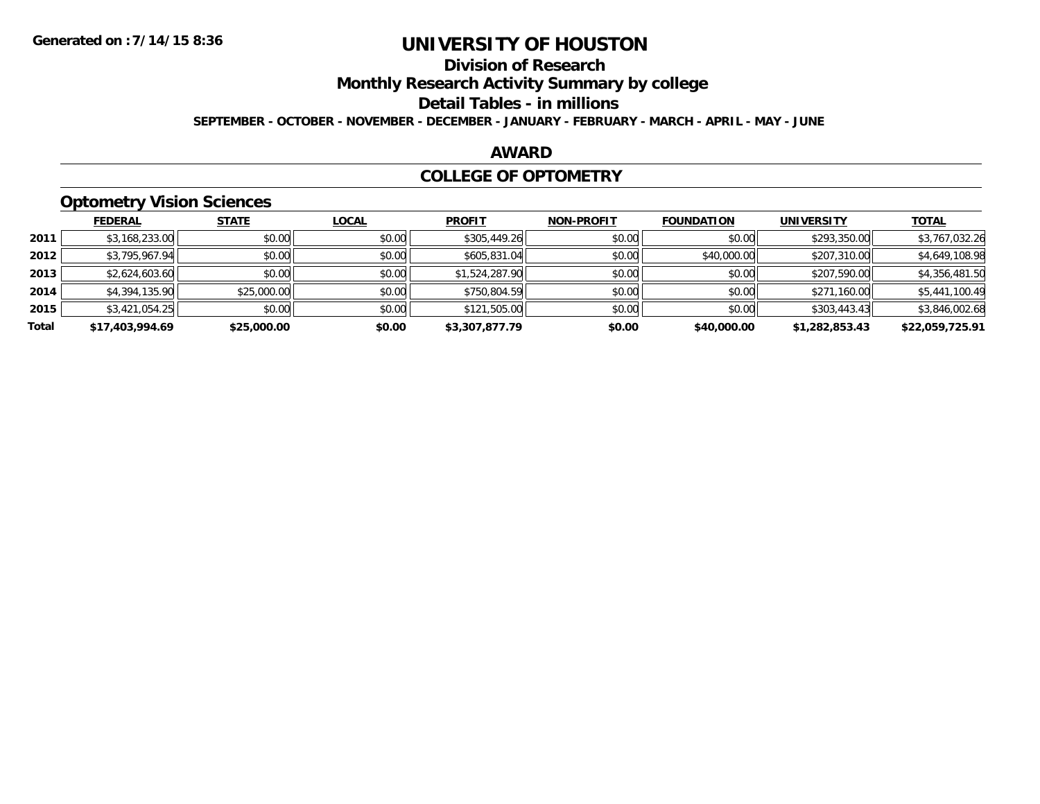# UNIVERSITY OF HOUSTON

## Division of Research

## Monthly Research Activity Summary by college

## Detail Tables - in millions

**SEPTEMBER - OCTOBER - NOVEMBER - DECEMBER - JANUARY - FEBRUARY - MARCH - APRIL - MAY - JUNE**

**Generated on : 7/14/15 8:36**

## AWARD

## COLLEGE OF OPTOMETRY

### Optometry Vision Sciences

| | FEDERAL | STATE | LOCAL | PROFIT | NON-PROFIT | FOUNDATION | UNIVERSITY | TOTAL |
|---|---|---|---|---|---|---|---|---|
| 2011 | $3,168,233.00 | $0.00 | $0.00 | $305,449.26 | $0.00 | $0.00 | $293,350.00 | $3,767,032.26 |
| 2012 | $3,795,967.94 | $0.00 | $0.00 | $605,831.04 | $0.00 | $40,000.00 | $207,310.00 | $4,649,108.98 |
| 2013 | $2,624,603.60 | $0.00 | $0.00 | $1,524,287.90 | $0.00 | $0.00 | $207,590.00 | $4,356,481.50 |
| 2014 | $4,394,135.90 | $25,000.00 | $0.00 | $750,804.59 | $0.00 | $0.00 | $271,160.00 | $5,441,100.49 |
| 2015 | $3,421,054.25 | $0.00 | $0.00 | $121,505.00 | $0.00 | $0.00 | $303,443.43 | $3,846,002.68 |
| **Total** | **$17,403,994.69** | **$25,000.00** | **$0.00** | **$3,307,877.79** | **$0.00** | **$40,000.00** | **$1,282,853.43** | **$22,059,725.91** |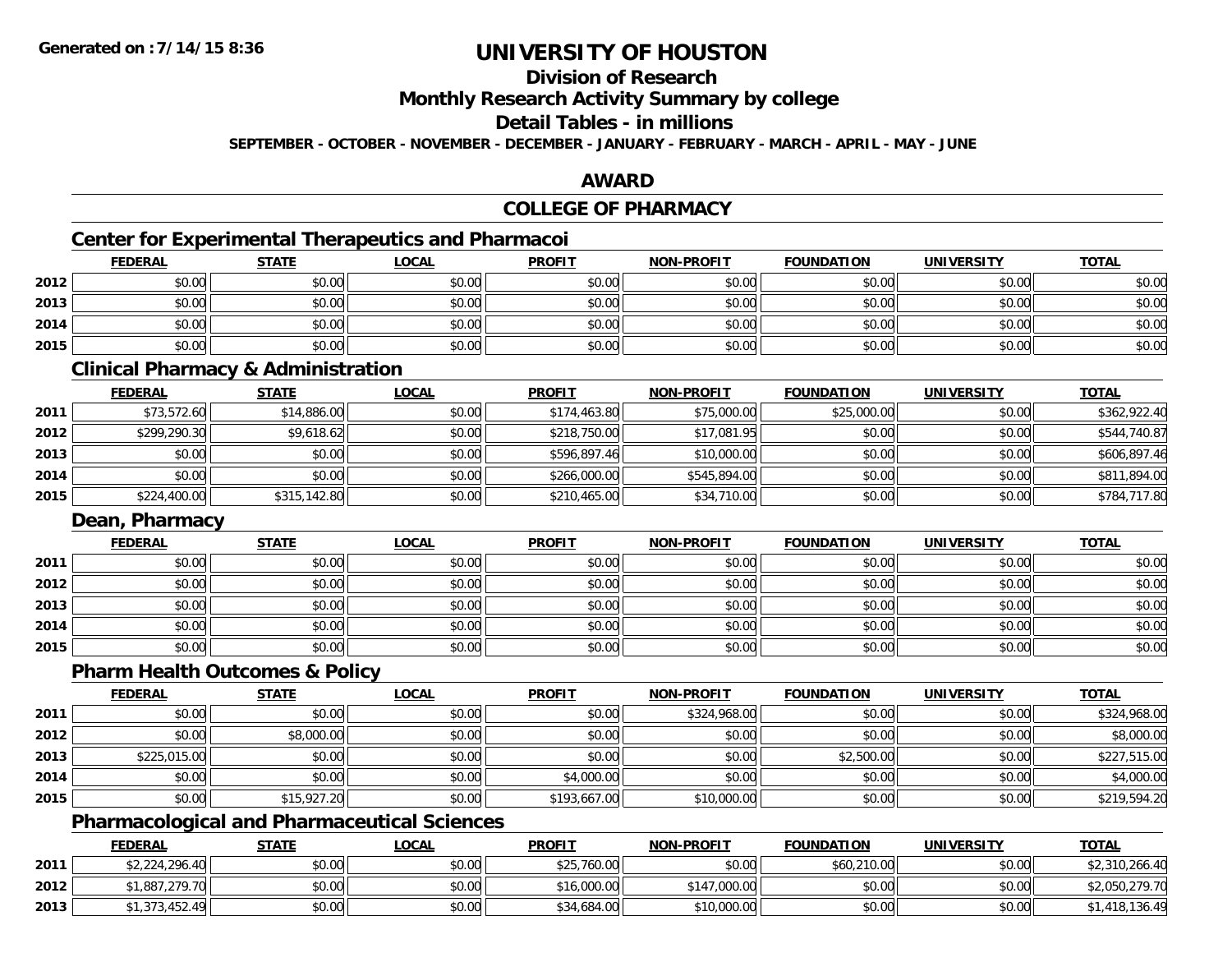**Generated on :7/14/15 8:36**

# UNIVERSITY OF HOUSTON

## Division of Research

## Monthly Research Activity Summary by college

## Detail Tables - in millions

**SEPTEMBER - OCTOBER - NOVEMBER - DECEMBER - JANUARY - FEBRUARY - MARCH - APRIL - MAY - JUNE**

## AWARD

## COLLEGE OF PHARMACY

### Center for Experimental Therapeutics and Pharmacoi

| | FEDERAL | STATE | LOCAL | PROFIT | NON-PROFIT | FOUNDATION | UNIVERSITY | TOTAL |
|---|---|---|---|---|---|---|---|---|
| 2012 | $0.00 | $0.00 | $0.00 | $0.00 | $0.00 | $0.00 | $0.00 | $0.00 |
| 2013 | $0.00 | $0.00 | $0.00 | $0.00 | $0.00 | $0.00 | $0.00 | $0.00 |
| 2014 | $0.00 | $0.00 | $0.00 | $0.00 | $0.00 | $0.00 | $0.00 | $0.00 |
| 2015 | $0.00 | $0.00 | $0.00 | $0.00 | $0.00 | $0.00 | $0.00 | $0.00 |

### Clinical Pharmacy & Administration

| | FEDERAL | STATE | LOCAL | PROFIT | NON-PROFIT | FOUNDATION | UNIVERSITY | TOTAL |
|---|---|---|---|---|---|---|---|---|
| 2011 | $73,572.60 | $14,886.00 | $0.00 | $174,463.80 | $75,000.00 | $25,000.00 | $0.00 | $362,922.40 |
| 2012 | $299,290.30 | $9,618.62 | $0.00 | $218,750.00 | $17,081.95 | $0.00 | $0.00 | $544,740.87 |
| 2013 | $0.00 | $0.00 | $0.00 | $596,897.46 | $10,000.00 | $0.00 | $0.00 | $606,897.46 |
| 2014 | $0.00 | $0.00 | $0.00 | $266,000.00 | $545,894.00 | $0.00 | $0.00 | $811,894.00 |
| 2015 | $224,400.00 | $315,142.80 | $0.00 | $210,465.00 | $34,710.00 | $0.00 | $0.00 | $784,717.80 |

### Dean, Pharmacy

| | FEDERAL | STATE | LOCAL | PROFIT | NON-PROFIT | FOUNDATION | UNIVERSITY | TOTAL |
|---|---|---|---|---|---|---|---|---|
| 2011 | $0.00 | $0.00 | $0.00 | $0.00 | $0.00 | $0.00 | $0.00 | $0.00 |
| 2012 | $0.00 | $0.00 | $0.00 | $0.00 | $0.00 | $0.00 | $0.00 | $0.00 |
| 2013 | $0.00 | $0.00 | $0.00 | $0.00 | $0.00 | $0.00 | $0.00 | $0.00 |
| 2014 | $0.00 | $0.00 | $0.00 | $0.00 | $0.00 | $0.00 | $0.00 | $0.00 |
| 2015 | $0.00 | $0.00 | $0.00 | $0.00 | $0.00 | $0.00 | $0.00 | $0.00 |

### Pharm Health Outcomes & Policy

| | FEDERAL | STATE | LOCAL | PROFIT | NON-PROFIT | FOUNDATION | UNIVERSITY | TOTAL |
|---|---|---|---|---|---|---|---|---|
| 2011 | $0.00 | $0.00 | $0.00 | $0.00 | $324,968.00 | $0.00 | $0.00 | $324,968.00 |
| 2012 | $0.00 | $8,000.00 | $0.00 | $0.00 | $0.00 | $0.00 | $0.00 | $8,000.00 |
| 2013 | $225,015.00 | $0.00 | $0.00 | $0.00 | $0.00 | $2,500.00 | $0.00 | $227,515.00 |
| 2014 | $0.00 | $0.00 | $0.00 | $4,000.00 | $0.00 | $0.00 | $0.00 | $4,000.00 |
| 2015 | $0.00 | $15,927.20 | $0.00 | $193,667.00 | $10,000.00 | $0.00 | $0.00 | $219,594.20 |

### Pharmacological and Pharmaceutical Sciences

| | FEDERAL | STATE | LOCAL | PROFIT | NON-PROFIT | FOUNDATION | UNIVERSITY | TOTAL |
|---|---|---|---|---|---|---|---|---|
| 2011 | $2,224,296.40 | $0.00 | $0.00 | $25,760.00 | $0.00 | $60,210.00 | $0.00 | $2,310,266.40 |
| 2012 | $1,887,279.70 | $0.00 | $0.00 | $16,000.00 | $147,000.00 | $0.00 | $0.00 | $2,050,279.70 |
| 2013 | $1,373,452.49 | $0.00 | $0.00 | $34,684.00 | $10,000.00 | $0.00 | $0.00 | $1,418,136.49 |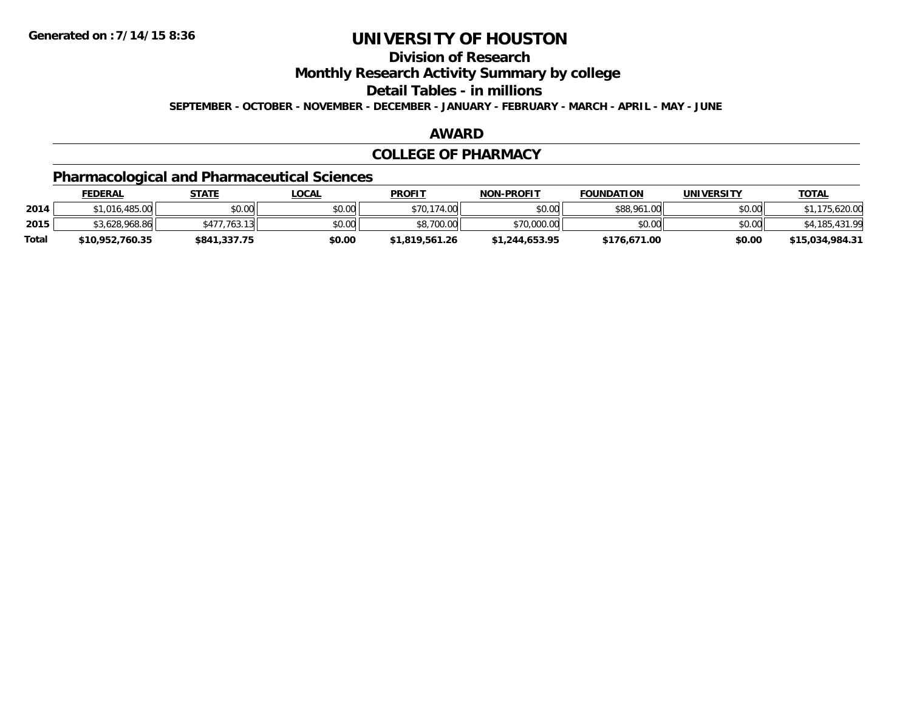**Generated on :7/14/15 8:36**

# UNIVERSITY OF HOUSTON

## Division of Research

## Monthly Research Activity Summary by college

## Detail Tables - in millions

**SEPTEMBER - OCTOBER - NOVEMBER - DECEMBER - JANUARY - FEBRUARY - MARCH - APRIL - MAY - JUNE**

## AWARD

## COLLEGE OF PHARMACY

### Pharmacological and Pharmaceutical Sciences

| | FEDERAL | STATE | LOCAL | PROFIT | NON-PROFIT | FOUNDATION | UNIVERSITY | TOTAL |
|---|---|---|---|---|---|---|---|---|
| 2014 | $1,016,485.00 | $0.00 | $0.00 | $70,174.00 | $0.00 | $88,961.00 | $0.00 | $1,175,620.00 |
| 2015 | $3,628,968.86 | $477,763.13 | $0.00 | $8,700.00 | $70,000.00 | $0.00 | $0.00 | $4,185,431.99 |
| **Total** | **$10,952,760.35** | **$841,337.75** | **$0.00** | **$1,819,561.26** | **$1,244,653.95** | **$176,671.00** | **$0.00** | **$15,034,984.31** |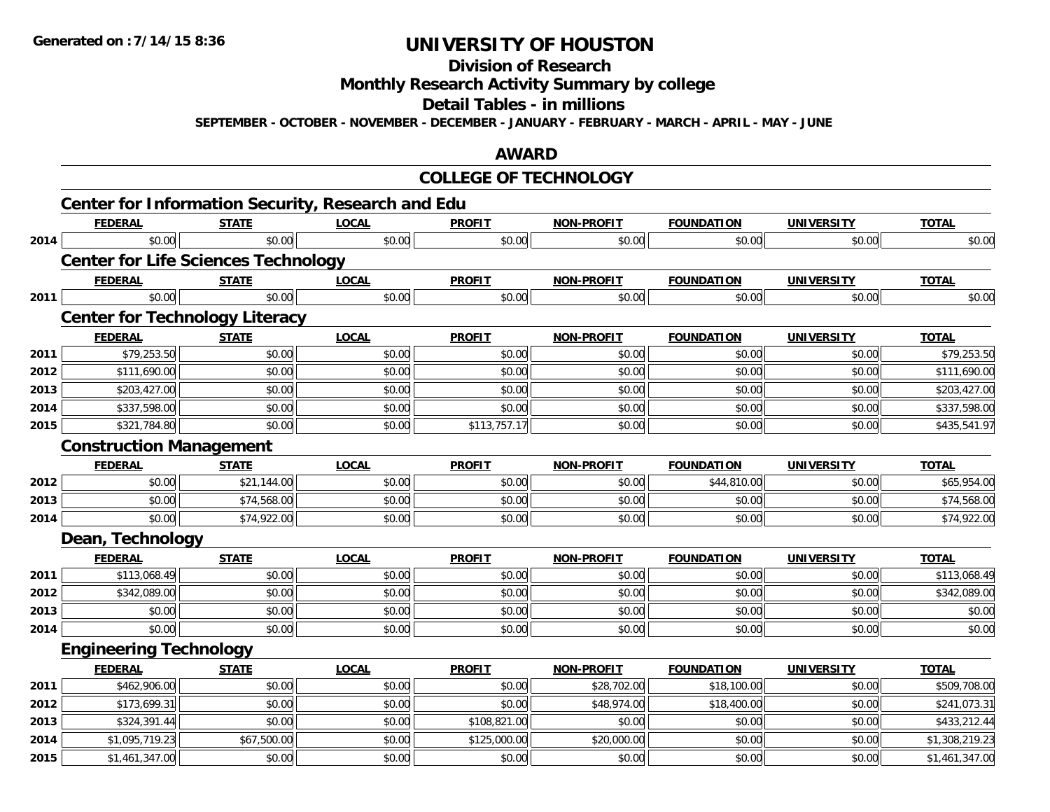# UNIVERSITY OF HOUSTON

## Division of Research

## Monthly Research Activity Summary by college

## Detail Tables - in millions

SEPTEMBER - OCTOBER - NOVEMBER - DECEMBER - JANUARY - FEBRUARY - MARCH - APRIL - MAY - JUNE

## AWARD

## COLLEGE OF TECHNOLOGY

### Center for Information Security, Research and Edu

| | FEDERAL | STATE | LOCAL | PROFIT | NON-PROFIT | FOUNDATION | UNIVERSITY | TOTAL |
|---|---|---|---|---|---|---|---|---|
| 2014 | $0.00 | $0.00 | $0.00 | $0.00 | $0.00 | $0.00 | $0.00 | $0.00 |

### Center for Life Sciences Technology

| | FEDERAL | STATE | LOCAL | PROFIT | NON-PROFIT | FOUNDATION | UNIVERSITY | TOTAL |
|---|---|---|---|---|---|---|---|---|
| 2011 | $0.00 | $0.00 | $0.00 | $0.00 | $0.00 | $0.00 | $0.00 | $0.00 |

### Center for Technology Literacy

| | FEDERAL | STATE | LOCAL | PROFIT | NON-PROFIT | FOUNDATION | UNIVERSITY | TOTAL |
|---|---|---|---|---|---|---|---|---|
| 2011 | $79,253.50 | $0.00 | $0.00 | $0.00 | $0.00 | $0.00 | $0.00 | $79,253.50 |
| 2012 | $111,690.00 | $0.00 | $0.00 | $0.00 | $0.00 | $0.00 | $0.00 | $111,690.00 |
| 2013 | $203,427.00 | $0.00 | $0.00 | $0.00 | $0.00 | $0.00 | $0.00 | $203,427.00 |
| 2014 | $337,598.00 | $0.00 | $0.00 | $0.00 | $0.00 | $0.00 | $0.00 | $337,598.00 |
| 2015 | $321,784.80 | $0.00 | $0.00 | $113,757.17 | $0.00 | $0.00 | $0.00 | $435,541.97 |

### Construction Management

| | FEDERAL | STATE | LOCAL | PROFIT | NON-PROFIT | FOUNDATION | UNIVERSITY | TOTAL |
|---|---|---|---|---|---|---|---|---|
| 2012 | $0.00 | $21,144.00 | $0.00 | $0.00 | $0.00 | $44,810.00 | $0.00 | $65,954.00 |
| 2013 | $0.00 | $74,568.00 | $0.00 | $0.00 | $0.00 | $0.00 | $0.00 | $74,568.00 |
| 2014 | $0.00 | $74,922.00 | $0.00 | $0.00 | $0.00 | $0.00 | $0.00 | $74,922.00 |

### Dean, Technology

| | FEDERAL | STATE | LOCAL | PROFIT | NON-PROFIT | FOUNDATION | UNIVERSITY | TOTAL |
|---|---|---|---|---|---|---|---|---|
| 2011 | $113,068.49 | $0.00 | $0.00 | $0.00 | $0.00 | $0.00 | $0.00 | $113,068.49 |
| 2012 | $342,089.00 | $0.00 | $0.00 | $0.00 | $0.00 | $0.00 | $0.00 | $342,089.00 |
| 2013 | $0.00 | $0.00 | $0.00 | $0.00 | $0.00 | $0.00 | $0.00 | $0.00 |
| 2014 | $0.00 | $0.00 | $0.00 | $0.00 | $0.00 | $0.00 | $0.00 | $0.00 |

### Engineering Technology

| | FEDERAL | STATE | LOCAL | PROFIT | NON-PROFIT | FOUNDATION | UNIVERSITY | TOTAL |
|---|---|---|---|---|---|---|---|---|
| 2011 | $462,906.00 | $0.00 | $0.00 | $0.00 | $28,702.00 | $18,100.00 | $0.00 | $509,708.00 |
| 2012 | $173,699.31 | $0.00 | $0.00 | $0.00 | $48,974.00 | $18,400.00 | $0.00 | $241,073.31 |
| 2013 | $324,391.44 | $0.00 | $0.00 | $108,821.00 | $0.00 | $0.00 | $0.00 | $433,212.44 |
| 2014 | $1,095,719.23 | $67,500.00 | $0.00 | $125,000.00 | $20,000.00 | $0.00 | $0.00 | $1,308,219.23 |
| 2015 | $1,461,347.00 | $0.00 | $0.00 | $0.00 | $0.00 | $0.00 | $0.00 | $1,461,347.00 |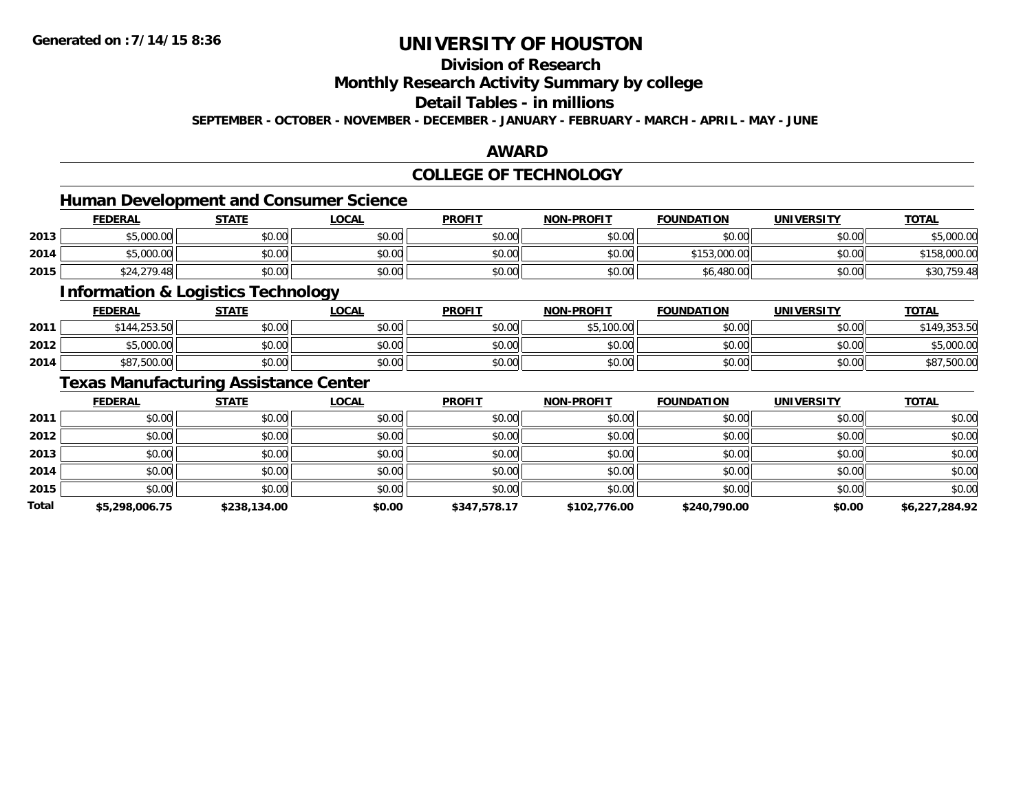**Generated on :7/14/15 8:36**

# UNIVERSITY OF HOUSTON

## Division of Research

## Monthly Research Activity Summary by college

## Detail Tables - in millions

**SEPTEMBER - OCTOBER - NOVEMBER - DECEMBER - JANUARY - FEBRUARY - MARCH - APRIL - MAY - JUNE**

## AWARD

## COLLEGE OF TECHNOLOGY

### Human Development and Consumer Science

| | FEDERAL | STATE | LOCAL | PROFIT | NON-PROFIT | FOUNDATION | UNIVERSITY | TOTAL |
|---|---|---|---|---|---|---|---|---|
| 2013 | $5,000.00 | $0.00 | $0.00 | $0.00 | $0.00 | $0.00 | $0.00 | $5,000.00 |
| 2014 | $5,000.00 | $0.00 | $0.00 | $0.00 | $0.00 | $153,000.00 | $0.00 | $158,000.00 |
| 2015 | $24,279.48 | $0.00 | $0.00 | $0.00 | $0.00 | $6,480.00 | $0.00 | $30,759.48 |

### Information & Logistics Technology

| | FEDERAL | STATE | LOCAL | PROFIT | NON-PROFIT | FOUNDATION | UNIVERSITY | TOTAL |
|---|---|---|---|---|---|---|---|---|
| 2011 | $144,253.50 | $0.00 | $0.00 | $0.00 | $5,100.00 | $0.00 | $0.00 | $149,353.50 |
| 2012 | $5,000.00 | $0.00 | $0.00 | $0.00 | $0.00 | $0.00 | $0.00 | $5,000.00 |
| 2014 | $87,500.00 | $0.00 | $0.00 | $0.00 | $0.00 | $0.00 | $0.00 | $87,500.00 |

### Texas Manufacturing Assistance Center

| | FEDERAL | STATE | LOCAL | PROFIT | NON-PROFIT | FOUNDATION | UNIVERSITY | TOTAL |
|---|---|---|---|---|---|---|---|---|
| 2011 | $0.00 | $0.00 | $0.00 | $0.00 | $0.00 | $0.00 | $0.00 | $0.00 |
| 2012 | $0.00 | $0.00 | $0.00 | $0.00 | $0.00 | $0.00 | $0.00 | $0.00 |
| 2013 | $0.00 | $0.00 | $0.00 | $0.00 | $0.00 | $0.00 | $0.00 | $0.00 |
| 2014 | $0.00 | $0.00 | $0.00 | $0.00 | $0.00 | $0.00 | $0.00 | $0.00 |
| 2015 | $0.00 | $0.00 | $0.00 | $0.00 | $0.00 | $0.00 | $0.00 | $0.00 |
| **Total** | **$5,298,006.75** | **$238,134.00** | **$0.00** | **$347,578.17** | **$102,776.00** | **$240,790.00** | **$0.00** | **$6,227,284.92** |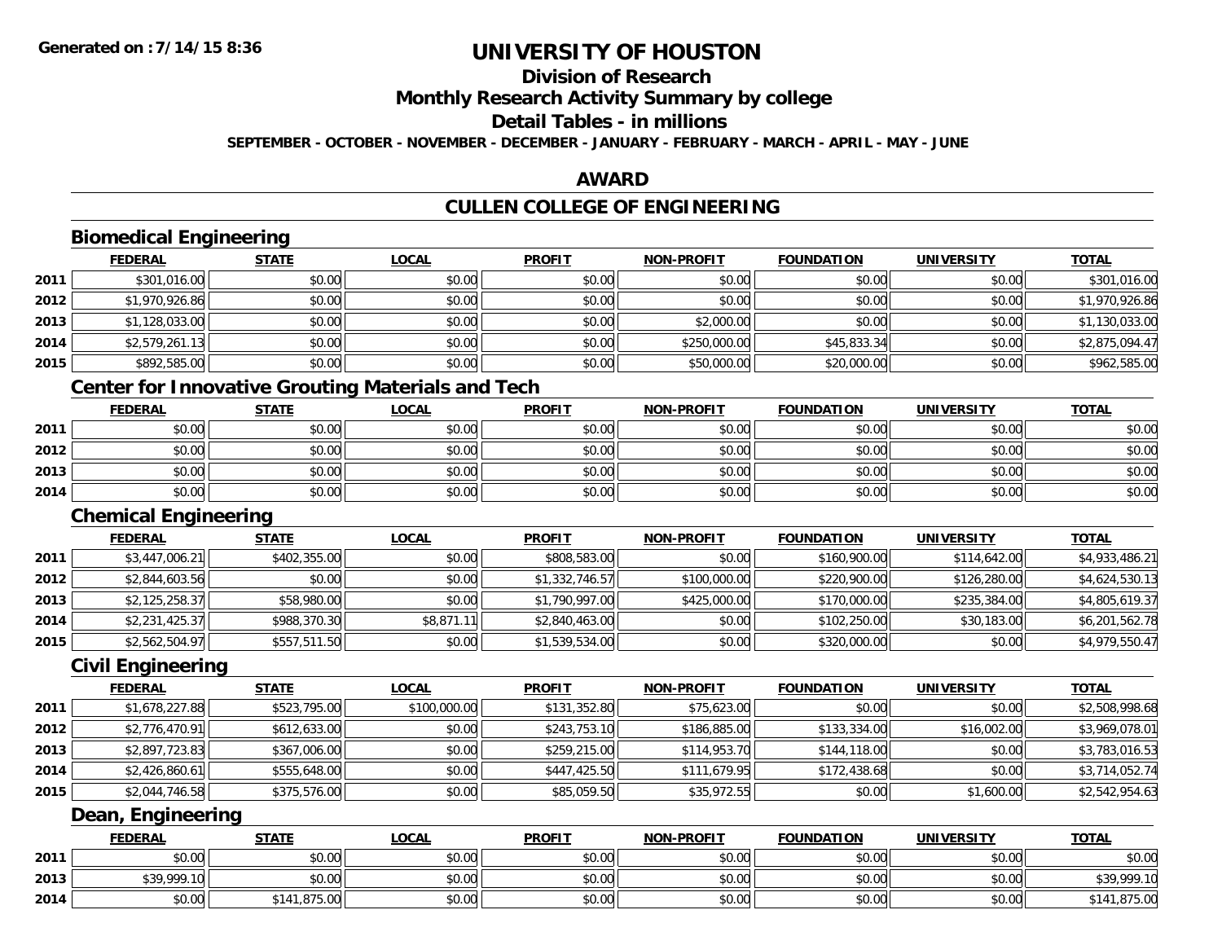**Generated on :7/14/15 8:36**

# UNIVERSITY OF HOUSTON

## Division of Research

## Monthly Research Activity Summary by college

## Detail Tables - in millions

**SEPTEMBER - OCTOBER - NOVEMBER - DECEMBER - JANUARY - FEBRUARY - MARCH - APRIL - MAY - JUNE**

## AWARD

## CULLEN COLLEGE OF ENGINEERING

### Biomedical Engineering

| | FEDERAL | STATE | LOCAL | PROFIT | NON-PROFIT | FOUNDATION | UNIVERSITY | TOTAL |
|---|---|---|---|---|---|---|---|---|
| 2011 | $301,016.00 | $0.00 | $0.00 | $0.00 | $0.00 | $0.00 | $0.00 | $301,016.00 |
| 2012 | $1,970,926.86 | $0.00 | $0.00 | $0.00 | $0.00 | $0.00 | $0.00 | $1,970,926.86 |
| 2013 | $1,128,033.00 | $0.00 | $0.00 | $0.00 | $2,000.00 | $0.00 | $0.00 | $1,130,033.00 |
| 2014 | $2,579,261.13 | $0.00 | $0.00 | $0.00 | $250,000.00 | $45,833.34 | $0.00 | $2,875,094.47 |
| 2015 | $892,585.00 | $0.00 | $0.00 | $0.00 | $50,000.00 | $20,000.00 | $0.00 | $962,585.00 |

### Center for Innovative Grouting Materials and Tech

| | FEDERAL | STATE | LOCAL | PROFIT | NON-PROFIT | FOUNDATION | UNIVERSITY | TOTAL |
|---|---|---|---|---|---|---|---|---|
| 2011 | $0.00 | $0.00 | $0.00 | $0.00 | $0.00 | $0.00 | $0.00 | $0.00 |
| 2012 | $0.00 | $0.00 | $0.00 | $0.00 | $0.00 | $0.00 | $0.00 | $0.00 |
| 2013 | $0.00 | $0.00 | $0.00 | $0.00 | $0.00 | $0.00 | $0.00 | $0.00 |
| 2014 | $0.00 | $0.00 | $0.00 | $0.00 | $0.00 | $0.00 | $0.00 | $0.00 |

### Chemical Engineering

| | FEDERAL | STATE | LOCAL | PROFIT | NON-PROFIT | FOUNDATION | UNIVERSITY | TOTAL |
|---|---|---|---|---|---|---|---|---|
| 2011 | $3,447,006.21 | $402,355.00 | $0.00 | $808,583.00 | $0.00 | $160,900.00 | $114,642.00 | $4,933,486.21 |
| 2012 | $2,844,603.56 | $0.00 | $0.00 | $1,332,746.57 | $100,000.00 | $220,900.00 | $126,280.00 | $4,624,530.13 |
| 2013 | $2,125,258.37 | $58,980.00 | $0.00 | $1,790,997.00 | $425,000.00 | $170,000.00 | $235,384.00 | $4,805,619.37 |
| 2014 | $2,231,425.37 | $988,370.30 | $8,871.11 | $2,840,463.00 | $0.00 | $102,250.00 | $30,183.00 | $6,201,562.78 |
| 2015 | $2,562,504.97 | $557,511.50 | $0.00 | $1,539,534.00 | $0.00 | $320,000.00 | $0.00 | $4,979,550.47 |

### Civil Engineering

| | FEDERAL | STATE | LOCAL | PROFIT | NON-PROFIT | FOUNDATION | UNIVERSITY | TOTAL |
|---|---|---|---|---|---|---|---|---|
| 2011 | $1,678,227.88 | $523,795.00 | $100,000.00 | $131,352.80 | $75,623.00 | $0.00 | $0.00 | $2,508,998.68 |
| 2012 | $2,776,470.91 | $612,633.00 | $0.00 | $243,753.10 | $186,885.00 | $133,334.00 | $16,002.00 | $3,969,078.01 |
| 2013 | $2,897,723.83 | $367,006.00 | $0.00 | $259,215.00 | $114,953.70 | $144,118.00 | $0.00 | $3,783,016.53 |
| 2014 | $2,426,860.61 | $555,648.00 | $0.00 | $447,425.50 | $111,679.95 | $172,438.68 | $0.00 | $3,714,052.74 |
| 2015 | $2,044,746.58 | $375,576.00 | $0.00 | $85,059.50 | $35,972.55 | $0.00 | $1,600.00 | $2,542,954.63 |

### Dean, Engineering

| | FEDERAL | STATE | LOCAL | PROFIT | NON-PROFIT | FOUNDATION | UNIVERSITY | TOTAL |
|---|---|---|---|---|---|---|---|---|
| 2011 | $0.00 | $0.00 | $0.00 | $0.00 | $0.00 | $0.00 | $0.00 | $0.00 |
| 2013 | $39,999.10 | $0.00 | $0.00 | $0.00 | $0.00 | $0.00 | $0.00 | $39,999.10 |
| 2014 | $0.00 | $141,875.00 | $0.00 | $0.00 | $0.00 | $0.00 | $0.00 | $141,875.00 |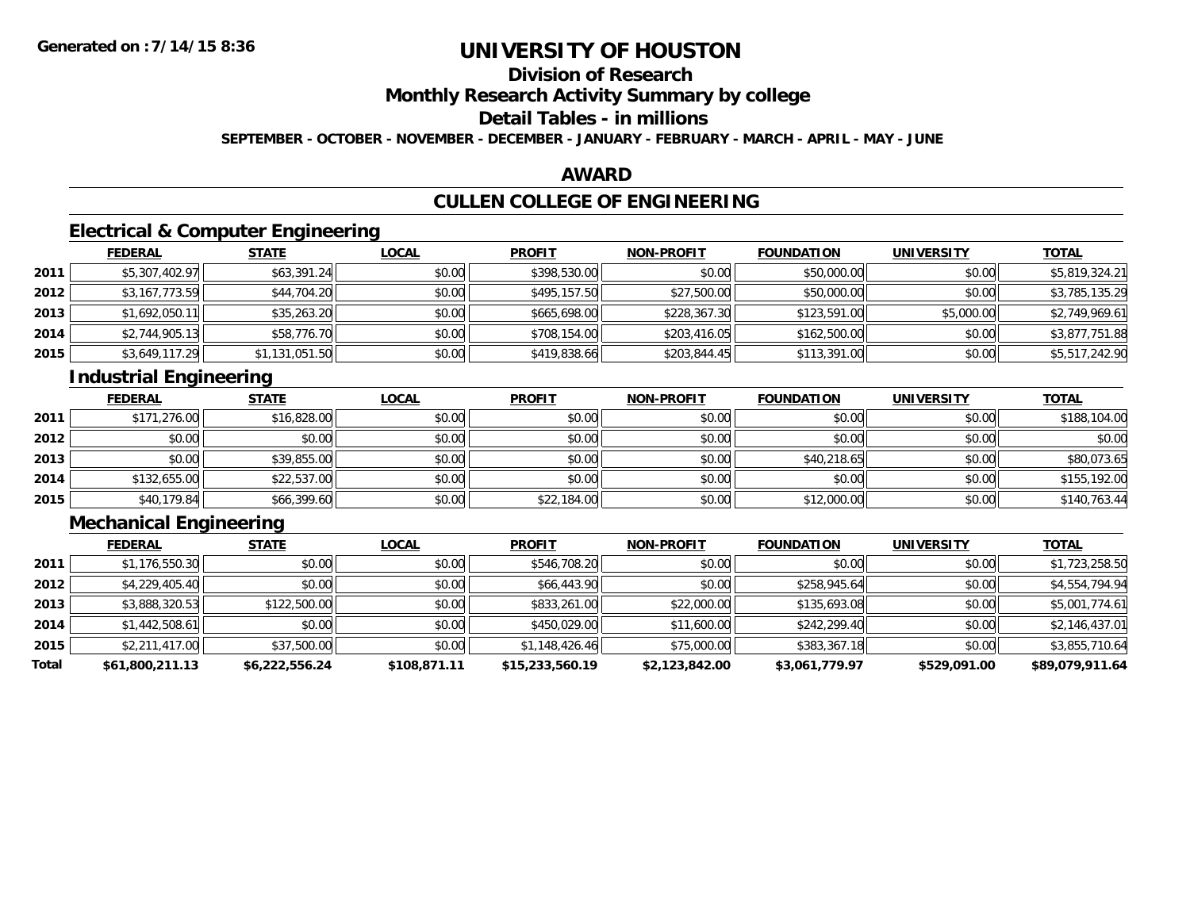**Generated on :7/14/15 8:36**

# UNIVERSITY OF HOUSTON

## Division of Research

## Monthly Research Activity Summary by college

## Detail Tables - in millions

**SEPTEMBER - OCTOBER - NOVEMBER - DECEMBER - JANUARY - FEBRUARY - MARCH - APRIL - MAY - JUNE**

## AWARD

## CULLEN COLLEGE OF ENGINEERING

### Electrical & Computer Engineering

| | FEDERAL | STATE | LOCAL | PROFIT | NON-PROFIT | FOUNDATION | UNIVERSITY | TOTAL |
|---|---|---|---|---|---|---|---|---|
| 2011 | $5,307,402.97 | $63,391.24 | $0.00 | $398,530.00 | $0.00 | $50,000.00 | $0.00 | $5,819,324.21 |
| 2012 | $3,167,773.59 | $44,704.20 | $0.00 | $495,157.50 | $27,500.00 | $50,000.00 | $0.00 | $3,785,135.29 |
| 2013 | $1,692,050.11 | $35,263.20 | $0.00 | $665,698.00 | $228,367.30 | $123,591.00 | $5,000.00 | $2,749,969.61 |
| 2014 | $2,744,905.13 | $58,776.70 | $0.00 | $708,154.00 | $203,416.05 | $162,500.00 | $0.00 | $3,877,751.88 |
| 2015 | $3,649,117.29 | $1,131,051.50 | $0.00 | $419,838.66 | $203,844.45 | $113,391.00 | $0.00 | $5,517,242.90 |

### Industrial Engineering

| | FEDERAL | STATE | LOCAL | PROFIT | NON-PROFIT | FOUNDATION | UNIVERSITY | TOTAL |
|---|---|---|---|---|---|---|---|---|
| 2011 | $171,276.00 | $16,828.00 | $0.00 | $0.00 | $0.00 | $0.00 | $0.00 | $188,104.00 |
| 2012 | $0.00 | $0.00 | $0.00 | $0.00 | $0.00 | $0.00 | $0.00 | $0.00 |
| 2013 | $0.00 | $39,855.00 | $0.00 | $0.00 | $0.00 | $40,218.65 | $0.00 | $80,073.65 |
| 2014 | $132,655.00 | $22,537.00 | $0.00 | $0.00 | $0.00 | $0.00 | $0.00 | $155,192.00 |
| 2015 | $40,179.84 | $66,399.60 | $0.00 | $22,184.00 | $0.00 | $12,000.00 | $0.00 | $140,763.44 |

### Mechanical Engineering

| | FEDERAL | STATE | LOCAL | PROFIT | NON-PROFIT | FOUNDATION | UNIVERSITY | TOTAL |
|---|---|---|---|---|---|---|---|---|
| 2011 | $1,176,550.30 | $0.00 | $0.00 | $546,708.20 | $0.00 | $0.00 | $0.00 | $1,723,258.50 |
| 2012 | $4,229,405.40 | $0.00 | $0.00 | $66,443.90 | $0.00 | $258,945.64 | $0.00 | $4,554,794.94 |
| 2013 | $3,888,320.53 | $122,500.00 | $0.00 | $833,261.00 | $22,000.00 | $135,693.08 | $0.00 | $5,001,774.61 |
| 2014 | $1,442,508.61 | $0.00 | $0.00 | $450,029.00 | $11,600.00 | $242,299.40 | $0.00 | $2,146,437.01 |
| 2015 | $2,211,417.00 | $37,500.00 | $0.00 | $1,148,426.46 | $75,000.00 | $383,367.18 | $0.00 | $3,855,710.64 |
| **Total** | **$61,800,211.13** | **$6,222,556.24** | **$108,871.11** | **$15,233,560.19** | **$2,123,842.00** | **$3,061,779.97** | **$529,091.00** | **$89,079,911.64** |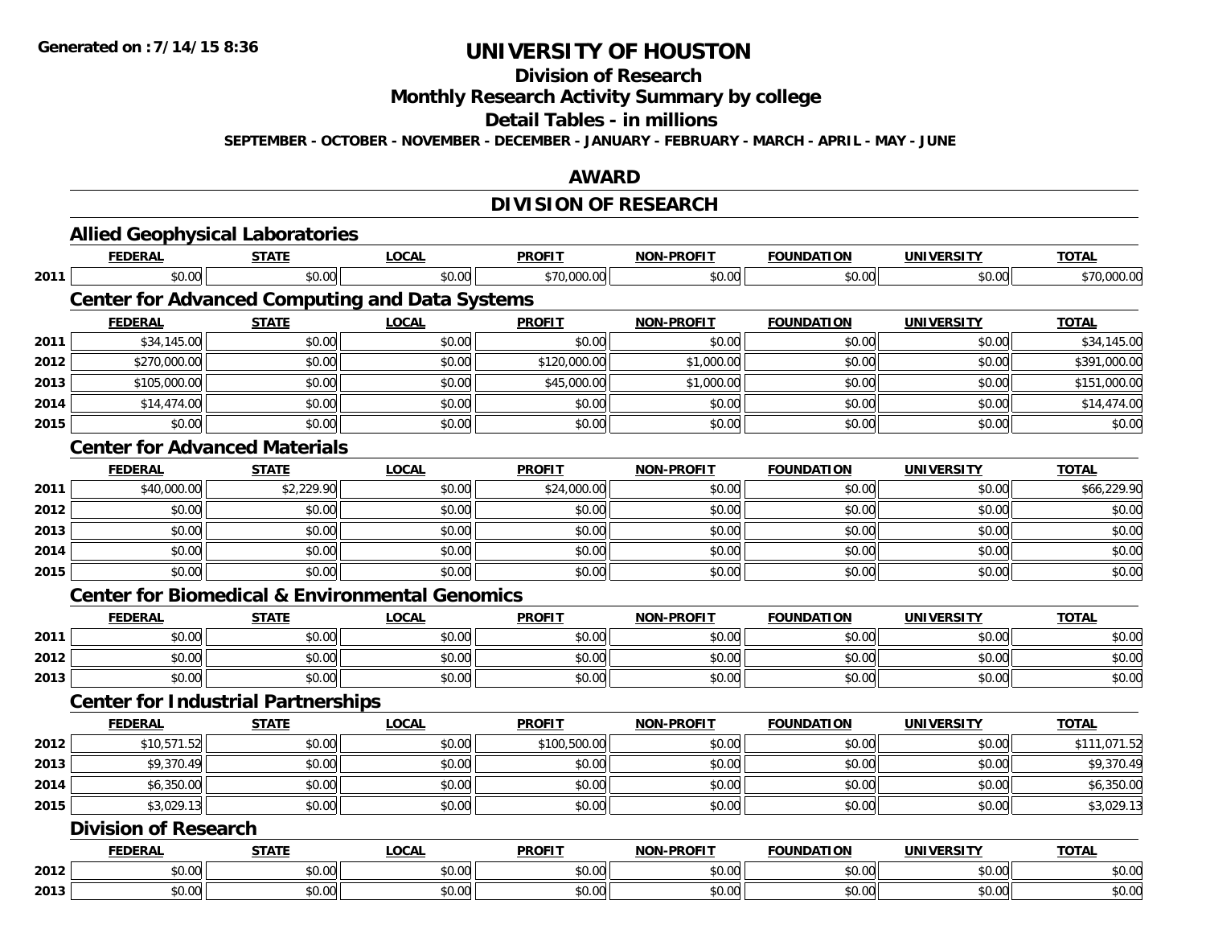# UNIVERSITY OF HOUSTON

## Division of Research

## Monthly Research Activity Summary by college

## Detail Tables - in millions

**SEPTEMBER - OCTOBER - NOVEMBER - DECEMBER - JANUARY - FEBRUARY - MARCH - APRIL - MAY - JUNE**

## AWARD

## DIVISION OF RESEARCH

### Allied Geophysical Laboratories

| | FEDERAL | STATE | LOCAL | PROFIT | NON-PROFIT | FOUNDATION | UNIVERSITY | TOTAL |
|---|---|---|---|---|---|---|---|---|
| 2011 | $0.00 | $0.00 | $0.00 | $70,000.00 | $0.00 | $0.00 | $0.00 | $70,000.00 |

### Center for Advanced Computing and Data Systems

| | FEDERAL | STATE | LOCAL | PROFIT | NON-PROFIT | FOUNDATION | UNIVERSITY | TOTAL |
|---|---|---|---|---|---|---|---|---|
| 2011 | $34,145.00 | $0.00 | $0.00 | $0.00 | $0.00 | $0.00 | $0.00 | $34,145.00 |
| 2012 | $270,000.00 | $0.00 | $0.00 | $120,000.00 | $1,000.00 | $0.00 | $0.00 | $391,000.00 |
| 2013 | $105,000.00 | $0.00 | $0.00 | $45,000.00 | $1,000.00 | $0.00 | $0.00 | $151,000.00 |
| 2014 | $14,474.00 | $0.00 | $0.00 | $0.00 | $0.00 | $0.00 | $0.00 | $14,474.00 |
| 2015 | $0.00 | $0.00 | $0.00 | $0.00 | $0.00 | $0.00 | $0.00 | $0.00 |

### Center for Advanced Materials

| | FEDERAL | STATE | LOCAL | PROFIT | NON-PROFIT | FOUNDATION | UNIVERSITY | TOTAL |
|---|---|---|---|---|---|---|---|---|
| 2011 | $40,000.00 | $2,229.90 | $0.00 | $24,000.00 | $0.00 | $0.00 | $0.00 | $66,229.90 |
| 2012 | $0.00 | $0.00 | $0.00 | $0.00 | $0.00 | $0.00 | $0.00 | $0.00 |
| 2013 | $0.00 | $0.00 | $0.00 | $0.00 | $0.00 | $0.00 | $0.00 | $0.00 |
| 2014 | $0.00 | $0.00 | $0.00 | $0.00 | $0.00 | $0.00 | $0.00 | $0.00 |
| 2015 | $0.00 | $0.00 | $0.00 | $0.00 | $0.00 | $0.00 | $0.00 | $0.00 |

### Center for Biomedical & Environmental Genomics

| | FEDERAL | STATE | LOCAL | PROFIT | NON-PROFIT | FOUNDATION | UNIVERSITY | TOTAL |
|---|---|---|---|---|---|---|---|---|
| 2011 | $0.00 | $0.00 | $0.00 | $0.00 | $0.00 | $0.00 | $0.00 | $0.00 |
| 2012 | $0.00 | $0.00 | $0.00 | $0.00 | $0.00 | $0.00 | $0.00 | $0.00 |
| 2013 | $0.00 | $0.00 | $0.00 | $0.00 | $0.00 | $0.00 | $0.00 | $0.00 |

### Center for Industrial Partnerships

| | FEDERAL | STATE | LOCAL | PROFIT | NON-PROFIT | FOUNDATION | UNIVERSITY | TOTAL |
|---|---|---|---|---|---|---|---|---|
| 2012 | $10,571.52 | $0.00 | $0.00 | $100,500.00 | $0.00 | $0.00 | $0.00 | $111,071.52 |
| 2013 | $9,370.49 | $0.00 | $0.00 | $0.00 | $0.00 | $0.00 | $0.00 | $9,370.49 |
| 2014 | $6,350.00 | $0.00 | $0.00 | $0.00 | $0.00 | $0.00 | $0.00 | $6,350.00 |
| 2015 | $3,029.13 | $0.00 | $0.00 | $0.00 | $0.00 | $0.00 | $0.00 | $3,029.13 |

### Division of Research

| | FEDERAL | STATE | LOCAL | PROFIT | NON-PROFIT | FOUNDATION | UNIVERSITY | TOTAL |
|---|---|---|---|---|---|---|---|---|
| 2012 | $0.00 | $0.00 | $0.00 | $0.00 | $0.00 | $0.00 | $0.00 | $0.00 |
| 2013 | $0.00 | $0.00 | $0.00 | $0.00 | $0.00 | $0.00 | $0.00 | $0.00 |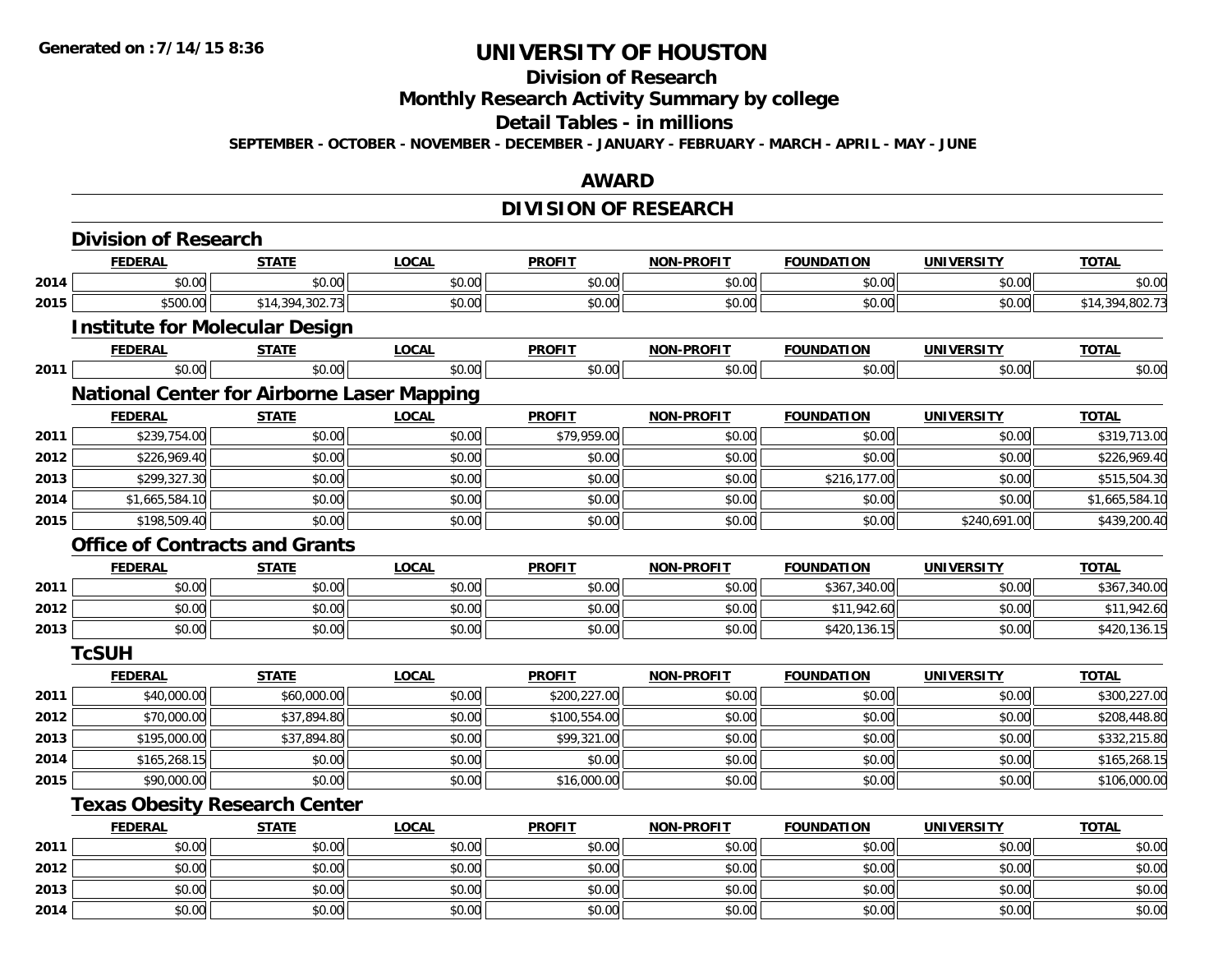**Generated on :7/14/15 8:36**

# UNIVERSITY OF HOUSTON

## Division of Research

## Monthly Research Activity Summary by college

## Detail Tables - in millions

**SEPTEMBER - OCTOBER - NOVEMBER - DECEMBER - JANUARY - FEBRUARY - MARCH - APRIL - MAY - JUNE**

## AWARD

## DIVISION OF RESEARCH

### Division of Research

| | FEDERAL | STATE | LOCAL | PROFIT | NON-PROFIT | FOUNDATION | UNIVERSITY | TOTAL |
|---|---|---|---|---|---|---|---|---|
| 2014 | $0.00 | $0.00 | $0.00 | $0.00 | $0.00 | $0.00 | $0.00 | $0.00 |
| 2015 | $500.00 | $14,394,302.73 | $0.00 | $0.00 | $0.00 | $0.00 | $0.00 | $14,394,802.73 |

### Institute for Molecular Design

| | FEDERAL | STATE | LOCAL | PROFIT | NON-PROFIT | FOUNDATION | UNIVERSITY | TOTAL |
|---|---|---|---|---|---|---|---|---|
| 2011 | $0.00 | $0.00 | $0.00 | $0.00 | $0.00 | $0.00 | $0.00 | $0.00 |

### National Center for Airborne Laser Mapping

| | FEDERAL | STATE | LOCAL | PROFIT | NON-PROFIT | FOUNDATION | UNIVERSITY | TOTAL |
|---|---|---|---|---|---|---|---|---|
| 2011 | $239,754.00 | $0.00 | $0.00 | $79,959.00 | $0.00 | $0.00 | $0.00 | $319,713.00 |
| 2012 | $226,969.40 | $0.00 | $0.00 | $0.00 | $0.00 | $0.00 | $0.00 | $226,969.40 |
| 2013 | $299,327.30 | $0.00 | $0.00 | $0.00 | $0.00 | $216,177.00 | $0.00 | $515,504.30 |
| 2014 | $1,665,584.10 | $0.00 | $0.00 | $0.00 | $0.00 | $0.00 | $0.00 | $1,665,584.10 |
| 2015 | $198,509.40 | $0.00 | $0.00 | $0.00 | $0.00 | $0.00 | $240,691.00 | $439,200.40 |

### Office of Contracts and Grants

| | FEDERAL | STATE | LOCAL | PROFIT | NON-PROFIT | FOUNDATION | UNIVERSITY | TOTAL |
|---|---|---|---|---|---|---|---|---|
| 2011 | $0.00 | $0.00 | $0.00 | $0.00 | $0.00 | $367,340.00 | $0.00 | $367,340.00 |
| 2012 | $0.00 | $0.00 | $0.00 | $0.00 | $0.00 | $11,942.60 | $0.00 | $11,942.60 |
| 2013 | $0.00 | $0.00 | $0.00 | $0.00 | $0.00 | $420,136.15 | $0.00 | $420,136.15 |

### TcSUH

| | FEDERAL | STATE | LOCAL | PROFIT | NON-PROFIT | FOUNDATION | UNIVERSITY | TOTAL |
|---|---|---|---|---|---|---|---|---|
| 2011 | $40,000.00 | $60,000.00 | $0.00 | $200,227.00 | $0.00 | $0.00 | $0.00 | $300,227.00 |
| 2012 | $70,000.00 | $37,894.80 | $0.00 | $100,554.00 | $0.00 | $0.00 | $0.00 | $208,448.80 |
| 2013 | $195,000.00 | $37,894.80 | $0.00 | $99,321.00 | $0.00 | $0.00 | $0.00 | $332,215.80 |
| 2014 | $165,268.15 | $0.00 | $0.00 | $0.00 | $0.00 | $0.00 | $0.00 | $165,268.15 |
| 2015 | $90,000.00 | $0.00 | $0.00 | $16,000.00 | $0.00 | $0.00 | $0.00 | $106,000.00 |

### Texas Obesity Research Center

| | FEDERAL | STATE | LOCAL | PROFIT | NON-PROFIT | FOUNDATION | UNIVERSITY | TOTAL |
|---|---|---|---|---|---|---|---|---|
| 2011 | $0.00 | $0.00 | $0.00 | $0.00 | $0.00 | $0.00 | $0.00 | $0.00 |
| 2012 | $0.00 | $0.00 | $0.00 | $0.00 | $0.00 | $0.00 | $0.00 | $0.00 |
| 2013 | $0.00 | $0.00 | $0.00 | $0.00 | $0.00 | $0.00 | $0.00 | $0.00 |
| 2014 | $0.00 | $0.00 | $0.00 | $0.00 | $0.00 | $0.00 | $0.00 | $0.00 |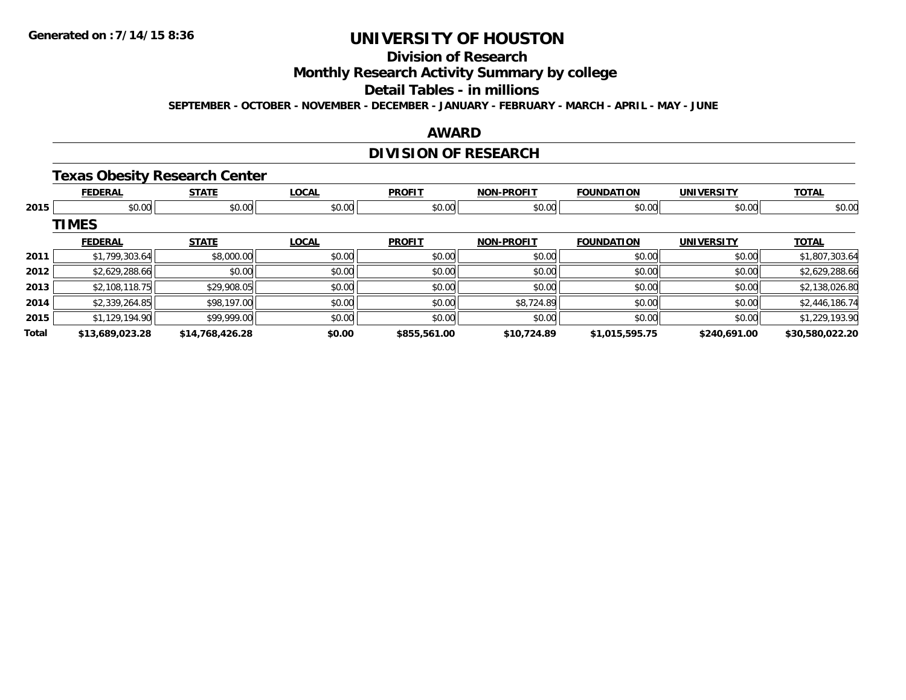Generated on :7/14/15 8:36

# UNIVERSITY OF HOUSTON

## Division of Research

## Monthly Research Activity Summary by college

## Detail Tables - in millions

**SEPTEMBER - OCTOBER - NOVEMBER - DECEMBER - JANUARY - FEBRUARY - MARCH - APRIL - MAY - JUNE**

## AWARD

## DIVISION OF RESEARCH

### Texas Obesity Research Center

| | FEDERAL | STATE | LOCAL | PROFIT | NON-PROFIT | FOUNDATION | UNIVERSITY | TOTAL |
|---|---|---|---|---|---|---|---|---|
| 2015 | $0.00 | $0.00 | $0.00 | $0.00 | $0.00 | $0.00 | $0.00 | $0.00 |

### TIMES

| | FEDERAL | STATE | LOCAL | PROFIT | NON-PROFIT | FOUNDATION | UNIVERSITY | TOTAL |
|---|---|---|---|---|---|---|---|---|
| 2011 | $1,799,303.64 | $8,000.00 | $0.00 | $0.00 | $0.00 | $0.00 | $0.00 | $1,807,303.64 |
| 2012 | $2,629,288.66 | $0.00 | $0.00 | $0.00 | $0.00 | $0.00 | $0.00 | $2,629,288.66 |
| 2013 | $2,108,118.75 | $29,908.05 | $0.00 | $0.00 | $0.00 | $0.00 | $0.00 | $2,138,026.80 |
| 2014 | $2,339,264.85 | $98,197.00 | $0.00 | $0.00 | $8,724.89 | $0.00 | $0.00 | $2,446,186.74 |
| 2015 | $1,129,194.90 | $99,999.00 | $0.00 | $0.00 | $0.00 | $0.00 | $0.00 | $1,229,193.90 |
| **Total** | **$13,689,023.28** | **$14,768,426.28** | **$0.00** | **$855,561.00** | **$10,724.89** | **$1,015,595.75** | **$240,691.00** | **$30,580,022.20** |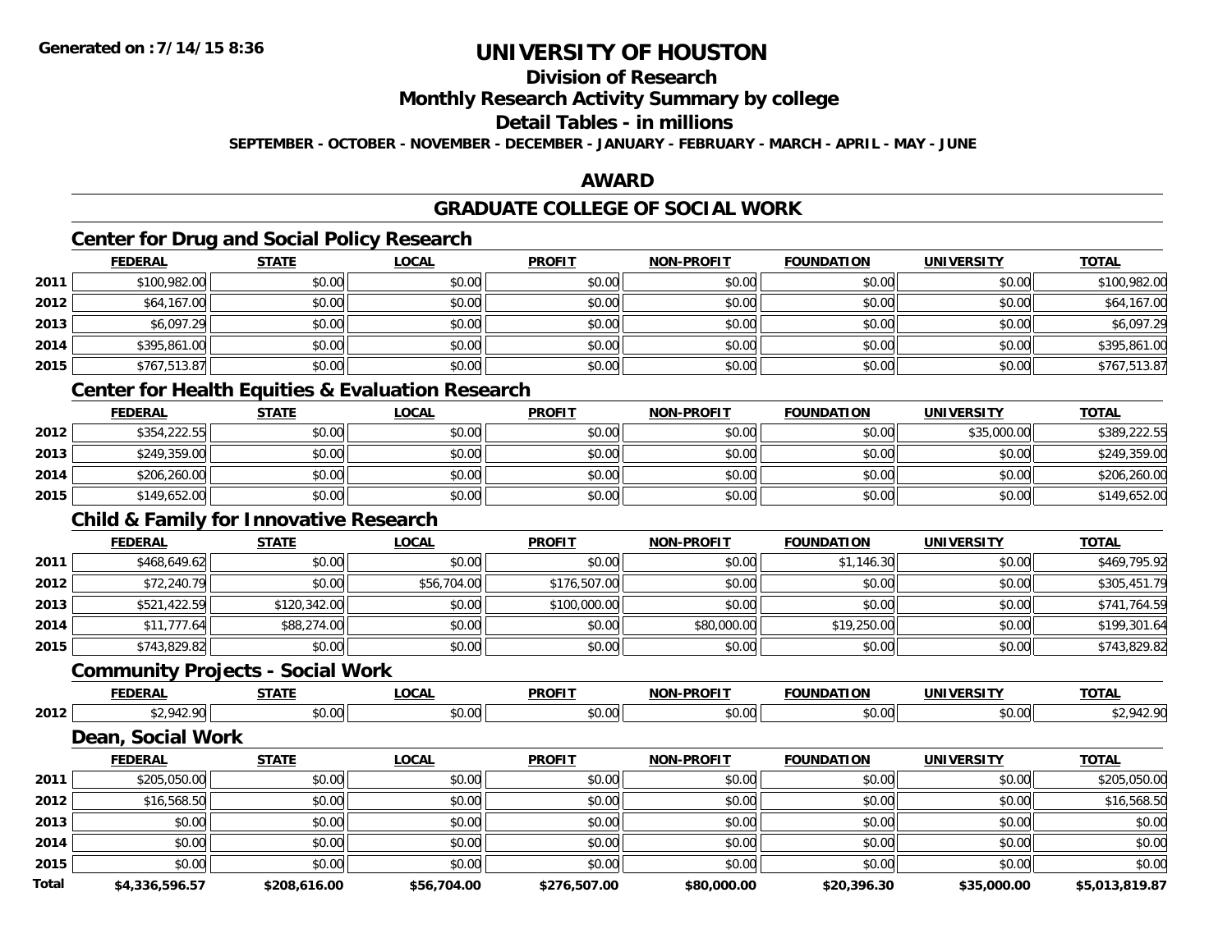# UNIVERSITY OF HOUSTON

## Division of Research

## Monthly Research Activity Summary by college

## Detail Tables - in millions

**SEPTEMBER - OCTOBER - NOVEMBER - DECEMBER - JANUARY - FEBRUARY - MARCH - APRIL - MAY - JUNE**

## AWARD

## GRADUATE COLLEGE OF SOCIAL WORK

### Center for Drug and Social Policy Research

| | FEDERAL | STATE | LOCAL | PROFIT | NON-PROFIT | FOUNDATION | UNIVERSITY | TOTAL |
|---|---|---|---|---|---|---|---|---|
| 2011 | $100,982.00 | $0.00 | $0.00 | $0.00 | $0.00 | $0.00 | $0.00 | $100,982.00 |
| 2012 | $64,167.00 | $0.00 | $0.00 | $0.00 | $0.00 | $0.00 | $0.00 | $64,167.00 |
| 2013 | $6,097.29 | $0.00 | $0.00 | $0.00 | $0.00 | $0.00 | $0.00 | $6,097.29 |
| 2014 | $395,861.00 | $0.00 | $0.00 | $0.00 | $0.00 | $0.00 | $0.00 | $395,861.00 |
| 2015 | $767,513.87 | $0.00 | $0.00 | $0.00 | $0.00 | $0.00 | $0.00 | $767,513.87 |

### Center for Health Equities & Evaluation Research

| | FEDERAL | STATE | LOCAL | PROFIT | NON-PROFIT | FOUNDATION | UNIVERSITY | TOTAL |
|---|---|---|---|---|---|---|---|---|
| 2012 | $354,222.55 | $0.00 | $0.00 | $0.00 | $0.00 | $0.00 | $35,000.00 | $389,222.55 |
| 2013 | $249,359.00 | $0.00 | $0.00 | $0.00 | $0.00 | $0.00 | $0.00 | $249,359.00 |
| 2014 | $206,260.00 | $0.00 | $0.00 | $0.00 | $0.00 | $0.00 | $0.00 | $206,260.00 |
| 2015 | $149,652.00 | $0.00 | $0.00 | $0.00 | $0.00 | $0.00 | $0.00 | $149,652.00 |

### Child & Family for Innovative Research

| | FEDERAL | STATE | LOCAL | PROFIT | NON-PROFIT | FOUNDATION | UNIVERSITY | TOTAL |
|---|---|---|---|---|---|---|---|---|
| 2011 | $468,649.62 | $0.00 | $0.00 | $0.00 | $0.00 | $1,146.30 | $0.00 | $469,795.92 |
| 2012 | $72,240.79 | $0.00 | $56,704.00 | $176,507.00 | $0.00 | $0.00 | $0.00 | $305,451.79 |
| 2013 | $521,422.59 | $120,342.00 | $0.00 | $100,000.00 | $0.00 | $0.00 | $0.00 | $741,764.59 |
| 2014 | $11,777.64 | $88,274.00 | $0.00 | $0.00 | $80,000.00 | $19,250.00 | $0.00 | $199,301.64 |
| 2015 | $743,829.82 | $0.00 | $0.00 | $0.00 | $0.00 | $0.00 | $0.00 | $743,829.82 |

### Community Projects - Social Work

| | FEDERAL | STATE | LOCAL | PROFIT | NON-PROFIT | FOUNDATION | UNIVERSITY | TOTAL |
|---|---|---|---|---|---|---|---|---|
| 2012 | $2,942.90 | $0.00 | $0.00 | $0.00 | $0.00 | $0.00 | $0.00 | $2,942.90 |

### Dean, Social Work

| | FEDERAL | STATE | LOCAL | PROFIT | NON-PROFIT | FOUNDATION | UNIVERSITY | TOTAL |
|---|---|---|---|---|---|---|---|---|
| 2011 | $205,050.00 | $0.00 | $0.00 | $0.00 | $0.00 | $0.00 | $0.00 | $205,050.00 |
| 2012 | $16,568.50 | $0.00 | $0.00 | $0.00 | $0.00 | $0.00 | $0.00 | $16,568.50 |
| 2013 | $0.00 | $0.00 | $0.00 | $0.00 | $0.00 | $0.00 | $0.00 | $0.00 |
| 2014 | $0.00 | $0.00 | $0.00 | $0.00 | $0.00 | $0.00 | $0.00 | $0.00 |
| 2015 | $0.00 | $0.00 | $0.00 | $0.00 | $0.00 | $0.00 | $0.00 | $0.00 |
| **Total** | **$4,336,596.57** | **$208,616.00** | **$56,704.00** | **$276,507.00** | **$80,000.00** | **$20,396.30** | **$35,000.00** | **$5,013,819.87** |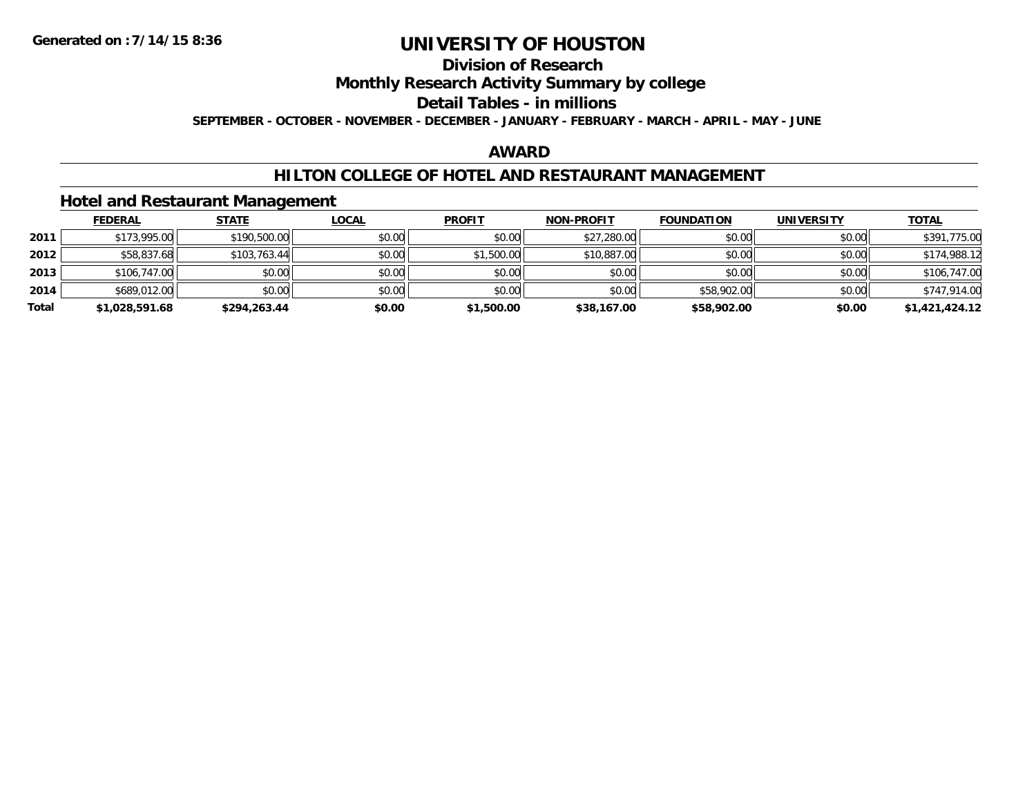# UNIVERSITY OF HOUSTON

## Division of Research

## Monthly Research Activity Summary by college

## Detail Tables - in millions

**SEPTEMBER - OCTOBER - NOVEMBER - DECEMBER - JANUARY - FEBRUARY - MARCH - APRIL - MAY - JUNE**

## AWARD

## HILTON COLLEGE OF HOTEL AND RESTAURANT MANAGEMENT

### Hotel and Restaurant Management

| | FEDERAL | STATE | LOCAL | PROFIT | NON-PROFIT | FOUNDATION | UNIVERSITY | TOTAL |
|---|---|---|---|---|---|---|---|---|
| 2011 | $173,995.00 | $190,500.00 | $0.00 | $0.00 | $27,280.00 | $0.00 | $0.00 | $391,775.00 |
| 2012 | $58,837.68 | $103,763.44 | $0.00 | $1,500.00 | $10,887.00 | $0.00 | $0.00 | $174,988.12 |
| 2013 | $106,747.00 | $0.00 | $0.00 | $0.00 | $0.00 | $0.00 | $0.00 | $106,747.00 |
| 2014 | $689,012.00 | $0.00 | $0.00 | $0.00 | $0.00 | $58,902.00 | $0.00 | $747,914.00 |
| **Total** | **$1,028,591.68** | **$294,263.44** | **$0.00** | **$1,500.00** | **$38,167.00** | **$58,902.00** | **$0.00** | **$1,421,424.12** |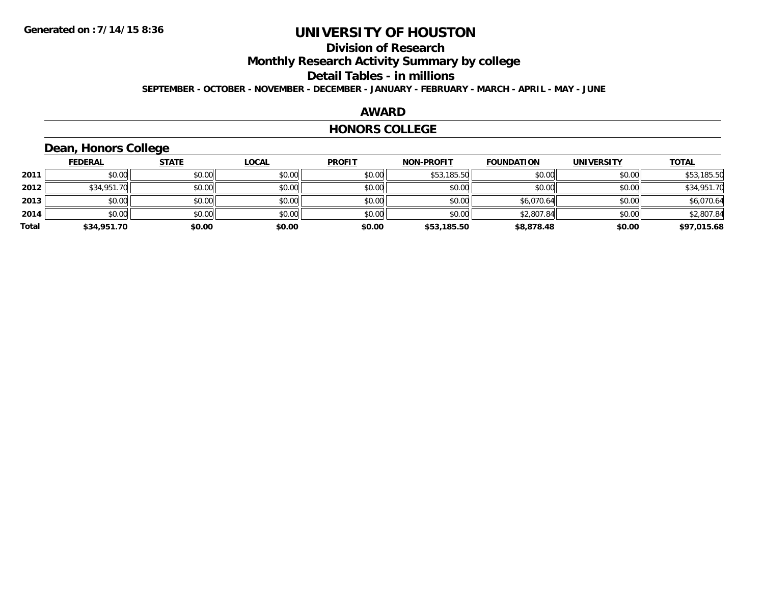Generated on :7/14/15 8:36

# UNIVERSITY OF HOUSTON

## Division of Research

## Monthly Research Activity Summary by college

## Detail Tables - in millions

**SEPTEMBER - OCTOBER - NOVEMBER - DECEMBER - JANUARY - FEBRUARY - MARCH - APRIL - MAY - JUNE**

## AWARD

## HONORS COLLEGE

### Dean, Honors College

| | FEDERAL | STATE | LOCAL | PROFIT | NON-PROFIT | FOUNDATION | UNIVERSITY | TOTAL |
|---|---|---|---|---|---|---|---|---|
| 2011 | $0.00 | $0.00 | $0.00 | $0.00 | $53,185.50 | $0.00 | $0.00 | $53,185.50 |
| 2012 | $34,951.70 | $0.00 | $0.00 | $0.00 | $0.00 | $0.00 | $0.00 | $34,951.70 |
| 2013 | $0.00 | $0.00 | $0.00 | $0.00 | $0.00 | $6,070.64 | $0.00 | $6,070.64 |
| 2014 | $0.00 | $0.00 | $0.00 | $0.00 | $0.00 | $2,807.84 | $0.00 | $2,807.84 |
| **Total** | **$34,951.70** | **$0.00** | **$0.00** | **$0.00** | **$53,185.50** | **$8,878.48** | **$0.00** | **$97,015.68** |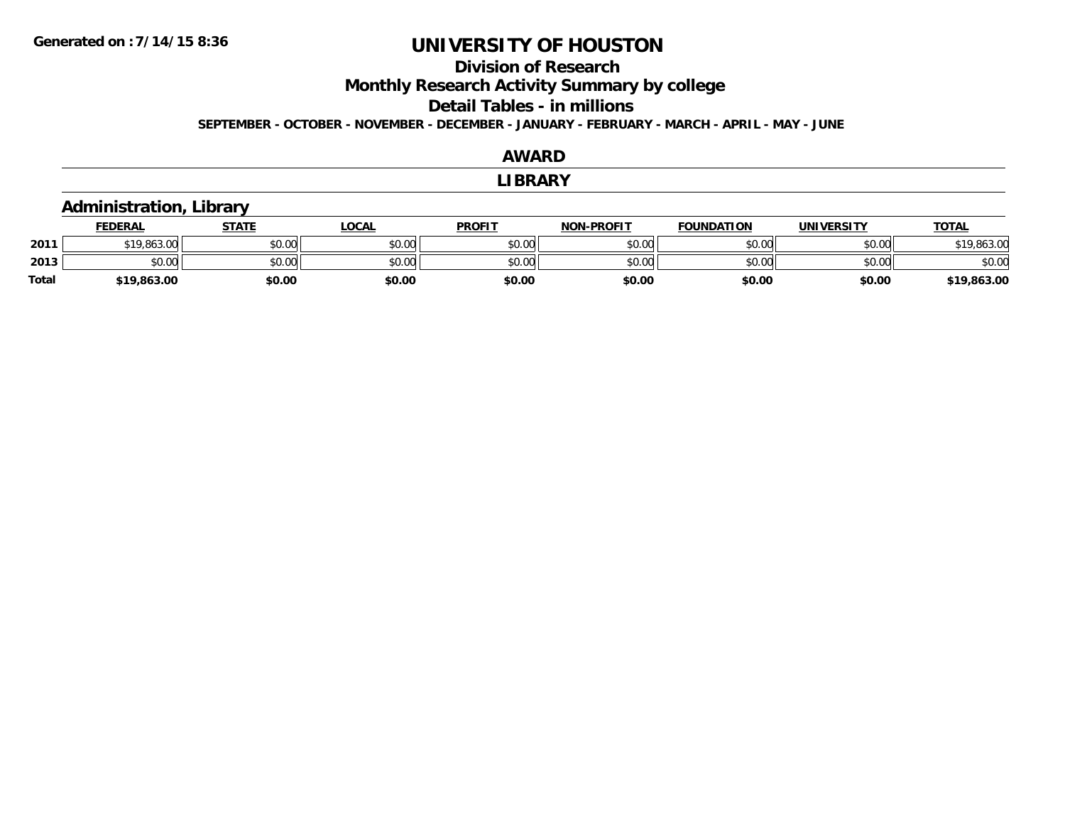# UNIVERSITY OF HOUSTON

## Division of Research

## Monthly Research Activity Summary by college

## Detail Tables - in millions

**SEPTEMBER - OCTOBER - NOVEMBER - DECEMBER - JANUARY - FEBRUARY - MARCH - APRIL - MAY - JUNE**

## AWARD

## LIBRARY

### Administration, Library

| | FEDERAL | STATE | LOCAL | PROFIT | NON-PROFIT | FOUNDATION | UNIVERSITY | TOTAL |
|---|---|---|---|---|---|---|---|---|
| 2011 | $19,863.00 | $0.00 | $0.00 | $0.00 | $0.00 | $0.00 | $0.00 | $19,863.00 |
| 2013 | $0.00 | $0.00 | $0.00 | $0.00 | $0.00 | $0.00 | $0.00 | $0.00 |
| Total | $19,863.00 | $0.00 | $0.00 | $0.00 | $0.00 | $0.00 | $0.00 | $19,863.00 |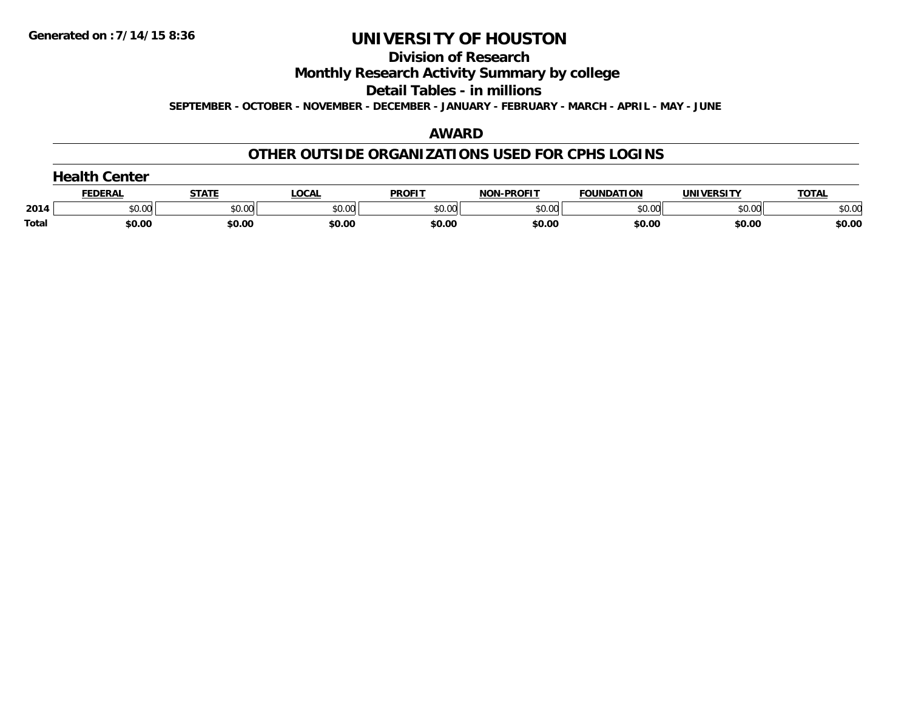Generated on :7/14/15 8:36

# UNIVERSITY OF HOUSTON

## Division of Research

## Monthly Research Activity Summary by college

## Detail Tables - in millions

**SEPTEMBER - OCTOBER - NOVEMBER - DECEMBER - JANUARY - FEBRUARY - MARCH - APRIL - MAY - JUNE**

## AWARD

## OTHER OUTSIDE ORGANIZATIONS USED FOR CPHS LOGINS

### Health Center

| | FEDERAL | STATE | LOCAL | PROFIT | NON-PROFIT | FOUNDATION | UNIVERSITY | TOTAL |
|---|---|---|---|---|---|---|---|---|
| 2014 | $0.00 | $0.00 | $0.00 | $0.00 | $0.00 | $0.00 | $0.00 | $0.00 |
| **Total** | **$0.00** | **$0.00** | **$0.00** | **$0.00** | **$0.00** | **$0.00** | **$0.00** | **$0.00** |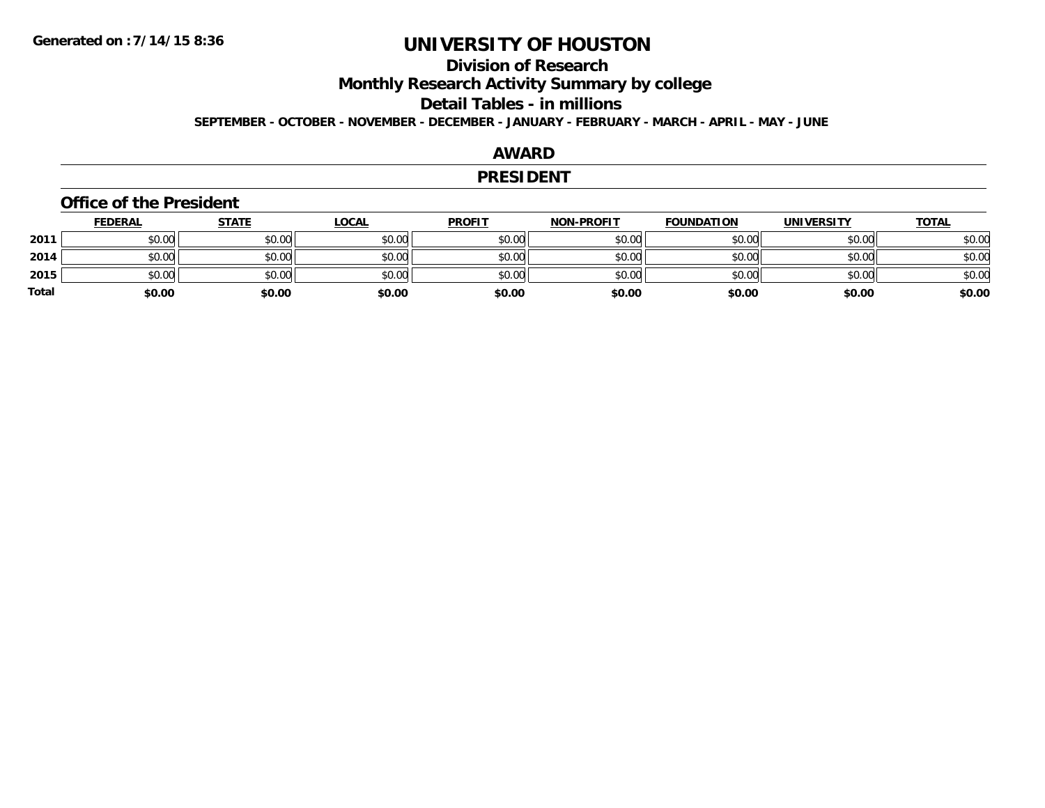# UNIVERSITY OF HOUSTON

## Division of Research

## Monthly Research Activity Summary by college

## Detail Tables - in millions

**SEPTEMBER - OCTOBER - NOVEMBER - DECEMBER - JANUARY - FEBRUARY - MARCH - APRIL - MAY - JUNE**

Generated on :7/14/15 8:36

## AWARD

## PRESIDENT

### Office of the President

| | FEDERAL | STATE | LOCAL | PROFIT | NON-PROFIT | FOUNDATION | UNIVERSITY | TOTAL |
|---|---|---|---|---|---|---|---|---|
| 2011 | $0.00 | $0.00 | $0.00 | $0.00 | $0.00 | $0.00 | $0.00 | $0.00 |
| 2014 | $0.00 | $0.00 | $0.00 | $0.00 | $0.00 | $0.00 | $0.00 | $0.00 |
| 2015 | $0.00 | $0.00 | $0.00 | $0.00 | $0.00 | $0.00 | $0.00 | $0.00 |
| **Total** | **$0.00** | **$0.00** | **$0.00** | **$0.00** | **$0.00** | **$0.00** | **$0.00** | **$0.00** |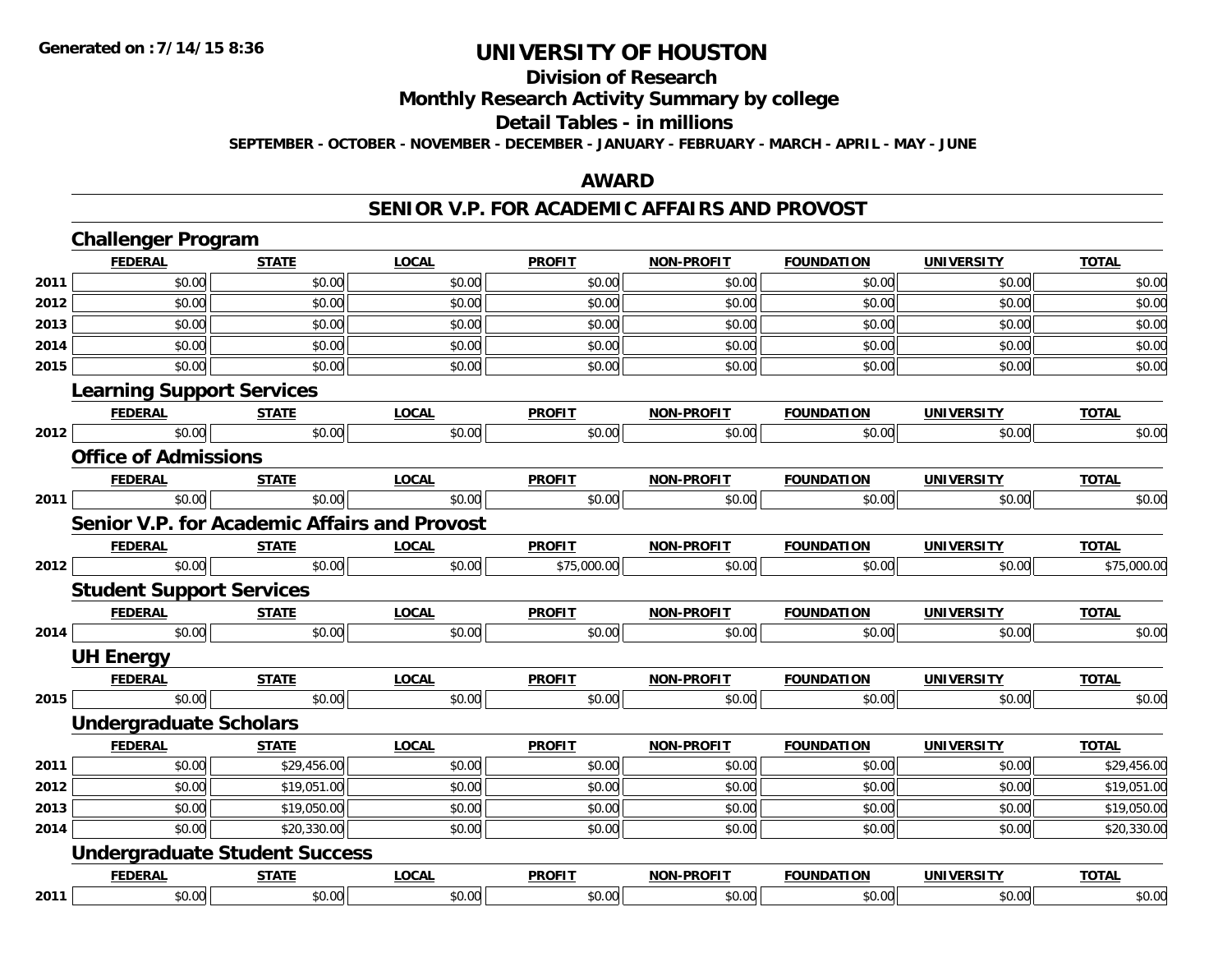# UNIVERSITY OF HOUSTON

## Division of Research

## Monthly Research Activity Summary by college

## Detail Tables - in millions

**SEPTEMBER - OCTOBER - NOVEMBER - DECEMBER - JANUARY - FEBRUARY - MARCH - APRIL - MAY - JUNE**

Generated on : 7/14/15 8:36

## AWARD

## SENIOR V.P. FOR ACADEMIC AFFAIRS AND PROVOST

### Challenger Program

| | FEDERAL | STATE | LOCAL | PROFIT | NON-PROFIT | FOUNDATION | UNIVERSITY | TOTAL |
|---|---|---|---|---|---|---|---|---|
| 2011 | $0.00 | $0.00 | $0.00 | $0.00 | $0.00 | $0.00 | $0.00 | $0.00 |
| 2012 | $0.00 | $0.00 | $0.00 | $0.00 | $0.00 | $0.00 | $0.00 | $0.00 |
| 2013 | $0.00 | $0.00 | $0.00 | $0.00 | $0.00 | $0.00 | $0.00 | $0.00 |
| 2014 | $0.00 | $0.00 | $0.00 | $0.00 | $0.00 | $0.00 | $0.00 | $0.00 |
| 2015 | $0.00 | $0.00 | $0.00 | $0.00 | $0.00 | $0.00 | $0.00 | $0.00 |

### Learning Support Services

| | FEDERAL | STATE | LOCAL | PROFIT | NON-PROFIT | FOUNDATION | UNIVERSITY | TOTAL |
|---|---|---|---|---|---|---|---|---|
| 2012 | $0.00 | $0.00 | $0.00 | $0.00 | $0.00 | $0.00 | $0.00 | $0.00 |

### Office of Admissions

| | FEDERAL | STATE | LOCAL | PROFIT | NON-PROFIT | FOUNDATION | UNIVERSITY | TOTAL |
|---|---|---|---|---|---|---|---|---|
| 2011 | $0.00 | $0.00 | $0.00 | $0.00 | $0.00 | $0.00 | $0.00 | $0.00 |

### Senior V.P. for Academic Affairs and Provost

| | FEDERAL | STATE | LOCAL | PROFIT | NON-PROFIT | FOUNDATION | UNIVERSITY | TOTAL |
|---|---|---|---|---|---|---|---|---|
| 2012 | $0.00 | $0.00 | $0.00 | $75,000.00 | $0.00 | $0.00 | $0.00 | $75,000.00 |

### Student Support Services

| | FEDERAL | STATE | LOCAL | PROFIT | NON-PROFIT | FOUNDATION | UNIVERSITY | TOTAL |
|---|---|---|---|---|---|---|---|---|
| 2014 | $0.00 | $0.00 | $0.00 | $0.00 | $0.00 | $0.00 | $0.00 | $0.00 |

### UH Energy

| | FEDERAL | STATE | LOCAL | PROFIT | NON-PROFIT | FOUNDATION | UNIVERSITY | TOTAL |
|---|---|---|---|---|---|---|---|---|
| 2015 | $0.00 | $0.00 | $0.00 | $0.00 | $0.00 | $0.00 | $0.00 | $0.00 |

### Undergraduate Scholars

| | FEDERAL | STATE | LOCAL | PROFIT | NON-PROFIT | FOUNDATION | UNIVERSITY | TOTAL |
|---|---|---|---|---|---|---|---|---|
| 2011 | $0.00 | $29,456.00 | $0.00 | $0.00 | $0.00 | $0.00 | $0.00 | $29,456.00 |
| 2012 | $0.00 | $19,051.00 | $0.00 | $0.00 | $0.00 | $0.00 | $0.00 | $19,051.00 |
| 2013 | $0.00 | $19,050.00 | $0.00 | $0.00 | $0.00 | $0.00 | $0.00 | $19,050.00 |
| 2014 | $0.00 | $20,330.00 | $0.00 | $0.00 | $0.00 | $0.00 | $0.00 | $20,330.00 |

### Undergraduate Student Success

| | FEDERAL | STATE | LOCAL | PROFIT | NON-PROFIT | FOUNDATION | UNIVERSITY | TOTAL |
|---|---|---|---|---|---|---|---|---|
| 2011 | $0.00 | $0.00 | $0.00 | $0.00 | $0.00 | $0.00 | $0.00 | $0.00 |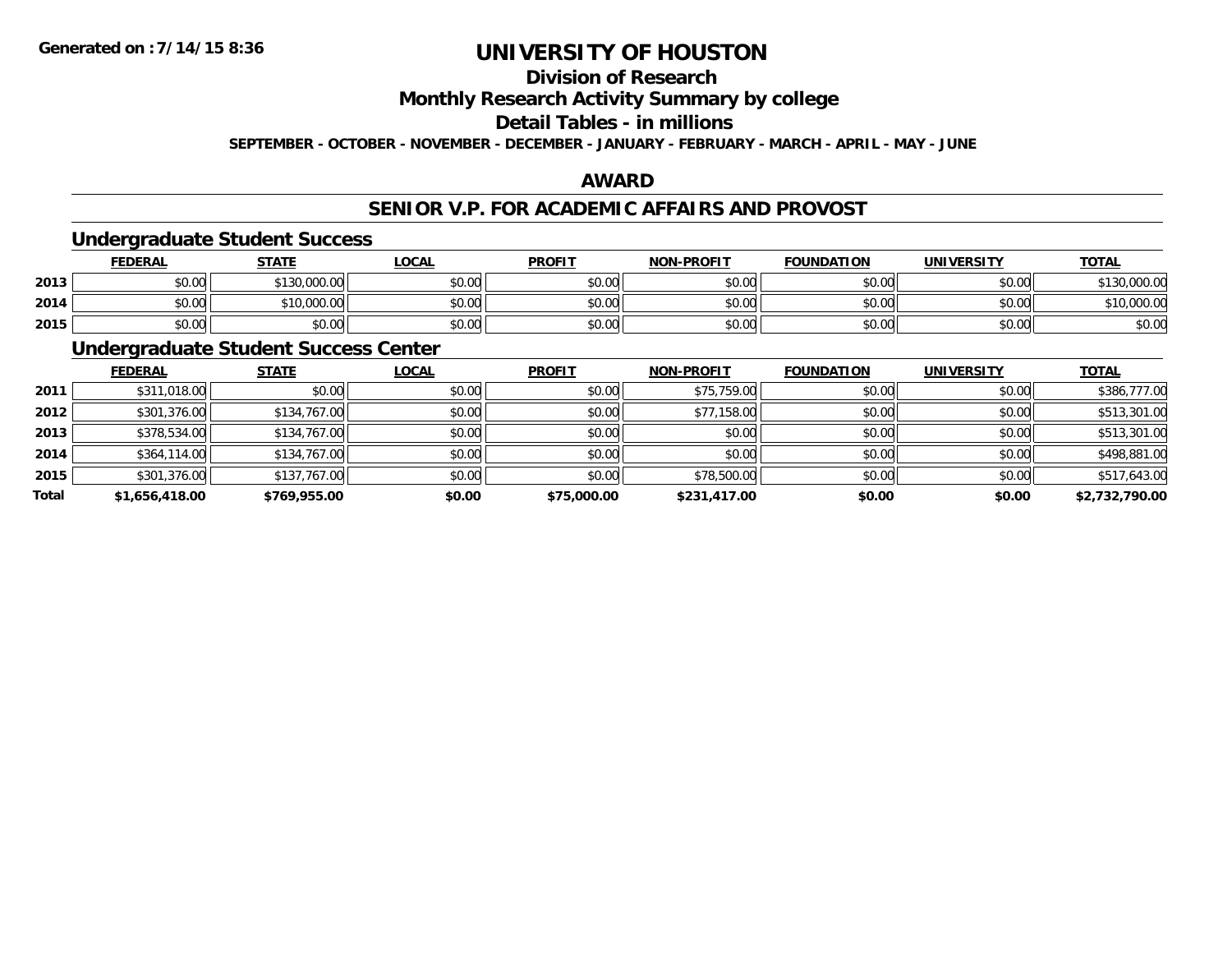# UNIVERSITY OF HOUSTON

## Division of Research

## Monthly Research Activity Summary by college

## Detail Tables - in millions

**SEPTEMBER - OCTOBER - NOVEMBER - DECEMBER - JANUARY - FEBRUARY - MARCH - APRIL - MAY - JUNE**

Generated on : 7/14/15 8:36

## AWARD

## SENIOR V.P. FOR ACADEMIC AFFAIRS AND PROVOST

### Undergraduate Student Success

| | FEDERAL | STATE | LOCAL | PROFIT | NON-PROFIT | FOUNDATION | UNIVERSITY | TOTAL |
|---|---|---|---|---|---|---|---|---|
| 2013 | $0.00 | $130,000.00 | $0.00 | $0.00 | $0.00 | $0.00 | $0.00 | $130,000.00 |
| 2014 | $0.00 | $10,000.00 | $0.00 | $0.00 | $0.00 | $0.00 | $0.00 | $10,000.00 |
| 2015 | $0.00 | $0.00 | $0.00 | $0.00 | $0.00 | $0.00 | $0.00 | $0.00 |

### Undergraduate Student Success Center

| | FEDERAL | STATE | LOCAL | PROFIT | NON-PROFIT | FOUNDATION | UNIVERSITY | TOTAL |
|---|---|---|---|---|---|---|---|---|
| 2011 | $311,018.00 | $0.00 | $0.00 | $0.00 | $75,759.00 | $0.00 | $0.00 | $386,777.00 |
| 2012 | $301,376.00 | $134,767.00 | $0.00 | $0.00 | $77,158.00 | $0.00 | $0.00 | $513,301.00 |
| 2013 | $378,534.00 | $134,767.00 | $0.00 | $0.00 | $0.00 | $0.00 | $0.00 | $513,301.00 |
| 2014 | $364,114.00 | $134,767.00 | $0.00 | $0.00 | $0.00 | $0.00 | $0.00 | $498,881.00 |
| 2015 | $301,376.00 | $137,767.00 | $0.00 | $0.00 | $78,500.00 | $0.00 | $0.00 | $517,643.00 |
| **Total** | **$1,656,418.00** | **$769,955.00** | **$0.00** | **$75,000.00** | **$231,417.00** | **$0.00** | **$0.00** | **$2,732,790.00** |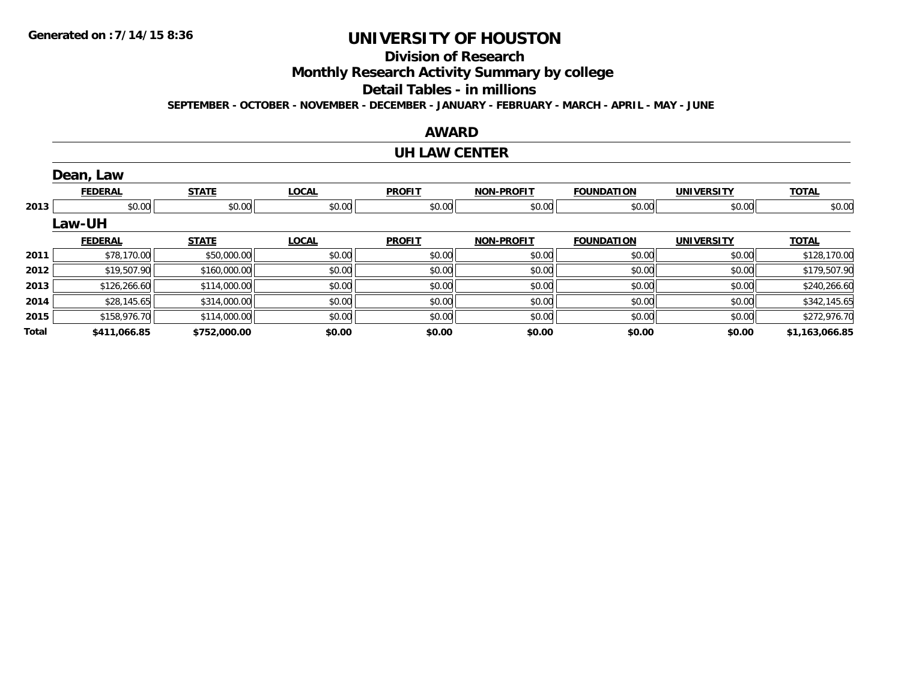Generated on :7/14/15 8:36

# UNIVERSITY OF HOUSTON

## Division of Research

## Monthly Research Activity Summary by college

## Detail Tables - in millions

**SEPTEMBER - OCTOBER - NOVEMBER - DECEMBER - JANUARY - FEBRUARY - MARCH - APRIL - MAY - JUNE**

## AWARD

## UH LAW CENTER

### Dean, Law

| | FEDERAL | STATE | LOCAL | PROFIT | NON-PROFIT | FOUNDATION | UNIVERSITY | TOTAL |
|---|---|---|---|---|---|---|---|---|
| 2013 | $0.00 | $0.00 | $0.00 | $0.00 | $0.00 | $0.00 | $0.00 | $0.00 |

### Law-UH

| | FEDERAL | STATE | LOCAL | PROFIT | NON-PROFIT | FOUNDATION | UNIVERSITY | TOTAL |
|---|---|---|---|---|---|---|---|---|
| 2011 | $78,170.00 | $50,000.00 | $0.00 | $0.00 | $0.00 | $0.00 | $0.00 | $128,170.00 |
| 2012 | $19,507.90 | $160,000.00 | $0.00 | $0.00 | $0.00 | $0.00 | $0.00 | $179,507.90 |
| 2013 | $126,266.60 | $114,000.00 | $0.00 | $0.00 | $0.00 | $0.00 | $0.00 | $240,266.60 |
| 2014 | $28,145.65 | $314,000.00 | $0.00 | $0.00 | $0.00 | $0.00 | $0.00 | $342,145.65 |
| 2015 | $158,976.70 | $114,000.00 | $0.00 | $0.00 | $0.00 | $0.00 | $0.00 | $272,976.70 |
| **Total** | **$411,066.85** | **$752,000.00** | **$0.00** | **$0.00** | **$0.00** | **$0.00** | **$0.00** | **$1,163,066.85** |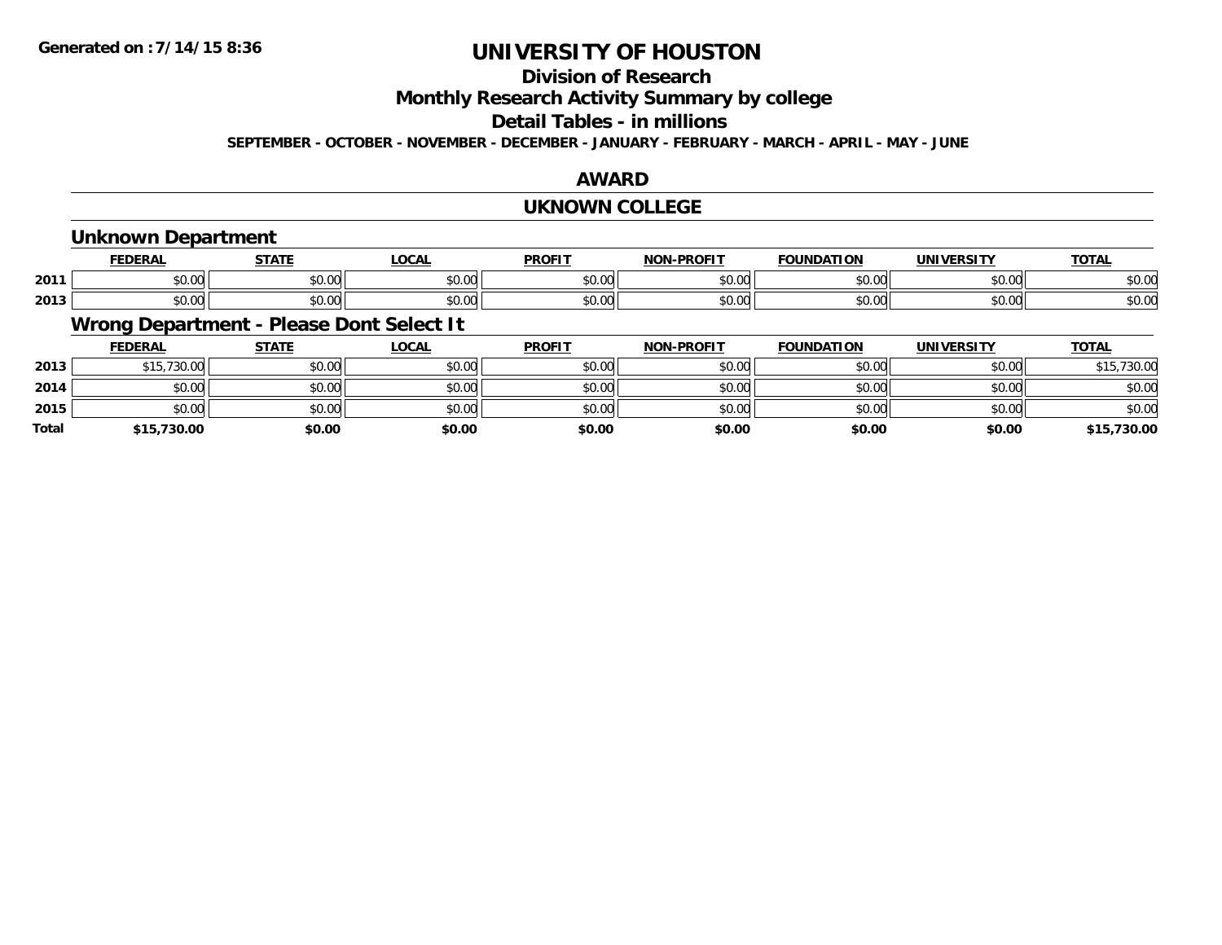**Generated on :7/14/15 8:36**

# UNIVERSITY OF HOUSTON

## Division of Research

## Monthly Research Activity Summary by college

## Detail Tables - in millions

**SEPTEMBER - OCTOBER - NOVEMBER - DECEMBER - JANUARY - FEBRUARY - MARCH - APRIL - MAY - JUNE**

## AWARD

## UKNOWN COLLEGE

### Unknown Department

| | FEDERAL | STATE | LOCAL | PROFIT | NON-PROFIT | FOUNDATION | UNIVERSITY | TOTAL |
|---|---|---|---|---|---|---|---|---|
| 2011 | $0.00 | $0.00 | $0.00 | $0.00 | $0.00 | $0.00 | $0.00 | $0.00 |
| 2013 | $0.00 | $0.00 | $0.00 | $0.00 | $0.00 | $0.00 | $0.00 | $0.00 |

### Wrong Department - Please Dont Select It

| | FEDERAL | STATE | LOCAL | PROFIT | NON-PROFIT | FOUNDATION | UNIVERSITY | TOTAL |
|---|---|---|---|---|---|---|---|---|
| 2013 | $15,730.00 | $0.00 | $0.00 | $0.00 | $0.00 | $0.00 | $0.00 | $15,730.00 |
| 2014 | $0.00 | $0.00 | $0.00 | $0.00 | $0.00 | $0.00 | $0.00 | $0.00 |
| 2015 | $0.00 | $0.00 | $0.00 | $0.00 | $0.00 | $0.00 | $0.00 | $0.00 |
| **Total** | **$15,730.00** | **$0.00** | **$0.00** | **$0.00** | **$0.00** | **$0.00** | **$0.00** | **$15,730.00** |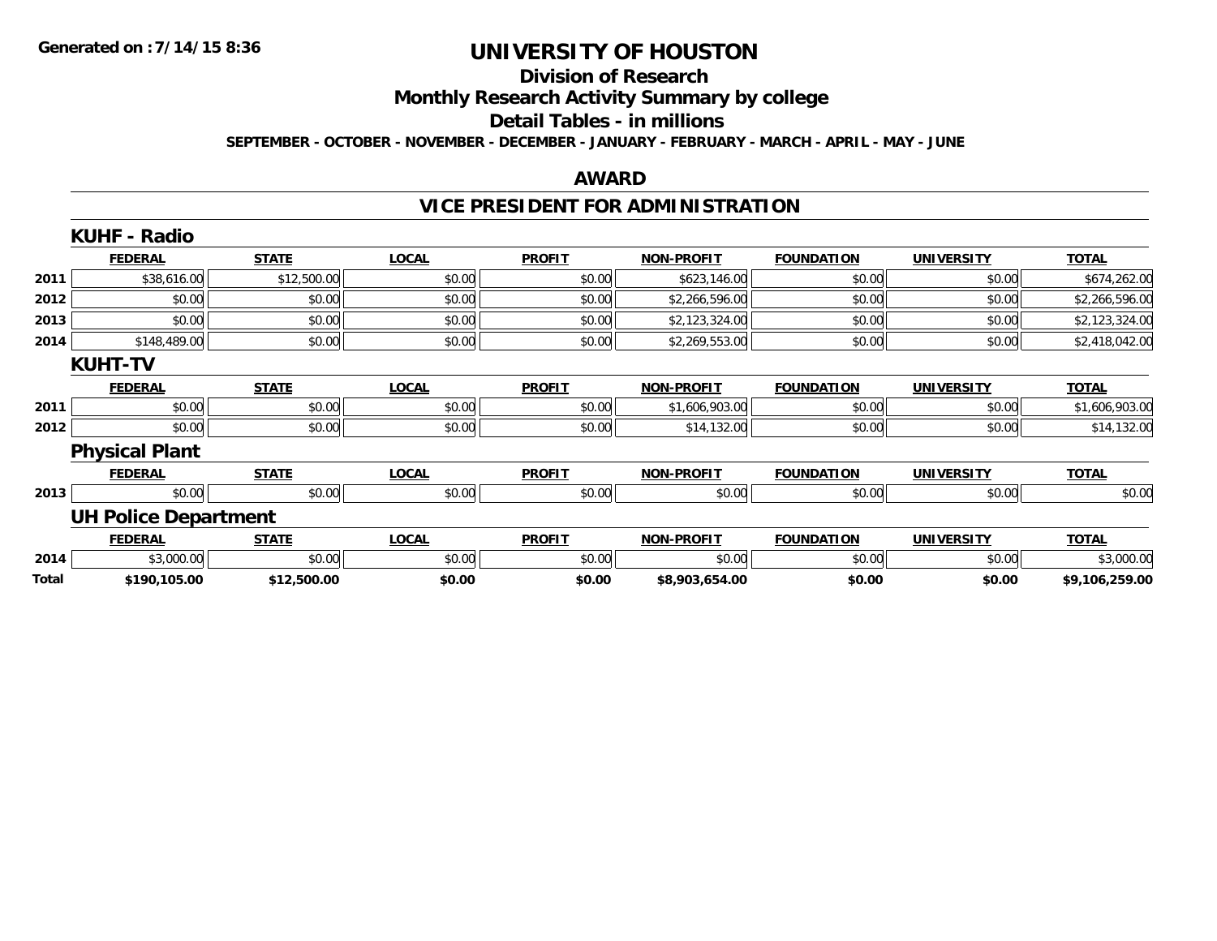Generated on :7/14/15 8:36

# UNIVERSITY OF HOUSTON

## Division of Research

## Monthly Research Activity Summary by college

## Detail Tables - in millions

**SEPTEMBER - OCTOBER - NOVEMBER - DECEMBER - JANUARY - FEBRUARY - MARCH - APRIL - MAY - JUNE**

## AWARD

## VICE PRESIDENT FOR ADMINISTRATION

### KUHF - Radio

| | FEDERAL | STATE | LOCAL | PROFIT | NON-PROFIT | FOUNDATION | UNIVERSITY | TOTAL |
|---|---|---|---|---|---|---|---|---|
| 2011 | $38,616.00 | $12,500.00 | $0.00 | $0.00 | $623,146.00 | $0.00 | $0.00 | $674,262.00 |
| 2012 | $0.00 | $0.00 | $0.00 | $0.00 | $2,266,596.00 | $0.00 | $0.00 | $2,266,596.00 |
| 2013 | $0.00 | $0.00 | $0.00 | $0.00 | $2,123,324.00 | $0.00 | $0.00 | $2,123,324.00 |
| 2014 | $148,489.00 | $0.00 | $0.00 | $0.00 | $2,269,553.00 | $0.00 | $0.00 | $2,418,042.00 |

### KUHT-TV

| | FEDERAL | STATE | LOCAL | PROFIT | NON-PROFIT | FOUNDATION | UNIVERSITY | TOTAL |
|---|---|---|---|---|---|---|---|---|
| 2011 | $0.00 | $0.00 | $0.00 | $0.00 | $1,606,903.00 | $0.00 | $0.00 | $1,606,903.00 |
| 2012 | $0.00 | $0.00 | $0.00 | $0.00 | $14,132.00 | $0.00 | $0.00 | $14,132.00 |

### Physical Plant

| | FEDERAL | STATE | LOCAL | PROFIT | NON-PROFIT | FOUNDATION | UNIVERSITY | TOTAL |
|---|---|---|---|---|---|---|---|---|
| 2013 | $0.00 | $0.00 | $0.00 | $0.00 | $0.00 | $0.00 | $0.00 | $0.00 |

### UH Police Department

| | FEDERAL | STATE | LOCAL | PROFIT | NON-PROFIT | FOUNDATION | UNIVERSITY | TOTAL |
|---|---|---|---|---|---|---|---|---|
| 2014 | $3,000.00 | $0.00 | $0.00 | $0.00 | $0.00 | $0.00 | $0.00 | $3,000.00 |
| **Total** | **$190,105.00** | **$12,500.00** | **$0.00** | **$0.00** | **$8,903,654.00** | **$0.00** | **$0.00** | **$9,106,259.00** |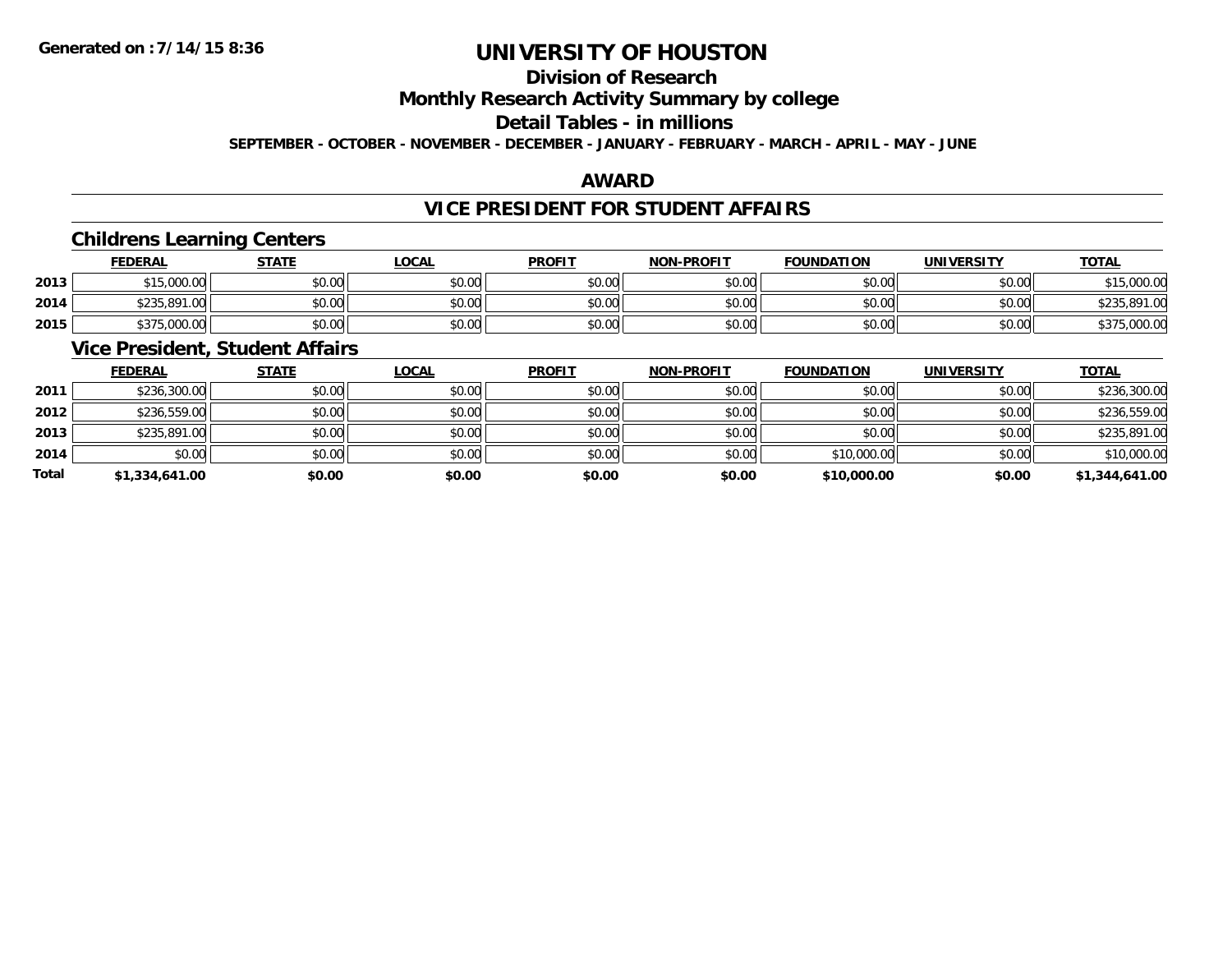# UNIVERSITY OF HOUSTON

## Division of Research

## Monthly Research Activity Summary by college

## Detail Tables - in millions

**SEPTEMBER - OCTOBER - NOVEMBER - DECEMBER - JANUARY - FEBRUARY - MARCH - APRIL - MAY - JUNE**

### AWARD

### VICE PRESIDENT FOR STUDENT AFFAIRS

#### Childrens Learning Centers

| | FEDERAL | STATE | LOCAL | PROFIT | NON-PROFIT | FOUNDATION | UNIVERSITY | TOTAL |
|---|---|---|---|---|---|---|---|---|
| 2013 | $15,000.00 | $0.00 | $0.00 | $0.00 | $0.00 | $0.00 | $0.00 | $15,000.00 |
| 2014 | $235,891.00 | $0.00 | $0.00 | $0.00 | $0.00 | $0.00 | $0.00 | $235,891.00 |
| 2015 | $375,000.00 | $0.00 | $0.00 | $0.00 | $0.00 | $0.00 | $0.00 | $375,000.00 |

#### Vice President, Student Affairs

| | FEDERAL | STATE | LOCAL | PROFIT | NON-PROFIT | FOUNDATION | UNIVERSITY | TOTAL |
|---|---|---|---|---|---|---|---|---|
| 2011 | $236,300.00 | $0.00 | $0.00 | $0.00 | $0.00 | $0.00 | $0.00 | $236,300.00 |
| 2012 | $236,559.00 | $0.00 | $0.00 | $0.00 | $0.00 | $0.00 | $0.00 | $236,559.00 |
| 2013 | $235,891.00 | $0.00 | $0.00 | $0.00 | $0.00 | $0.00 | $0.00 | $235,891.00 |
| 2014 | $0.00 | $0.00 | $0.00 | $0.00 | $0.00 | $10,000.00 | $0.00 | $10,000.00 |
| **Total** | **$1,334,641.00** | **$0.00** | **$0.00** | **$0.00** | **$0.00** | **$10,000.00** | **$0.00** | **$1,344,641.00** |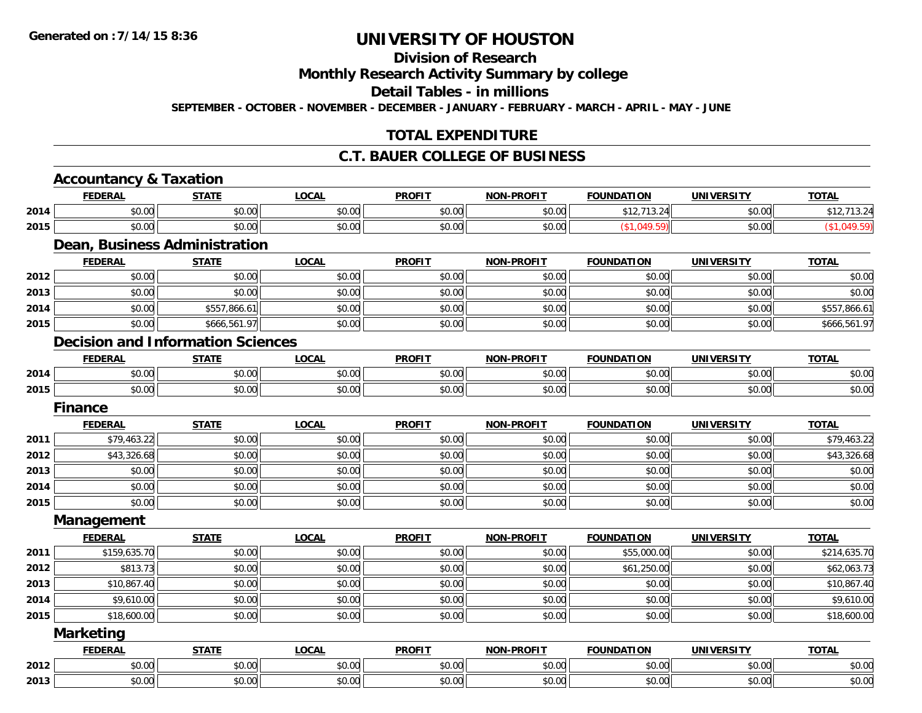Generated on :7/14/15 8:36

# UNIVERSITY OF HOUSTON

## Division of Research

## Monthly Research Activity Summary by college

## Detail Tables - in millions

SEPTEMBER - OCTOBER - NOVEMBER - DECEMBER - JANUARY - FEBRUARY - MARCH - APRIL - MAY - JUNE

## TOTAL EXPENDITURE

## C.T. BAUER COLLEGE OF BUSINESS

### Accountancy & Taxation

| | FEDERAL | STATE | LOCAL | PROFIT | NON-PROFIT | FOUNDATION | UNIVERSITY | TOTAL |
|---|---|---|---|---|---|---|---|---|
| 2014 | $0.00 | $0.00 | $0.00 | $0.00 | $0.00 | $12,713.24 | $0.00 | $12,713.24 |
| 2015 | $0.00 | $0.00 | $0.00 | $0.00 | $0.00 | ($1,049.59) | $0.00 | ($1,049.59) |

### Dean, Business Administration

| | FEDERAL | STATE | LOCAL | PROFIT | NON-PROFIT | FOUNDATION | UNIVERSITY | TOTAL |
|---|---|---|---|---|---|---|---|---|
| 2012 | $0.00 | $0.00 | $0.00 | $0.00 | $0.00 | $0.00 | $0.00 | $0.00 |
| 2013 | $0.00 | $0.00 | $0.00 | $0.00 | $0.00 | $0.00 | $0.00 | $0.00 |
| 2014 | $0.00 | $557,866.61 | $0.00 | $0.00 | $0.00 | $0.00 | $0.00 | $557,866.61 |
| 2015 | $0.00 | $666,561.97 | $0.00 | $0.00 | $0.00 | $0.00 | $0.00 | $666,561.97 |

### Decision and Information Sciences

| | FEDERAL | STATE | LOCAL | PROFIT | NON-PROFIT | FOUNDATION | UNIVERSITY | TOTAL |
|---|---|---|---|---|---|---|---|---|
| 2014 | $0.00 | $0.00 | $0.00 | $0.00 | $0.00 | $0.00 | $0.00 | $0.00 |
| 2015 | $0.00 | $0.00 | $0.00 | $0.00 | $0.00 | $0.00 | $0.00 | $0.00 |

### Finance

| | FEDERAL | STATE | LOCAL | PROFIT | NON-PROFIT | FOUNDATION | UNIVERSITY | TOTAL |
|---|---|---|---|---|---|---|---|---|
| 2011 | $79,463.22 | $0.00 | $0.00 | $0.00 | $0.00 | $0.00 | $0.00 | $79,463.22 |
| 2012 | $43,326.68 | $0.00 | $0.00 | $0.00 | $0.00 | $0.00 | $0.00 | $43,326.68 |
| 2013 | $0.00 | $0.00 | $0.00 | $0.00 | $0.00 | $0.00 | $0.00 | $0.00 |
| 2014 | $0.00 | $0.00 | $0.00 | $0.00 | $0.00 | $0.00 | $0.00 | $0.00 |
| 2015 | $0.00 | $0.00 | $0.00 | $0.00 | $0.00 | $0.00 | $0.00 | $0.00 |

### Management

| | FEDERAL | STATE | LOCAL | PROFIT | NON-PROFIT | FOUNDATION | UNIVERSITY | TOTAL |
|---|---|---|---|---|---|---|---|---|
| 2011 | $159,635.70 | $0.00 | $0.00 | $0.00 | $0.00 | $55,000.00 | $0.00 | $214,635.70 |
| 2012 | $813.73 | $0.00 | $0.00 | $0.00 | $0.00 | $61,250.00 | $0.00 | $62,063.73 |
| 2013 | $10,867.40 | $0.00 | $0.00 | $0.00 | $0.00 | $0.00 | $0.00 | $10,867.40 |
| 2014 | $9,610.00 | $0.00 | $0.00 | $0.00 | $0.00 | $0.00 | $0.00 | $9,610.00 |
| 2015 | $18,600.00 | $0.00 | $0.00 | $0.00 | $0.00 | $0.00 | $0.00 | $18,600.00 |

### Marketing

| | FEDERAL | STATE | LOCAL | PROFIT | NON-PROFIT | FOUNDATION | UNIVERSITY | TOTAL |
|---|---|---|---|---|---|---|---|---|
| 2012 | $0.00 | $0.00 | $0.00 | $0.00 | $0.00 | $0.00 | $0.00 | $0.00 |
| 2013 | $0.00 | $0.00 | $0.00 | $0.00 | $0.00 | $0.00 | $0.00 | $0.00 |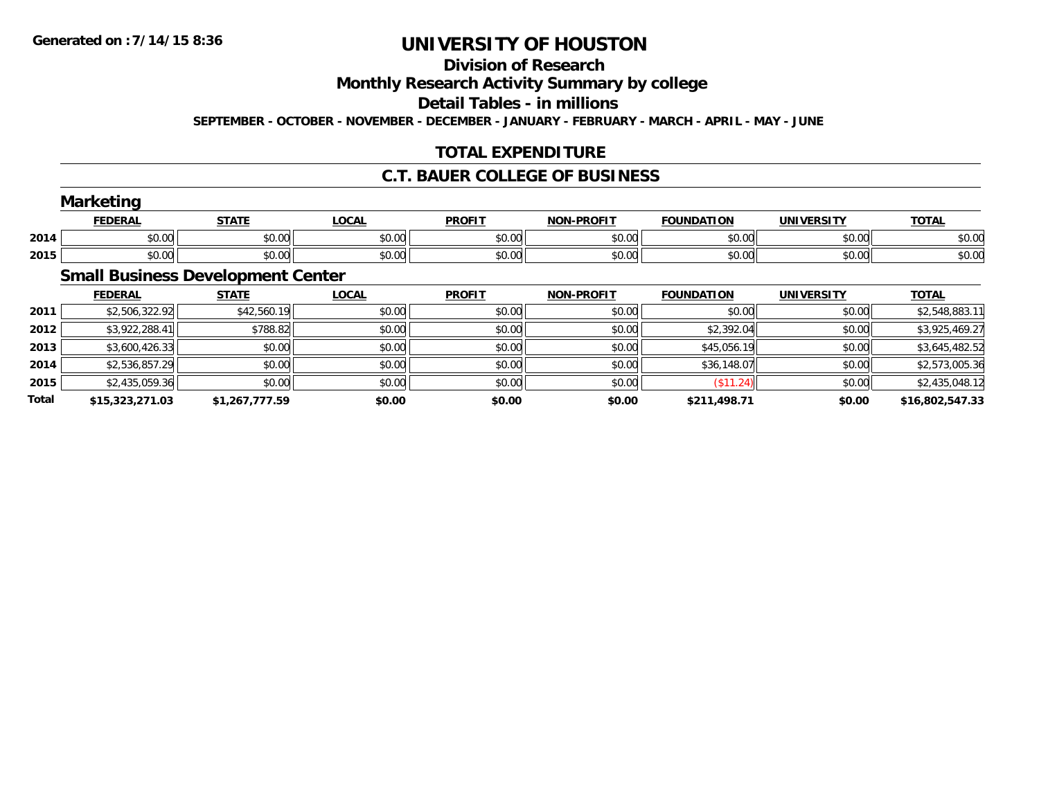Generated on :7/14/15 8:36

# UNIVERSITY OF HOUSTON

## Division of Research

## Monthly Research Activity Summary by college

## Detail Tables - in millions

SEPTEMBER - OCTOBER - NOVEMBER - DECEMBER - JANUARY - FEBRUARY - MARCH - APRIL - MAY - JUNE

## TOTAL EXPENDITURE

## C.T. BAUER COLLEGE OF BUSINESS

### Marketing

| | FEDERAL | STATE | LOCAL | PROFIT | NON-PROFIT | FOUNDATION | UNIVERSITY | TOTAL |
|---|---|---|---|---|---|---|---|---|
| 2014 | $0.00 | $0.00 | $0.00 | $0.00 | $0.00 | $0.00 | $0.00 | $0.00 |
| 2015 | $0.00 | $0.00 | $0.00 | $0.00 | $0.00 | $0.00 | $0.00 | $0.00 |

### Small Business Development Center

| | FEDERAL | STATE | LOCAL | PROFIT | NON-PROFIT | FOUNDATION | UNIVERSITY | TOTAL |
|---|---|---|---|---|---|---|---|---|
| 2011 | $2,506,322.92 | $42,560.19 | $0.00 | $0.00 | $0.00 | $0.00 | $0.00 | $2,548,883.11 |
| 2012 | $3,922,288.41 | $788.82 | $0.00 | $0.00 | $0.00 | $2,392.04 | $0.00 | $3,925,469.27 |
| 2013 | $3,600,426.33 | $0.00 | $0.00 | $0.00 | $0.00 | $45,056.19 | $0.00 | $3,645,482.52 |
| 2014 | $2,536,857.29 | $0.00 | $0.00 | $0.00 | $0.00 | $36,148.07 | $0.00 | $2,573,005.36 |
| 2015 | $2,435,059.36 | $0.00 | $0.00 | $0.00 | $0.00 | ($11.24) | $0.00 | $2,435,048.12 |
| **Total** | **$15,323,271.03** | **$1,267,777.59** | **$0.00** | **$0.00** | **$0.00** | **$211,498.71** | **$0.00** | **$16,802,547.33** |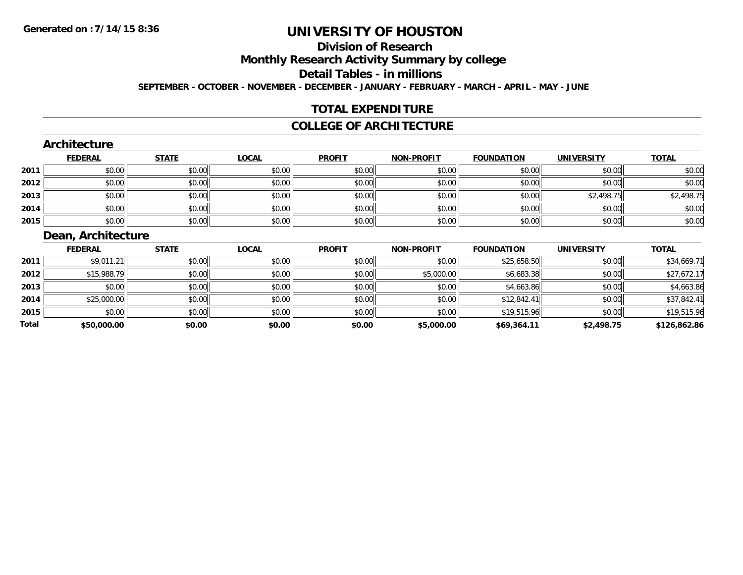# UNIVERSITY OF HOUSTON

## Division of Research

## Monthly Research Activity Summary by college

## Detail Tables - in millions

**SEPTEMBER - OCTOBER - NOVEMBER - DECEMBER - JANUARY - FEBRUARY - MARCH - APRIL - MAY - JUNE**

## TOTAL EXPENDITURE

## COLLEGE OF ARCHITECTURE

### Architecture

| | FEDERAL | STATE | LOCAL | PROFIT | NON-PROFIT | FOUNDATION | UNIVERSITY | TOTAL |
|---|---|---|---|---|---|---|---|---|
| 2011 | $0.00 | $0.00 | $0.00 | $0.00 | $0.00 | $0.00 | $0.00 | $0.00 |
| 2012 | $0.00 | $0.00 | $0.00 | $0.00 | $0.00 | $0.00 | $0.00 | $0.00 |
| 2013 | $0.00 | $0.00 | $0.00 | $0.00 | $0.00 | $0.00 | $2,498.75 | $2,498.75 |
| 2014 | $0.00 | $0.00 | $0.00 | $0.00 | $0.00 | $0.00 | $0.00 | $0.00 |
| 2015 | $0.00 | $0.00 | $0.00 | $0.00 | $0.00 | $0.00 | $0.00 | $0.00 |

### Dean, Architecture

| | FEDERAL | STATE | LOCAL | PROFIT | NON-PROFIT | FOUNDATION | UNIVERSITY | TOTAL |
|---|---|---|---|---|---|---|---|---|
| 2011 | $9,011.21 | $0.00 | $0.00 | $0.00 | $0.00 | $25,658.50 | $0.00 | $34,669.71 |
| 2012 | $15,988.79 | $0.00 | $0.00 | $0.00 | $5,000.00 | $6,683.38 | $0.00 | $27,672.17 |
| 2013 | $0.00 | $0.00 | $0.00 | $0.00 | $0.00 | $4,663.86 | $0.00 | $4,663.86 |
| 2014 | $25,000.00 | $0.00 | $0.00 | $0.00 | $0.00 | $12,842.41 | $0.00 | $37,842.41 |
| 2015 | $0.00 | $0.00 | $0.00 | $0.00 | $0.00 | $19,515.96 | $0.00 | $19,515.96 |
| **Total** | **$50,000.00** | **$0.00** | **$0.00** | **$0.00** | **$5,000.00** | **$69,364.11** | **$2,498.75** | **$126,862.86** |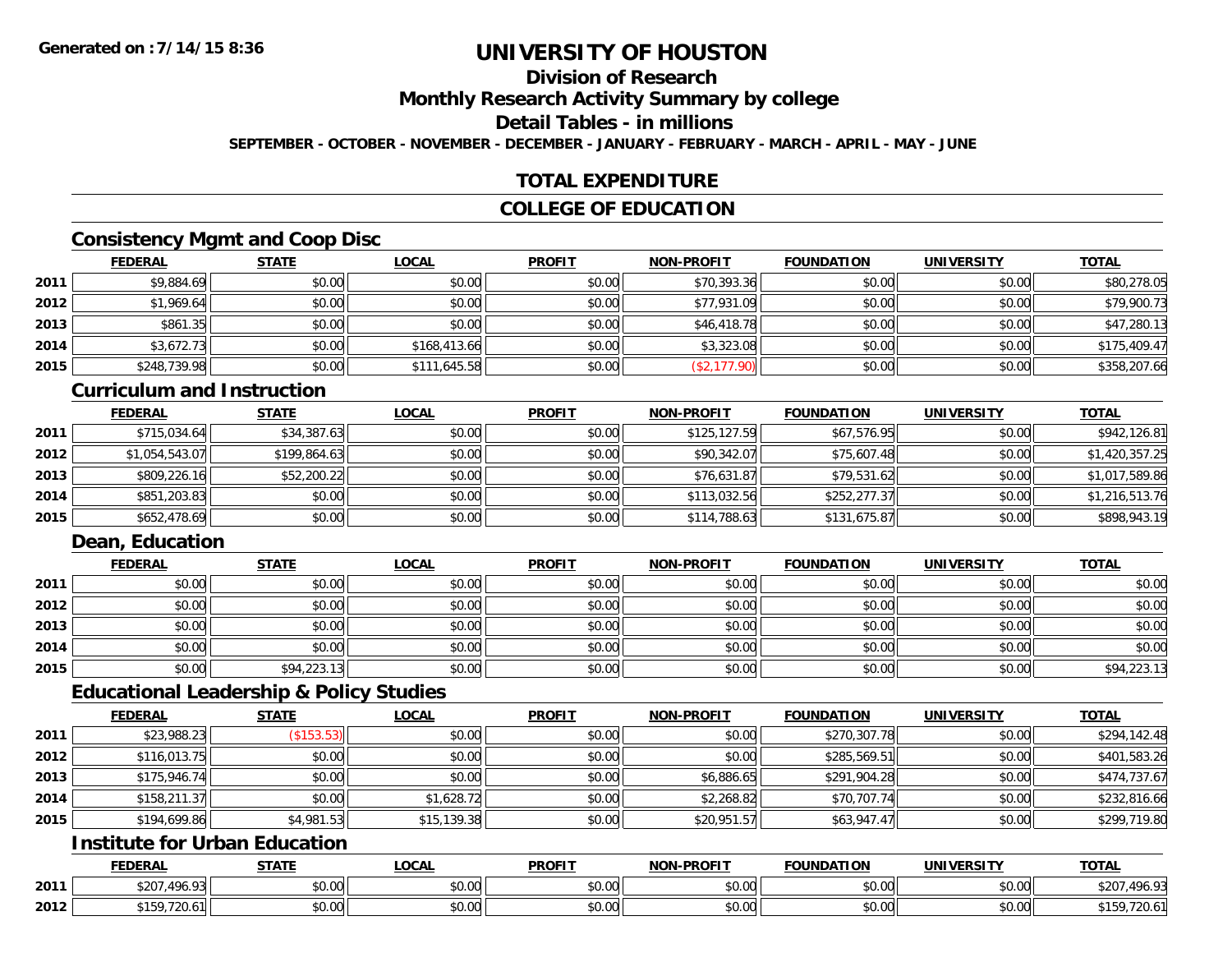**Generated on :7/14/15 8:36**

# UNIVERSITY OF HOUSTON

## Division of Research

## Monthly Research Activity Summary by college

## Detail Tables - in millions

**SEPTEMBER - OCTOBER - NOVEMBER - DECEMBER - JANUARY - FEBRUARY - MARCH - APRIL - MAY - JUNE**

## TOTAL EXPENDITURE

## COLLEGE OF EDUCATION

### Consistency Mgmt and Coop Disc

| | FEDERAL | STATE | LOCAL | PROFIT | NON-PROFIT | FOUNDATION | UNIVERSITY | TOTAL |
|---|---|---|---|---|---|---|---|---|
| 2011 | $9,884.69 | $0.00 | $0.00 | $0.00 | $70,393.36 | $0.00 | $0.00 | $80,278.05 |
| 2012 | $1,969.64 | $0.00 | $0.00 | $0.00 | $77,931.09 | $0.00 | $0.00 | $79,900.73 |
| 2013 | $861.35 | $0.00 | $0.00 | $0.00 | $46,418.78 | $0.00 | $0.00 | $47,280.13 |
| 2014 | $3,672.73 | $0.00 | $168,413.66 | $0.00 | $3,323.08 | $0.00 | $0.00 | $175,409.47 |
| 2015 | $248,739.98 | $0.00 | $111,645.58 | $0.00 | ($2,177.90) | $0.00 | $0.00 | $358,207.66 |

### Curriculum and Instruction

| | FEDERAL | STATE | LOCAL | PROFIT | NON-PROFIT | FOUNDATION | UNIVERSITY | TOTAL |
|---|---|---|---|---|---|---|---|---|
| 2011 | $715,034.64 | $34,387.63 | $0.00 | $0.00 | $125,127.59 | $67,576.95 | $0.00 | $942,126.81 |
| 2012 | $1,054,543.07 | $199,864.63 | $0.00 | $0.00 | $90,342.07 | $75,607.48 | $0.00 | $1,420,357.25 |
| 2013 | $809,226.16 | $52,200.22 | $0.00 | $0.00 | $76,631.87 | $79,531.62 | $0.00 | $1,017,589.86 |
| 2014 | $851,203.83 | $0.00 | $0.00 | $0.00 | $113,032.56 | $252,277.37 | $0.00 | $1,216,513.76 |
| 2015 | $652,478.69 | $0.00 | $0.00 | $0.00 | $114,788.63 | $131,675.87 | $0.00 | $898,943.19 |

### Dean, Education

| | FEDERAL | STATE | LOCAL | PROFIT | NON-PROFIT | FOUNDATION | UNIVERSITY | TOTAL |
|---|---|---|---|---|---|---|---|---|
| 2011 | $0.00 | $0.00 | $0.00 | $0.00 | $0.00 | $0.00 | $0.00 | $0.00 |
| 2012 | $0.00 | $0.00 | $0.00 | $0.00 | $0.00 | $0.00 | $0.00 | $0.00 |
| 2013 | $0.00 | $0.00 | $0.00 | $0.00 | $0.00 | $0.00 | $0.00 | $0.00 |
| 2014 | $0.00 | $0.00 | $0.00 | $0.00 | $0.00 | $0.00 | $0.00 | $0.00 |
| 2015 | $0.00 | $94,223.13 | $0.00 | $0.00 | $0.00 | $0.00 | $0.00 | $94,223.13 |

### Educational Leadership & Policy Studies

| | FEDERAL | STATE | LOCAL | PROFIT | NON-PROFIT | FOUNDATION | UNIVERSITY | TOTAL |
|---|---|---|---|---|---|---|---|---|
| 2011 | $23,988.23 | ($153.53) | $0.00 | $0.00 | $0.00 | $270,307.78 | $0.00 | $294,142.48 |
| 2012 | $116,013.75 | $0.00 | $0.00 | $0.00 | $0.00 | $285,569.51 | $0.00 | $401,583.26 |
| 2013 | $175,946.74 | $0.00 | $0.00 | $0.00 | $6,886.65 | $291,904.28 | $0.00 | $474,737.67 |
| 2014 | $158,211.37 | $0.00 | $1,628.72 | $0.00 | $2,268.82 | $70,707.74 | $0.00 | $232,816.66 |
| 2015 | $194,699.86 | $4,981.53 | $15,139.38 | $0.00 | $20,951.57 | $63,947.47 | $0.00 | $299,719.80 |

### Institute for Urban Education

| | FEDERAL | STATE | LOCAL | PROFIT | NON-PROFIT | FOUNDATION | UNIVERSITY | TOTAL |
|---|---|---|---|---|---|---|---|---|
| 2011 | $207,496.93 | $0.00 | $0.00 | $0.00 | $0.00 | $0.00 | $0.00 | $207,496.93 |
| 2012 | $159,720.61 | $0.00 | $0.00 | $0.00 | $0.00 | $0.00 | $0.00 | $159,720.61 |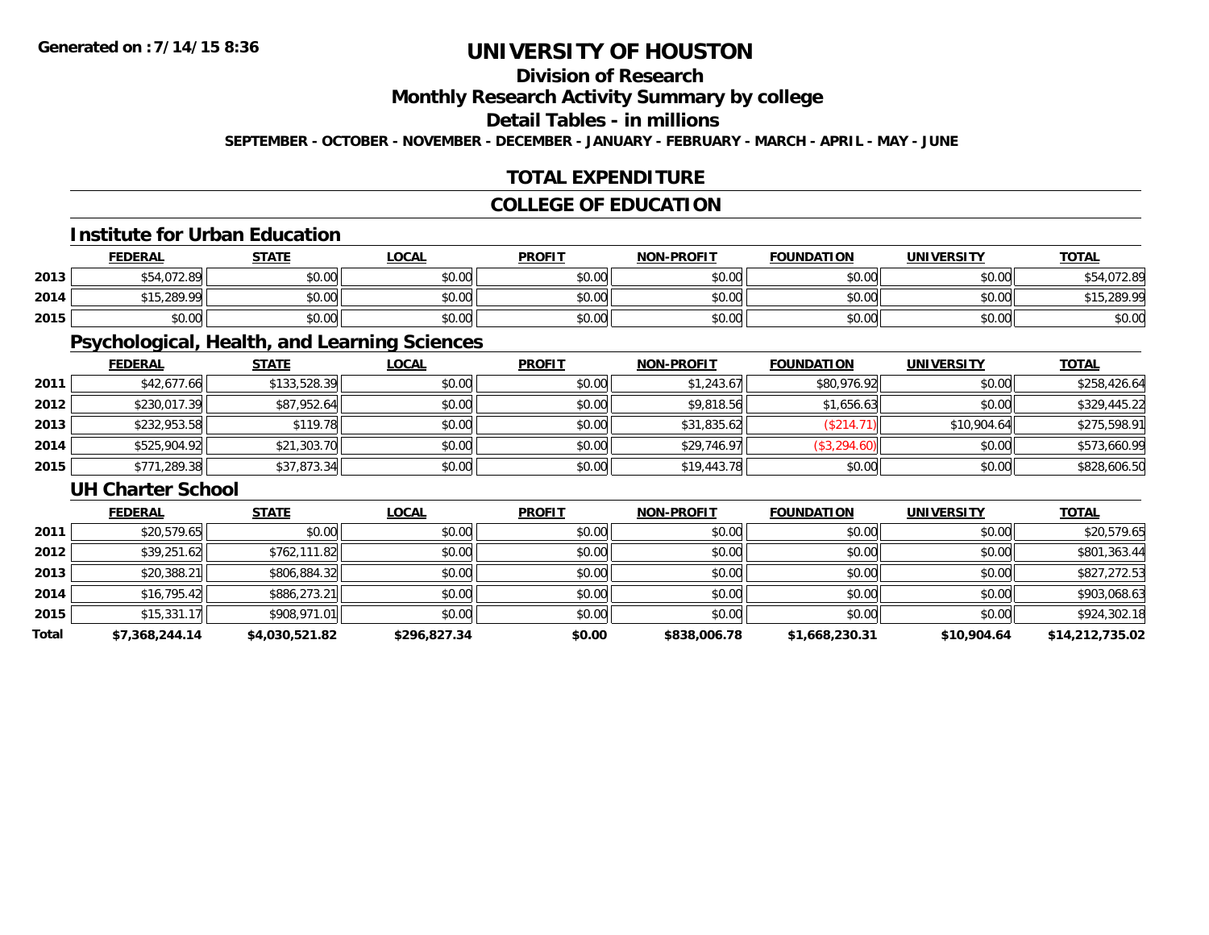**Generated on :7/14/15 8:36**

# UNIVERSITY OF HOUSTON

## Division of Research

## Monthly Research Activity Summary by college

## Detail Tables - in millions

**SEPTEMBER - OCTOBER - NOVEMBER - DECEMBER - JANUARY - FEBRUARY - MARCH - APRIL - MAY - JUNE**

## TOTAL EXPENDITURE

## COLLEGE OF EDUCATION

### Institute for Urban Education

| | FEDERAL | STATE | LOCAL | PROFIT | NON-PROFIT | FOUNDATION | UNIVERSITY | TOTAL |
|---|---|---|---|---|---|---|---|---|
| 2013 | $54,072.89 | $0.00 | $0.00 | $0.00 | $0.00 | $0.00 | $0.00 | $54,072.89 |
| 2014 | $15,289.99 | $0.00 | $0.00 | $0.00 | $0.00 | $0.00 | $0.00 | $15,289.99 |
| 2015 | $0.00 | $0.00 | $0.00 | $0.00 | $0.00 | $0.00 | $0.00 | $0.00 |

### Psychological, Health, and Learning Sciences

| | FEDERAL | STATE | LOCAL | PROFIT | NON-PROFIT | FOUNDATION | UNIVERSITY | TOTAL |
|---|---|---|---|---|---|---|---|---|
| 2011 | $42,677.66 | $133,528.39 | $0.00 | $0.00 | $1,243.67 | $80,976.92 | $0.00 | $258,426.64 |
| 2012 | $230,017.39 | $87,952.64 | $0.00 | $0.00 | $9,818.56 | $1,656.63 | $0.00 | $329,445.22 |
| 2013 | $232,953.58 | $119.78 | $0.00 | $0.00 | $31,835.62 | ($214.71) | $10,904.64 | $275,598.91 |
| 2014 | $525,904.92 | $21,303.70 | $0.00 | $0.00 | $29,746.97 | ($3,294.60) | $0.00 | $573,660.99 |
| 2015 | $771,289.38 | $37,873.34 | $0.00 | $0.00 | $19,443.78 | $0.00 | $0.00 | $828,606.50 |

### UH Charter School

| | FEDERAL | STATE | LOCAL | PROFIT | NON-PROFIT | FOUNDATION | UNIVERSITY | TOTAL |
|---|---|---|---|---|---|---|---|---|
| 2011 | $20,579.65 | $0.00 | $0.00 | $0.00 | $0.00 | $0.00 | $0.00 | $20,579.65 |
| 2012 | $39,251.62 | $762,111.82 | $0.00 | $0.00 | $0.00 | $0.00 | $0.00 | $801,363.44 |
| 2013 | $20,388.21 | $806,884.32 | $0.00 | $0.00 | $0.00 | $0.00 | $0.00 | $827,272.53 |
| 2014 | $16,795.42 | $886,273.21 | $0.00 | $0.00 | $0.00 | $0.00 | $0.00 | $903,068.63 |
| 2015 | $15,331.17 | $908,971.01 | $0.00 | $0.00 | $0.00 | $0.00 | $0.00 | $924,302.18 |
| **Total** | **$7,368,244.14** | **$4,030,521.82** | **$296,827.34** | **$0.00** | **$838,006.78** | **$1,668,230.31** | **$10,904.64** | **$14,212,735.02** |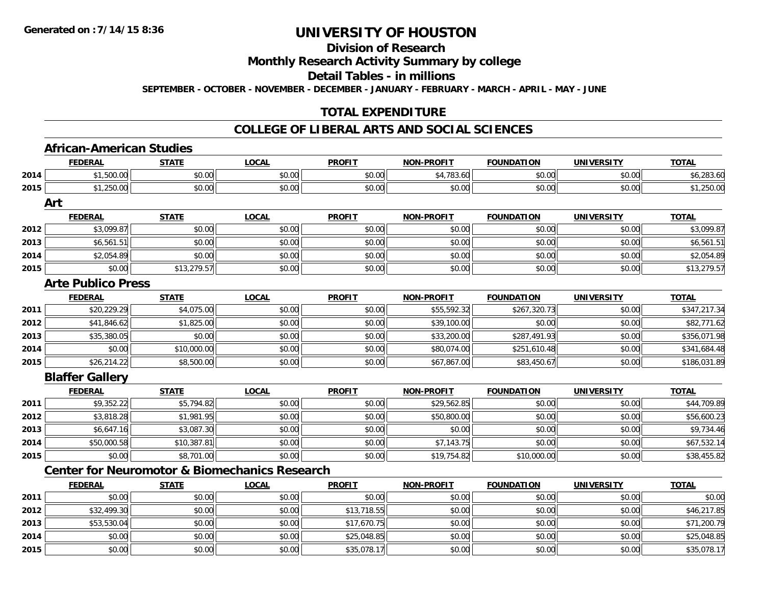**Generated on :7/14/15 8:36**

# UNIVERSITY OF HOUSTON

## Division of Research

## Monthly Research Activity Summary by college

## Detail Tables - in millions

**SEPTEMBER - OCTOBER - NOVEMBER - DECEMBER - JANUARY - FEBRUARY - MARCH - APRIL - MAY - JUNE**

## TOTAL EXPENDITURE

## COLLEGE OF LIBERAL ARTS AND SOCIAL SCIENCES

### African-American Studies

| | FEDERAL | STATE | LOCAL | PROFIT | NON-PROFIT | FOUNDATION | UNIVERSITY | TOTAL |
|---|---|---|---|---|---|---|---|---|
| 2014 | $1,500.00 | $0.00 | $0.00 | $0.00 | $4,783.60 | $0.00 | $0.00 | $6,283.60 |
| 2015 | $1,250.00 | $0.00 | $0.00 | $0.00 | $0.00 | $0.00 | $0.00 | $1,250.00 |

### Art

| | FEDERAL | STATE | LOCAL | PROFIT | NON-PROFIT | FOUNDATION | UNIVERSITY | TOTAL |
|---|---|---|---|---|---|---|---|---|
| 2012 | $3,099.87 | $0.00 | $0.00 | $0.00 | $0.00 | $0.00 | $0.00 | $3,099.87 |
| 2013 | $6,561.51 | $0.00 | $0.00 | $0.00 | $0.00 | $0.00 | $0.00 | $6,561.51 |
| 2014 | $2,054.89 | $0.00 | $0.00 | $0.00 | $0.00 | $0.00 | $0.00 | $2,054.89 |
| 2015 | $0.00 | $13,279.57 | $0.00 | $0.00 | $0.00 | $0.00 | $0.00 | $13,279.57 |

### Arte Publico Press

| | FEDERAL | STATE | LOCAL | PROFIT | NON-PROFIT | FOUNDATION | UNIVERSITY | TOTAL |
|---|---|---|---|---|---|---|---|---|
| 2011 | $20,229.29 | $4,075.00 | $0.00 | $0.00 | $55,592.32 | $267,320.73 | $0.00 | $347,217.34 |
| 2012 | $41,846.62 | $1,825.00 | $0.00 | $0.00 | $39,100.00 | $0.00 | $0.00 | $82,771.62 |
| 2013 | $35,380.05 | $0.00 | $0.00 | $0.00 | $33,200.00 | $287,491.93 | $0.00 | $356,071.98 |
| 2014 | $0.00 | $10,000.00 | $0.00 | $0.00 | $80,074.00 | $251,610.48 | $0.00 | $341,684.48 |
| 2015 | $26,214.22 | $8,500.00 | $0.00 | $0.00 | $67,867.00 | $83,450.67 | $0.00 | $186,031.89 |

### Blaffer Gallery

| | FEDERAL | STATE | LOCAL | PROFIT | NON-PROFIT | FOUNDATION | UNIVERSITY | TOTAL |
|---|---|---|---|---|---|---|---|---|
| 2011 | $9,352.22 | $5,794.82 | $0.00 | $0.00 | $29,562.85 | $0.00 | $0.00 | $44,709.89 |
| 2012 | $3,818.28 | $1,981.95 | $0.00 | $0.00 | $50,800.00 | $0.00 | $0.00 | $56,600.23 |
| 2013 | $6,647.16 | $3,087.30 | $0.00 | $0.00 | $0.00 | $0.00 | $0.00 | $9,734.46 |
| 2014 | $50,000.58 | $10,387.81 | $0.00 | $0.00 | $7,143.75 | $0.00 | $0.00 | $67,532.14 |
| 2015 | $0.00 | $8,701.00 | $0.00 | $0.00 | $19,754.82 | $10,000.00 | $0.00 | $38,455.82 |

### Center for Neuromotor & Biomechanics Research

| | FEDERAL | STATE | LOCAL | PROFIT | NON-PROFIT | FOUNDATION | UNIVERSITY | TOTAL |
|---|---|---|---|---|---|---|---|---|
| 2011 | $0.00 | $0.00 | $0.00 | $0.00 | $0.00 | $0.00 | $0.00 | $0.00 |
| 2012 | $32,499.30 | $0.00 | $0.00 | $13,718.55 | $0.00 | $0.00 | $0.00 | $46,217.85 |
| 2013 | $53,530.04 | $0.00 | $0.00 | $17,670.75 | $0.00 | $0.00 | $0.00 | $71,200.79 |
| 2014 | $0.00 | $0.00 | $0.00 | $25,048.85 | $0.00 | $0.00 | $0.00 | $25,048.85 |
| 2015 | $0.00 | $0.00 | $0.00 | $35,078.17 | $0.00 | $0.00 | $0.00 | $35,078.17 |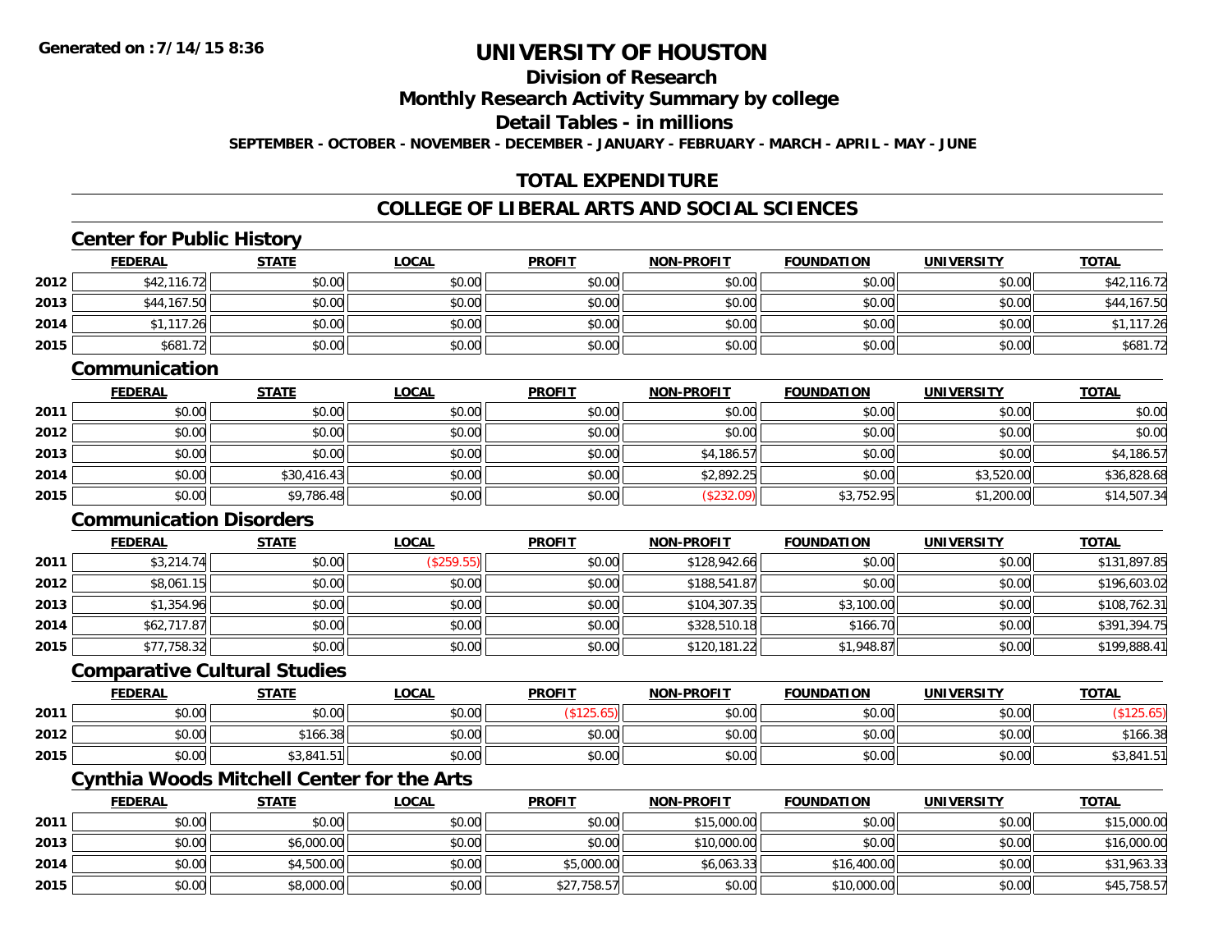# UNIVERSITY OF HOUSTON

## Division of Research

## Monthly Research Activity Summary by college

## Detail Tables - in millions

**SEPTEMBER - OCTOBER - NOVEMBER - DECEMBER - JANUARY - FEBRUARY - MARCH - APRIL - MAY - JUNE**

## TOTAL EXPENDITURE

## COLLEGE OF LIBERAL ARTS AND SOCIAL SCIENCES

### Center for Public History

| | FEDERAL | STATE | LOCAL | PROFIT | NON-PROFIT | FOUNDATION | UNIVERSITY | TOTAL |
|---|---|---|---|---|---|---|---|---|
| 2012 | $42,116.72 | $0.00 | $0.00 | $0.00 | $0.00 | $0.00 | $0.00 | $42,116.72 |
| 2013 | $44,167.50 | $0.00 | $0.00 | $0.00 | $0.00 | $0.00 | $0.00 | $44,167.50 |
| 2014 | $1,117.26 | $0.00 | $0.00 | $0.00 | $0.00 | $0.00 | $0.00 | $1,117.26 |
| 2015 | $681.72 | $0.00 | $0.00 | $0.00 | $0.00 | $0.00 | $0.00 | $681.72 |

### Communication

| | FEDERAL | STATE | LOCAL | PROFIT | NON-PROFIT | FOUNDATION | UNIVERSITY | TOTAL |
|---|---|---|---|---|---|---|---|---|
| 2011 | $0.00 | $0.00 | $0.00 | $0.00 | $0.00 | $0.00 | $0.00 | $0.00 |
| 2012 | $0.00 | $0.00 | $0.00 | $0.00 | $0.00 | $0.00 | $0.00 | $0.00 |
| 2013 | $0.00 | $0.00 | $0.00 | $0.00 | $4,186.57 | $0.00 | $0.00 | $4,186.57 |
| 2014 | $0.00 | $30,416.43 | $0.00 | $0.00 | $2,892.25 | $0.00 | $3,520.00 | $36,828.68 |
| 2015 | $0.00 | $9,786.48 | $0.00 | $0.00 | ($232.09) | $3,752.95 | $1,200.00 | $14,507.34 |

### Communication Disorders

| | FEDERAL | STATE | LOCAL | PROFIT | NON-PROFIT | FOUNDATION | UNIVERSITY | TOTAL |
|---|---|---|---|---|---|---|---|---|
| 2011 | $3,214.74 | $0.00 | ($259.55) | $0.00 | $128,942.66 | $0.00 | $0.00 | $131,897.85 |
| 2012 | $8,061.15 | $0.00 | $0.00 | $0.00 | $188,541.87 | $0.00 | $0.00 | $196,603.02 |
| 2013 | $1,354.96 | $0.00 | $0.00 | $0.00 | $104,307.35 | $3,100.00 | $0.00 | $108,762.31 |
| 2014 | $62,717.87 | $0.00 | $0.00 | $0.00 | $328,510.18 | $166.70 | $0.00 | $391,394.75 |
| 2015 | $77,758.32 | $0.00 | $0.00 | $0.00 | $120,181.22 | $1,948.87 | $0.00 | $199,888.41 |

### Comparative Cultural Studies

| | FEDERAL | STATE | LOCAL | PROFIT | NON-PROFIT | FOUNDATION | UNIVERSITY | TOTAL |
|---|---|---|---|---|---|---|---|---|
| 2011 | $0.00 | $0.00 | $0.00 | ($125.65) | $0.00 | $0.00 | $0.00 | ($125.65) |
| 2012 | $0.00 | $166.38 | $0.00 | $0.00 | $0.00 | $0.00 | $0.00 | $166.38 |
| 2015 | $0.00 | $3,841.51 | $0.00 | $0.00 | $0.00 | $0.00 | $0.00 | $3,841.51 |

### Cynthia Woods Mitchell Center for the Arts

| | FEDERAL | STATE | LOCAL | PROFIT | NON-PROFIT | FOUNDATION | UNIVERSITY | TOTAL |
|---|---|---|---|---|---|---|---|---|
| 2011 | $0.00 | $0.00 | $0.00 | $0.00 | $15,000.00 | $0.00 | $0.00 | $15,000.00 |
| 2013 | $0.00 | $6,000.00 | $0.00 | $0.00 | $10,000.00 | $0.00 | $0.00 | $16,000.00 |
| 2014 | $0.00 | $4,500.00 | $0.00 | $5,000.00 | $6,063.33 | $16,400.00 | $0.00 | $31,963.33 |
| 2015 | $0.00 | $8,000.00 | $0.00 | $27,758.57 | $0.00 | $10,000.00 | $0.00 | $45,758.57 |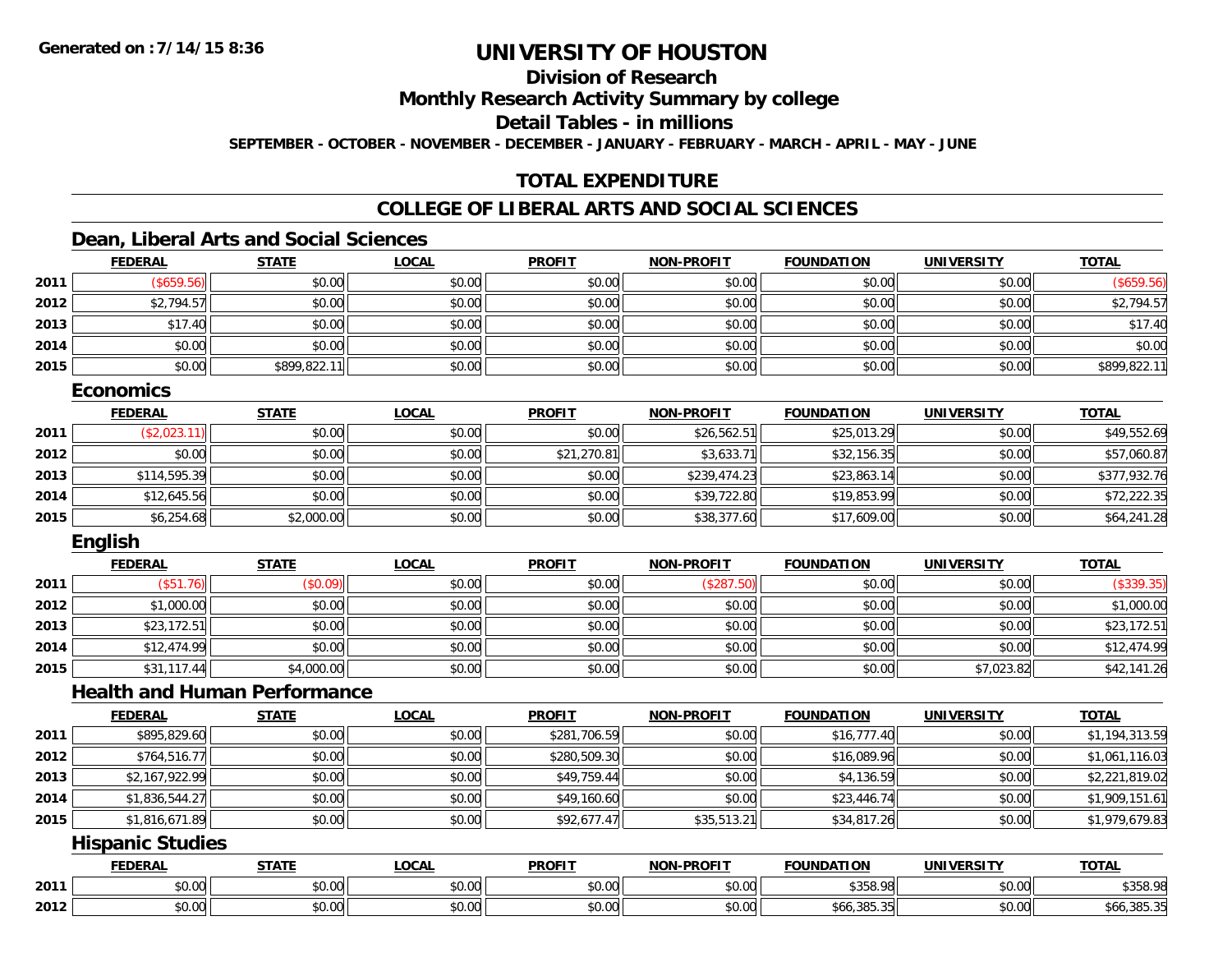**Generated on :7/14/15 8:36**

# UNIVERSITY OF HOUSTON

## Division of Research

## Monthly Research Activity Summary by college

## Detail Tables - in millions

**SEPTEMBER - OCTOBER - NOVEMBER - DECEMBER - JANUARY - FEBRUARY - MARCH - APRIL - MAY - JUNE**

## TOTAL EXPENDITURE

## COLLEGE OF LIBERAL ARTS AND SOCIAL SCIENCES

### Dean, Liberal Arts and Social Sciences

| | FEDERAL | STATE | LOCAL | PROFIT | NON-PROFIT | FOUNDATION | UNIVERSITY | TOTAL |
|---|---|---|---|---|---|---|---|---|
| 2011 | ($659.56) | $0.00 | $0.00 | $0.00 | $0.00 | $0.00 | $0.00 | ($659.56) |
| 2012 | $2,794.57 | $0.00 | $0.00 | $0.00 | $0.00 | $0.00 | $0.00 | $2,794.57 |
| 2013 | $17.40 | $0.00 | $0.00 | $0.00 | $0.00 | $0.00 | $0.00 | $17.40 |
| 2014 | $0.00 | $0.00 | $0.00 | $0.00 | $0.00 | $0.00 | $0.00 | $0.00 |
| 2015 | $0.00 | $899,822.11 | $0.00 | $0.00 | $0.00 | $0.00 | $0.00 | $899,822.11 |

### Economics

| | FEDERAL | STATE | LOCAL | PROFIT | NON-PROFIT | FOUNDATION | UNIVERSITY | TOTAL |
|---|---|---|---|---|---|---|---|---|
| 2011 | ($2,023.11) | $0.00 | $0.00 | $0.00 | $26,562.51 | $25,013.29 | $0.00 | $49,552.69 |
| 2012 | $0.00 | $0.00 | $0.00 | $21,270.81 | $3,633.71 | $32,156.35 | $0.00 | $57,060.87 |
| 2013 | $114,595.39 | $0.00 | $0.00 | $0.00 | $239,474.23 | $23,863.14 | $0.00 | $377,932.76 |
| 2014 | $12,645.56 | $0.00 | $0.00 | $0.00 | $39,722.80 | $19,853.99 | $0.00 | $72,222.35 |
| 2015 | $6,254.68 | $2,000.00 | $0.00 | $0.00 | $38,377.60 | $17,609.00 | $0.00 | $64,241.28 |

### English

| | FEDERAL | STATE | LOCAL | PROFIT | NON-PROFIT | FOUNDATION | UNIVERSITY | TOTAL |
|---|---|---|---|---|---|---|---|---|
| 2011 | ($51.76) | ($0.09) | $0.00 | $0.00 | ($287.50) | $0.00 | $0.00 | ($339.35) |
| 2012 | $1,000.00 | $0.00 | $0.00 | $0.00 | $0.00 | $0.00 | $0.00 | $1,000.00 |
| 2013 | $23,172.51 | $0.00 | $0.00 | $0.00 | $0.00 | $0.00 | $0.00 | $23,172.51 |
| 2014 | $12,474.99 | $0.00 | $0.00 | $0.00 | $0.00 | $0.00 | $0.00 | $12,474.99 |
| 2015 | $31,117.44 | $4,000.00 | $0.00 | $0.00 | $0.00 | $0.00 | $7,023.82 | $42,141.26 |

### Health and Human Performance

| | FEDERAL | STATE | LOCAL | PROFIT | NON-PROFIT | FOUNDATION | UNIVERSITY | TOTAL |
|---|---|---|---|---|---|---|---|---|
| 2011 | $895,829.60 | $0.00 | $0.00 | $281,706.59 | $0.00 | $16,777.40 | $0.00 | $1,194,313.59 |
| 2012 | $764,516.77 | $0.00 | $0.00 | $280,509.30 | $0.00 | $16,089.96 | $0.00 | $1,061,116.03 |
| 2013 | $2,167,922.99 | $0.00 | $0.00 | $49,759.44 | $0.00 | $4,136.59 | $0.00 | $2,221,819.02 |
| 2014 | $1,836,544.27 | $0.00 | $0.00 | $49,160.60 | $0.00 | $23,446.74 | $0.00 | $1,909,151.61 |
| 2015 | $1,816,671.89 | $0.00 | $0.00 | $92,677.47 | $35,513.21 | $34,817.26 | $0.00 | $1,979,679.83 |

### Hispanic Studies

| | FEDERAL | STATE | LOCAL | PROFIT | NON-PROFIT | FOUNDATION | UNIVERSITY | TOTAL |
|---|---|---|---|---|---|---|---|---|
| 2011 | $0.00 | $0.00 | $0.00 | $0.00 | $0.00 | $358.98 | $0.00 | $358.98 |
| 2012 | $0.00 | $0.00 | $0.00 | $0.00 | $0.00 | $66,385.35 | $0.00 | $66,385.35 |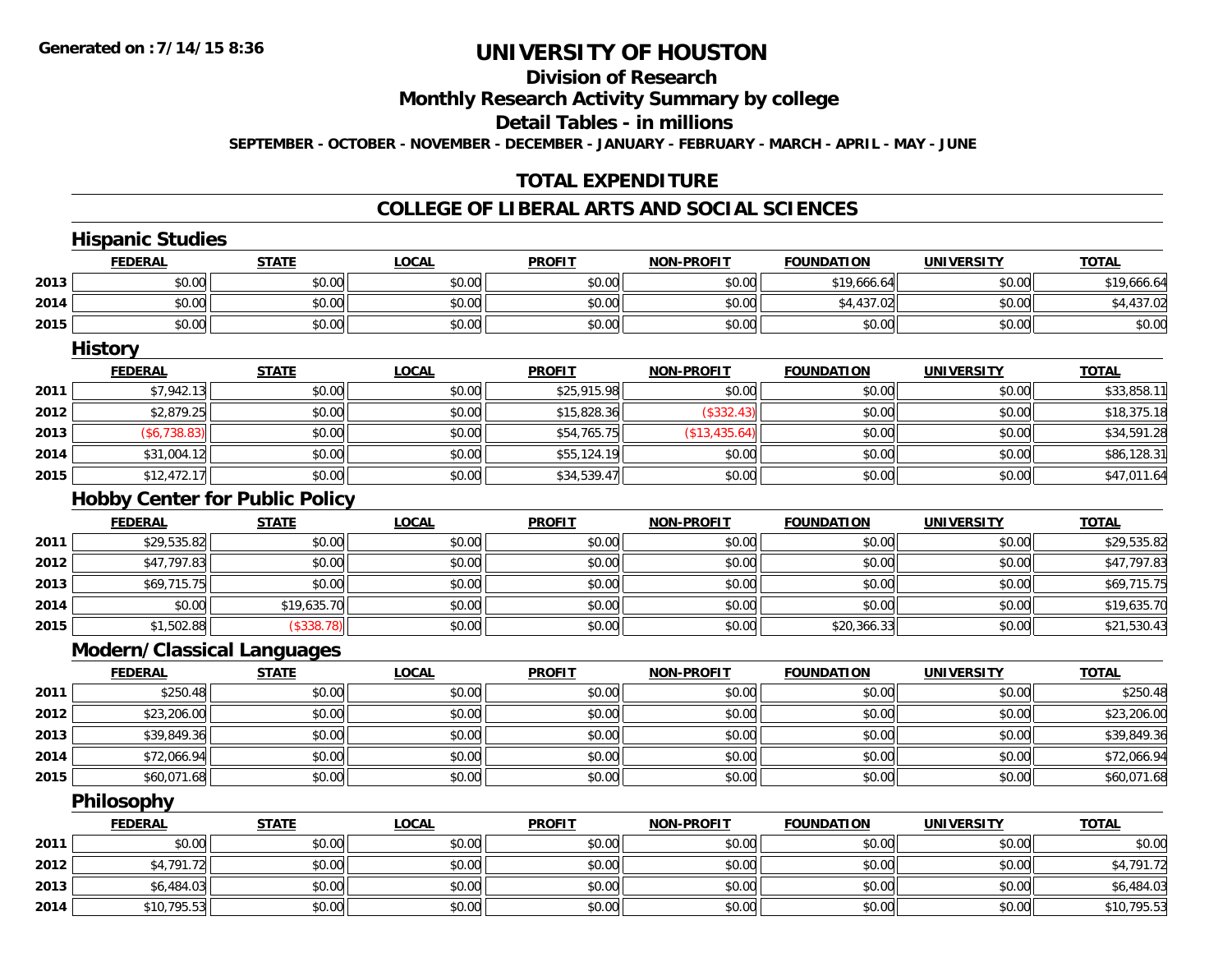# UNIVERSITY OF HOUSTON

## Division of Research

## Monthly Research Activity Summary by college

## Detail Tables - in millions

**SEPTEMBER - OCTOBER - NOVEMBER - DECEMBER - JANUARY - FEBRUARY - MARCH - APRIL - MAY - JUNE**

Generated on :7/14/15 8:36

## TOTAL EXPENDITURE

## COLLEGE OF LIBERAL ARTS AND SOCIAL SCIENCES

### Hispanic Studies

| | FEDERAL | STATE | LOCAL | PROFIT | NON-PROFIT | FOUNDATION | UNIVERSITY | TOTAL |
|---|---|---|---|---|---|---|---|---|
| 2013 | $0.00 | $0.00 | $0.00 | $0.00 | $0.00 | $19,666.64 | $0.00 | $19,666.64 |
| 2014 | $0.00 | $0.00 | $0.00 | $0.00 | $0.00 | $4,437.02 | $0.00 | $4,437.02 |
| 2015 | $0.00 | $0.00 | $0.00 | $0.00 | $0.00 | $0.00 | $0.00 | $0.00 |

### History

| | FEDERAL | STATE | LOCAL | PROFIT | NON-PROFIT | FOUNDATION | UNIVERSITY | TOTAL |
|---|---|---|---|---|---|---|---|---|
| 2011 | $7,942.13 | $0.00 | $0.00 | $25,915.98 | $0.00 | $0.00 | $0.00 | $33,858.11 |
| 2012 | $2,879.25 | $0.00 | $0.00 | $15,828.36 | ($332.43) | $0.00 | $0.00 | $18,375.18 |
| 2013 | ($6,738.83) | $0.00 | $0.00 | $54,765.75 | ($13,435.64) | $0.00 | $0.00 | $34,591.28 |
| 2014 | $31,004.12 | $0.00 | $0.00 | $55,124.19 | $0.00 | $0.00 | $0.00 | $86,128.31 |
| 2015 | $12,472.17 | $0.00 | $0.00 | $34,539.47 | $0.00 | $0.00 | $0.00 | $47,011.64 |

### Hobby Center for Public Policy

| | FEDERAL | STATE | LOCAL | PROFIT | NON-PROFIT | FOUNDATION | UNIVERSITY | TOTAL |
|---|---|---|---|---|---|---|---|---|
| 2011 | $29,535.82 | $0.00 | $0.00 | $0.00 | $0.00 | $0.00 | $0.00 | $29,535.82 |
| 2012 | $47,797.83 | $0.00 | $0.00 | $0.00 | $0.00 | $0.00 | $0.00 | $47,797.83 |
| 2013 | $69,715.75 | $0.00 | $0.00 | $0.00 | $0.00 | $0.00 | $0.00 | $69,715.75 |
| 2014 | $0.00 | $19,635.70 | $0.00 | $0.00 | $0.00 | $0.00 | $0.00 | $19,635.70 |
| 2015 | $1,502.88 | ($338.78) | $0.00 | $0.00 | $0.00 | $20,366.33 | $0.00 | $21,530.43 |

### Modern/Classical Languages

| | FEDERAL | STATE | LOCAL | PROFIT | NON-PROFIT | FOUNDATION | UNIVERSITY | TOTAL |
|---|---|---|---|---|---|---|---|---|
| 2011 | $250.48 | $0.00 | $0.00 | $0.00 | $0.00 | $0.00 | $0.00 | $250.48 |
| 2012 | $23,206.00 | $0.00 | $0.00 | $0.00 | $0.00 | $0.00 | $0.00 | $23,206.00 |
| 2013 | $39,849.36 | $0.00 | $0.00 | $0.00 | $0.00 | $0.00 | $0.00 | $39,849.36 |
| 2014 | $72,066.94 | $0.00 | $0.00 | $0.00 | $0.00 | $0.00 | $0.00 | $72,066.94 |
| 2015 | $60,071.68 | $0.00 | $0.00 | $0.00 | $0.00 | $0.00 | $0.00 | $60,071.68 |

### Philosophy

| | FEDERAL | STATE | LOCAL | PROFIT | NON-PROFIT | FOUNDATION | UNIVERSITY | TOTAL |
|---|---|---|---|---|---|---|---|---|
| 2011 | $0.00 | $0.00 | $0.00 | $0.00 | $0.00 | $0.00 | $0.00 | $0.00 |
| 2012 | $4,791.72 | $0.00 | $0.00 | $0.00 | $0.00 | $0.00 | $0.00 | $4,791.72 |
| 2013 | $6,484.03 | $0.00 | $0.00 | $0.00 | $0.00 | $0.00 | $0.00 | $6,484.03 |
| 2014 | $10,795.53 | $0.00 | $0.00 | $0.00 | $0.00 | $0.00 | $0.00 | $10,795.53 |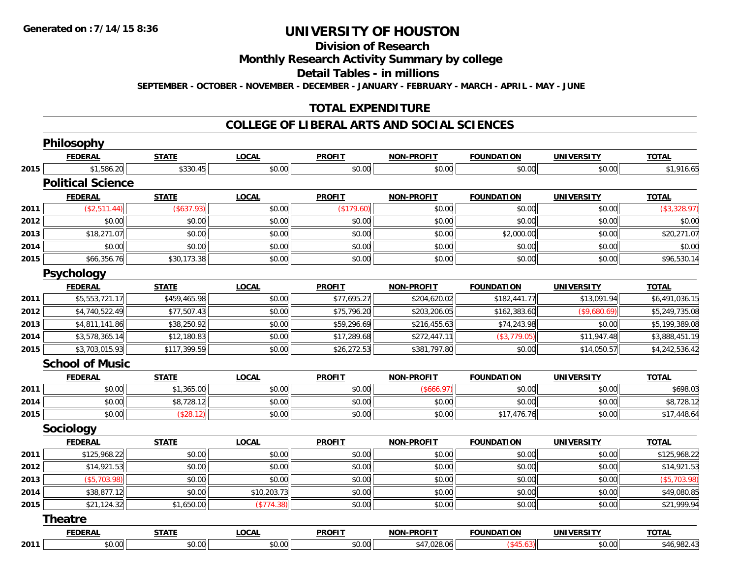# UNIVERSITY OF HOUSTON

## Division of Research

## Monthly Research Activity Summary by college

## Detail Tables - in millions

**SEPTEMBER - OCTOBER - NOVEMBER - DECEMBER - JANUARY - FEBRUARY - MARCH - APRIL - MAY - JUNE**

## TOTAL EXPENDITURE

## COLLEGE OF LIBERAL ARTS AND SOCIAL SCIENCES

### Philosophy

| | FEDERAL | STATE | LOCAL | PROFIT | NON-PROFIT | FOUNDATION | UNIVERSITY | TOTAL |
|---|---|---|---|---|---|---|---|---|
| 2015 | $1,586.20 | $330.45 | $0.00 | $0.00 | $0.00 | $0.00 | $0.00 | $1,916.65 |

### Political Science

| | FEDERAL | STATE | LOCAL | PROFIT | NON-PROFIT | FOUNDATION | UNIVERSITY | TOTAL |
|---|---|---|---|---|---|---|---|---|
| 2011 | ($2,511.44) | ($637.93) | $0.00 | ($179.60) | $0.00 | $0.00 | $0.00 | ($3,328.97) |
| 2012 | $0.00 | $0.00 | $0.00 | $0.00 | $0.00 | $0.00 | $0.00 | $0.00 |
| 2013 | $18,271.07 | $0.00 | $0.00 | $0.00 | $0.00 | $2,000.00 | $0.00 | $20,271.07 |
| 2014 | $0.00 | $0.00 | $0.00 | $0.00 | $0.00 | $0.00 | $0.00 | $0.00 |
| 2015 | $66,356.76 | $30,173.38 | $0.00 | $0.00 | $0.00 | $0.00 | $0.00 | $96,530.14 |

### Psychology

| | FEDERAL | STATE | LOCAL | PROFIT | NON-PROFIT | FOUNDATION | UNIVERSITY | TOTAL |
|---|---|---|---|---|---|---|---|---|
| 2011 | $5,553,721.17 | $459,465.98 | $0.00 | $77,695.27 | $204,620.02 | $182,441.77 | $13,091.94 | $6,491,036.15 |
| 2012 | $4,740,522.49 | $77,507.43 | $0.00 | $75,796.20 | $203,206.05 | $162,383.60 | ($9,680.69) | $5,249,735.08 |
| 2013 | $4,811,141.86 | $38,250.92 | $0.00 | $59,296.69 | $216,455.63 | $74,243.98 | $0.00 | $5,199,389.08 |
| 2014 | $3,578,365.14 | $12,180.83 | $0.00 | $17,289.68 | $272,447.11 | ($3,779.05) | $11,947.48 | $3,888,451.19 |
| 2015 | $3,703,015.93 | $117,399.59 | $0.00 | $26,272.53 | $381,797.80 | $0.00 | $14,050.57 | $4,242,536.42 |

### School of Music

| | FEDERAL | STATE | LOCAL | PROFIT | NON-PROFIT | FOUNDATION | UNIVERSITY | TOTAL |
|---|---|---|---|---|---|---|---|---|
| 2011 | $0.00 | $1,365.00 | $0.00 | $0.00 | ($666.97) | $0.00 | $0.00 | $698.03 |
| 2014 | $0.00 | $8,728.12 | $0.00 | $0.00 | $0.00 | $0.00 | $0.00 | $8,728.12 |
| 2015 | $0.00 | ($28.12) | $0.00 | $0.00 | $0.00 | $17,476.76 | $0.00 | $17,448.64 |

### Sociology

| | FEDERAL | STATE | LOCAL | PROFIT | NON-PROFIT | FOUNDATION | UNIVERSITY | TOTAL |
|---|---|---|---|---|---|---|---|---|
| 2011 | $125,968.22 | $0.00 | $0.00 | $0.00 | $0.00 | $0.00 | $0.00 | $125,968.22 |
| 2012 | $14,921.53 | $0.00 | $0.00 | $0.00 | $0.00 | $0.00 | $0.00 | $14,921.53 |
| 2013 | ($5,703.98) | $0.00 | $0.00 | $0.00 | $0.00 | $0.00 | $0.00 | ($5,703.98) |
| 2014 | $38,877.12 | $0.00 | $10,203.73 | $0.00 | $0.00 | $0.00 | $0.00 | $49,080.85 |
| 2015 | $21,124.32 | $1,650.00 | ($774.38) | $0.00 | $0.00 | $0.00 | $0.00 | $21,999.94 |

### Theatre

| | FEDERAL | STATE | LOCAL | PROFIT | NON-PROFIT | FOUNDATION | UNIVERSITY | TOTAL |
|---|---|---|---|---|---|---|---|---|
| 2011 | $0.00 | $0.00 | $0.00 | $0.00 | $47,028.06 | ($45.63) | $0.00 | $46,982.43 |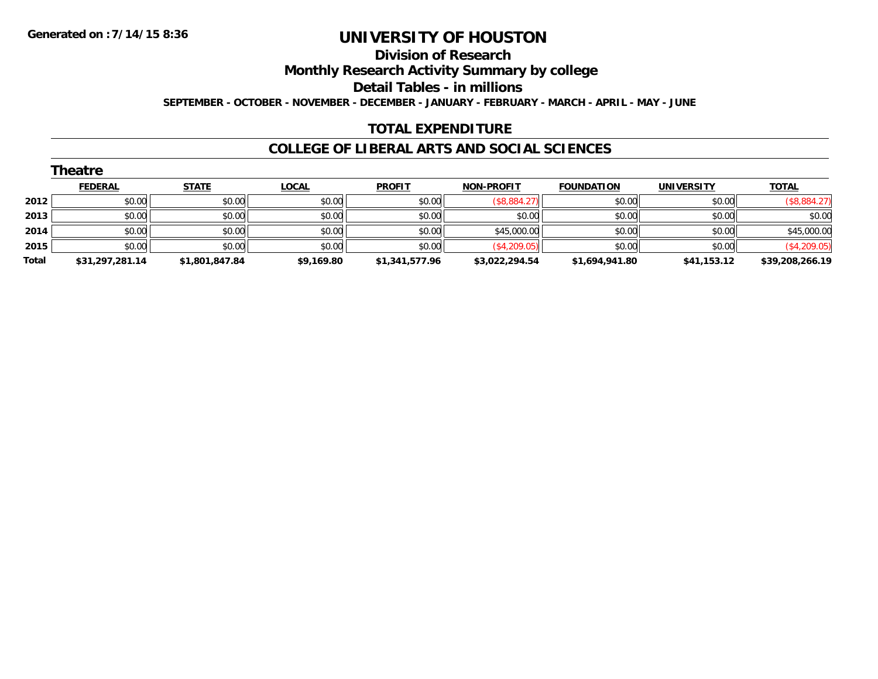# UNIVERSITY OF HOUSTON

## Division of Research

## Monthly Research Activity Summary by college

## Detail Tables - in millions

**SEPTEMBER - OCTOBER - NOVEMBER - DECEMBER - JANUARY - FEBRUARY - MARCH - APRIL - MAY - JUNE**

## TOTAL EXPENDITURE

## COLLEGE OF LIBERAL ARTS AND SOCIAL SCIENCES

### Theatre

| | FEDERAL | STATE | LOCAL | PROFIT | NON-PROFIT | FOUNDATION | UNIVERSITY | TOTAL |
|---|---|---|---|---|---|---|---|---|
| 2012 | $0.00 | $0.00 | $0.00 | $0.00 | ($8,884.27) | $0.00 | $0.00 | ($8,884.27) |
| 2013 | $0.00 | $0.00 | $0.00 | $0.00 | $0.00 | $0.00 | $0.00 | $0.00 |
| 2014 | $0.00 | $0.00 | $0.00 | $0.00 | $45,000.00 | $0.00 | $0.00 | $45,000.00 |
| 2015 | $0.00 | $0.00 | $0.00 | $0.00 | ($4,209.05) | $0.00 | $0.00 | ($4,209.05) |
| **Total** | **$31,297,281.14** | **$1,801,847.84** | **$9,169.80** | **$1,341,577.96** | **$3,022,294.54** | **$1,694,941.80** | **$41,153.12** | **$39,208,266.19** |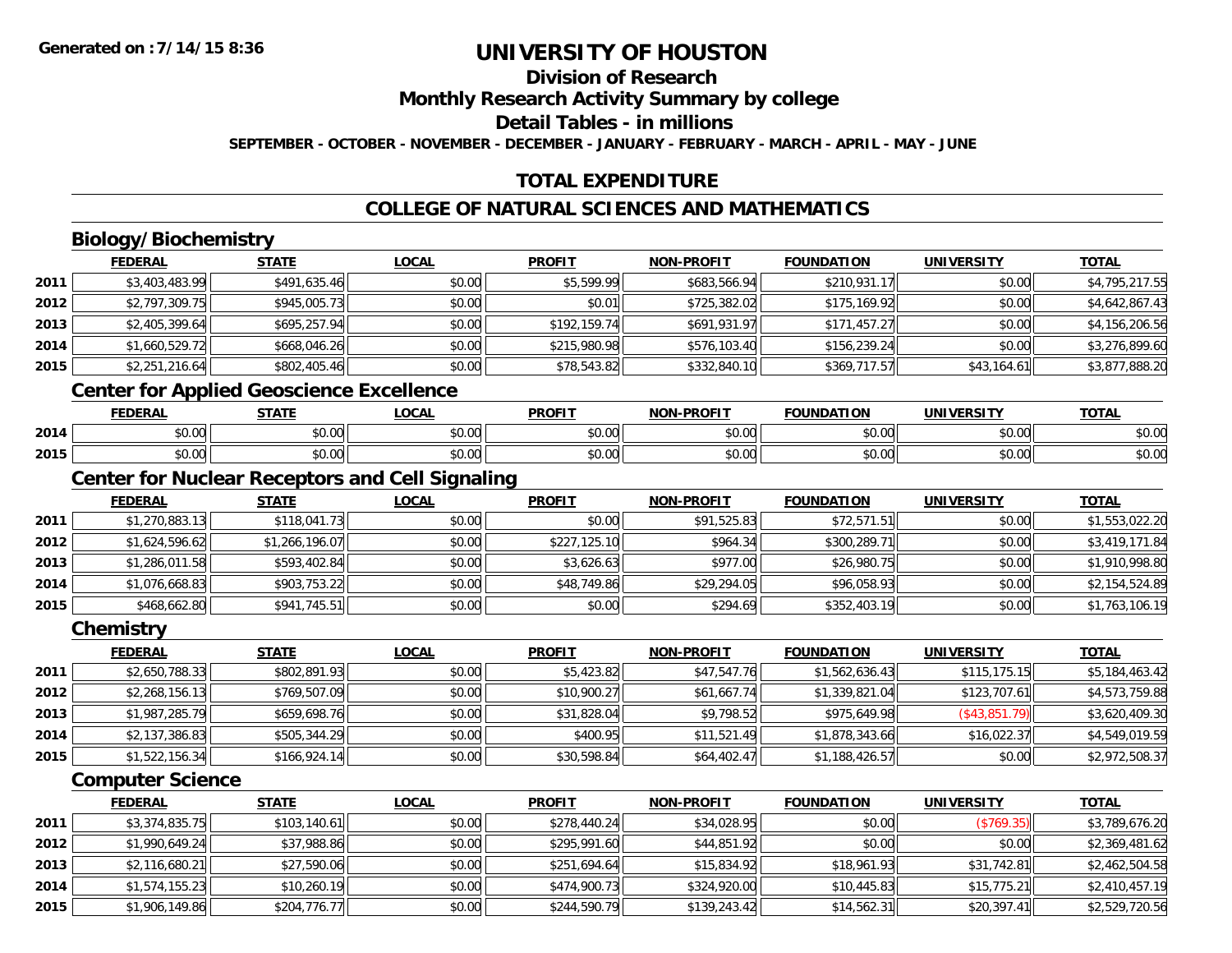Generated on :7/14/15 8:36

# UNIVERSITY OF HOUSTON

## Division of Research

## Monthly Research Activity Summary by college

## Detail Tables - in millions

SEPTEMBER - OCTOBER - NOVEMBER - DECEMBER - JANUARY - FEBRUARY - MARCH - APRIL - MAY - JUNE

## TOTAL EXPENDITURE

## COLLEGE OF NATURAL SCIENCES AND MATHEMATICS

### Biology/Biochemistry

| | FEDERAL | STATE | LOCAL | PROFIT | NON-PROFIT | FOUNDATION | UNIVERSITY | TOTAL |
|---|---|---|---|---|---|---|---|---|
| 2011 | $3,403,483.99 | $491,635.46 | $0.00 | $5,599.99 | $683,566.94 | $210,931.17 | $0.00 | $4,795,217.55 |
| 2012 | $2,797,309.75 | $945,005.73 | $0.00 | $0.01 | $725,382.02 | $175,169.92 | $0.00 | $4,642,867.43 |
| 2013 | $2,405,399.64 | $695,257.94 | $0.00 | $192,159.74 | $691,931.97 | $171,457.27 | $0.00 | $4,156,206.56 |
| 2014 | $1,660,529.72 | $668,046.26 | $0.00 | $215,980.98 | $576,103.40 | $156,239.24 | $0.00 | $3,276,899.60 |
| 2015 | $2,251,216.64 | $802,405.46 | $0.00 | $78,543.82 | $332,840.10 | $369,717.57 | $43,164.61 | $3,877,888.20 |

### Center for Applied Geoscience Excellence

| | FEDERAL | STATE | LOCAL | PROFIT | NON-PROFIT | FOUNDATION | UNIVERSITY | TOTAL |
|---|---|---|---|---|---|---|---|---|
| 2014 | $0.00 | $0.00 | $0.00 | $0.00 | $0.00 | $0.00 | $0.00 | $0.00 |
| 2015 | $0.00 | $0.00 | $0.00 | $0.00 | $0.00 | $0.00 | $0.00 | $0.00 |

### Center for Nuclear Receptors and Cell Signaling

| | FEDERAL | STATE | LOCAL | PROFIT | NON-PROFIT | FOUNDATION | UNIVERSITY | TOTAL |
|---|---|---|---|---|---|---|---|---|
| 2011 | $1,270,883.13 | $118,041.73 | $0.00 | $0.00 | $91,525.83 | $72,571.51 | $0.00 | $1,553,022.20 |
| 2012 | $1,624,596.62 | $1,266,196.07 | $0.00 | $227,125.10 | $964.34 | $300,289.71 | $0.00 | $3,419,171.84 |
| 2013 | $1,286,011.58 | $593,402.84 | $0.00 | $3,626.63 | $977.00 | $26,980.75 | $0.00 | $1,910,998.80 |
| 2014 | $1,076,668.83 | $903,753.22 | $0.00 | $48,749.86 | $29,294.05 | $96,058.93 | $0.00 | $2,154,524.89 |
| 2015 | $468,662.80 | $941,745.51 | $0.00 | $0.00 | $294.69 | $352,403.19 | $0.00 | $1,763,106.19 |

### Chemistry

| | FEDERAL | STATE | LOCAL | PROFIT | NON-PROFIT | FOUNDATION | UNIVERSITY | TOTAL |
|---|---|---|---|---|---|---|---|---|
| 2011 | $2,650,788.33 | $802,891.93 | $0.00 | $5,423.82 | $47,547.76 | $1,562,636.43 | $115,175.15 | $5,184,463.42 |
| 2012 | $2,268,156.13 | $769,507.09 | $0.00 | $10,900.27 | $61,667.74 | $1,339,821.04 | $123,707.61 | $4,573,759.88 |
| 2013 | $1,987,285.79 | $659,698.76 | $0.00 | $31,828.04 | $9,798.52 | $975,649.98 | ($43,851.79) | $3,620,409.30 |
| 2014 | $2,137,386.83 | $505,344.29 | $0.00 | $400.95 | $11,521.49 | $1,878,343.66 | $16,022.37 | $4,549,019.59 |
| 2015 | $1,522,156.34 | $166,924.14 | $0.00 | $30,598.84 | $64,402.47 | $1,188,426.57 | $0.00 | $2,972,508.37 |

### Computer Science

| | FEDERAL | STATE | LOCAL | PROFIT | NON-PROFIT | FOUNDATION | UNIVERSITY | TOTAL |
|---|---|---|---|---|---|---|---|---|
| 2011 | $3,374,835.75 | $103,140.61 | $0.00 | $278,440.24 | $34,028.95 | $0.00 | ($769.35) | $3,789,676.20 |
| 2012 | $1,990,649.24 | $37,988.86 | $0.00 | $295,991.60 | $44,851.92 | $0.00 | $0.00 | $2,369,481.62 |
| 2013 | $2,116,680.21 | $27,590.06 | $0.00 | $251,694.64 | $15,834.92 | $18,961.93 | $31,742.81 | $2,462,504.58 |
| 2014 | $1,574,155.23 | $10,260.19 | $0.00 | $474,900.73 | $324,920.00 | $10,445.83 | $15,775.21 | $2,410,457.19 |
| 2015 | $1,906,149.86 | $204,776.77 | $0.00 | $244,590.79 | $139,243.42 | $14,562.31 | $20,397.41 | $2,529,720.56 |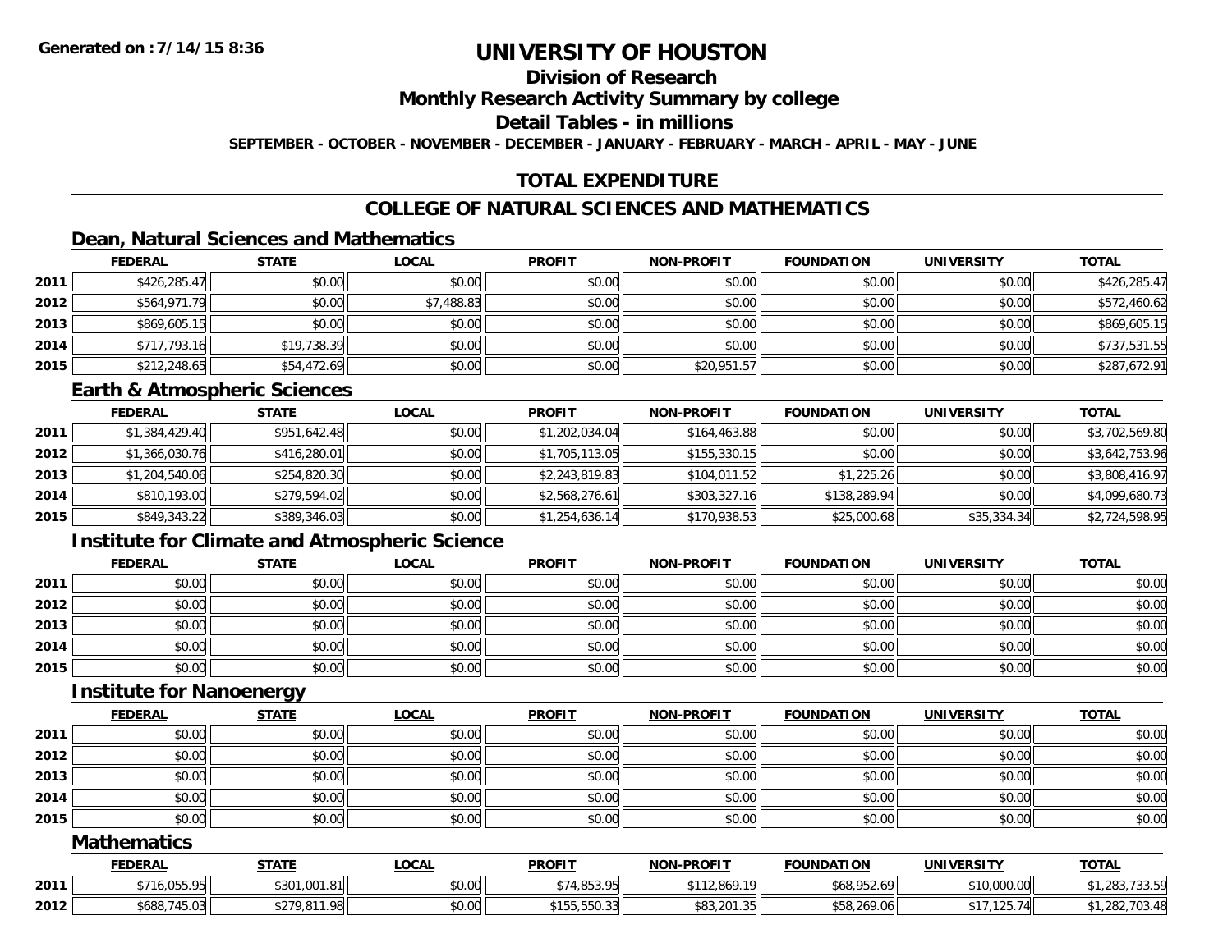# UNIVERSITY OF HOUSTON

## Division of Research

## Monthly Research Activity Summary by college

## Detail Tables - in millions

**SEPTEMBER - OCTOBER - NOVEMBER - DECEMBER - JANUARY - FEBRUARY - MARCH - APRIL - MAY - JUNE**

## TOTAL EXPENDITURE

## COLLEGE OF NATURAL SCIENCES AND MATHEMATICS

### Dean, Natural Sciences and Mathematics

| | FEDERAL | STATE | LOCAL | PROFIT | NON-PROFIT | FOUNDATION | UNIVERSITY | TOTAL |
|---|---|---|---|---|---|---|---|---|
| 2011 | $426,285.47 | $0.00 | $0.00 | $0.00 | $0.00 | $0.00 | $0.00 | $426,285.47 |
| 2012 | $564,971.79 | $0.00 | $7,488.83 | $0.00 | $0.00 | $0.00 | $0.00 | $572,460.62 |
| 2013 | $869,605.15 | $0.00 | $0.00 | $0.00 | $0.00 | $0.00 | $0.00 | $869,605.15 |
| 2014 | $717,793.16 | $19,738.39 | $0.00 | $0.00 | $0.00 | $0.00 | $0.00 | $737,531.55 |
| 2015 | $212,248.65 | $54,472.69 | $0.00 | $0.00 | $20,951.57 | $0.00 | $0.00 | $287,672.91 |

### Earth & Atmospheric Sciences

| | FEDERAL | STATE | LOCAL | PROFIT | NON-PROFIT | FOUNDATION | UNIVERSITY | TOTAL |
|---|---|---|---|---|---|---|---|---|
| 2011 | $1,384,429.40 | $951,642.48 | $0.00 | $1,202,034.04 | $164,463.88 | $0.00 | $0.00 | $3,702,569.80 |
| 2012 | $1,366,030.76 | $416,280.01 | $0.00 | $1,705,113.05 | $155,330.15 | $0.00 | $0.00 | $3,642,753.96 |
| 2013 | $1,204,540.06 | $254,820.30 | $0.00 | $2,243,819.83 | $104,011.52 | $1,225.26 | $0.00 | $3,808,416.97 |
| 2014 | $810,193.00 | $279,594.02 | $0.00 | $2,568,276.61 | $303,327.16 | $138,289.94 | $0.00 | $4,099,680.73 |
| 2015 | $849,343.22 | $389,346.03 | $0.00 | $1,254,636.14 | $170,938.53 | $25,000.68 | $35,334.34 | $2,724,598.95 |

### Institute for Climate and Atmospheric Science

| | FEDERAL | STATE | LOCAL | PROFIT | NON-PROFIT | FOUNDATION | UNIVERSITY | TOTAL |
|---|---|---|---|---|---|---|---|---|
| 2011 | $0.00 | $0.00 | $0.00 | $0.00 | $0.00 | $0.00 | $0.00 | $0.00 |
| 2012 | $0.00 | $0.00 | $0.00 | $0.00 | $0.00 | $0.00 | $0.00 | $0.00 |
| 2013 | $0.00 | $0.00 | $0.00 | $0.00 | $0.00 | $0.00 | $0.00 | $0.00 |
| 2014 | $0.00 | $0.00 | $0.00 | $0.00 | $0.00 | $0.00 | $0.00 | $0.00 |
| 2015 | $0.00 | $0.00 | $0.00 | $0.00 | $0.00 | $0.00 | $0.00 | $0.00 |

### Institute for Nanoenergy

| | FEDERAL | STATE | LOCAL | PROFIT | NON-PROFIT | FOUNDATION | UNIVERSITY | TOTAL |
|---|---|---|---|---|---|---|---|---|
| 2011 | $0.00 | $0.00 | $0.00 | $0.00 | $0.00 | $0.00 | $0.00 | $0.00 |
| 2012 | $0.00 | $0.00 | $0.00 | $0.00 | $0.00 | $0.00 | $0.00 | $0.00 |
| 2013 | $0.00 | $0.00 | $0.00 | $0.00 | $0.00 | $0.00 | $0.00 | $0.00 |
| 2014 | $0.00 | $0.00 | $0.00 | $0.00 | $0.00 | $0.00 | $0.00 | $0.00 |
| 2015 | $0.00 | $0.00 | $0.00 | $0.00 | $0.00 | $0.00 | $0.00 | $0.00 |

### Mathematics

| | FEDERAL | STATE | LOCAL | PROFIT | NON-PROFIT | FOUNDATION | UNIVERSITY | TOTAL |
|---|---|---|---|---|---|---|---|---|
| 2011 | $716,055.95 | $301,001.81 | $0.00 | $74,853.95 | $112,869.19 | $68,952.69 | $10,000.00 | $1,283,733.59 |
| 2012 | $688,745.03 | $279,811.98 | $0.00 | $155,550.33 | $83,201.35 | $58,269.06 | $17,125.74 | $1,282,703.48 |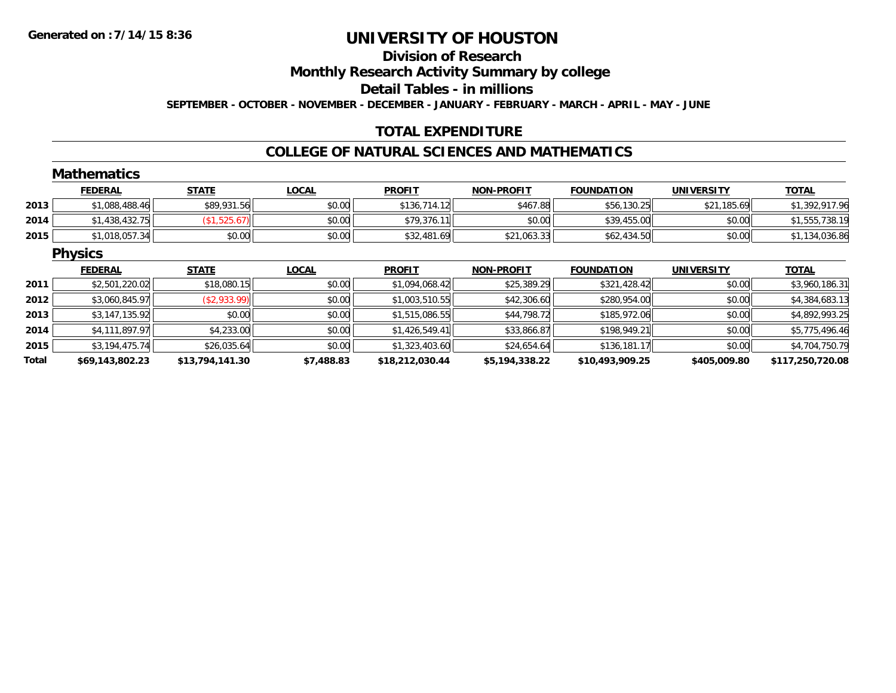Generated on :7/14/15 8:36

# UNIVERSITY OF HOUSTON

## Division of Research

## Monthly Research Activity Summary by college

## Detail Tables - in millions

SEPTEMBER - OCTOBER - NOVEMBER - DECEMBER - JANUARY - FEBRUARY - MARCH - APRIL - MAY - JUNE

## TOTAL EXPENDITURE

## COLLEGE OF NATURAL SCIENCES AND MATHEMATICS

### Mathematics

| | FEDERAL | STATE | LOCAL | PROFIT | NON-PROFIT | FOUNDATION | UNIVERSITY | TOTAL |
|---|---|---|---|---|---|---|---|---|
| 2013 | $1,088,488.46 | $89,931.56 | $0.00 | $136,714.12 | $467.88 | $56,130.25 | $21,185.69 | $1,392,917.96 |
| 2014 | $1,438,432.75 | ($1,525.67) | $0.00 | $79,376.11 | $0.00 | $39,455.00 | $0.00 | $1,555,738.19 |
| 2015 | $1,018,057.34 | $0.00 | $0.00 | $32,481.69 | $21,063.33 | $62,434.50 | $0.00 | $1,134,036.86 |

### Physics

| | FEDERAL | STATE | LOCAL | PROFIT | NON-PROFIT | FOUNDATION | UNIVERSITY | TOTAL |
|---|---|---|---|---|---|---|---|---|
| 2011 | $2,501,220.02 | $18,080.15 | $0.00 | $1,094,068.42 | $25,389.29 | $321,428.42 | $0.00 | $3,960,186.31 |
| 2012 | $3,060,845.97 | ($2,933.99) | $0.00 | $1,003,510.55 | $42,306.60 | $280,954.00 | $0.00 | $4,384,683.13 |
| 2013 | $3,147,135.92 | $0.00 | $0.00 | $1,515,086.55 | $44,798.72 | $185,972.06 | $0.00 | $4,892,993.25 |
| 2014 | $4,111,897.97 | $4,233.00 | $0.00 | $1,426,549.41 | $33,866.87 | $198,949.21 | $0.00 | $5,775,496.46 |
| 2015 | $3,194,475.74 | $26,035.64 | $0.00 | $1,323,403.60 | $24,654.64 | $136,181.17 | $0.00 | $4,704,750.79 |
| **Total** | **$69,143,802.23** | **$13,794,141.30** | **$7,488.83** | **$18,212,030.44** | **$5,194,338.22** | **$10,493,909.25** | **$405,009.80** | **$117,250,720.08** |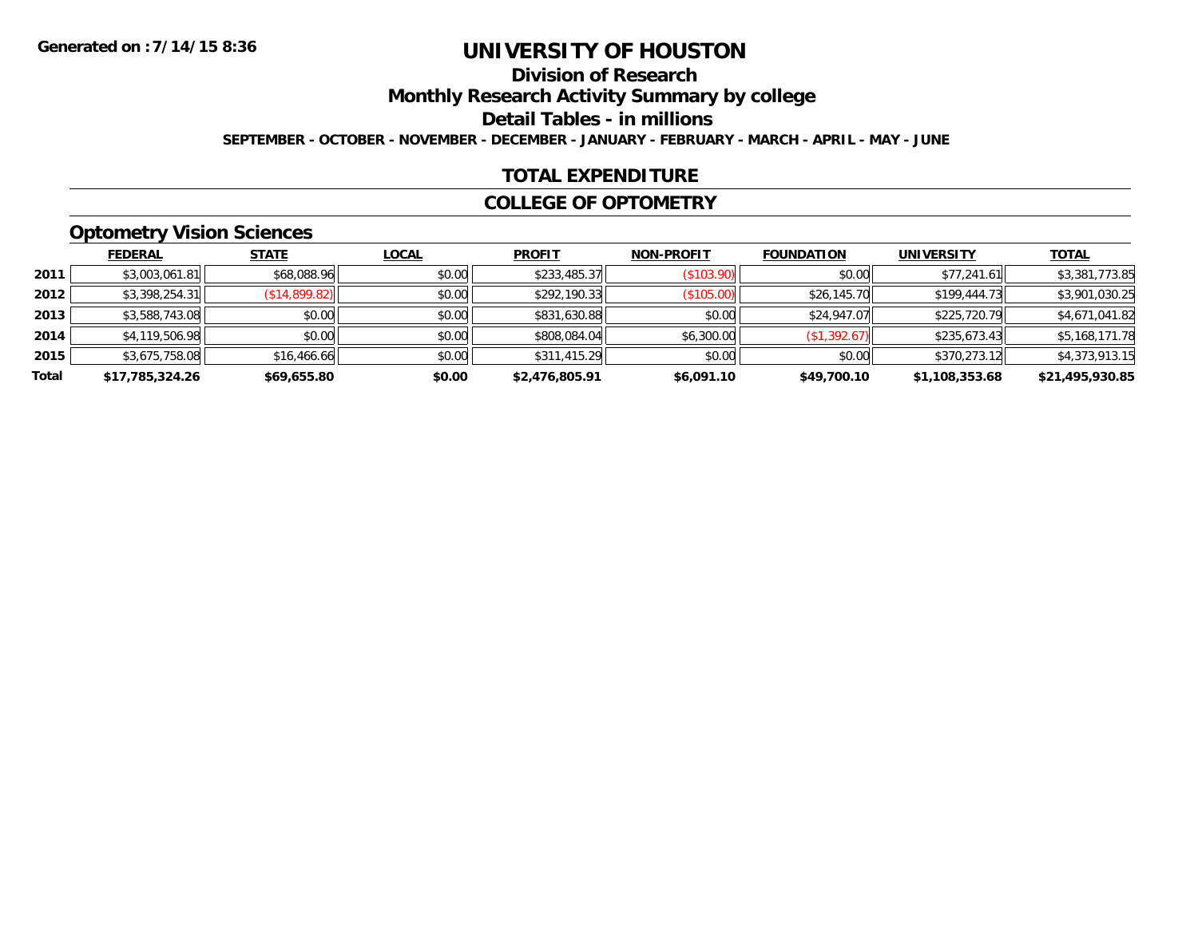Generated on :7/14/15 8:36

# UNIVERSITY OF HOUSTON

## Division of Research

## Monthly Research Activity Summary by college

## Detail Tables - in millions

**SEPTEMBER - OCTOBER - NOVEMBER - DECEMBER - JANUARY - FEBRUARY - MARCH - APRIL - MAY - JUNE**

## TOTAL EXPENDITURE

## COLLEGE OF OPTOMETRY

### Optometry Vision Sciences

| | FEDERAL | STATE | LOCAL | PROFIT | NON-PROFIT | FOUNDATION | UNIVERSITY | TOTAL |
|---|---|---|---|---|---|---|---|---|
| 2011 | $3,003,061.81 | $68,088.96 | $0.00 | $233,485.37 | ($103.90) | $0.00 | $77,241.61 | $3,381,773.85 |
| 2012 | $3,398,254.31 | ($14,899.82) | $0.00 | $292,190.33 | ($105.00) | $26,145.70 | $199,444.73 | $3,901,030.25 |
| 2013 | $3,588,743.08 | $0.00 | $0.00 | $831,630.88 | $0.00 | $24,947.07 | $225,720.79 | $4,671,041.82 |
| 2014 | $4,119,506.98 | $0.00 | $0.00 | $808,084.04 | $6,300.00 | ($1,392.67) | $235,673.43 | $5,168,171.78 |
| 2015 | $3,675,758.08 | $16,466.66 | $0.00 | $311,415.29 | $0.00 | $0.00 | $370,273.12 | $4,373,913.15 |
| **Total** | **$17,785,324.26** | **$69,655.80** | **$0.00** | **$2,476,805.91** | **$6,091.10** | **$49,700.10** | **$1,108,353.68** | **$21,495,930.85** |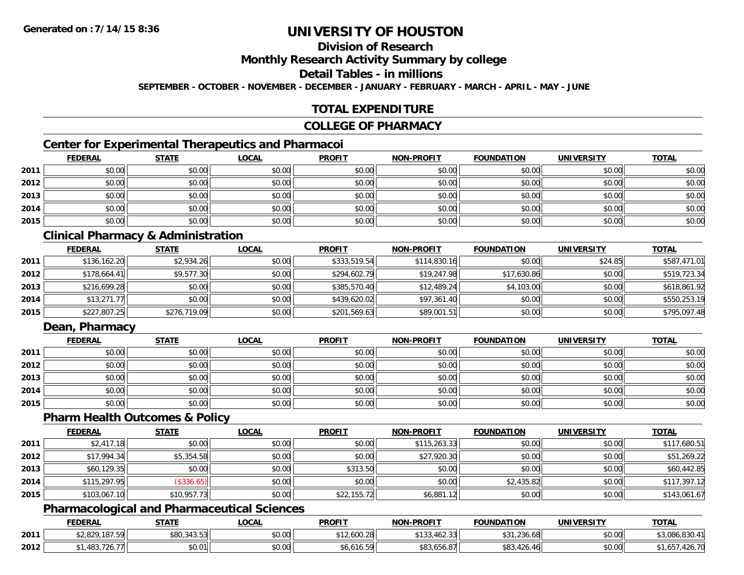# UNIVERSITY OF HOUSTON

## Division of Research

## Monthly Research Activity Summary by college

## Detail Tables - in millions

**SEPTEMBER - OCTOBER - NOVEMBER - DECEMBER - JANUARY - FEBRUARY - MARCH - APRIL - MAY - JUNE**

## TOTAL EXPENDITURE

## COLLEGE OF PHARMACY

### Center for Experimental Therapeutics and Pharmacoi

| | FEDERAL | STATE | LOCAL | PROFIT | NON-PROFIT | FOUNDATION | UNIVERSITY | TOTAL |
|---|---|---|---|---|---|---|---|---|
| 2011 | $0.00 | $0.00 | $0.00 | $0.00 | $0.00 | $0.00 | $0.00 | $0.00 |
| 2012 | $0.00 | $0.00 | $0.00 | $0.00 | $0.00 | $0.00 | $0.00 | $0.00 |
| 2013 | $0.00 | $0.00 | $0.00 | $0.00 | $0.00 | $0.00 | $0.00 | $0.00 |
| 2014 | $0.00 | $0.00 | $0.00 | $0.00 | $0.00 | $0.00 | $0.00 | $0.00 |
| 2015 | $0.00 | $0.00 | $0.00 | $0.00 | $0.00 | $0.00 | $0.00 | $0.00 |

### Clinical Pharmacy & Administration

| | FEDERAL | STATE | LOCAL | PROFIT | NON-PROFIT | FOUNDATION | UNIVERSITY | TOTAL |
|---|---|---|---|---|---|---|---|---|
| 2011 | $136,162.20 | $2,934.26 | $0.00 | $333,519.54 | $114,830.16 | $0.00 | $24.85 | $587,471.01 |
| 2012 | $178,664.41 | $9,577.30 | $0.00 | $294,602.79 | $19,247.98 | $17,630.86 | $0.00 | $519,723.34 |
| 2013 | $216,699.28 | $0.00 | $0.00 | $385,570.40 | $12,489.24 | $4,103.00 | $0.00 | $618,861.92 |
| 2014 | $13,271.77 | $0.00 | $0.00 | $439,620.02 | $97,361.40 | $0.00 | $0.00 | $550,253.19 |
| 2015 | $227,807.25 | $276,719.09 | $0.00 | $201,569.63 | $89,001.51 | $0.00 | $0.00 | $795,097.48 |

### Dean, Pharmacy

| | FEDERAL | STATE | LOCAL | PROFIT | NON-PROFIT | FOUNDATION | UNIVERSITY | TOTAL |
|---|---|---|---|---|---|---|---|---|
| 2011 | $0.00 | $0.00 | $0.00 | $0.00 | $0.00 | $0.00 | $0.00 | $0.00 |
| 2012 | $0.00 | $0.00 | $0.00 | $0.00 | $0.00 | $0.00 | $0.00 | $0.00 |
| 2013 | $0.00 | $0.00 | $0.00 | $0.00 | $0.00 | $0.00 | $0.00 | $0.00 |
| 2014 | $0.00 | $0.00 | $0.00 | $0.00 | $0.00 | $0.00 | $0.00 | $0.00 |
| 2015 | $0.00 | $0.00 | $0.00 | $0.00 | $0.00 | $0.00 | $0.00 | $0.00 |

### Pharm Health Outcomes & Policy

| | FEDERAL | STATE | LOCAL | PROFIT | NON-PROFIT | FOUNDATION | UNIVERSITY | TOTAL |
|---|---|---|---|---|---|---|---|---|
| 2011 | $2,417.18 | $0.00 | $0.00 | $0.00 | $115,263.33 | $0.00 | $0.00 | $117,680.51 |
| 2012 | $17,994.34 | $5,354.58 | $0.00 | $0.00 | $27,920.30 | $0.00 | $0.00 | $51,269.22 |
| 2013 | $60,129.35 | $0.00 | $0.00 | $313.50 | $0.00 | $0.00 | $0.00 | $60,442.85 |
| 2014 | $115,297.95 | ($336.65) | $0.00 | $0.00 | $0.00 | $2,435.82 | $0.00 | $117,397.12 |
| 2015 | $103,067.10 | $10,957.73 | $0.00 | $22,155.72 | $6,881.12 | $0.00 | $0.00 | $143,061.67 |

### Pharmacological and Pharmaceutical Sciences

| | FEDERAL | STATE | LOCAL | PROFIT | NON-PROFIT | FOUNDATION | UNIVERSITY | TOTAL |
|---|---|---|---|---|---|---|---|---|
| 2011 | $2,829,187.59 | $80,343.53 | $0.00 | $12,600.28 | $133,462.33 | $31,236.68 | $0.00 | $3,086,830.41 |
| 2012 | $1,483,726.77 | $0.01 | $0.00 | $6,616.59 | $83,656.87 | $83,426.46 | $0.00 | $1,657,426.70 |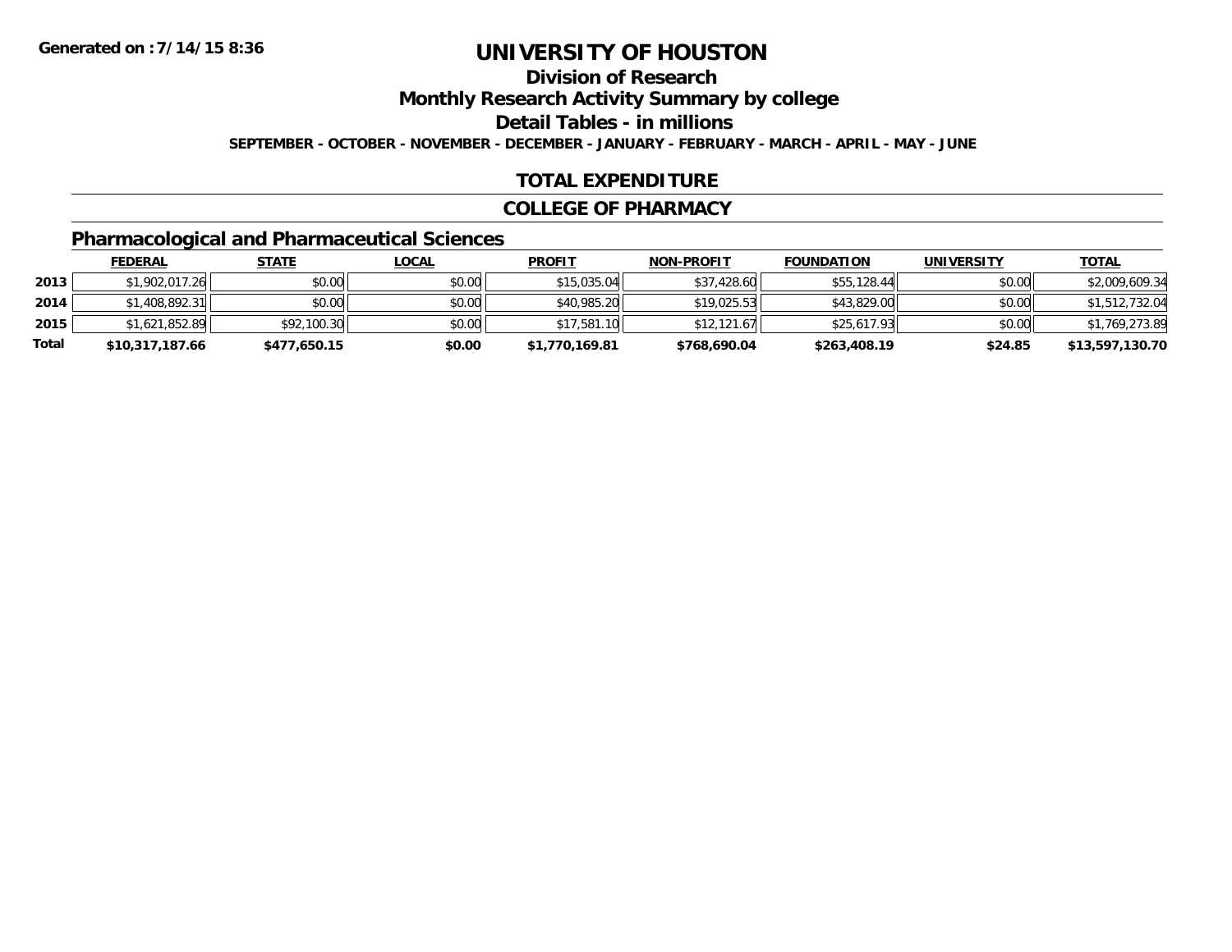Generated on :7/14/15 8:36

# UNIVERSITY OF HOUSTON

## Division of Research

## Monthly Research Activity Summary by college

## Detail Tables - in millions

**SEPTEMBER - OCTOBER - NOVEMBER - DECEMBER - JANUARY - FEBRUARY - MARCH - APRIL - MAY - JUNE**

## TOTAL EXPENDITURE

## COLLEGE OF PHARMACY

### Pharmacological and Pharmaceutical Sciences

| | FEDERAL | STATE | LOCAL | PROFIT | NON-PROFIT | FOUNDATION | UNIVERSITY | TOTAL |
|---|---|---|---|---|---|---|---|---|
| 2013 | $1,902,017.26 | $0.00 | $0.00 | $15,035.04 | $37,428.60 | $55,128.44 | $0.00 | $2,009,609.34 |
| 2014 | $1,408,892.31 | $0.00 | $0.00 | $40,985.20 | $19,025.53 | $43,829.00 | $0.00 | $1,512,732.04 |
| 2015 | $1,621,852.89 | $92,100.30 | $0.00 | $17,581.10 | $12,121.67 | $25,617.93 | $0.00 | $1,769,273.89 |
| **Total** | **$10,317,187.66** | **$477,650.15** | **$0.00** | **$1,770,169.81** | **$768,690.04** | **$263,408.19** | **$24.85** | **$13,597,130.70** |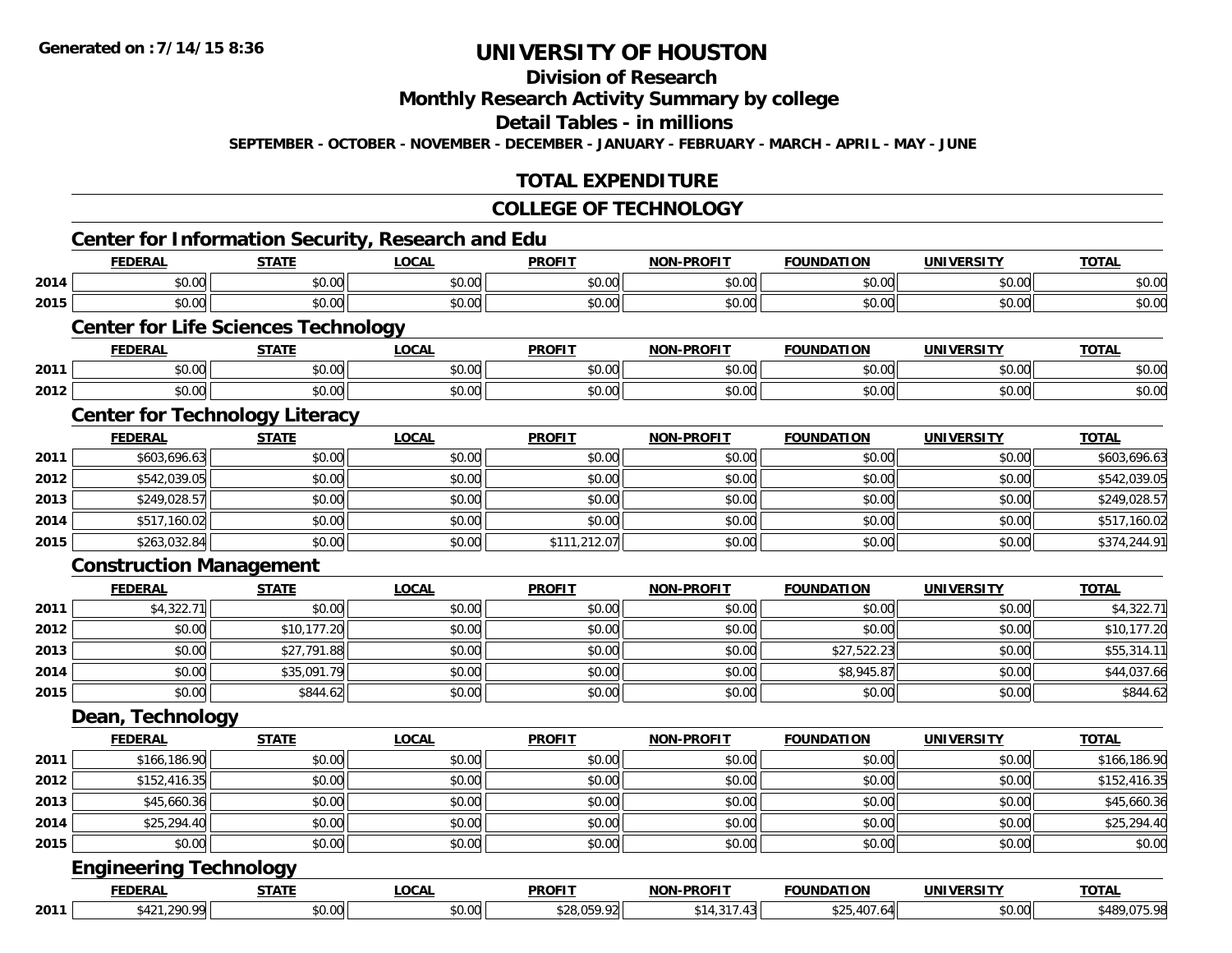# UNIVERSITY OF HOUSTON

## Division of Research

## Monthly Research Activity Summary by college

## Detail Tables - in millions

**SEPTEMBER - OCTOBER - NOVEMBER - DECEMBER - JANUARY - FEBRUARY - MARCH - APRIL - MAY - JUNE**

## TOTAL EXPENDITURE

## COLLEGE OF TECHNOLOGY

### Center for Information Security, Research and Edu

| | FEDERAL | STATE | LOCAL | PROFIT | NON-PROFIT | FOUNDATION | UNIVERSITY | TOTAL |
|---|---|---|---|---|---|---|---|---|
| 2014 | $0.00 | $0.00 | $0.00 | $0.00 | $0.00 | $0.00 | $0.00 | $0.00 |
| 2015 | $0.00 | $0.00 | $0.00 | $0.00 | $0.00 | $0.00 | $0.00 | $0.00 |

### Center for Life Sciences Technology

| | FEDERAL | STATE | LOCAL | PROFIT | NON-PROFIT | FOUNDATION | UNIVERSITY | TOTAL |
|---|---|---|---|---|---|---|---|---|
| 2011 | $0.00 | $0.00 | $0.00 | $0.00 | $0.00 | $0.00 | $0.00 | $0.00 |
| 2012 | $0.00 | $0.00 | $0.00 | $0.00 | $0.00 | $0.00 | $0.00 | $0.00 |

### Center for Technology Literacy

| | FEDERAL | STATE | LOCAL | PROFIT | NON-PROFIT | FOUNDATION | UNIVERSITY | TOTAL |
|---|---|---|---|---|---|---|---|---|
| 2011 | $603,696.63 | $0.00 | $0.00 | $0.00 | $0.00 | $0.00 | $0.00 | $603,696.63 |
| 2012 | $542,039.05 | $0.00 | $0.00 | $0.00 | $0.00 | $0.00 | $0.00 | $542,039.05 |
| 2013 | $249,028.57 | $0.00 | $0.00 | $0.00 | $0.00 | $0.00 | $0.00 | $249,028.57 |
| 2014 | $517,160.02 | $0.00 | $0.00 | $0.00 | $0.00 | $0.00 | $0.00 | $517,160.02 |
| 2015 | $263,032.84 | $0.00 | $0.00 | $111,212.07 | $0.00 | $0.00 | $0.00 | $374,244.91 |

### Construction Management

| | FEDERAL | STATE | LOCAL | PROFIT | NON-PROFIT | FOUNDATION | UNIVERSITY | TOTAL |
|---|---|---|---|---|---|---|---|---|
| 2011 | $4,322.71 | $0.00 | $0.00 | $0.00 | $0.00 | $0.00 | $0.00 | $4,322.71 |
| 2012 | $0.00 | $10,177.20 | $0.00 | $0.00 | $0.00 | $0.00 | $0.00 | $10,177.20 |
| 2013 | $0.00 | $27,791.88 | $0.00 | $0.00 | $0.00 | $27,522.23 | $0.00 | $55,314.11 |
| 2014 | $0.00 | $35,091.79 | $0.00 | $0.00 | $0.00 | $8,945.87 | $0.00 | $44,037.66 |
| 2015 | $0.00 | $844.62 | $0.00 | $0.00 | $0.00 | $0.00 | $0.00 | $844.62 |

### Dean, Technology

| | FEDERAL | STATE | LOCAL | PROFIT | NON-PROFIT | FOUNDATION | UNIVERSITY | TOTAL |
|---|---|---|---|---|---|---|---|---|
| 2011 | $166,186.90 | $0.00 | $0.00 | $0.00 | $0.00 | $0.00 | $0.00 | $166,186.90 |
| 2012 | $152,416.35 | $0.00 | $0.00 | $0.00 | $0.00 | $0.00 | $0.00 | $152,416.35 |
| 2013 | $45,660.36 | $0.00 | $0.00 | $0.00 | $0.00 | $0.00 | $0.00 | $45,660.36 |
| 2014 | $25,294.40 | $0.00 | $0.00 | $0.00 | $0.00 | $0.00 | $0.00 | $25,294.40 |
| 2015 | $0.00 | $0.00 | $0.00 | $0.00 | $0.00 | $0.00 | $0.00 | $0.00 |

### Engineering Technology

| | FEDERAL | STATE | LOCAL | PROFIT | NON-PROFIT | FOUNDATION | UNIVERSITY | TOTAL |
|---|---|---|---|---|---|---|---|---|
| 2011 | $421,290.99 | $0.00 | $0.00 | $28,059.92 | $14,317.43 | $25,407.64 | $0.00 | $489,075.98 |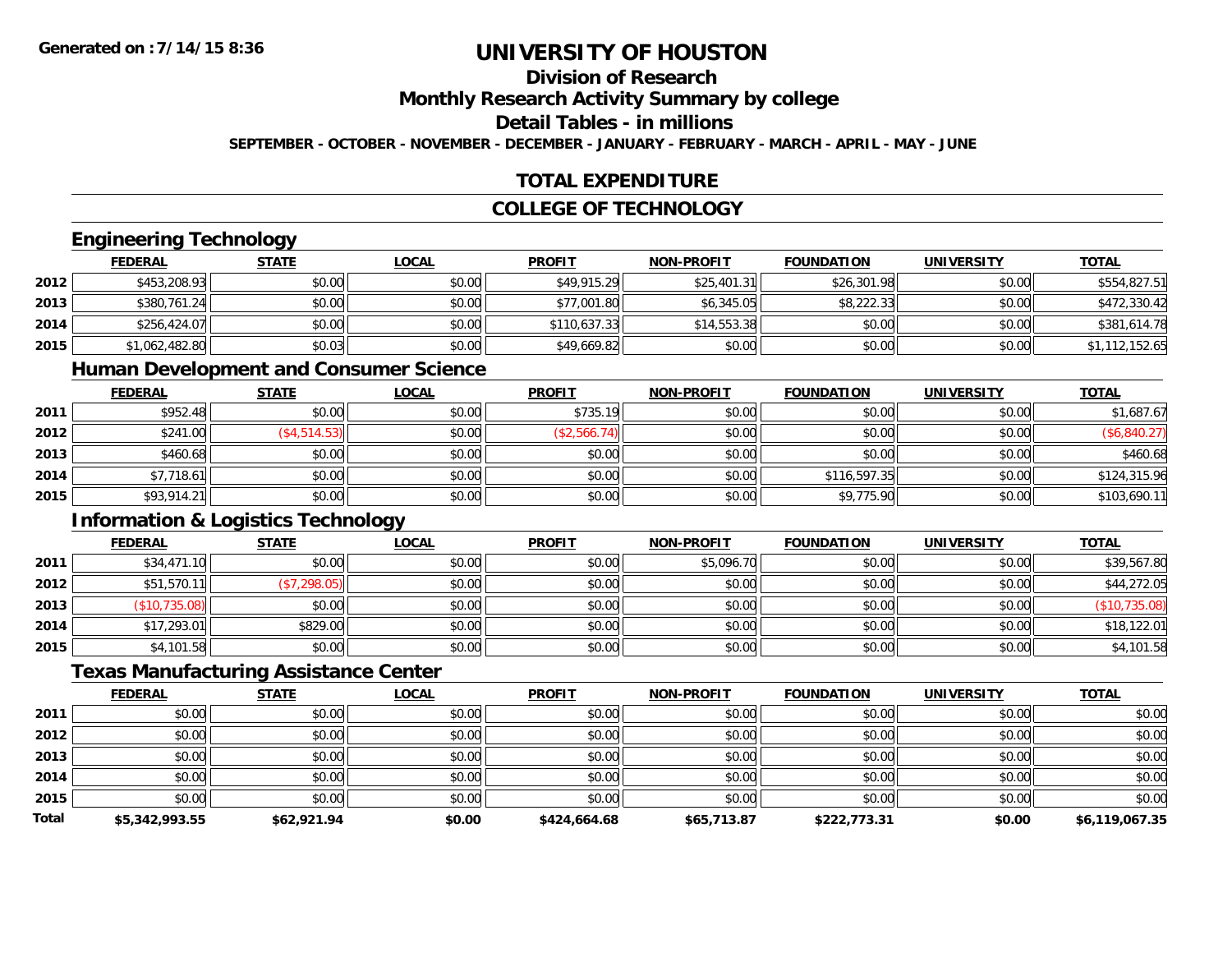Generated on :7/14/15 8:36

# UNIVERSITY OF HOUSTON

## Division of Research

## Monthly Research Activity Summary by college

## Detail Tables - in millions

**SEPTEMBER - OCTOBER - NOVEMBER - DECEMBER - JANUARY - FEBRUARY - MARCH - APRIL - MAY - JUNE**

## TOTAL EXPENDITURE

## COLLEGE OF TECHNOLOGY

### Engineering Technology

| | FEDERAL | STATE | LOCAL | PROFIT | NON-PROFIT | FOUNDATION | UNIVERSITY | TOTAL |
|---|---|---|---|---|---|---|---|---|
| 2012 | $453,208.93 | $0.00 | $0.00 | $49,915.29 | $25,401.31 | $26,301.98 | $0.00 | $554,827.51 |
| 2013 | $380,761.24 | $0.00 | $0.00 | $77,001.80 | $6,345.05 | $8,222.33 | $0.00 | $472,330.42 |
| 2014 | $256,424.07 | $0.00 | $0.00 | $110,637.33 | $14,553.38 | $0.00 | $0.00 | $381,614.78 |
| 2015 | $1,062,482.80 | $0.03 | $0.00 | $49,669.82 | $0.00 | $0.00 | $0.00 | $1,112,152.65 |

### Human Development and Consumer Science

| | FEDERAL | STATE | LOCAL | PROFIT | NON-PROFIT | FOUNDATION | UNIVERSITY | TOTAL |
|---|---|---|---|---|---|---|---|---|
| 2011 | $952.48 | $0.00 | $0.00 | $735.19 | $0.00 | $0.00 | $0.00 | $1,687.67 |
| 2012 | $241.00 | ($4,514.53) | $0.00 | ($2,566.74) | $0.00 | $0.00 | $0.00 | ($6,840.27) |
| 2013 | $460.68 | $0.00 | $0.00 | $0.00 | $0.00 | $0.00 | $0.00 | $460.68 |
| 2014 | $7,718.61 | $0.00 | $0.00 | $0.00 | $0.00 | $116,597.35 | $0.00 | $124,315.96 |
| 2015 | $93,914.21 | $0.00 | $0.00 | $0.00 | $0.00 | $9,775.90 | $0.00 | $103,690.11 |

### Information & Logistics Technology

| | FEDERAL | STATE | LOCAL | PROFIT | NON-PROFIT | FOUNDATION | UNIVERSITY | TOTAL |
|---|---|---|---|---|---|---|---|---|
| 2011 | $34,471.10 | $0.00 | $0.00 | $0.00 | $5,096.70 | $0.00 | $0.00 | $39,567.80 |
| 2012 | $51,570.11 | ($7,298.05) | $0.00 | $0.00 | $0.00 | $0.00 | $0.00 | $44,272.05 |
| 2013 | ($10,735.08) | $0.00 | $0.00 | $0.00 | $0.00 | $0.00 | $0.00 | ($10,735.08) |
| 2014 | $17,293.01 | $829.00 | $0.00 | $0.00 | $0.00 | $0.00 | $0.00 | $18,122.01 |
| 2015 | $4,101.58 | $0.00 | $0.00 | $0.00 | $0.00 | $0.00 | $0.00 | $4,101.58 |

### Texas Manufacturing Assistance Center

| | FEDERAL | STATE | LOCAL | PROFIT | NON-PROFIT | FOUNDATION | UNIVERSITY | TOTAL |
|---|---|---|---|---|---|---|---|---|
| 2011 | $0.00 | $0.00 | $0.00 | $0.00 | $0.00 | $0.00 | $0.00 | $0.00 |
| 2012 | $0.00 | $0.00 | $0.00 | $0.00 | $0.00 | $0.00 | $0.00 | $0.00 |
| 2013 | $0.00 | $0.00 | $0.00 | $0.00 | $0.00 | $0.00 | $0.00 | $0.00 |
| 2014 | $0.00 | $0.00 | $0.00 | $0.00 | $0.00 | $0.00 | $0.00 | $0.00 |
| 2015 | $0.00 | $0.00 | $0.00 | $0.00 | $0.00 | $0.00 | $0.00 | $0.00 |
| **Total** | **$5,342,993.55** | **$62,921.94** | **$0.00** | **$424,664.68** | **$65,713.87** | **$222,773.31** | **$0.00** | **$6,119,067.35** |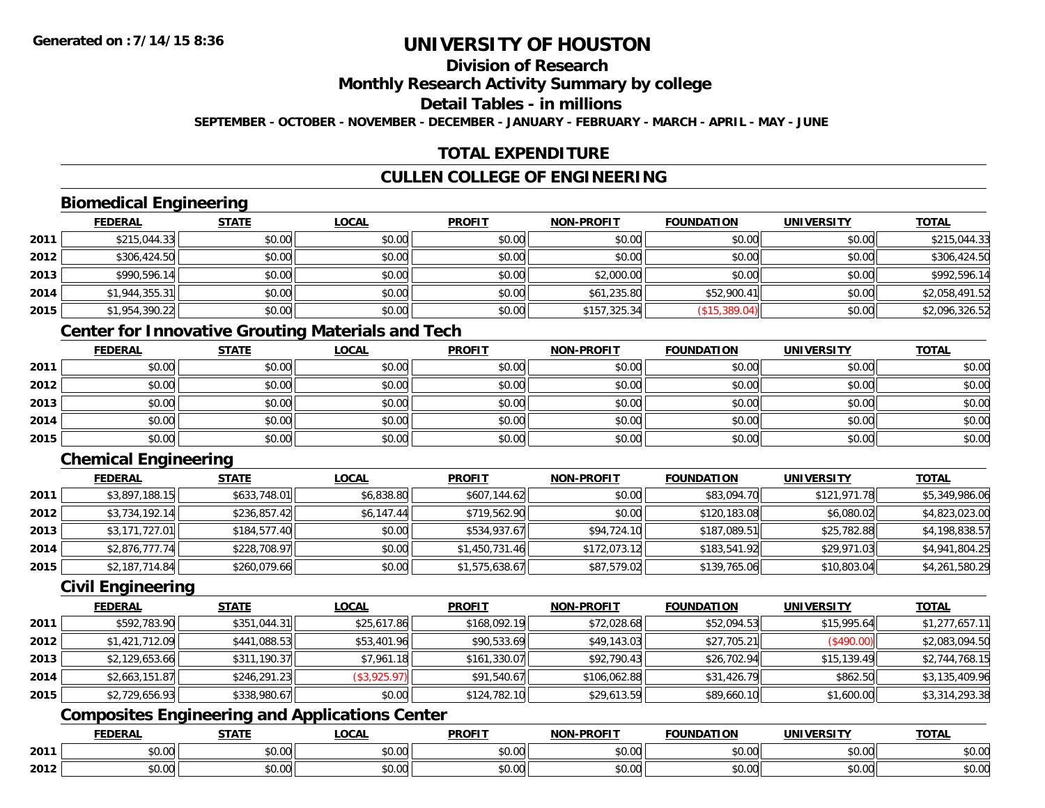**Generated on :7/14/15 8:36**

# UNIVERSITY OF HOUSTON

## Division of Research

## Monthly Research Activity Summary by college

## Detail Tables - in millions

**SEPTEMBER - OCTOBER - NOVEMBER - DECEMBER - JANUARY - FEBRUARY - MARCH - APRIL - MAY - JUNE**

## TOTAL EXPENDITURE

## CULLEN COLLEGE OF ENGINEERING

### Biomedical Engineering

| | FEDERAL | STATE | LOCAL | PROFIT | NON-PROFIT | FOUNDATION | UNIVERSITY | TOTAL |
|---|---|---|---|---|---|---|---|---|
| 2011 | $215,044.33 | $0.00 | $0.00 | $0.00 | $0.00 | $0.00 | $0.00 | $215,044.33 |
| 2012 | $306,424.50 | $0.00 | $0.00 | $0.00 | $0.00 | $0.00 | $0.00 | $306,424.50 |
| 2013 | $990,596.14 | $0.00 | $0.00 | $0.00 | $2,000.00 | $0.00 | $0.00 | $992,596.14 |
| 2014 | $1,944,355.31 | $0.00 | $0.00 | $0.00 | $61,235.80 | $52,900.41 | $0.00 | $2,058,491.52 |
| 2015 | $1,954,390.22 | $0.00 | $0.00 | $0.00 | $157,325.34 | ($15,389.04) | $0.00 | $2,096,326.52 |

### Center for Innovative Grouting Materials and Tech

| | FEDERAL | STATE | LOCAL | PROFIT | NON-PROFIT | FOUNDATION | UNIVERSITY | TOTAL |
|---|---|---|---|---|---|---|---|---|
| 2011 | $0.00 | $0.00 | $0.00 | $0.00 | $0.00 | $0.00 | $0.00 | $0.00 |
| 2012 | $0.00 | $0.00 | $0.00 | $0.00 | $0.00 | $0.00 | $0.00 | $0.00 |
| 2013 | $0.00 | $0.00 | $0.00 | $0.00 | $0.00 | $0.00 | $0.00 | $0.00 |
| 2014 | $0.00 | $0.00 | $0.00 | $0.00 | $0.00 | $0.00 | $0.00 | $0.00 |
| 2015 | $0.00 | $0.00 | $0.00 | $0.00 | $0.00 | $0.00 | $0.00 | $0.00 |

### Chemical Engineering

| | FEDERAL | STATE | LOCAL | PROFIT | NON-PROFIT | FOUNDATION | UNIVERSITY | TOTAL |
|---|---|---|---|---|---|---|---|---|
| 2011 | $3,897,188.15 | $633,748.01 | $6,838.80 | $607,144.62 | $0.00 | $83,094.70 | $121,971.78 | $5,349,986.06 |
| 2012 | $3,734,192.14 | $236,857.42 | $6,147.44 | $719,562.90 | $0.00 | $120,183.08 | $6,080.02 | $4,823,023.00 |
| 2013 | $3,171,727.01 | $184,577.40 | $0.00 | $534,937.67 | $94,724.10 | $187,089.51 | $25,782.88 | $4,198,838.57 |
| 2014 | $2,876,777.74 | $228,708.97 | $0.00 | $1,450,731.46 | $172,073.12 | $183,541.92 | $29,971.03 | $4,941,804.25 |
| 2015 | $2,187,714.84 | $260,079.66 | $0.00 | $1,575,638.67 | $87,579.02 | $139,765.06 | $10,803.04 | $4,261,580.29 |

### Civil Engineering

| | FEDERAL | STATE | LOCAL | PROFIT | NON-PROFIT | FOUNDATION | UNIVERSITY | TOTAL |
|---|---|---|---|---|---|---|---|---|
| 2011 | $592,783.90 | $351,044.31 | $25,617.86 | $168,092.19 | $72,028.68 | $52,094.53 | $15,995.64 | $1,277,657.11 |
| 2012 | $1,421,712.09 | $441,088.53 | $53,401.96 | $90,533.69 | $49,143.03 | $27,705.21 | ($490.00) | $2,083,094.50 |
| 2013 | $2,129,653.66 | $311,190.37 | $7,961.18 | $161,330.07 | $92,790.43 | $26,702.94 | $15,139.49 | $2,744,768.15 |
| 2014 | $2,663,151.87 | $246,291.23 | ($3,925.97) | $91,540.67 | $106,062.88 | $31,426.79 | $862.50 | $3,135,409.96 |
| 2015 | $2,729,656.93 | $338,980.67 | $0.00 | $124,782.10 | $29,613.59 | $89,660.10 | $1,600.00 | $3,314,293.38 |

### Composites Engineering and Applications Center

| | FEDERAL | STATE | LOCAL | PROFIT | NON-PROFIT | FOUNDATION | UNIVERSITY | TOTAL |
|---|---|---|---|---|---|---|---|---|
| 2011 | $0.00 | $0.00 | $0.00 | $0.00 | $0.00 | $0.00 | $0.00 | $0.00 |
| 2012 | $0.00 | $0.00 | $0.00 | $0.00 | $0.00 | $0.00 | $0.00 | $0.00 |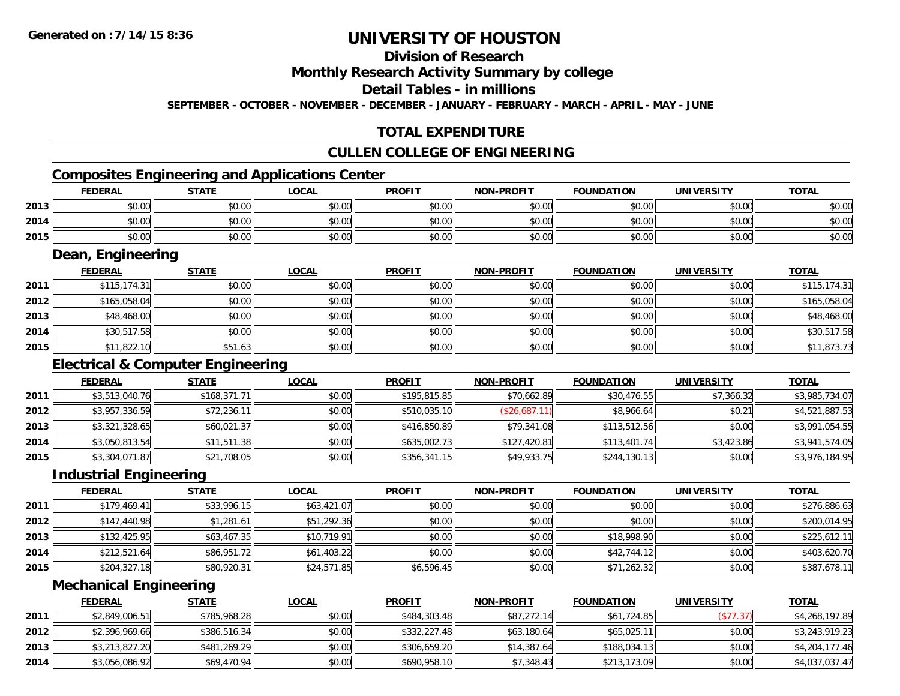# UNIVERSITY OF HOUSTON

## Division of Research

## Monthly Research Activity Summary by college

## Detail Tables - in millions

**SEPTEMBER - OCTOBER - NOVEMBER - DECEMBER - JANUARY - FEBRUARY - MARCH - APRIL - MAY - JUNE**

## TOTAL EXPENDITURE

## CULLEN COLLEGE OF ENGINEERING

### Composites Engineering and Applications Center

| | FEDERAL | STATE | LOCAL | PROFIT | NON-PROFIT | FOUNDATION | UNIVERSITY | TOTAL |
|---|---|---|---|---|---|---|---|---|
| 2013 | $0.00 | $0.00 | $0.00 | $0.00 | $0.00 | $0.00 | $0.00 | $0.00 |
| 2014 | $0.00 | $0.00 | $0.00 | $0.00 | $0.00 | $0.00 | $0.00 | $0.00 |
| 2015 | $0.00 | $0.00 | $0.00 | $0.00 | $0.00 | $0.00 | $0.00 | $0.00 |

### Dean, Engineering

| | FEDERAL | STATE | LOCAL | PROFIT | NON-PROFIT | FOUNDATION | UNIVERSITY | TOTAL |
|---|---|---|---|---|---|---|---|---|
| 2011 | $115,174.31 | $0.00 | $0.00 | $0.00 | $0.00 | $0.00 | $0.00 | $115,174.31 |
| 2012 | $165,058.04 | $0.00 | $0.00 | $0.00 | $0.00 | $0.00 | $0.00 | $165,058.04 |
| 2013 | $48,468.00 | $0.00 | $0.00 | $0.00 | $0.00 | $0.00 | $0.00 | $48,468.00 |
| 2014 | $30,517.58 | $0.00 | $0.00 | $0.00 | $0.00 | $0.00 | $0.00 | $30,517.58 |
| 2015 | $11,822.10 | $51.63 | $0.00 | $0.00 | $0.00 | $0.00 | $0.00 | $11,873.73 |

### Electrical & Computer Engineering

| | FEDERAL | STATE | LOCAL | PROFIT | NON-PROFIT | FOUNDATION | UNIVERSITY | TOTAL |
|---|---|---|---|---|---|---|---|---|
| 2011 | $3,513,040.76 | $168,371.71 | $0.00 | $195,815.85 | $70,662.89 | $30,476.55 | $7,366.32 | $3,985,734.07 |
| 2012 | $3,957,336.59 | $72,236.11 | $0.00 | $510,035.10 | ($26,687.11) | $8,966.64 | $0.21 | $4,521,887.53 |
| 2013 | $3,321,328.65 | $60,021.37 | $0.00 | $416,850.89 | $79,341.08 | $113,512.56 | $0.00 | $3,991,054.55 |
| 2014 | $3,050,813.54 | $11,511.38 | $0.00 | $635,002.73 | $127,420.81 | $113,401.74 | $3,423.86 | $3,941,574.05 |
| 2015 | $3,304,071.87 | $21,708.05 | $0.00 | $356,341.15 | $49,933.75 | $244,130.13 | $0.00 | $3,976,184.95 |

### Industrial Engineering

| | FEDERAL | STATE | LOCAL | PROFIT | NON-PROFIT | FOUNDATION | UNIVERSITY | TOTAL |
|---|---|---|---|---|---|---|---|---|
| 2011 | $179,469.41 | $33,996.15 | $63,421.07 | $0.00 | $0.00 | $0.00 | $0.00 | $276,886.63 |
| 2012 | $147,440.98 | $1,281.61 | $51,292.36 | $0.00 | $0.00 | $0.00 | $0.00 | $200,014.95 |
| 2013 | $132,425.95 | $63,467.35 | $10,719.91 | $0.00 | $0.00 | $18,998.90 | $0.00 | $225,612.11 |
| 2014 | $212,521.64 | $86,951.72 | $61,403.22 | $0.00 | $0.00 | $42,744.12 | $0.00 | $403,620.70 |
| 2015 | $204,327.18 | $80,920.31 | $24,571.85 | $6,596.45 | $0.00 | $71,262.32 | $0.00 | $387,678.11 |

### Mechanical Engineering

| | FEDERAL | STATE | LOCAL | PROFIT | NON-PROFIT | FOUNDATION | UNIVERSITY | TOTAL |
|---|---|---|---|---|---|---|---|---|
| 2011 | $2,849,006.51 | $785,968.28 | $0.00 | $484,303.48 | $87,272.14 | $61,724.85 | ($77.37) | $4,268,197.89 |
| 2012 | $2,396,969.66 | $386,516.34 | $0.00 | $332,227.48 | $63,180.64 | $65,025.11 | $0.00 | $3,243,919.23 |
| 2013 | $3,213,827.20 | $481,269.29 | $0.00 | $306,659.20 | $14,387.64 | $188,034.13 | $0.00 | $4,204,177.46 |
| 2014 | $3,056,086.92 | $69,470.94 | $0.00 | $690,958.10 | $7,348.43 | $213,173.09 | $0.00 | $4,037,037.47 |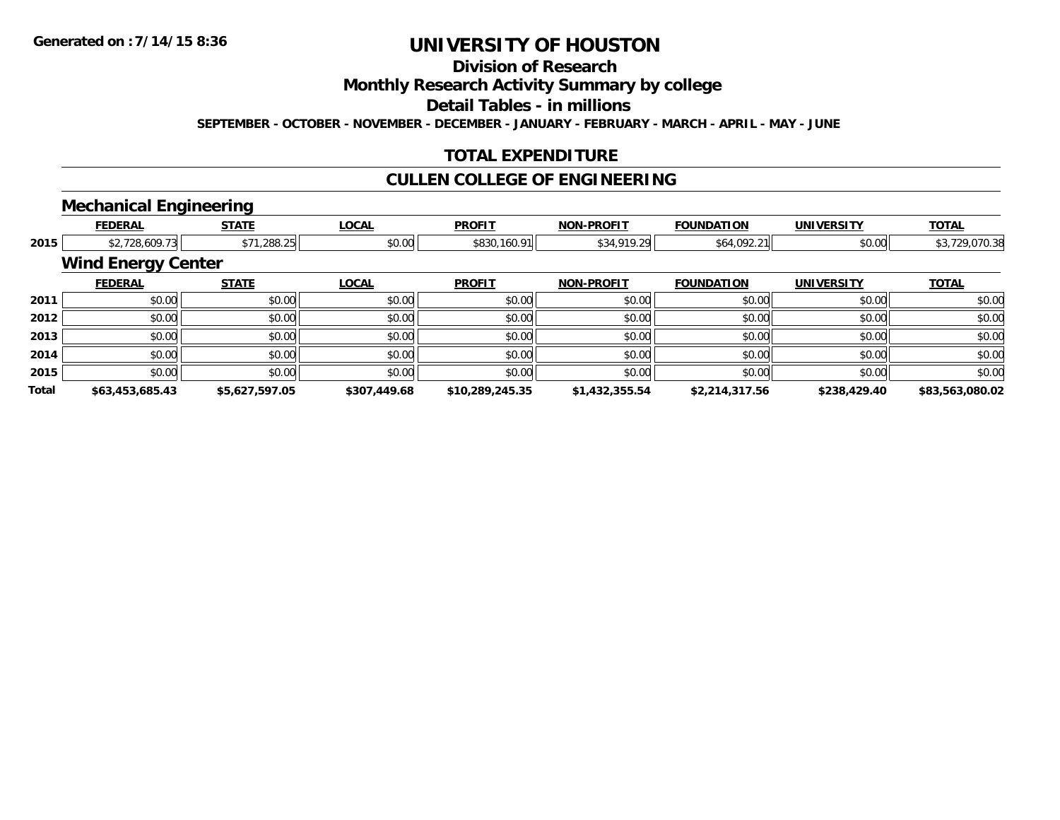# UNIVERSITY OF HOUSTON

## Division of Research

## Monthly Research Activity Summary by college

## Detail Tables - in millions

**SEPTEMBER - OCTOBER - NOVEMBER - DECEMBER - JANUARY - FEBRUARY - MARCH - APRIL - MAY - JUNE**

## TOTAL EXPENDITURE

## CULLEN COLLEGE OF ENGINEERING

### Mechanical Engineering

| | FEDERAL | STATE | LOCAL | PROFIT | NON-PROFIT | FOUNDATION | UNIVERSITY | TOTAL |
|---|---|---|---|---|---|---|---|---|
| 2015 | $2,728,609.73 | $71,288.25 | $0.00 | $830,160.91 | $34,919.29 | $64,092.21 | $0.00 | $3,729,070.38 |

### Wind Energy Center

| | FEDERAL | STATE | LOCAL | PROFIT | NON-PROFIT | FOUNDATION | UNIVERSITY | TOTAL |
|---|---|---|---|---|---|---|---|---|
| 2011 | $0.00 | $0.00 | $0.00 | $0.00 | $0.00 | $0.00 | $0.00 | $0.00 |
| 2012 | $0.00 | $0.00 | $0.00 | $0.00 | $0.00 | $0.00 | $0.00 | $0.00 |
| 2013 | $0.00 | $0.00 | $0.00 | $0.00 | $0.00 | $0.00 | $0.00 | $0.00 |
| 2014 | $0.00 | $0.00 | $0.00 | $0.00 | $0.00 | $0.00 | $0.00 | $0.00 |
| 2015 | $0.00 | $0.00 | $0.00 | $0.00 | $0.00 | $0.00 | $0.00 | $0.00 |
| **Total** | **$63,453,685.43** | **$5,627,597.05** | **$307,449.68** | **$10,289,245.35** | **$1,432,355.54** | **$2,214,317.56** | **$238,429.40** | **$83,563,080.02** |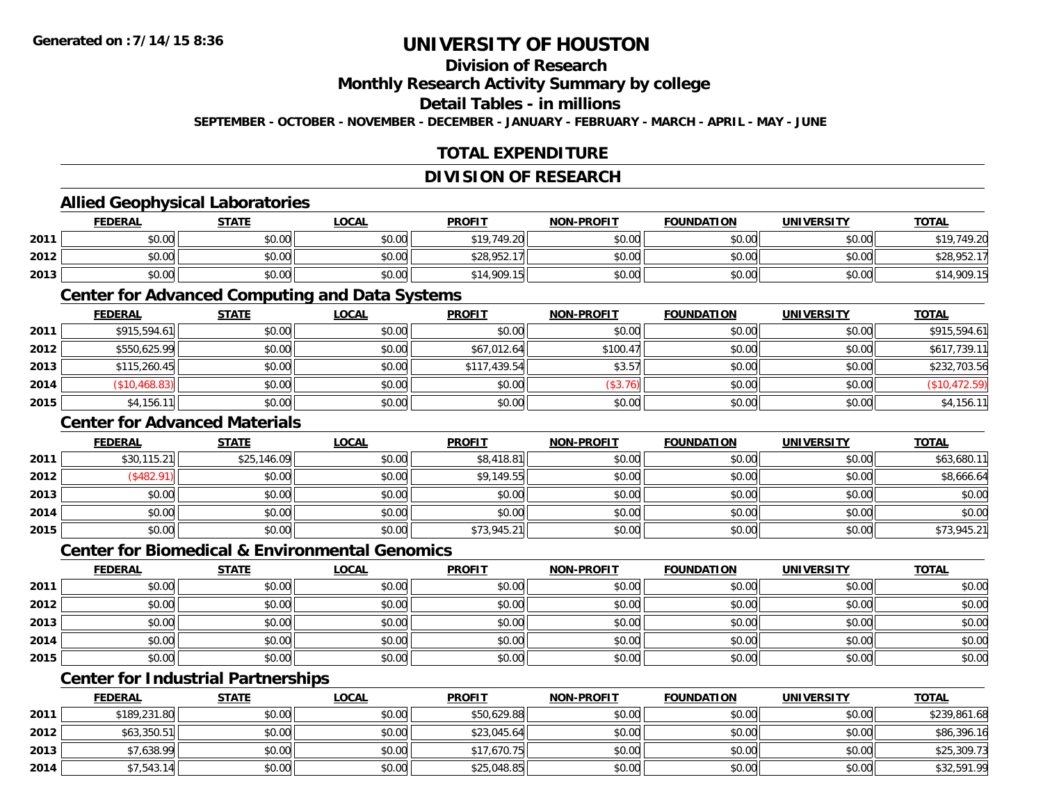# UNIVERSITY OF HOUSTON

## Division of Research

## Monthly Research Activity Summary by college

## Detail Tables - in millions

SEPTEMBER - OCTOBER - NOVEMBER - DECEMBER - JANUARY - FEBRUARY - MARCH - APRIL - MAY - JUNE

## TOTAL EXPENDITURE

## DIVISION OF RESEARCH

### Allied Geophysical Laboratories

| | FEDERAL | STATE | LOCAL | PROFIT | NON-PROFIT | FOUNDATION | UNIVERSITY | TOTAL |
|---|---|---|---|---|---|---|---|---|
| 2011 | $0.00 | $0.00 | $0.00 | $19,749.20 | $0.00 | $0.00 | $0.00 | $19,749.20 |
| 2012 | $0.00 | $0.00 | $0.00 | $28,952.17 | $0.00 | $0.00 | $0.00 | $28,952.17 |
| 2013 | $0.00 | $0.00 | $0.00 | $14,909.15 | $0.00 | $0.00 | $0.00 | $14,909.15 |

### Center for Advanced Computing and Data Systems

| | FEDERAL | STATE | LOCAL | PROFIT | NON-PROFIT | FOUNDATION | UNIVERSITY | TOTAL |
|---|---|---|---|---|---|---|---|---|
| 2011 | $915,594.61 | $0.00 | $0.00 | $0.00 | $0.00 | $0.00 | $0.00 | $915,594.61 |
| 2012 | $550,625.99 | $0.00 | $0.00 | $67,012.64 | $100.47 | $0.00 | $0.00 | $617,739.11 |
| 2013 | $115,260.45 | $0.00 | $0.00 | $117,439.54 | $3.57 | $0.00 | $0.00 | $232,703.56 |
| 2014 | ($10,468.83) | $0.00 | $0.00 | $0.00 | ($3.76) | $0.00 | $0.00 | ($10,472.59) |
| 2015 | $4,156.11 | $0.00 | $0.00 | $0.00 | $0.00 | $0.00 | $0.00 | $4,156.11 |

### Center for Advanced Materials

| | FEDERAL | STATE | LOCAL | PROFIT | NON-PROFIT | FOUNDATION | UNIVERSITY | TOTAL |
|---|---|---|---|---|---|---|---|---|
| 2011 | $30,115.21 | $25,146.09 | $0.00 | $8,418.81 | $0.00 | $0.00 | $0.00 | $63,680.11 |
| 2012 | ($482.91) | $0.00 | $0.00 | $9,149.55 | $0.00 | $0.00 | $0.00 | $8,666.64 |
| 2013 | $0.00 | $0.00 | $0.00 | $0.00 | $0.00 | $0.00 | $0.00 | $0.00 |
| 2014 | $0.00 | $0.00 | $0.00 | $0.00 | $0.00 | $0.00 | $0.00 | $0.00 |
| 2015 | $0.00 | $0.00 | $0.00 | $73,945.21 | $0.00 | $0.00 | $0.00 | $73,945.21 |

### Center for Biomedical & Environmental Genomics

| | FEDERAL | STATE | LOCAL | PROFIT | NON-PROFIT | FOUNDATION | UNIVERSITY | TOTAL |
|---|---|---|---|---|---|---|---|---|
| 2011 | $0.00 | $0.00 | $0.00 | $0.00 | $0.00 | $0.00 | $0.00 | $0.00 |
| 2012 | $0.00 | $0.00 | $0.00 | $0.00 | $0.00 | $0.00 | $0.00 | $0.00 |
| 2013 | $0.00 | $0.00 | $0.00 | $0.00 | $0.00 | $0.00 | $0.00 | $0.00 |
| 2014 | $0.00 | $0.00 | $0.00 | $0.00 | $0.00 | $0.00 | $0.00 | $0.00 |
| 2015 | $0.00 | $0.00 | $0.00 | $0.00 | $0.00 | $0.00 | $0.00 | $0.00 |

### Center for Industrial Partnerships

| | FEDERAL | STATE | LOCAL | PROFIT | NON-PROFIT | FOUNDATION | UNIVERSITY | TOTAL |
|---|---|---|---|---|---|---|---|---|
| 2011 | $189,231.80 | $0.00 | $0.00 | $50,629.88 | $0.00 | $0.00 | $0.00 | $239,861.68 |
| 2012 | $63,350.51 | $0.00 | $0.00 | $23,045.64 | $0.00 | $0.00 | $0.00 | $86,396.16 |
| 2013 | $7,638.99 | $0.00 | $0.00 | $17,670.75 | $0.00 | $0.00 | $0.00 | $25,309.73 |
| 2014 | $7,543.14 | $0.00 | $0.00 | $25,048.85 | $0.00 | $0.00 | $0.00 | $32,591.99 |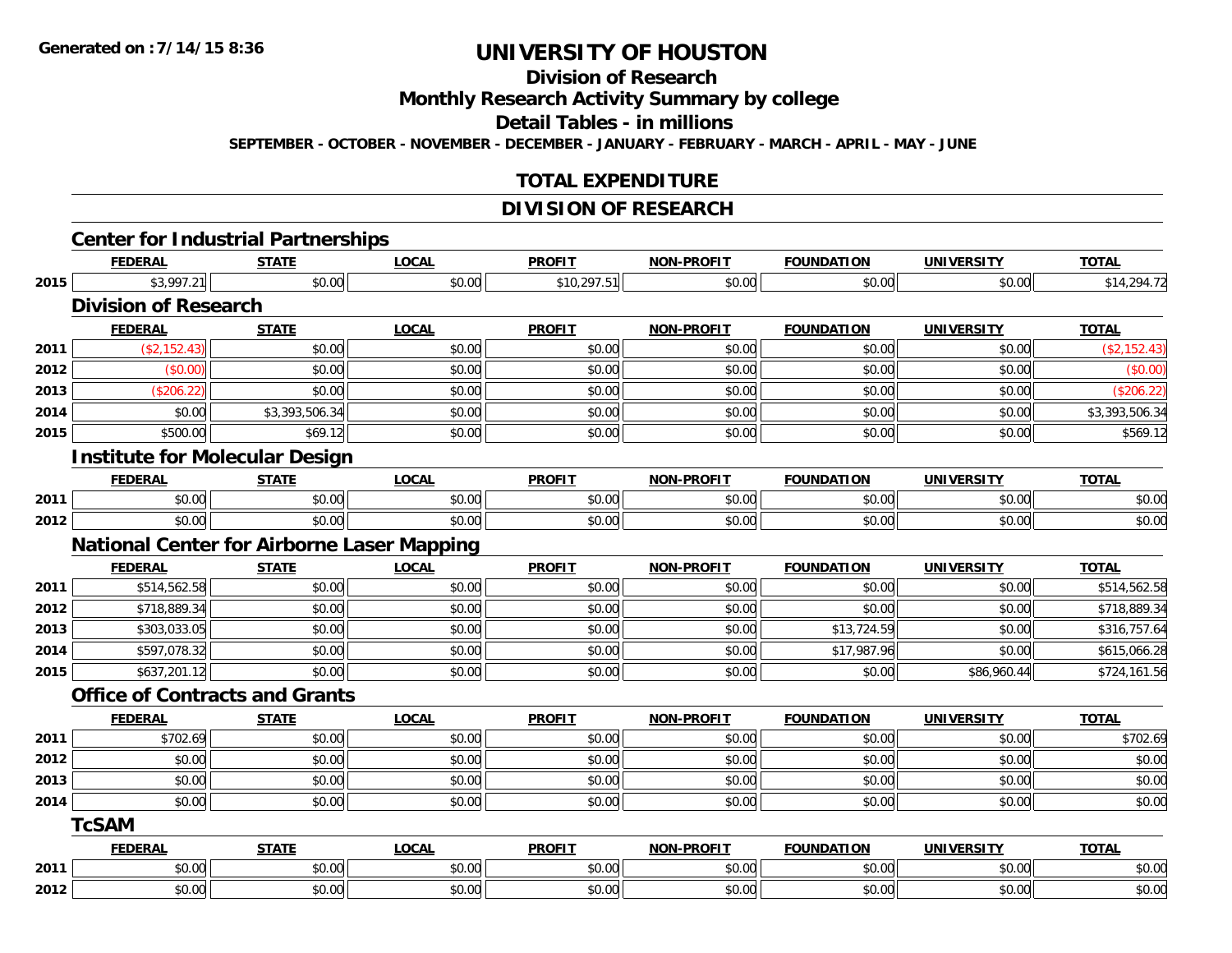**Generated on :7/14/15 8:36**

# UNIVERSITY OF HOUSTON

## Division of Research

## Monthly Research Activity Summary by college

## Detail Tables - in millions

**SEPTEMBER - OCTOBER - NOVEMBER - DECEMBER - JANUARY - FEBRUARY - MARCH - APRIL - MAY - JUNE**

## TOTAL EXPENDITURE

## DIVISION OF RESEARCH

### Center for Industrial Partnerships

| | FEDERAL | STATE | LOCAL | PROFIT | NON-PROFIT | FOUNDATION | UNIVERSITY | TOTAL |
|---|---|---|---|---|---|---|---|---|
| 2015 | $3,997.21 | $0.00 | $0.00 | $10,297.51 | $0.00 | $0.00 | $0.00 | $14,294.72 |

### Division of Research

| | FEDERAL | STATE | LOCAL | PROFIT | NON-PROFIT | FOUNDATION | UNIVERSITY | TOTAL |
|---|---|---|---|---|---|---|---|---|
| 2011 | ($2,152.43) | $0.00 | $0.00 | $0.00 | $0.00 | $0.00 | $0.00 | ($2,152.43) |
| 2012 | ($0.00) | $0.00 | $0.00 | $0.00 | $0.00 | $0.00 | $0.00 | ($0.00) |
| 2013 | ($206.22) | $0.00 | $0.00 | $0.00 | $0.00 | $0.00 | $0.00 | ($206.22) |
| 2014 | $0.00 | $3,393,506.34 | $0.00 | $0.00 | $0.00 | $0.00 | $0.00 | $3,393,506.34 |
| 2015 | $500.00 | $69.12 | $0.00 | $0.00 | $0.00 | $0.00 | $0.00 | $569.12 |

### Institute for Molecular Design

| | FEDERAL | STATE | LOCAL | PROFIT | NON-PROFIT | FOUNDATION | UNIVERSITY | TOTAL |
|---|---|---|---|---|---|---|---|---|
| 2011 | $0.00 | $0.00 | $0.00 | $0.00 | $0.00 | $0.00 | $0.00 | $0.00 |
| 2012 | $0.00 | $0.00 | $0.00 | $0.00 | $0.00 | $0.00 | $0.00 | $0.00 |

### National Center for Airborne Laser Mapping

| | FEDERAL | STATE | LOCAL | PROFIT | NON-PROFIT | FOUNDATION | UNIVERSITY | TOTAL |
|---|---|---|---|---|---|---|---|---|
| 2011 | $514,562.58 | $0.00 | $0.00 | $0.00 | $0.00 | $0.00 | $0.00 | $514,562.58 |
| 2012 | $718,889.34 | $0.00 | $0.00 | $0.00 | $0.00 | $0.00 | $0.00 | $718,889.34 |
| 2013 | $303,033.05 | $0.00 | $0.00 | $0.00 | $0.00 | $13,724.59 | $0.00 | $316,757.64 |
| 2014 | $597,078.32 | $0.00 | $0.00 | $0.00 | $0.00 | $17,987.96 | $0.00 | $615,066.28 |
| 2015 | $637,201.12 | $0.00 | $0.00 | $0.00 | $0.00 | $0.00 | $86,960.44 | $724,161.56 |

### Office of Contracts and Grants

| | FEDERAL | STATE | LOCAL | PROFIT | NON-PROFIT | FOUNDATION | UNIVERSITY | TOTAL |
|---|---|---|---|---|---|---|---|---|
| 2011 | $702.69 | $0.00 | $0.00 | $0.00 | $0.00 | $0.00 | $0.00 | $702.69 |
| 2012 | $0.00 | $0.00 | $0.00 | $0.00 | $0.00 | $0.00 | $0.00 | $0.00 |
| 2013 | $0.00 | $0.00 | $0.00 | $0.00 | $0.00 | $0.00 | $0.00 | $0.00 |
| 2014 | $0.00 | $0.00 | $0.00 | $0.00 | $0.00 | $0.00 | $0.00 | $0.00 |

### TcSAM

| | FEDERAL | STATE | LOCAL | PROFIT | NON-PROFIT | FOUNDATION | UNIVERSITY | TOTAL |
|---|---|---|---|---|---|---|---|---|
| 2011 | $0.00 | $0.00 | $0.00 | $0.00 | $0.00 | $0.00 | $0.00 | $0.00 |
| 2012 | $0.00 | $0.00 | $0.00 | $0.00 | $0.00 | $0.00 | $0.00 | $0.00 |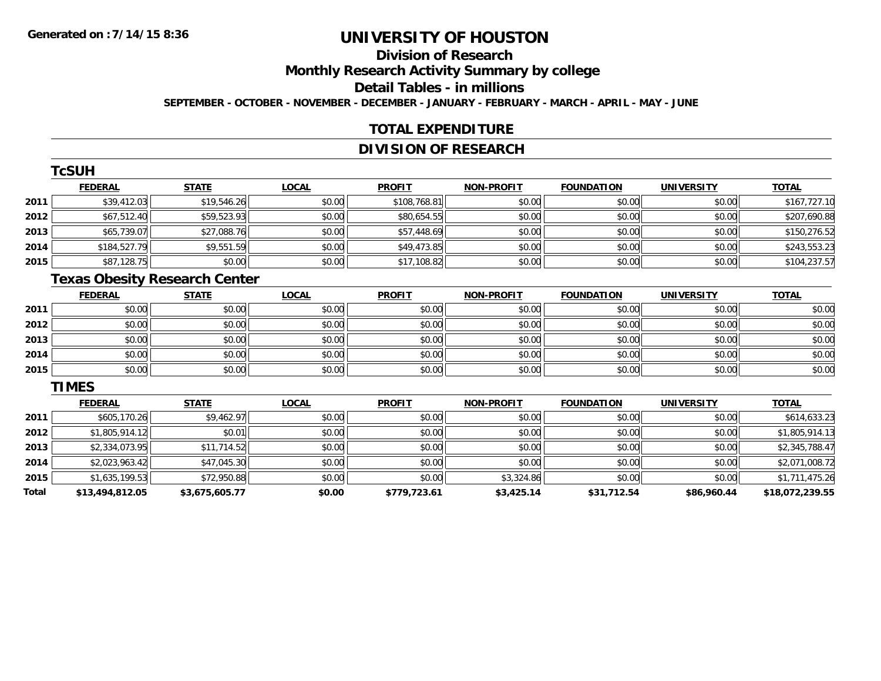**Generated on :7/14/15 8:36**

# UNIVERSITY OF HOUSTON

## Division of Research

## Monthly Research Activity Summary by college

## Detail Tables - in millions

**SEPTEMBER - OCTOBER - NOVEMBER - DECEMBER - JANUARY - FEBRUARY - MARCH - APRIL - MAY - JUNE**

## TOTAL EXPENDITURE

## DIVISION OF RESEARCH

### TcSUH

| | FEDERAL | STATE | LOCAL | PROFIT | NON-PROFIT | FOUNDATION | UNIVERSITY | TOTAL |
|---|---|---|---|---|---|---|---|---|
| 2011 | $39,412.03 | $19,546.26 | $0.00 | $108,768.81 | $0.00 | $0.00 | $0.00 | $167,727.10 |
| 2012 | $67,512.40 | $59,523.93 | $0.00 | $80,654.55 | $0.00 | $0.00 | $0.00 | $207,690.88 |
| 2013 | $65,739.07 | $27,088.76 | $0.00 | $57,448.69 | $0.00 | $0.00 | $0.00 | $150,276.52 |
| 2014 | $184,527.79 | $9,551.59 | $0.00 | $49,473.85 | $0.00 | $0.00 | $0.00 | $243,553.23 |
| 2015 | $87,128.75 | $0.00 | $0.00 | $17,108.82 | $0.00 | $0.00 | $0.00 | $104,237.57 |

### Texas Obesity Research Center

| | FEDERAL | STATE | LOCAL | PROFIT | NON-PROFIT | FOUNDATION | UNIVERSITY | TOTAL |
|---|---|---|---|---|---|---|---|---|
| 2011 | $0.00 | $0.00 | $0.00 | $0.00 | $0.00 | $0.00 | $0.00 | $0.00 |
| 2012 | $0.00 | $0.00 | $0.00 | $0.00 | $0.00 | $0.00 | $0.00 | $0.00 |
| 2013 | $0.00 | $0.00 | $0.00 | $0.00 | $0.00 | $0.00 | $0.00 | $0.00 |
| 2014 | $0.00 | $0.00 | $0.00 | $0.00 | $0.00 | $0.00 | $0.00 | $0.00 |
| 2015 | $0.00 | $0.00 | $0.00 | $0.00 | $0.00 | $0.00 | $0.00 | $0.00 |

### TIMES

| | FEDERAL | STATE | LOCAL | PROFIT | NON-PROFIT | FOUNDATION | UNIVERSITY | TOTAL |
|---|---|---|---|---|---|---|---|---|
| 2011 | $605,170.26 | $9,462.97 | $0.00 | $0.00 | $0.00 | $0.00 | $0.00 | $614,633.23 |
| 2012 | $1,805,914.12 | $0.01 | $0.00 | $0.00 | $0.00 | $0.00 | $0.00 | $1,805,914.13 |
| 2013 | $2,334,073.95 | $11,714.52 | $0.00 | $0.00 | $0.00 | $0.00 | $0.00 | $2,345,788.47 |
| 2014 | $2,023,963.42 | $47,045.30 | $0.00 | $0.00 | $0.00 | $0.00 | $0.00 | $2,071,008.72 |
| 2015 | $1,635,199.53 | $72,950.88 | $0.00 | $0.00 | $3,324.86 | $0.00 | $0.00 | $1,711,475.26 |
| **Total** | **$13,494,812.05** | **$3,675,605.77** | **$0.00** | **$779,723.61** | **$3,425.14** | **$31,712.54** | **$86,960.44** | **$18,072,239.55** |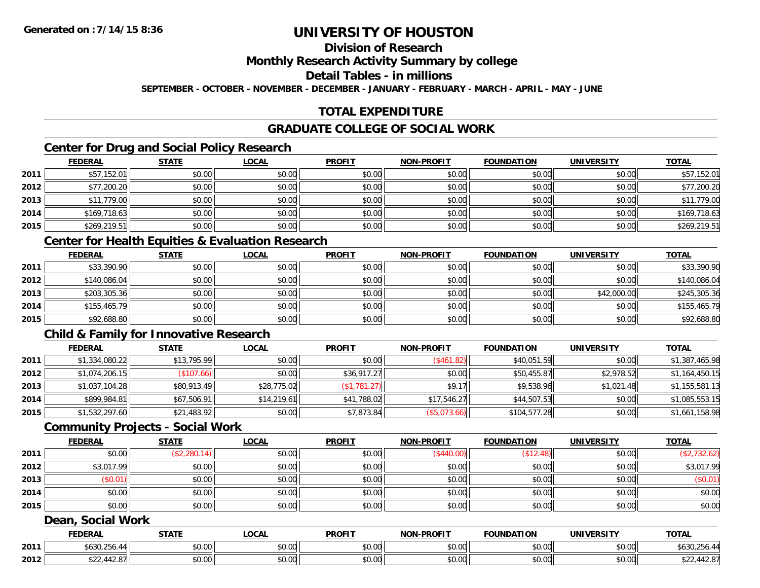# UNIVERSITY OF HOUSTON

## Division of Research

## Monthly Research Activity Summary by college

## Detail Tables - in millions

**SEPTEMBER - OCTOBER - NOVEMBER - DECEMBER - JANUARY - FEBRUARY - MARCH - APRIL - MAY - JUNE**

## TOTAL EXPENDITURE

## GRADUATE COLLEGE OF SOCIAL WORK

### Center for Drug and Social Policy Research

| | FEDERAL | STATE | LOCAL | PROFIT | NON-PROFIT | FOUNDATION | UNIVERSITY | TOTAL |
|---|---|---|---|---|---|---|---|---|
| 2011 | $57,152.01 | $0.00 | $0.00 | $0.00 | $0.00 | $0.00 | $0.00 | $57,152.01 |
| 2012 | $77,200.20 | $0.00 | $0.00 | $0.00 | $0.00 | $0.00 | $0.00 | $77,200.20 |
| 2013 | $11,779.00 | $0.00 | $0.00 | $0.00 | $0.00 | $0.00 | $0.00 | $11,779.00 |
| 2014 | $169,718.63 | $0.00 | $0.00 | $0.00 | $0.00 | $0.00 | $0.00 | $169,718.63 |
| 2015 | $269,219.51 | $0.00 | $0.00 | $0.00 | $0.00 | $0.00 | $0.00 | $269,219.51 |

### Center for Health Equities & Evaluation Research

| | FEDERAL | STATE | LOCAL | PROFIT | NON-PROFIT | FOUNDATION | UNIVERSITY | TOTAL |
|---|---|---|---|---|---|---|---|---|
| 2011 | $33,390.90 | $0.00 | $0.00 | $0.00 | $0.00 | $0.00 | $0.00 | $33,390.90 |
| 2012 | $140,086.04 | $0.00 | $0.00 | $0.00 | $0.00 | $0.00 | $0.00 | $140,086.04 |
| 2013 | $203,305.36 | $0.00 | $0.00 | $0.00 | $0.00 | $0.00 | $42,000.00 | $245,305.36 |
| 2014 | $155,465.79 | $0.00 | $0.00 | $0.00 | $0.00 | $0.00 | $0.00 | $155,465.79 |
| 2015 | $92,688.80 | $0.00 | $0.00 | $0.00 | $0.00 | $0.00 | $0.00 | $92,688.80 |

### Child & Family for Innovative Research

| | FEDERAL | STATE | LOCAL | PROFIT | NON-PROFIT | FOUNDATION | UNIVERSITY | TOTAL |
|---|---|---|---|---|---|---|---|---|
| 2011 | $1,334,080.22 | $13,795.99 | $0.00 | $0.00 | ($461.82) | $40,051.59 | $0.00 | $1,387,465.98 |
| 2012 | $1,074,206.15 | ($107.66) | $0.00 | $36,917.27 | $0.00 | $50,455.87 | $2,978.52 | $1,164,450.15 |
| 2013 | $1,037,104.28 | $80,913.49 | $28,775.02 | ($1,781.27) | $9.17 | $9,538.96 | $1,021.48 | $1,155,581.13 |
| 2014 | $899,984.81 | $67,506.91 | $14,219.61 | $41,788.02 | $17,546.27 | $44,507.53 | $0.00 | $1,085,553.15 |
| 2015 | $1,532,297.60 | $21,483.92 | $0.00 | $7,873.84 | ($5,073.66) | $104,577.28 | $0.00 | $1,661,158.98 |

### Community Projects - Social Work

| | FEDERAL | STATE | LOCAL | PROFIT | NON-PROFIT | FOUNDATION | UNIVERSITY | TOTAL |
|---|---|---|---|---|---|---|---|---|
| 2011 | $0.00 | ($2,280.14) | $0.00 | $0.00 | ($440.00) | ($12.48) | $0.00 | ($2,732.62) |
| 2012 | $3,017.99 | $0.00 | $0.00 | $0.00 | $0.00 | $0.00 | $0.00 | $3,017.99 |
| 2013 | ($0.01) | $0.00 | $0.00 | $0.00 | $0.00 | $0.00 | $0.00 | ($0.01) |
| 2014 | $0.00 | $0.00 | $0.00 | $0.00 | $0.00 | $0.00 | $0.00 | $0.00 |
| 2015 | $0.00 | $0.00 | $0.00 | $0.00 | $0.00 | $0.00 | $0.00 | $0.00 |

### Dean, Social Work

| | FEDERAL | STATE | LOCAL | PROFIT | NON-PROFIT | FOUNDATION | UNIVERSITY | TOTAL |
|---|---|---|---|---|---|---|---|---|
| 2011 | $630,256.44 | $0.00 | $0.00 | $0.00 | $0.00 | $0.00 | $0.00 | $630,256.44 |
| 2012 | $22,442.87 | $0.00 | $0.00 | $0.00 | $0.00 | $0.00 | $0.00 | $22,442.87 |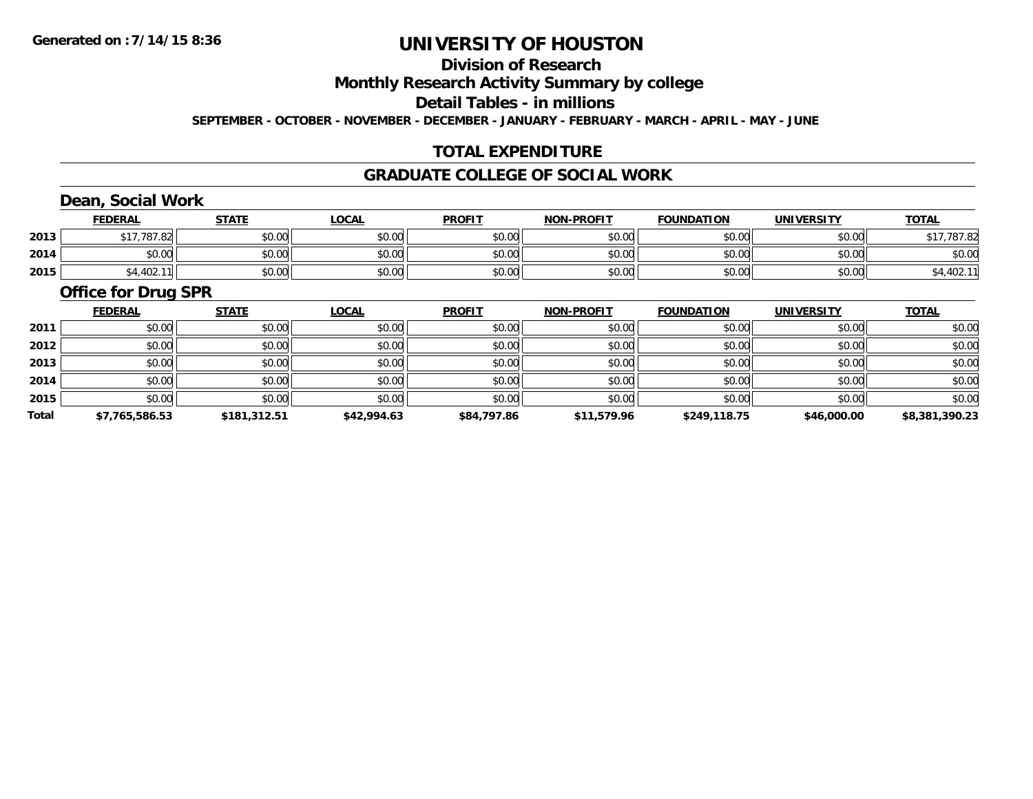# UNIVERSITY OF HOUSTON

## Division of Research

## Monthly Research Activity Summary by college

## Detail Tables - in millions

SEPTEMBER - OCTOBER - NOVEMBER - DECEMBER - JANUARY - FEBRUARY - MARCH - APRIL - MAY - JUNE

## TOTAL EXPENDITURE

## GRADUATE COLLEGE OF SOCIAL WORK

### Dean, Social Work

| | FEDERAL | STATE | LOCAL | PROFIT | NON-PROFIT | FOUNDATION | UNIVERSITY | TOTAL |
|---|---|---|---|---|---|---|---|---|
| 2013 | $17,787.82 | $0.00 | $0.00 | $0.00 | $0.00 | $0.00 | $0.00 | $17,787.82 |
| 2014 | $0.00 | $0.00 | $0.00 | $0.00 | $0.00 | $0.00 | $0.00 | $0.00 |
| 2015 | $4,402.11 | $0.00 | $0.00 | $0.00 | $0.00 | $0.00 | $0.00 | $4,402.11 |

### Office for Drug SPR

| | FEDERAL | STATE | LOCAL | PROFIT | NON-PROFIT | FOUNDATION | UNIVERSITY | TOTAL |
|---|---|---|---|---|---|---|---|---|
| 2011 | $0.00 | $0.00 | $0.00 | $0.00 | $0.00 | $0.00 | $0.00 | $0.00 |
| 2012 | $0.00 | $0.00 | $0.00 | $0.00 | $0.00 | $0.00 | $0.00 | $0.00 |
| 2013 | $0.00 | $0.00 | $0.00 | $0.00 | $0.00 | $0.00 | $0.00 | $0.00 |
| 2014 | $0.00 | $0.00 | $0.00 | $0.00 | $0.00 | $0.00 | $0.00 | $0.00 |
| 2015 | $0.00 | $0.00 | $0.00 | $0.00 | $0.00 | $0.00 | $0.00 | $0.00 |
| **Total** | **$7,765,586.53** | **$181,312.51** | **$42,994.63** | **$84,797.86** | **$11,579.96** | **$249,118.75** | **$46,000.00** | **$8,381,390.23** |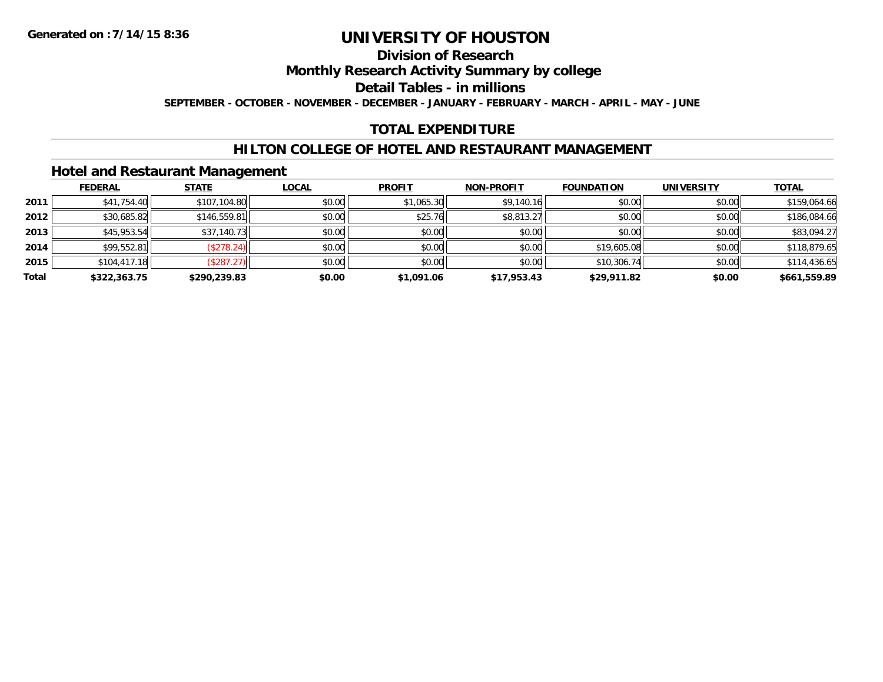**Generated on :7/14/15 8:36**

# UNIVERSITY OF HOUSTON

## Division of Research

## Monthly Research Activity Summary by college

## Detail Tables - in millions

**SEPTEMBER - OCTOBER - NOVEMBER - DECEMBER - JANUARY - FEBRUARY - MARCH - APRIL - MAY - JUNE**

## TOTAL EXPENDITURE

## HILTON COLLEGE OF HOTEL AND RESTAURANT MANAGEMENT

### Hotel and Restaurant Management

| | FEDERAL | STATE | LOCAL | PROFIT | NON-PROFIT | FOUNDATION | UNIVERSITY | TOTAL |
|---|---|---|---|---|---|---|---|---|
| **2011** | $41,754.40 | $107,104.80 | $0.00 | $1,065.30 | $9,140.16 | $0.00 | $0.00 | $159,064.66 |
| **2012** | $30,685.82 | $146,559.81 | $0.00 | $25.76 | $8,813.27 | $0.00 | $0.00 | $186,084.66 |
| **2013** | $45,953.54 | $37,140.73 | $0.00 | $0.00 | $0.00 | $0.00 | $0.00 | $83,094.27 |
| **2014** | $99,552.81 | ($278.24) | $0.00 | $0.00 | $0.00 | $19,605.08 | $0.00 | $118,879.65 |
| **2015** | $104,417.18 | ($287.27) | $0.00 | $0.00 | $0.00 | $10,306.74 | $0.00 | $114,436.65 |
| **Total** | **$322,363.75** | **$290,239.83** | **$0.00** | **$1,091.06** | **$17,953.43** | **$29,911.82** | **$0.00** | **$661,559.89** |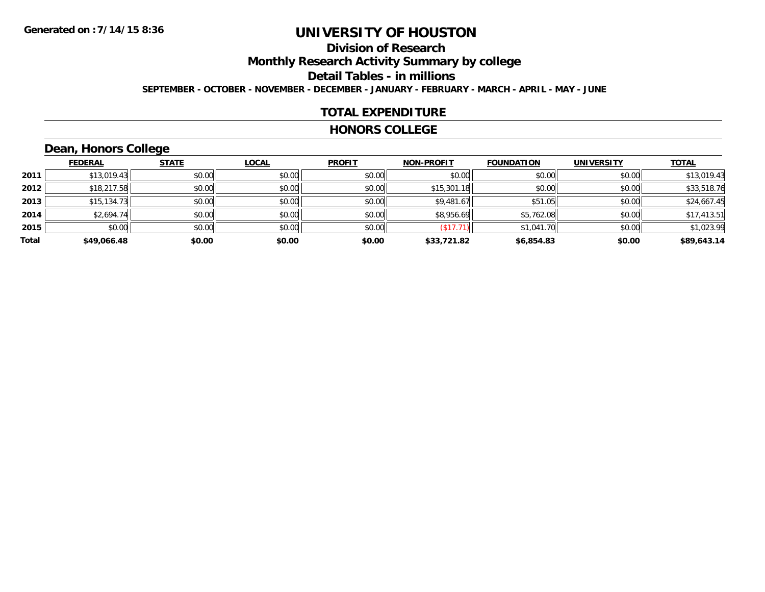Generated on :7/14/15 8:36

# UNIVERSITY OF HOUSTON

## Division of Research

## Monthly Research Activity Summary by college

## Detail Tables - in millions

SEPTEMBER - OCTOBER - NOVEMBER - DECEMBER - JANUARY - FEBRUARY - MARCH - APRIL - MAY - JUNE

## TOTAL EXPENDITURE

## HONORS COLLEGE

### Dean, Honors College

| | FEDERAL | STATE | LOCAL | PROFIT | NON-PROFIT | FOUNDATION | UNIVERSITY | TOTAL |
|---|---|---|---|---|---|---|---|---|
| 2011 | $13,019.43 | $0.00 | $0.00 | $0.00 | $0.00 | $0.00 | $0.00 | $13,019.43 |
| 2012 | $18,217.58 | $0.00 | $0.00 | $0.00 | $15,301.18 | $0.00 | $0.00 | $33,518.76 |
| 2013 | $15,134.73 | $0.00 | $0.00 | $0.00 | $9,481.67 | $51.05 | $0.00 | $24,667.45 |
| 2014 | $2,694.74 | $0.00 | $0.00 | $0.00 | $8,956.69 | $5,762.08 | $0.00 | $17,413.51 |
| 2015 | $0.00 | $0.00 | $0.00 | $0.00 | ($17.71) | $1,041.70 | $0.00 | $1,023.99 |
| **Total** | **$49,066.48** | **$0.00** | **$0.00** | **$0.00** | **$33,721.82** | **$6,854.83** | **$0.00** | **$89,643.14** |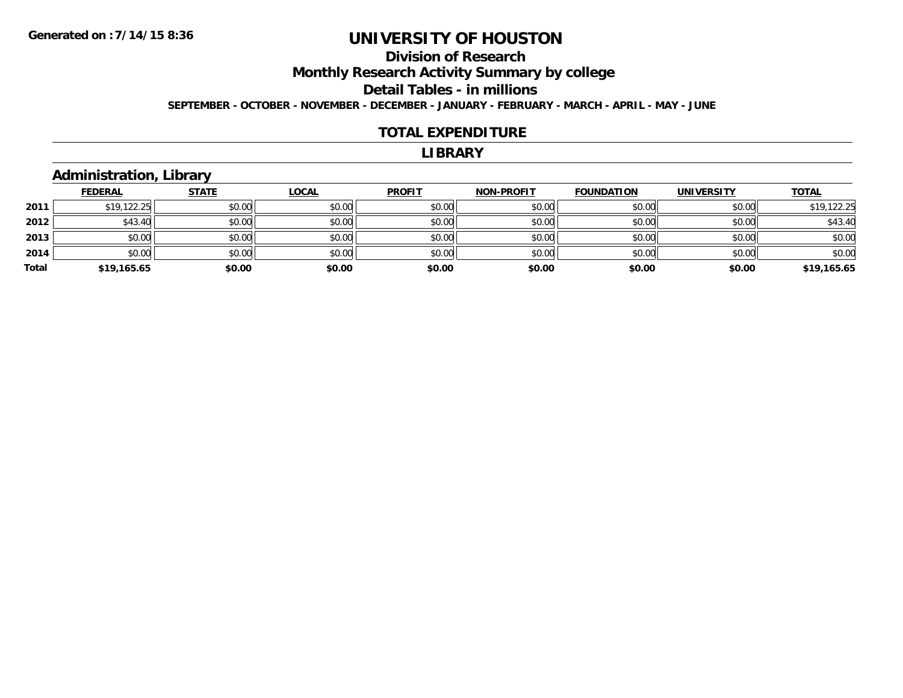# UNIVERSITY OF HOUSTON

## Division of Research

## Monthly Research Activity Summary by college

## Detail Tables - in millions

**SEPTEMBER - OCTOBER - NOVEMBER - DECEMBER - JANUARY - FEBRUARY - MARCH - APRIL - MAY - JUNE**

## TOTAL EXPENDITURE

## LIBRARY

### Administration, Library

| | FEDERAL | STATE | LOCAL | PROFIT | NON-PROFIT | FOUNDATION | UNIVERSITY | TOTAL |
|---|---|---|---|---|---|---|---|---|
| 2011 | $19,122.25 | $0.00 | $0.00 | $0.00 | $0.00 | $0.00 | $0.00 | $19,122.25 |
| 2012 | $43.40 | $0.00 | $0.00 | $0.00 | $0.00 | $0.00 | $0.00 | $43.40 |
| 2013 | $0.00 | $0.00 | $0.00 | $0.00 | $0.00 | $0.00 | $0.00 | $0.00 |
| 2014 | $0.00 | $0.00 | $0.00 | $0.00 | $0.00 | $0.00 | $0.00 | $0.00 |
| **Total** | **$19,165.65** | **$0.00** | **$0.00** | **$0.00** | **$0.00** | **$0.00** | **$0.00** | **$19,165.65** |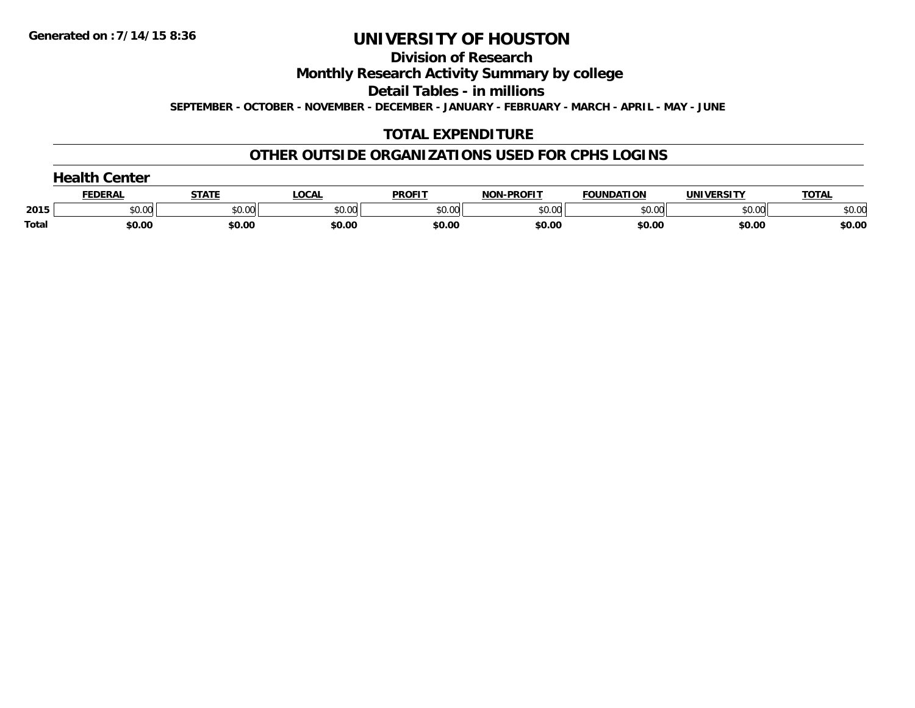Generated on :7/14/15 8:36

# UNIVERSITY OF HOUSTON

## Division of Research

## Monthly Research Activity Summary by college

## Detail Tables - in millions

**SEPTEMBER - OCTOBER - NOVEMBER - DECEMBER - JANUARY - FEBRUARY - MARCH - APRIL - MAY - JUNE**

## TOTAL EXPENDITURE

## OTHER OUTSIDE ORGANIZATIONS USED FOR CPHS LOGINS

### Health Center

| | FEDERAL | STATE | LOCAL | PROFIT | NON-PROFIT | FOUNDATION | UNIVERSITY | TOTAL |
|---|---|---|---|---|---|---|---|---|
| 2015 | $0.00 | $0.00 | $0.00 | $0.00 | $0.00 | $0.00 | $0.00 | $0.00 |
| Total | $0.00 | $0.00 | $0.00 | $0.00 | $0.00 | $0.00 | $0.00 | $0.00 |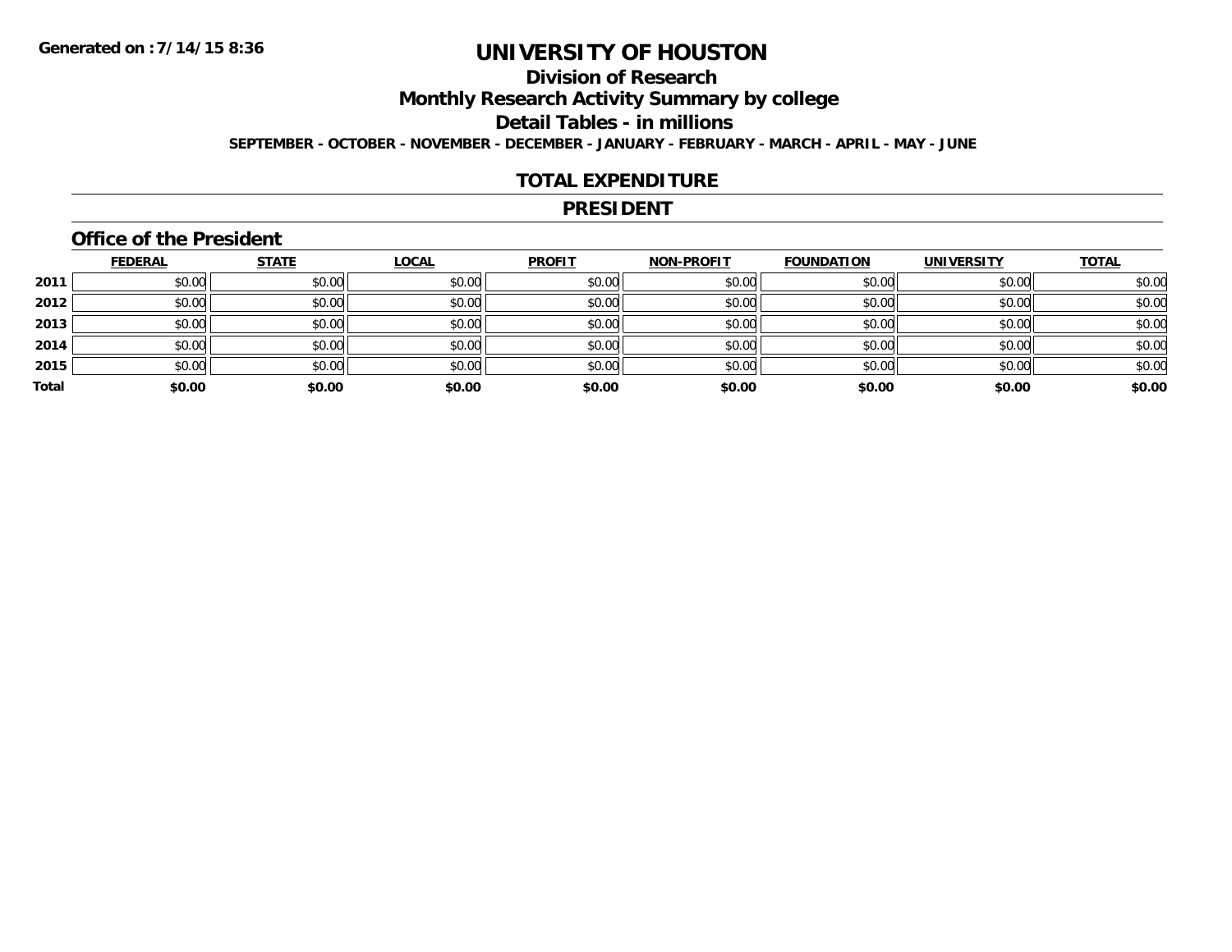**Generated on :7/14/15 8:36**

# UNIVERSITY OF HOUSTON

## Division of Research

## Monthly Research Activity Summary by college

## Detail Tables - in millions

**SEPTEMBER - OCTOBER - NOVEMBER - DECEMBER - JANUARY - FEBRUARY - MARCH - APRIL - MAY - JUNE**

## TOTAL EXPENDITURE

## PRESIDENT

### Office of the President

| | FEDERAL | STATE | LOCAL | PROFIT | NON-PROFIT | FOUNDATION | UNIVERSITY | TOTAL |
|---|---|---|---|---|---|---|---|---|
| 2011 | $0.00 | $0.00 | $0.00 | $0.00 | $0.00 | $0.00 | $0.00 | $0.00 |
| 2012 | $0.00 | $0.00 | $0.00 | $0.00 | $0.00 | $0.00 | $0.00 | $0.00 |
| 2013 | $0.00 | $0.00 | $0.00 | $0.00 | $0.00 | $0.00 | $0.00 | $0.00 |
| 2014 | $0.00 | $0.00 | $0.00 | $0.00 | $0.00 | $0.00 | $0.00 | $0.00 |
| 2015 | $0.00 | $0.00 | $0.00 | $0.00 | $0.00 | $0.00 | $0.00 | $0.00 |
| **Total** | **$0.00** | **$0.00** | **$0.00** | **$0.00** | **$0.00** | **$0.00** | **$0.00** | **$0.00** |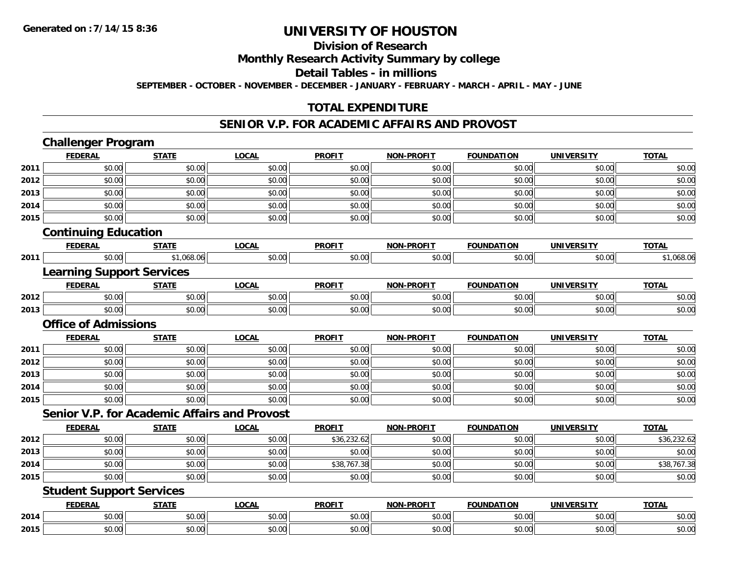# UNIVERSITY OF HOUSTON

## Division of Research

## Monthly Research Activity Summary by college

## Detail Tables - in millions

**SEPTEMBER - OCTOBER - NOVEMBER - DECEMBER - JANUARY - FEBRUARY - MARCH - APRIL - MAY - JUNE**

## TOTAL EXPENDITURE

## SENIOR V.P. FOR ACADEMIC AFFAIRS AND PROVOST

### Challenger Program

| | FEDERAL | STATE | LOCAL | PROFIT | NON-PROFIT | FOUNDATION | UNIVERSITY | TOTAL |
|---|---|---|---|---|---|---|---|---|
| 2011 | $0.00 | $0.00 | $0.00 | $0.00 | $0.00 | $0.00 | $0.00 | $0.00 |
| 2012 | $0.00 | $0.00 | $0.00 | $0.00 | $0.00 | $0.00 | $0.00 | $0.00 |
| 2013 | $0.00 | $0.00 | $0.00 | $0.00 | $0.00 | $0.00 | $0.00 | $0.00 |
| 2014 | $0.00 | $0.00 | $0.00 | $0.00 | $0.00 | $0.00 | $0.00 | $0.00 |
| 2015 | $0.00 | $0.00 | $0.00 | $0.00 | $0.00 | $0.00 | $0.00 | $0.00 |

### Continuing Education

| | FEDERAL | STATE | LOCAL | PROFIT | NON-PROFIT | FOUNDATION | UNIVERSITY | TOTAL |
|---|---|---|---|---|---|---|---|---|
| 2011 | $0.00 | $1,068.06 | $0.00 | $0.00 | $0.00 | $0.00 | $0.00 | $1,068.06 |

### Learning Support Services

| | FEDERAL | STATE | LOCAL | PROFIT | NON-PROFIT | FOUNDATION | UNIVERSITY | TOTAL |
|---|---|---|---|---|---|---|---|---|
| 2012 | $0.00 | $0.00 | $0.00 | $0.00 | $0.00 | $0.00 | $0.00 | $0.00 |
| 2013 | $0.00 | $0.00 | $0.00 | $0.00 | $0.00 | $0.00 | $0.00 | $0.00 |

### Office of Admissions

| | FEDERAL | STATE | LOCAL | PROFIT | NON-PROFIT | FOUNDATION | UNIVERSITY | TOTAL |
|---|---|---|---|---|---|---|---|---|
| 2011 | $0.00 | $0.00 | $0.00 | $0.00 | $0.00 | $0.00 | $0.00 | $0.00 |
| 2012 | $0.00 | $0.00 | $0.00 | $0.00 | $0.00 | $0.00 | $0.00 | $0.00 |
| 2013 | $0.00 | $0.00 | $0.00 | $0.00 | $0.00 | $0.00 | $0.00 | $0.00 |
| 2014 | $0.00 | $0.00 | $0.00 | $0.00 | $0.00 | $0.00 | $0.00 | $0.00 |
| 2015 | $0.00 | $0.00 | $0.00 | $0.00 | $0.00 | $0.00 | $0.00 | $0.00 |

### Senior V.P. for Academic Affairs and Provost

| | FEDERAL | STATE | LOCAL | PROFIT | NON-PROFIT | FOUNDATION | UNIVERSITY | TOTAL |
|---|---|---|---|---|---|---|---|---|
| 2012 | $0.00 | $0.00 | $0.00 | $36,232.62 | $0.00 | $0.00 | $0.00 | $36,232.62 |
| 2013 | $0.00 | $0.00 | $0.00 | $0.00 | $0.00 | $0.00 | $0.00 | $0.00 |
| 2014 | $0.00 | $0.00 | $0.00 | $38,767.38 | $0.00 | $0.00 | $0.00 | $38,767.38 |
| 2015 | $0.00 | $0.00 | $0.00 | $0.00 | $0.00 | $0.00 | $0.00 | $0.00 |

### Student Support Services

| | FEDERAL | STATE | LOCAL | PROFIT | NON-PROFIT | FOUNDATION | UNIVERSITY | TOTAL |
|---|---|---|---|---|---|---|---|---|
| 2014 | $0.00 | $0.00 | $0.00 | $0.00 | $0.00 | $0.00 | $0.00 | $0.00 |
| 2015 | $0.00 | $0.00 | $0.00 | $0.00 | $0.00 | $0.00 | $0.00 | $0.00 |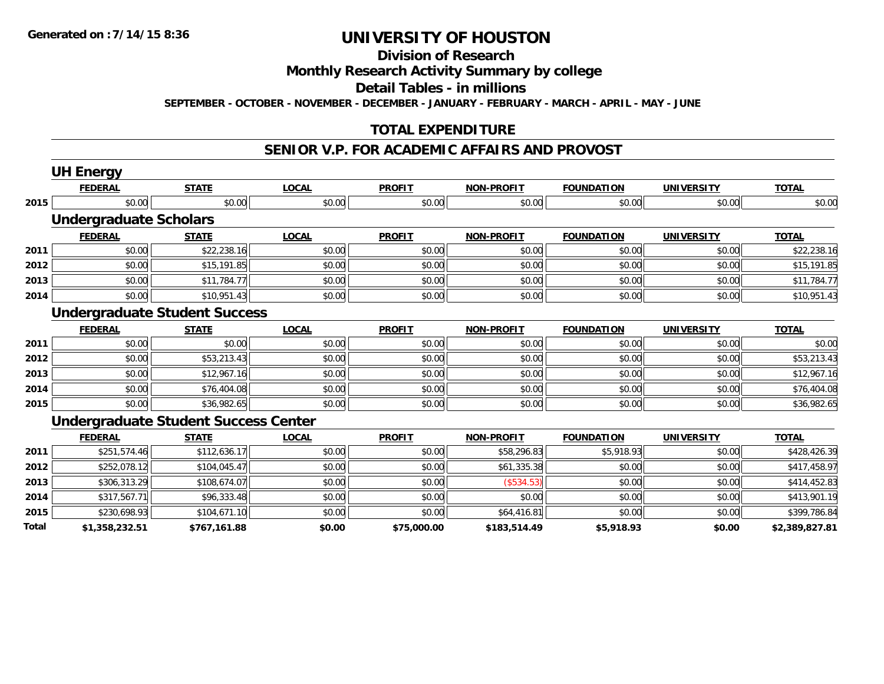Generated on :7/14/15 8:36

# UNIVERSITY OF HOUSTON

## Division of Research

## Monthly Research Activity Summary by college

## Detail Tables - in millions

**SEPTEMBER - OCTOBER - NOVEMBER - DECEMBER - JANUARY - FEBRUARY - MARCH - APRIL - MAY - JUNE**

## TOTAL EXPENDITURE

## SENIOR V.P. FOR ACADEMIC AFFAIRS AND PROVOST

### UH Energy

| | FEDERAL | STATE | LOCAL | PROFIT | NON-PROFIT | FOUNDATION | UNIVERSITY | TOTAL |
|---|---|---|---|---|---|---|---|---|
| 2015 | $0.00 | $0.00 | $0.00 | $0.00 | $0.00 | $0.00 | $0.00 | $0.00 |

### Undergraduate Scholars

| | FEDERAL | STATE | LOCAL | PROFIT | NON-PROFIT | FOUNDATION | UNIVERSITY | TOTAL |
|---|---|---|---|---|---|---|---|---|
| 2011 | $0.00 | $22,238.16 | $0.00 | $0.00 | $0.00 | $0.00 | $0.00 | $22,238.16 |
| 2012 | $0.00 | $15,191.85 | $0.00 | $0.00 | $0.00 | $0.00 | $0.00 | $15,191.85 |
| 2013 | $0.00 | $11,784.77 | $0.00 | $0.00 | $0.00 | $0.00 | $0.00 | $11,784.77 |
| 2014 | $0.00 | $10,951.43 | $0.00 | $0.00 | $0.00 | $0.00 | $0.00 | $10,951.43 |

### Undergraduate Student Success

| | FEDERAL | STATE | LOCAL | PROFIT | NON-PROFIT | FOUNDATION | UNIVERSITY | TOTAL |
|---|---|---|---|---|---|---|---|---|
| 2011 | $0.00 | $0.00 | $0.00 | $0.00 | $0.00 | $0.00 | $0.00 | $0.00 |
| 2012 | $0.00 | $53,213.43 | $0.00 | $0.00 | $0.00 | $0.00 | $0.00 | $53,213.43 |
| 2013 | $0.00 | $12,967.16 | $0.00 | $0.00 | $0.00 | $0.00 | $0.00 | $12,967.16 |
| 2014 | $0.00 | $76,404.08 | $0.00 | $0.00 | $0.00 | $0.00 | $0.00 | $76,404.08 |
| 2015 | $0.00 | $36,982.65 | $0.00 | $0.00 | $0.00 | $0.00 | $0.00 | $36,982.65 |

### Undergraduate Student Success Center

| | FEDERAL | STATE | LOCAL | PROFIT | NON-PROFIT | FOUNDATION | UNIVERSITY | TOTAL |
|---|---|---|---|---|---|---|---|---|
| 2011 | $251,574.46 | $112,636.17 | $0.00 | $0.00 | $58,296.83 | $5,918.93 | $0.00 | $428,426.39 |
| 2012 | $252,078.12 | $104,045.47 | $0.00 | $0.00 | $61,335.38 | $0.00 | $0.00 | $417,458.97 |
| 2013 | $306,313.29 | $108,674.07 | $0.00 | $0.00 | ($534.53) | $0.00 | $0.00 | $414,452.83 |
| 2014 | $317,567.71 | $96,333.48 | $0.00 | $0.00 | $0.00 | $0.00 | $0.00 | $413,901.19 |
| 2015 | $230,698.93 | $104,671.10 | $0.00 | $0.00 | $64,416.81 | $0.00 | $0.00 | $399,786.84 |
| **Total** | **$1,358,232.51** | **$767,161.88** | **$0.00** | **$75,000.00** | **$183,514.49** | **$5,918.93** | **$0.00** | **$2,389,827.81** |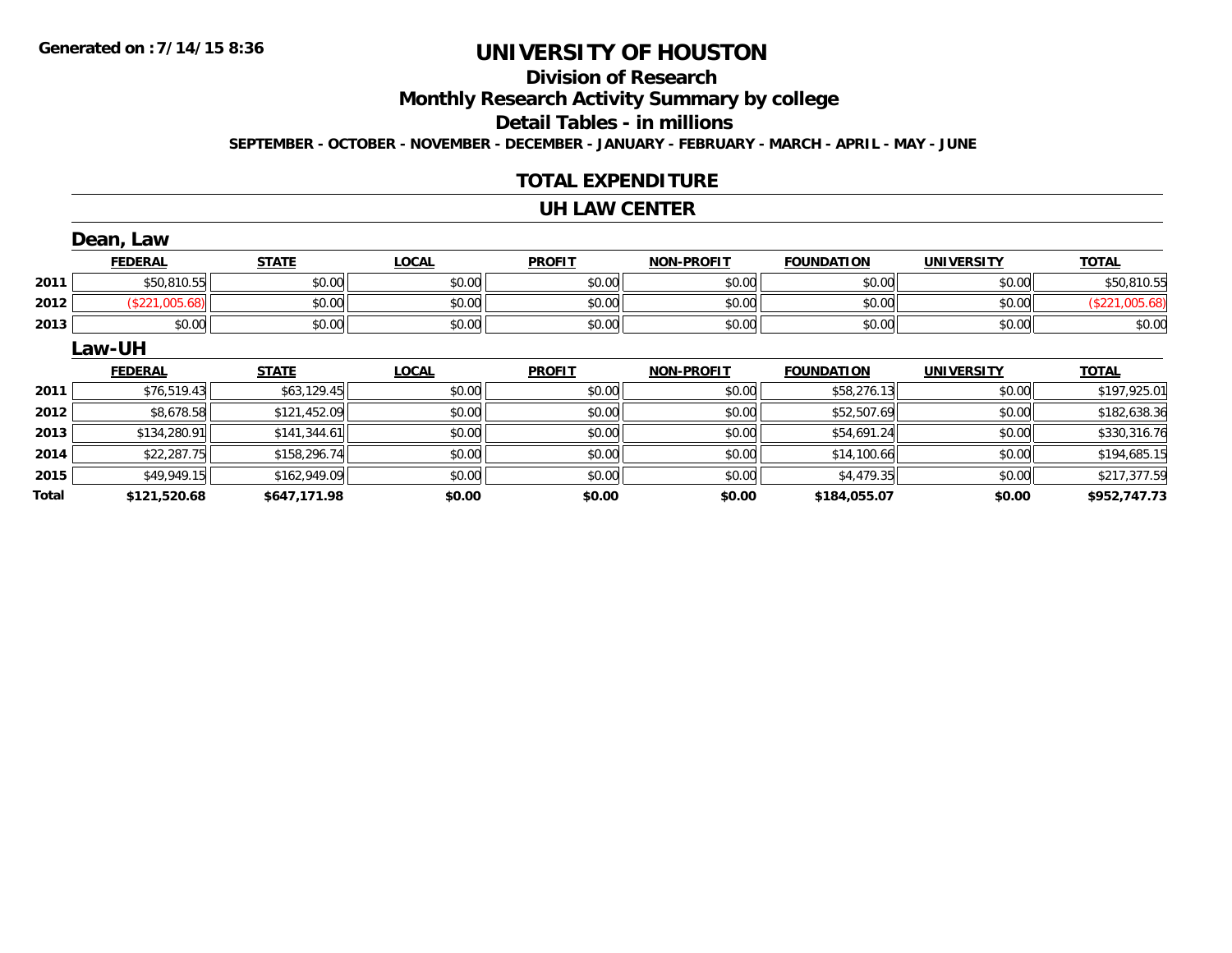Generated on :7/14/15 8:36

# UNIVERSITY OF HOUSTON

## Division of Research

## Monthly Research Activity Summary by college

## Detail Tables - in millions

**SEPTEMBER - OCTOBER - NOVEMBER - DECEMBER - JANUARY - FEBRUARY - MARCH - APRIL - MAY - JUNE**

## TOTAL EXPENDITURE

## UH LAW CENTER

### Dean, Law

| | FEDERAL | STATE | LOCAL | PROFIT | NON-PROFIT | FOUNDATION | UNIVERSITY | TOTAL |
|---|---|---|---|---|---|---|---|---|
| 2011 | $50,810.55 | $0.00 | $0.00 | $0.00 | $0.00 | $0.00 | $0.00 | $50,810.55 |
| 2012 | ($221,005.68) | $0.00 | $0.00 | $0.00 | $0.00 | $0.00 | $0.00 | ($221,005.68) |
| 2013 | $0.00 | $0.00 | $0.00 | $0.00 | $0.00 | $0.00 | $0.00 | $0.00 |

### Law-UH

| | FEDERAL | STATE | LOCAL | PROFIT | NON-PROFIT | FOUNDATION | UNIVERSITY | TOTAL |
|---|---|---|---|---|---|---|---|---|
| 2011 | $76,519.43 | $63,129.45 | $0.00 | $0.00 | $0.00 | $58,276.13 | $0.00 | $197,925.01 |
| 2012 | $8,678.58 | $121,452.09 | $0.00 | $0.00 | $0.00 | $52,507.69 | $0.00 | $182,638.36 |
| 2013 | $134,280.91 | $141,344.61 | $0.00 | $0.00 | $0.00 | $54,691.24 | $0.00 | $330,316.76 |
| 2014 | $22,287.75 | $158,296.74 | $0.00 | $0.00 | $0.00 | $14,100.66 | $0.00 | $194,685.15 |
| 2015 | $49,949.15 | $162,949.09 | $0.00 | $0.00 | $0.00 | $4,479.35 | $0.00 | $217,377.59 |
| **Total** | **$121,520.68** | **$647,171.98** | **$0.00** | **$0.00** | **$0.00** | **$184,055.07** | **$0.00** | **$952,747.73** |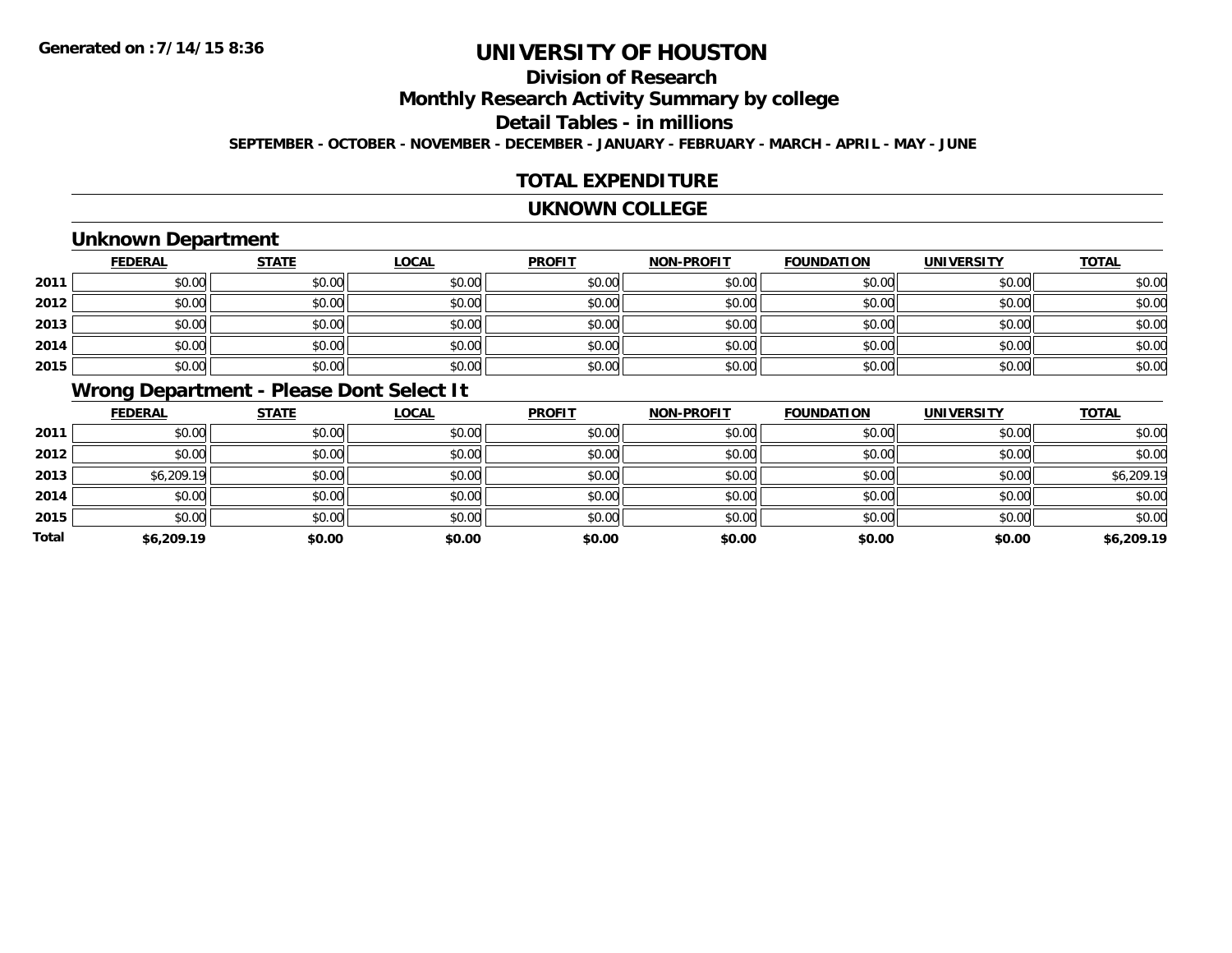# UNIVERSITY OF HOUSTON

## Division of Research

## Monthly Research Activity Summary by college

## Detail Tables - in millions

**SEPTEMBER - OCTOBER - NOVEMBER - DECEMBER - JANUARY - FEBRUARY - MARCH - APRIL - MAY - JUNE**

## TOTAL EXPENDITURE

## UKNOWN COLLEGE

### Unknown Department

| | FEDERAL | STATE | LOCAL | PROFIT | NON-PROFIT | FOUNDATION | UNIVERSITY | TOTAL |
|---|---|---|---|---|---|---|---|---|
| 2011 | $0.00 | $0.00 | $0.00 | $0.00 | $0.00 | $0.00 | $0.00 | $0.00 |
| 2012 | $0.00 | $0.00 | $0.00 | $0.00 | $0.00 | $0.00 | $0.00 | $0.00 |
| 2013 | $0.00 | $0.00 | $0.00 | $0.00 | $0.00 | $0.00 | $0.00 | $0.00 |
| 2014 | $0.00 | $0.00 | $0.00 | $0.00 | $0.00 | $0.00 | $0.00 | $0.00 |
| 2015 | $0.00 | $0.00 | $0.00 | $0.00 | $0.00 | $0.00 | $0.00 | $0.00 |

### Wrong Department - Please Dont Select It

| | FEDERAL | STATE | LOCAL | PROFIT | NON-PROFIT | FOUNDATION | UNIVERSITY | TOTAL |
|---|---|---|---|---|---|---|---|---|
| 2011 | $0.00 | $0.00 | $0.00 | $0.00 | $0.00 | $0.00 | $0.00 | $0.00 |
| 2012 | $0.00 | $0.00 | $0.00 | $0.00 | $0.00 | $0.00 | $0.00 | $0.00 |
| 2013 | $6,209.19 | $0.00 | $0.00 | $0.00 | $0.00 | $0.00 | $0.00 | $6,209.19 |
| 2014 | $0.00 | $0.00 | $0.00 | $0.00 | $0.00 | $0.00 | $0.00 | $0.00 |
| 2015 | $0.00 | $0.00 | $0.00 | $0.00 | $0.00 | $0.00 | $0.00 | $0.00 |
| **Total** | **$6,209.19** | **$0.00** | **$0.00** | **$0.00** | **$0.00** | **$0.00** | **$0.00** | **$6,209.19** |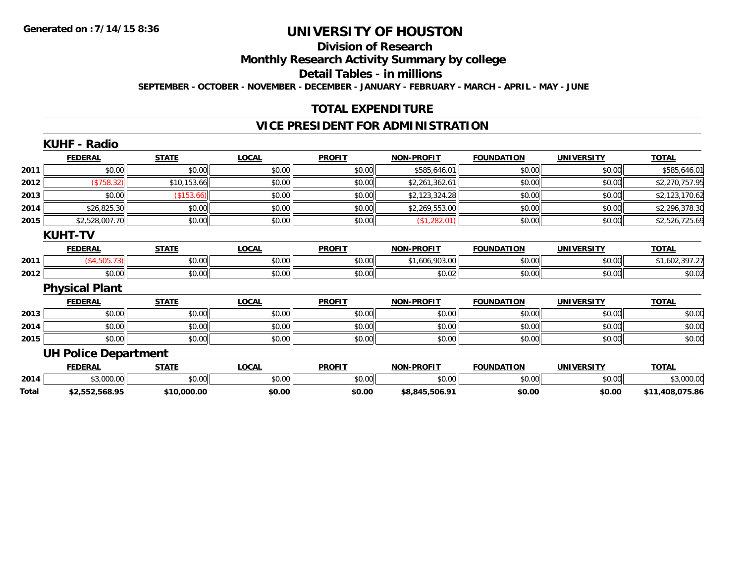Generated on :7/14/15 8:36

# UNIVERSITY OF HOUSTON

## Division of Research

## Monthly Research Activity Summary by college

## Detail Tables - in millions

**SEPTEMBER - OCTOBER - NOVEMBER - DECEMBER - JANUARY - FEBRUARY - MARCH - APRIL - MAY - JUNE**

## TOTAL EXPENDITURE

## VICE PRESIDENT FOR ADMINISTRATION

### KUHF - Radio

| | FEDERAL | STATE | LOCAL | PROFIT | NON-PROFIT | FOUNDATION | UNIVERSITY | TOTAL |
|---|---|---|---|---|---|---|---|---|
| 2011 | $0.00 | $0.00 | $0.00 | $0.00 | $585,646.01 | $0.00 | $0.00 | $585,646.01 |
| 2012 | ($758.32) | $10,153.66 | $0.00 | $0.00 | $2,261,362.61 | $0.00 | $0.00 | $2,270,757.95 |
| 2013 | $0.00 | ($153.66) | $0.00 | $0.00 | $2,123,324.28 | $0.00 | $0.00 | $2,123,170.62 |
| 2014 | $26,825.30 | $0.00 | $0.00 | $0.00 | $2,269,553.00 | $0.00 | $0.00 | $2,296,378.30 |
| 2015 | $2,528,007.70 | $0.00 | $0.00 | $0.00 | ($1,282.01) | $0.00 | $0.00 | $2,526,725.69 |

### KUHT-TV

| | FEDERAL | STATE | LOCAL | PROFIT | NON-PROFIT | FOUNDATION | UNIVERSITY | TOTAL |
|---|---|---|---|---|---|---|---|---|
| 2011 | ($4,505.73) | $0.00 | $0.00 | $0.00 | $1,606,903.00 | $0.00 | $0.00 | $1,602,397.27 |
| 2012 | $0.00 | $0.00 | $0.00 | $0.00 | $0.02 | $0.00 | $0.00 | $0.02 |

### Physical Plant

| | FEDERAL | STATE | LOCAL | PROFIT | NON-PROFIT | FOUNDATION | UNIVERSITY | TOTAL |
|---|---|---|---|---|---|---|---|---|
| 2013 | $0.00 | $0.00 | $0.00 | $0.00 | $0.00 | $0.00 | $0.00 | $0.00 |
| 2014 | $0.00 | $0.00 | $0.00 | $0.00 | $0.00 | $0.00 | $0.00 | $0.00 |
| 2015 | $0.00 | $0.00 | $0.00 | $0.00 | $0.00 | $0.00 | $0.00 | $0.00 |

### UH Police Department

| | FEDERAL | STATE | LOCAL | PROFIT | NON-PROFIT | FOUNDATION | UNIVERSITY | TOTAL |
|---|---|---|---|---|---|---|---|---|
| 2014 | $3,000.00 | $0.00 | $0.00 | $0.00 | $0.00 | $0.00 | $0.00 | $3,000.00 |
| **Total** | **$2,552,568.95** | **$10,000.00** | **$0.00** | **$0.00** | **$8,845,506.91** | **$0.00** | **$0.00** | **$11,408,075.86** |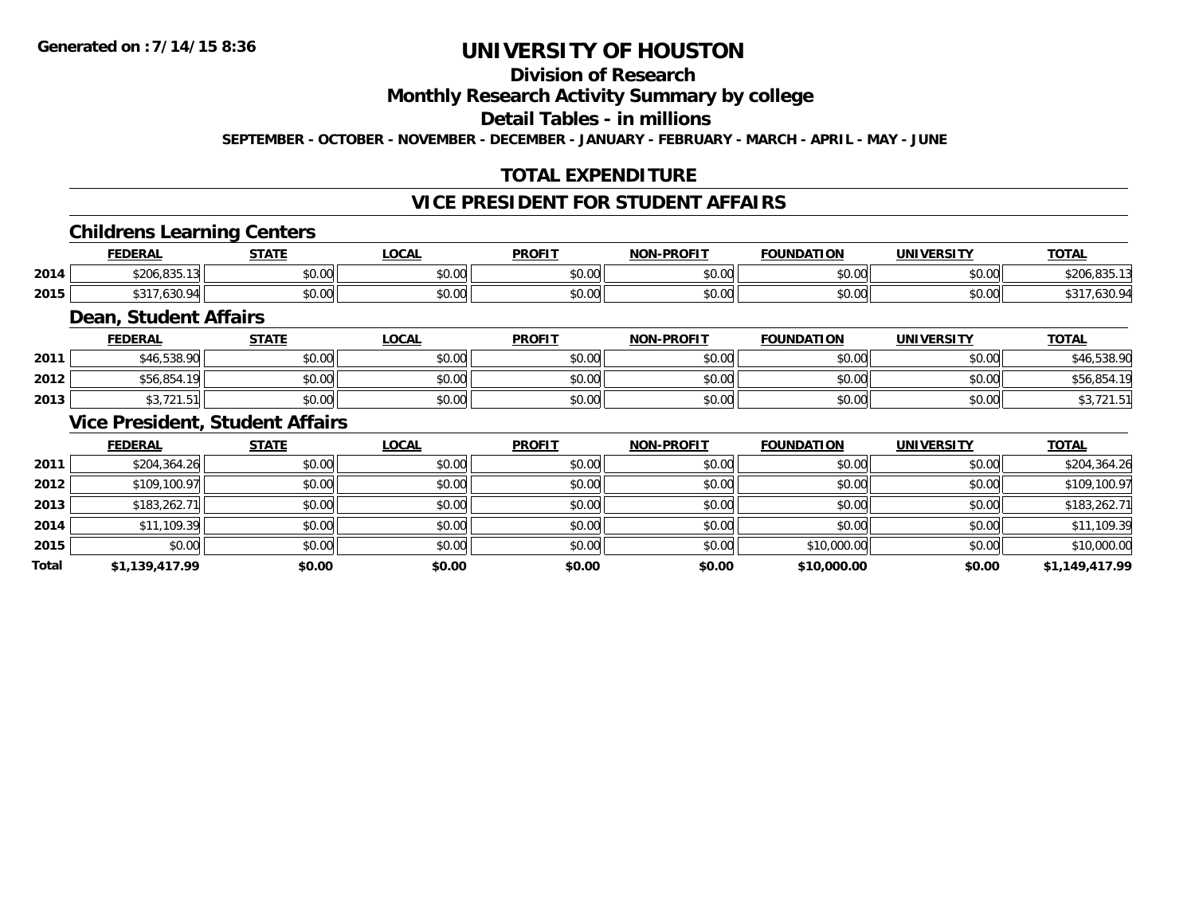**Generated on :7/14/15 8:36**

# UNIVERSITY OF HOUSTON

## Division of Research

## Monthly Research Activity Summary by college

## Detail Tables - in millions

**SEPTEMBER - OCTOBER - NOVEMBER - DECEMBER - JANUARY - FEBRUARY - MARCH - APRIL - MAY - JUNE**

## TOTAL EXPENDITURE

## VICE PRESIDENT FOR STUDENT AFFAIRS

### Childrens Learning Centers

| | FEDERAL | STATE | LOCAL | PROFIT | NON-PROFIT | FOUNDATION | UNIVERSITY | TOTAL |
|---|---|---|---|---|---|---|---|---|
| 2014 | $206,835.13 | $0.00 | $0.00 | $0.00 | $0.00 | $0.00 | $0.00 | $206,835.13 |
| 2015 | $317,630.94 | $0.00 | $0.00 | $0.00 | $0.00 | $0.00 | $0.00 | $317,630.94 |

### Dean, Student Affairs

| | FEDERAL | STATE | LOCAL | PROFIT | NON-PROFIT | FOUNDATION | UNIVERSITY | TOTAL |
|---|---|---|---|---|---|---|---|---|
| 2011 | $46,538.90 | $0.00 | $0.00 | $0.00 | $0.00 | $0.00 | $0.00 | $46,538.90 |
| 2012 | $56,854.19 | $0.00 | $0.00 | $0.00 | $0.00 | $0.00 | $0.00 | $56,854.19 |
| 2013 | $3,721.51 | $0.00 | $0.00 | $0.00 | $0.00 | $0.00 | $0.00 | $3,721.51 |

### Vice President, Student Affairs

| | FEDERAL | STATE | LOCAL | PROFIT | NON-PROFIT | FOUNDATION | UNIVERSITY | TOTAL |
|---|---|---|---|---|---|---|---|---|
| 2011 | $204,364.26 | $0.00 | $0.00 | $0.00 | $0.00 | $0.00 | $0.00 | $204,364.26 |
| 2012 | $109,100.97 | $0.00 | $0.00 | $0.00 | $0.00 | $0.00 | $0.00 | $109,100.97 |
| 2013 | $183,262.71 | $0.00 | $0.00 | $0.00 | $0.00 | $0.00 | $0.00 | $183,262.71 |
| 2014 | $11,109.39 | $0.00 | $0.00 | $0.00 | $0.00 | $0.00 | $0.00 | $11,109.39 |
| 2015 | $0.00 | $0.00 | $0.00 | $0.00 | $0.00 | $10,000.00 | $0.00 | $10,000.00 |
| **Total** | **$1,139,417.99** | **$0.00** | **$0.00** | **$0.00** | **$0.00** | **$10,000.00** | **$0.00** | **$1,149,417.99** |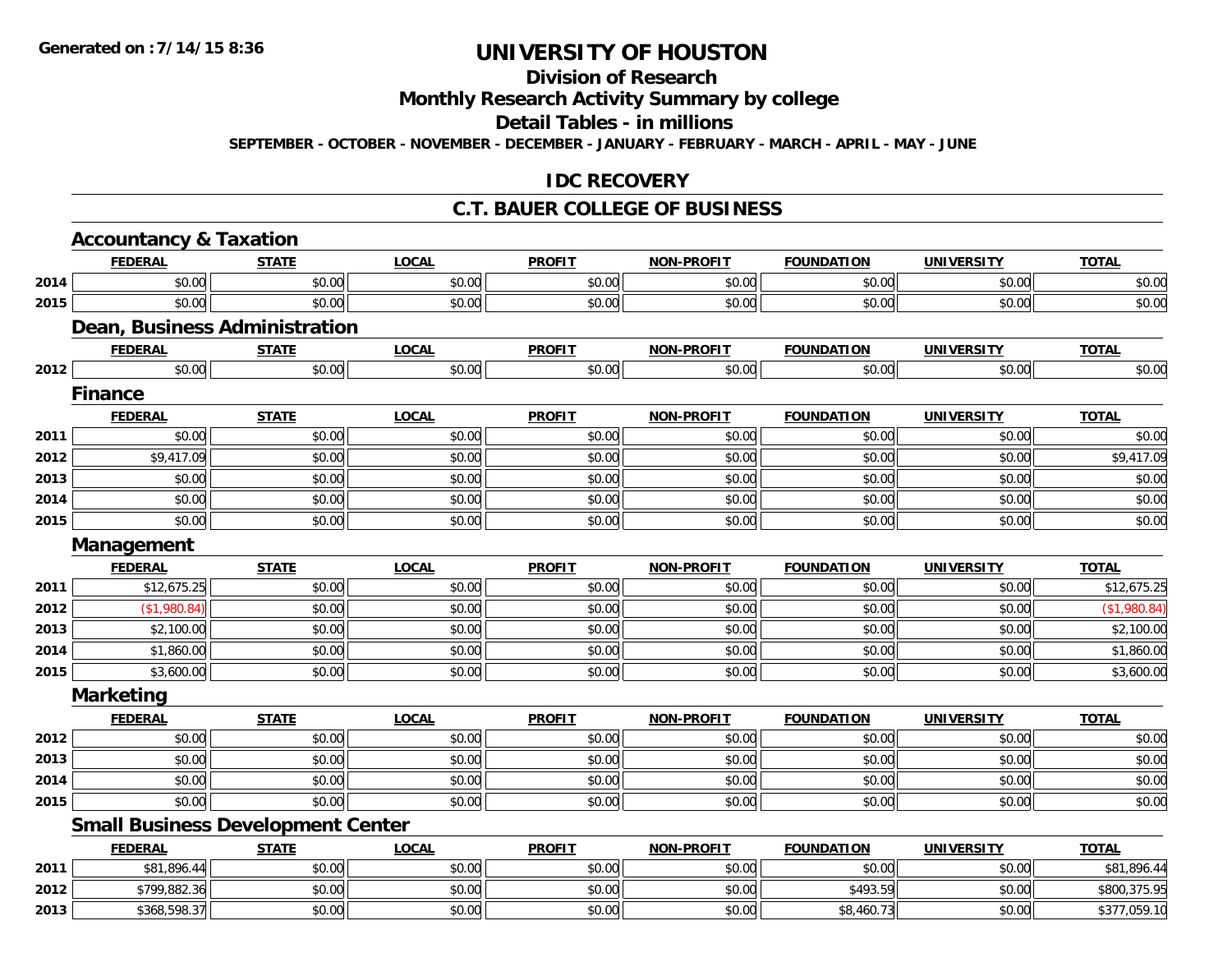# UNIVERSITY OF HOUSTON

## Division of Research

## Monthly Research Activity Summary by college

## Detail Tables - in millions

**SEPTEMBER - OCTOBER - NOVEMBER - DECEMBER - JANUARY - FEBRUARY - MARCH - APRIL - MAY - JUNE**

**Generated on : 7/14/15 8:36**

## IDC RECOVERY

## C.T. BAUER COLLEGE OF BUSINESS

### Accountancy & Taxation

| | FEDERAL | STATE | LOCAL | PROFIT | NON-PROFIT | FOUNDATION | UNIVERSITY | TOTAL |
|---|---|---|---|---|---|---|---|---|
| 2014 | $0.00 | $0.00 | $0.00 | $0.00 | $0.00 | $0.00 | $0.00 | $0.00 |
| 2015 | $0.00 | $0.00 | $0.00 | $0.00 | $0.00 | $0.00 | $0.00 | $0.00 |

### Dean, Business Administration

| | FEDERAL | STATE | LOCAL | PROFIT | NON-PROFIT | FOUNDATION | UNIVERSITY | TOTAL |
|---|---|---|---|---|---|---|---|---|
| 2012 | $0.00 | $0.00 | $0.00 | $0.00 | $0.00 | $0.00 | $0.00 | $0.00 |

### Finance

| | FEDERAL | STATE | LOCAL | PROFIT | NON-PROFIT | FOUNDATION | UNIVERSITY | TOTAL |
|---|---|---|---|---|---|---|---|---|
| 2011 | $0.00 | $0.00 | $0.00 | $0.00 | $0.00 | $0.00 | $0.00 | $0.00 |
| 2012 | $9,417.09 | $0.00 | $0.00 | $0.00 | $0.00 | $0.00 | $0.00 | $9,417.09 |
| 2013 | $0.00 | $0.00 | $0.00 | $0.00 | $0.00 | $0.00 | $0.00 | $0.00 |
| 2014 | $0.00 | $0.00 | $0.00 | $0.00 | $0.00 | $0.00 | $0.00 | $0.00 |
| 2015 | $0.00 | $0.00 | $0.00 | $0.00 | $0.00 | $0.00 | $0.00 | $0.00 |

### Management

| | FEDERAL | STATE | LOCAL | PROFIT | NON-PROFIT | FOUNDATION | UNIVERSITY | TOTAL |
|---|---|---|---|---|---|---|---|---|
| 2011 | $12,675.25 | $0.00 | $0.00 | $0.00 | $0.00 | $0.00 | $0.00 | $12,675.25 |
| 2012 | ($1,980.84) | $0.00 | $0.00 | $0.00 | $0.00 | $0.00 | $0.00 | ($1,980.84) |
| 2013 | $2,100.00 | $0.00 | $0.00 | $0.00 | $0.00 | $0.00 | $0.00 | $2,100.00 |
| 2014 | $1,860.00 | $0.00 | $0.00 | $0.00 | $0.00 | $0.00 | $0.00 | $1,860.00 |
| 2015 | $3,600.00 | $0.00 | $0.00 | $0.00 | $0.00 | $0.00 | $0.00 | $3,600.00 |

### Marketing

| | FEDERAL | STATE | LOCAL | PROFIT | NON-PROFIT | FOUNDATION | UNIVERSITY | TOTAL |
|---|---|---|---|---|---|---|---|---|
| 2012 | $0.00 | $0.00 | $0.00 | $0.00 | $0.00 | $0.00 | $0.00 | $0.00 |
| 2013 | $0.00 | $0.00 | $0.00 | $0.00 | $0.00 | $0.00 | $0.00 | $0.00 |
| 2014 | $0.00 | $0.00 | $0.00 | $0.00 | $0.00 | $0.00 | $0.00 | $0.00 |
| 2015 | $0.00 | $0.00 | $0.00 | $0.00 | $0.00 | $0.00 | $0.00 | $0.00 |

### Small Business Development Center

| | FEDERAL | STATE | LOCAL | PROFIT | NON-PROFIT | FOUNDATION | UNIVERSITY | TOTAL |
|---|---|---|---|---|---|---|---|---|
| 2011 | $81,896.44 | $0.00 | $0.00 | $0.00 | $0.00 | $0.00 | $0.00 | $81,896.44 |
| 2012 | $799,882.36 | $0.00 | $0.00 | $0.00 | $0.00 | $493.59 | $0.00 | $800,375.95 |
| 2013 | $368,598.37 | $0.00 | $0.00 | $0.00 | $0.00 | $8,460.73 | $0.00 | $377,059.10 |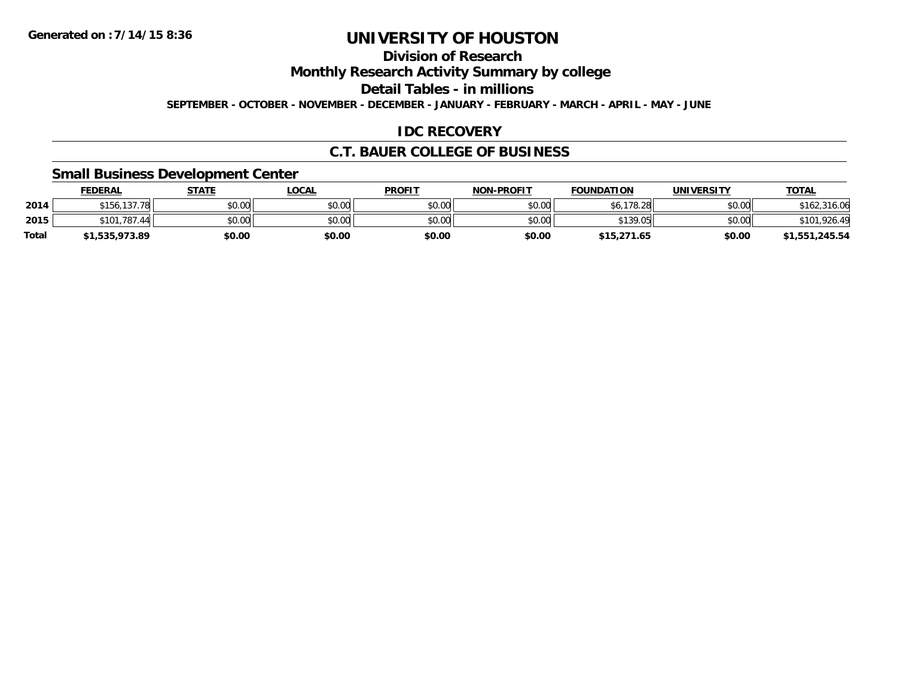# UNIVERSITY OF HOUSTON

## Division of Research

## Monthly Research Activity Summary by college

## Detail Tables - in millions

**SEPTEMBER - OCTOBER - NOVEMBER - DECEMBER - JANUARY - FEBRUARY - MARCH - APRIL - MAY - JUNE**

## IDC RECOVERY

## C.T. BAUER COLLEGE OF BUSINESS

### Small Business Development Center

| | FEDERAL | STATE | LOCAL | PROFIT | NON-PROFIT | FOUNDATION | UNIVERSITY | TOTAL |
|---|---|---|---|---|---|---|---|---|
| 2014 | $156,137.78 | $0.00 | $0.00 | $0.00 | $0.00 | $6,178.28 | $0.00 | $162,316.06 |
| 2015 | $101,787.44 | $0.00 | $0.00 | $0.00 | $0.00 | $139.05 | $0.00 | $101,926.49 |
| Total | $1,535,973.89 | $0.00 | $0.00 | $0.00 | $0.00 | $15,271.65 | $0.00 | $1,551,245.54 |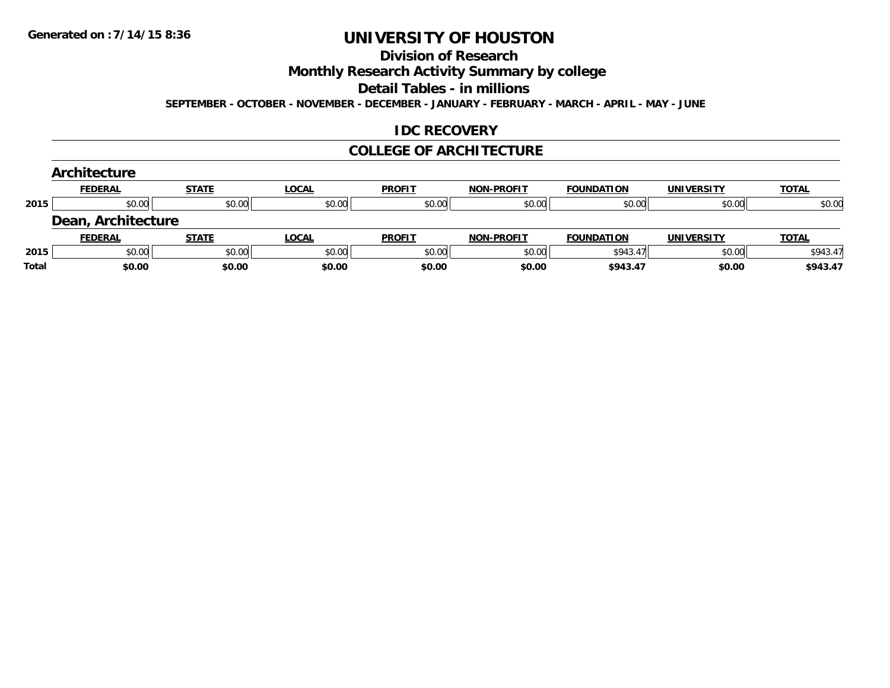Generated on :7/14/15 8:36

# UNIVERSITY OF HOUSTON

## Division of Research

## Monthly Research Activity Summary by college

## Detail Tables - in millions

**SEPTEMBER - OCTOBER - NOVEMBER - DECEMBER - JANUARY - FEBRUARY - MARCH - APRIL - MAY - JUNE**

## IDC RECOVERY

## COLLEGE OF ARCHITECTURE

### Architecture

| | FEDERAL | STATE | LOCAL | PROFIT | NON-PROFIT | FOUNDATION | UNIVERSITY | TOTAL |
|---|---|---|---|---|---|---|---|---|
| 2015 | $0.00 | $0.00 | $0.00 | $0.00 | $0.00 | $0.00 | $0.00 | $0.00 |

### Dean, Architecture

| | FEDERAL | STATE | LOCAL | PROFIT | NON-PROFIT | FOUNDATION | UNIVERSITY | TOTAL |
|---|---|---|---|---|---|---|---|---|
| 2015 | $0.00 | $0.00 | $0.00 | $0.00 | $0.00 | $943.47 | $0.00 | $943.47 |
| **Total** | **$0.00** | **$0.00** | **$0.00** | **$0.00** | **$0.00** | **$943.47** | **$0.00** | **$943.47** |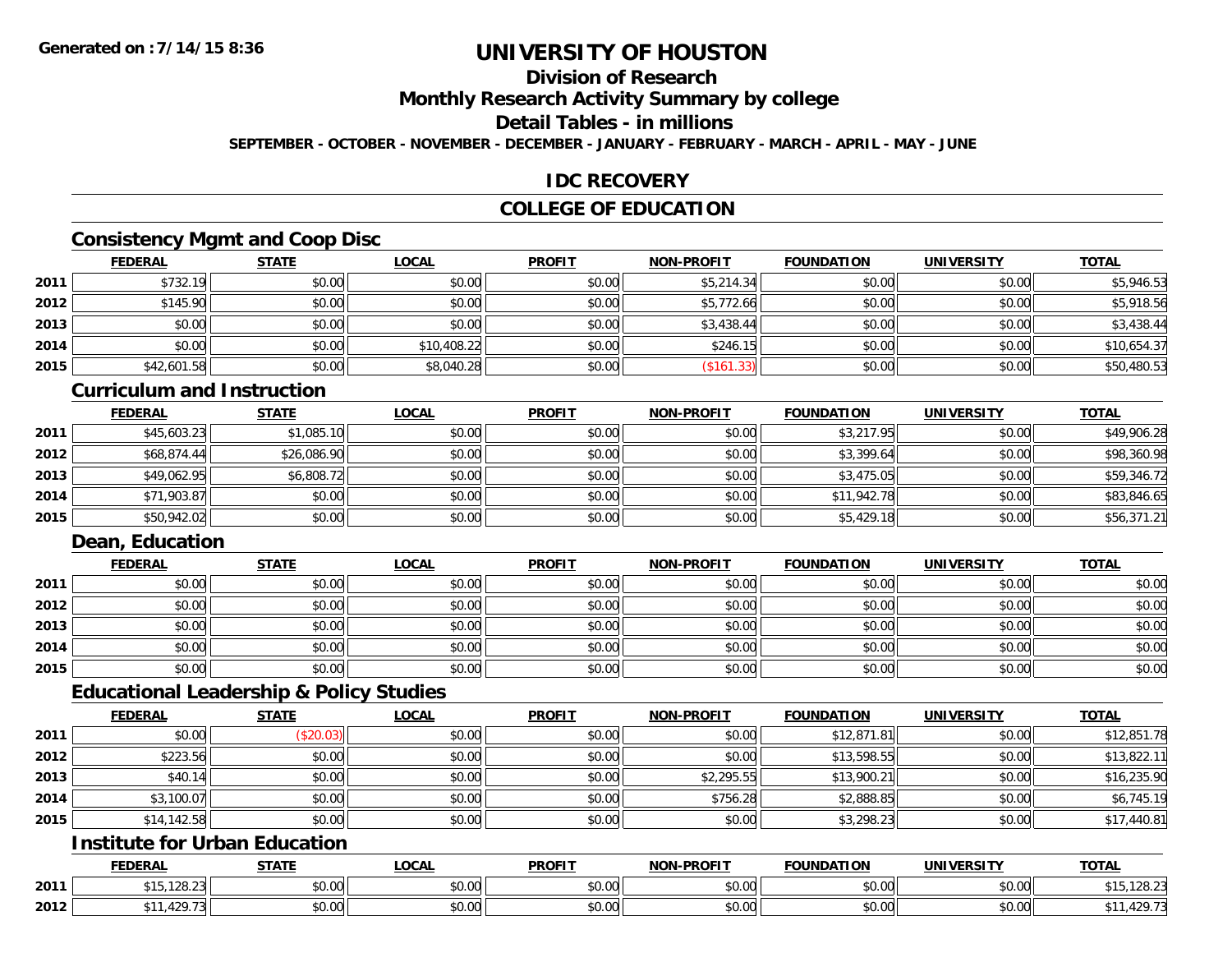# UNIVERSITY OF HOUSTON

## Division of Research

## Monthly Research Activity Summary by college

## Detail Tables - in millions

**SEPTEMBER - OCTOBER - NOVEMBER - DECEMBER - JANUARY - FEBRUARY - MARCH - APRIL - MAY - JUNE**

**Generated on : 7/14/15 8:36**

## IDC RECOVERY

## COLLEGE OF EDUCATION

### Consistency Mgmt and Coop Disc

| | FEDERAL | STATE | LOCAL | PROFIT | NON-PROFIT | FOUNDATION | UNIVERSITY | TOTAL |
|---|---|---|---|---|---|---|---|---|
| 2011 | $732.19 | $0.00 | $0.00 | $0.00 | $5,214.34 | $0.00 | $0.00 | $5,946.53 |
| 2012 | $145.90 | $0.00 | $0.00 | $0.00 | $5,772.66 | $0.00 | $0.00 | $5,918.56 |
| 2013 | $0.00 | $0.00 | $0.00 | $0.00 | $3,438.44 | $0.00 | $0.00 | $3,438.44 |
| 2014 | $0.00 | $0.00 | $10,408.22 | $0.00 | $246.15 | $0.00 | $0.00 | $10,654.37 |
| 2015 | $42,601.58 | $0.00 | $8,040.28 | $0.00 | ($161.33) | $0.00 | $0.00 | $50,480.53 |

### Curriculum and Instruction

| | FEDERAL | STATE | LOCAL | PROFIT | NON-PROFIT | FOUNDATION | UNIVERSITY | TOTAL |
|---|---|---|---|---|---|---|---|---|
| 2011 | $45,603.23 | $1,085.10 | $0.00 | $0.00 | $0.00 | $3,217.95 | $0.00 | $49,906.28 |
| 2012 | $68,874.44 | $26,086.90 | $0.00 | $0.00 | $0.00 | $3,399.64 | $0.00 | $98,360.98 |
| 2013 | $49,062.95 | $6,808.72 | $0.00 | $0.00 | $0.00 | $3,475.05 | $0.00 | $59,346.72 |
| 2014 | $71,903.87 | $0.00 | $0.00 | $0.00 | $0.00 | $11,942.78 | $0.00 | $83,846.65 |
| 2015 | $50,942.02 | $0.00 | $0.00 | $0.00 | $0.00 | $5,429.18 | $0.00 | $56,371.21 |

### Dean, Education

| | FEDERAL | STATE | LOCAL | PROFIT | NON-PROFIT | FOUNDATION | UNIVERSITY | TOTAL |
|---|---|---|---|---|---|---|---|---|
| 2011 | $0.00 | $0.00 | $0.00 | $0.00 | $0.00 | $0.00 | $0.00 | $0.00 |
| 2012 | $0.00 | $0.00 | $0.00 | $0.00 | $0.00 | $0.00 | $0.00 | $0.00 |
| 2013 | $0.00 | $0.00 | $0.00 | $0.00 | $0.00 | $0.00 | $0.00 | $0.00 |
| 2014 | $0.00 | $0.00 | $0.00 | $0.00 | $0.00 | $0.00 | $0.00 | $0.00 |
| 2015 | $0.00 | $0.00 | $0.00 | $0.00 | $0.00 | $0.00 | $0.00 | $0.00 |

### Educational Leadership & Policy Studies

| | FEDERAL | STATE | LOCAL | PROFIT | NON-PROFIT | FOUNDATION | UNIVERSITY | TOTAL |
|---|---|---|---|---|---|---|---|---|
| 2011 | $0.00 | ($20.03) | $0.00 | $0.00 | $0.00 | $12,871.81 | $0.00 | $12,851.78 |
| 2012 | $223.56 | $0.00 | $0.00 | $0.00 | $0.00 | $13,598.55 | $0.00 | $13,822.11 |
| 2013 | $40.14 | $0.00 | $0.00 | $0.00 | $2,295.55 | $13,900.21 | $0.00 | $16,235.90 |
| 2014 | $3,100.07 | $0.00 | $0.00 | $0.00 | $756.28 | $2,888.85 | $0.00 | $6,745.19 |
| 2015 | $14,142.58 | $0.00 | $0.00 | $0.00 | $0.00 | $3,298.23 | $0.00 | $17,440.81 |

### Institute for Urban Education

| | FEDERAL | STATE | LOCAL | PROFIT | NON-PROFIT | FOUNDATION | UNIVERSITY | TOTAL |
|---|---|---|---|---|---|---|---|---|
| 2011 | $15,128.23 | $0.00 | $0.00 | $0.00 | $0.00 | $0.00 | $0.00 | $15,128.23 |
| 2012 | $11,429.73 | $0.00 | $0.00 | $0.00 | $0.00 | $0.00 | $0.00 | $11,429.73 |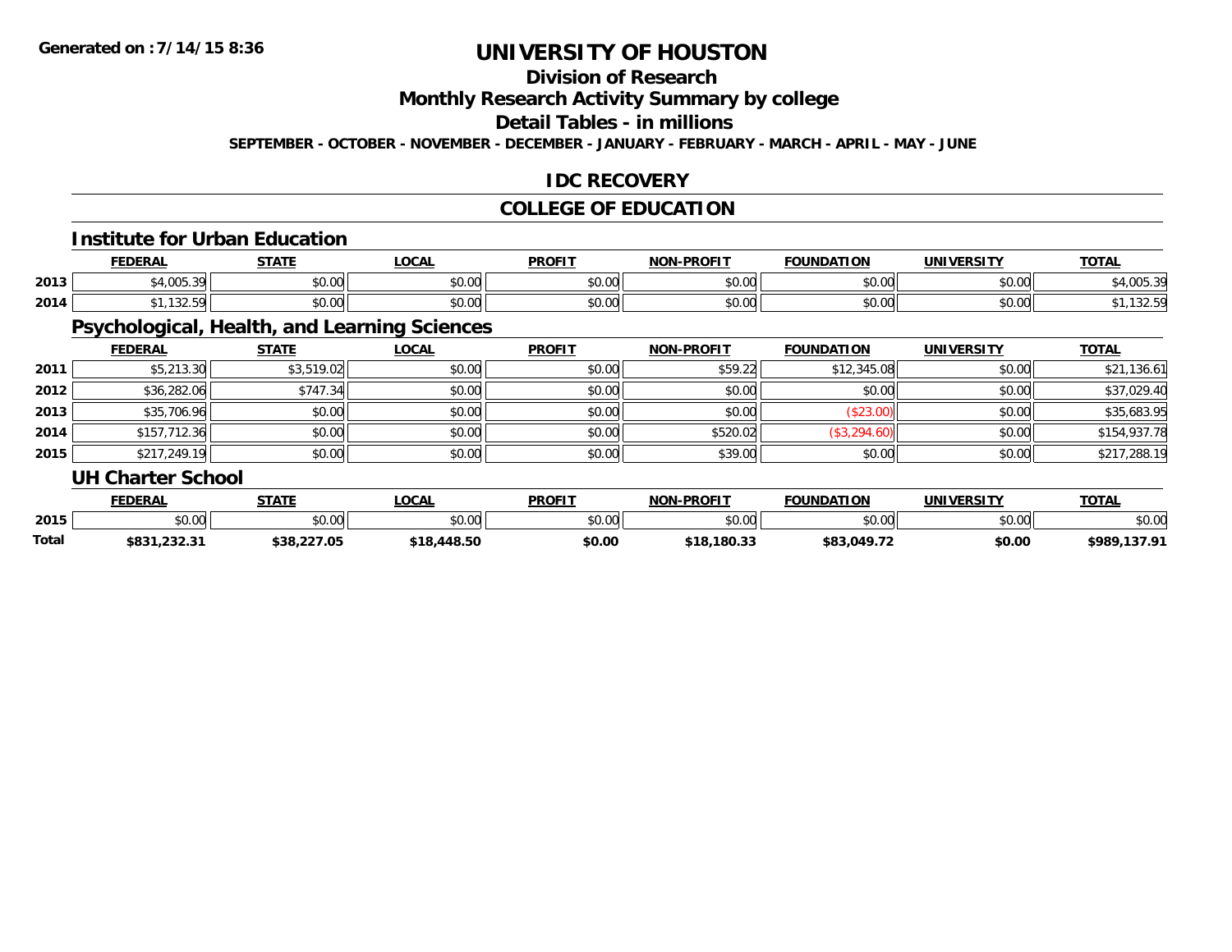# UNIVERSITY OF HOUSTON

## Division of Research

## Monthly Research Activity Summary by college

## Detail Tables - in millions

**SEPTEMBER - OCTOBER - NOVEMBER - DECEMBER - JANUARY - FEBRUARY - MARCH - APRIL - MAY - JUNE**

## IDC RECOVERY

## COLLEGE OF EDUCATION

### Institute for Urban Education

| | FEDERAL | STATE | LOCAL | PROFIT | NON-PROFIT | FOUNDATION | UNIVERSITY | TOTAL |
|---|---|---|---|---|---|---|---|---|
| 2013 | $4,005.39 | $0.00 | $0.00 | $0.00 | $0.00 | $0.00 | $0.00 | $4,005.39 |
| 2014 | $1,132.59 | $0.00 | $0.00 | $0.00 | $0.00 | $0.00 | $0.00 | $1,132.59 |

### Psychological, Health, and Learning Sciences

| | FEDERAL | STATE | LOCAL | PROFIT | NON-PROFIT | FOUNDATION | UNIVERSITY | TOTAL |
|---|---|---|---|---|---|---|---|---|
| 2011 | $5,213.30 | $3,519.02 | $0.00 | $0.00 | $59.22 | $12,345.08 | $0.00 | $21,136.61 |
| 2012 | $36,282.06 | $747.34 | $0.00 | $0.00 | $0.00 | $0.00 | $0.00 | $37,029.40 |
| 2013 | $35,706.96 | $0.00 | $0.00 | $0.00 | $0.00 | ($23.00) | $0.00 | $35,683.95 |
| 2014 | $157,712.36 | $0.00 | $0.00 | $0.00 | $520.02 | ($3,294.60) | $0.00 | $154,937.78 |
| 2015 | $217,249.19 | $0.00 | $0.00 | $0.00 | $39.00 | $0.00 | $0.00 | $217,288.19 |

### UH Charter School

| | FEDERAL | STATE | LOCAL | PROFIT | NON-PROFIT | FOUNDATION | UNIVERSITY | TOTAL |
|---|---|---|---|---|---|---|---|---|
| 2015 | $0.00 | $0.00 | $0.00 | $0.00 | $0.00 | $0.00 | $0.00 | $0.00 |
| **Total** | **$831,232.31** | **$38,227.05** | **$18,448.50** | **$0.00** | **$18,180.33** | **$83,049.72** | **$0.00** | **$989,137.91** |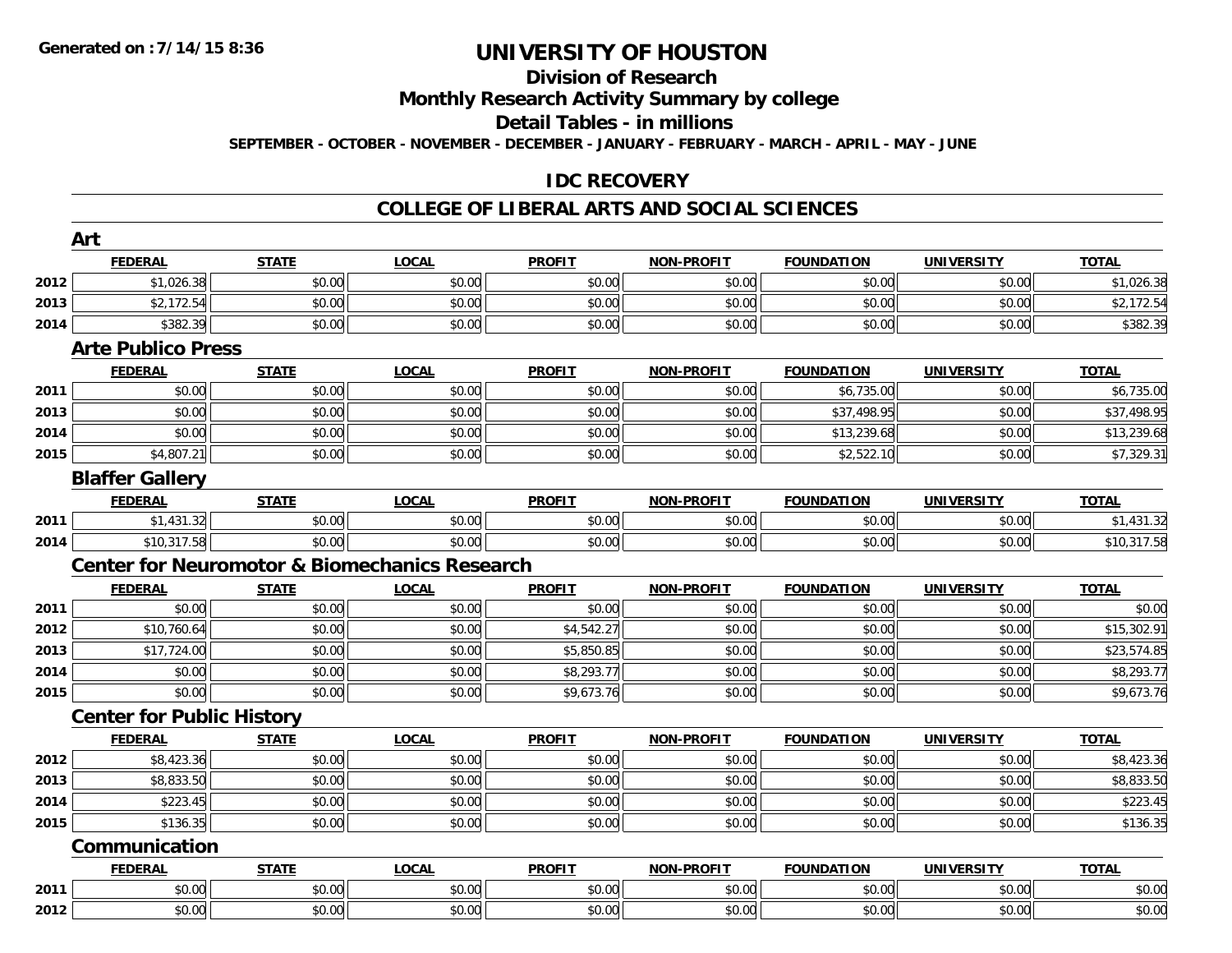# UNIVERSITY OF HOUSTON

## Division of Research

## Monthly Research Activity Summary by college

## Detail Tables - in millions

**SEPTEMBER - OCTOBER - NOVEMBER - DECEMBER - JANUARY - FEBRUARY - MARCH - APRIL - MAY - JUNE**

## IDC RECOVERY

## COLLEGE OF LIBERAL ARTS AND SOCIAL SCIENCES

### Art

| | FEDERAL | STATE | LOCAL | PROFIT | NON-PROFIT | FOUNDATION | UNIVERSITY | TOTAL |
|---|---|---|---|---|---|---|---|---|
| 2012 | $1,026.38 | $0.00 | $0.00 | $0.00 | $0.00 | $0.00 | $0.00 | $1,026.38 |
| 2013 | $2,172.54 | $0.00 | $0.00 | $0.00 | $0.00 | $0.00 | $0.00 | $2,172.54 |
| 2014 | $382.39 | $0.00 | $0.00 | $0.00 | $0.00 | $0.00 | $0.00 | $382.39 |

### Arte Publico Press

| | FEDERAL | STATE | LOCAL | PROFIT | NON-PROFIT | FOUNDATION | UNIVERSITY | TOTAL |
|---|---|---|---|---|---|---|---|---|
| 2011 | $0.00 | $0.00 | $0.00 | $0.00 | $0.00 | $6,735.00 | $0.00 | $6,735.00 |
| 2013 | $0.00 | $0.00 | $0.00 | $0.00 | $0.00 | $37,498.95 | $0.00 | $37,498.95 |
| 2014 | $0.00 | $0.00 | $0.00 | $0.00 | $0.00 | $13,239.68 | $0.00 | $13,239.68 |
| 2015 | $4,807.21 | $0.00 | $0.00 | $0.00 | $0.00 | $2,522.10 | $0.00 | $7,329.31 |

### Blaffer Gallery

| | FEDERAL | STATE | LOCAL | PROFIT | NON-PROFIT | FOUNDATION | UNIVERSITY | TOTAL |
|---|---|---|---|---|---|---|---|---|
| 2011 | $1,431.32 | $0.00 | $0.00 | $0.00 | $0.00 | $0.00 | $0.00 | $1,431.32 |
| 2014 | $10,317.58 | $0.00 | $0.00 | $0.00 | $0.00 | $0.00 | $0.00 | $10,317.58 |

### Center for Neuromotor & Biomechanics Research

| | FEDERAL | STATE | LOCAL | PROFIT | NON-PROFIT | FOUNDATION | UNIVERSITY | TOTAL |
|---|---|---|---|---|---|---|---|---|
| 2011 | $0.00 | $0.00 | $0.00 | $0.00 | $0.00 | $0.00 | $0.00 | $0.00 |
| 2012 | $10,760.64 | $0.00 | $0.00 | $4,542.27 | $0.00 | $0.00 | $0.00 | $15,302.91 |
| 2013 | $17,724.00 | $0.00 | $0.00 | $5,850.85 | $0.00 | $0.00 | $0.00 | $23,574.85 |
| 2014 | $0.00 | $0.00 | $0.00 | $8,293.77 | $0.00 | $0.00 | $0.00 | $8,293.77 |
| 2015 | $0.00 | $0.00 | $0.00 | $9,673.76 | $0.00 | $0.00 | $0.00 | $9,673.76 |

### Center for Public History

| | FEDERAL | STATE | LOCAL | PROFIT | NON-PROFIT | FOUNDATION | UNIVERSITY | TOTAL |
|---|---|---|---|---|---|---|---|---|
| 2012 | $8,423.36 | $0.00 | $0.00 | $0.00 | $0.00 | $0.00 | $0.00 | $8,423.36 |
| 2013 | $8,833.50 | $0.00 | $0.00 | $0.00 | $0.00 | $0.00 | $0.00 | $8,833.50 |
| 2014 | $223.45 | $0.00 | $0.00 | $0.00 | $0.00 | $0.00 | $0.00 | $223.45 |
| 2015 | $136.35 | $0.00 | $0.00 | $0.00 | $0.00 | $0.00 | $0.00 | $136.35 |

### Communication

| | FEDERAL | STATE | LOCAL | PROFIT | NON-PROFIT | FOUNDATION | UNIVERSITY | TOTAL |
|---|---|---|---|---|---|---|---|---|
| 2011 | $0.00 | $0.00 | $0.00 | $0.00 | $0.00 | $0.00 | $0.00 | $0.00 |
| 2012 | $0.00 | $0.00 | $0.00 | $0.00 | $0.00 | $0.00 | $0.00 | $0.00 |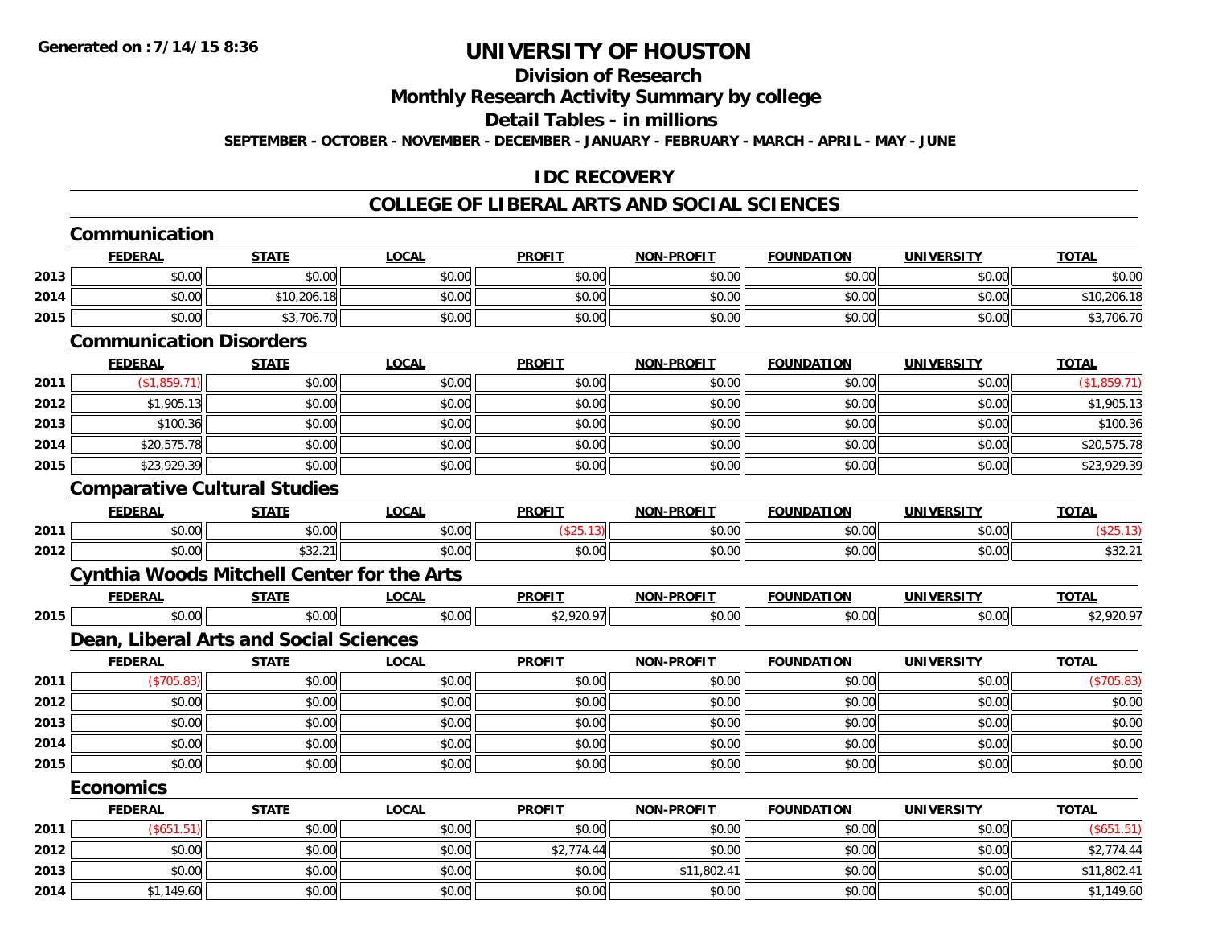**Generated on :7/14/15 8:36**

# UNIVERSITY OF HOUSTON

## Division of Research

## Monthly Research Activity Summary by college

## Detail Tables - in millions

**SEPTEMBER - OCTOBER - NOVEMBER - DECEMBER - JANUARY - FEBRUARY - MARCH - APRIL - MAY - JUNE**

## IDC RECOVERY

## COLLEGE OF LIBERAL ARTS AND SOCIAL SCIENCES

### Communication

| | FEDERAL | STATE | LOCAL | PROFIT | NON-PROFIT | FOUNDATION | UNIVERSITY | TOTAL |
|---|---|---|---|---|---|---|---|---|
| 2013 | $0.00 | $0.00 | $0.00 | $0.00 | $0.00 | $0.00 | $0.00 | $0.00 |
| 2014 | $0.00 | $10,206.18 | $0.00 | $0.00 | $0.00 | $0.00 | $0.00 | $10,206.18 |
| 2015 | $0.00 | $3,706.70 | $0.00 | $0.00 | $0.00 | $0.00 | $0.00 | $3,706.70 |

### Communication Disorders

| | FEDERAL | STATE | LOCAL | PROFIT | NON-PROFIT | FOUNDATION | UNIVERSITY | TOTAL |
|---|---|---|---|---|---|---|---|---|
| 2011 | ($1,859.71) | $0.00 | $0.00 | $0.00 | $0.00 | $0.00 | $0.00 | ($1,859.71) |
| 2012 | $1,905.13 | $0.00 | $0.00 | $0.00 | $0.00 | $0.00 | $0.00 | $1,905.13 |
| 2013 | $100.36 | $0.00 | $0.00 | $0.00 | $0.00 | $0.00 | $0.00 | $100.36 |
| 2014 | $20,575.78 | $0.00 | $0.00 | $0.00 | $0.00 | $0.00 | $0.00 | $20,575.78 |
| 2015 | $23,929.39 | $0.00 | $0.00 | $0.00 | $0.00 | $0.00 | $0.00 | $23,929.39 |

### Comparative Cultural Studies

| | FEDERAL | STATE | LOCAL | PROFIT | NON-PROFIT | FOUNDATION | UNIVERSITY | TOTAL |
|---|---|---|---|---|---|---|---|---|
| 2011 | $0.00 | $0.00 | $0.00 | ($25.13) | $0.00 | $0.00 | $0.00 | ($25.13) |
| 2012 | $0.00 | $32.21 | $0.00 | $0.00 | $0.00 | $0.00 | $0.00 | $32.21 |

### Cynthia Woods Mitchell Center for the Arts

| | FEDERAL | STATE | LOCAL | PROFIT | NON-PROFIT | FOUNDATION | UNIVERSITY | TOTAL |
|---|---|---|---|---|---|---|---|---|
| 2015 | $0.00 | $0.00 | $0.00 | $2,920.97 | $0.00 | $0.00 | $0.00 | $2,920.97 |

### Dean, Liberal Arts and Social Sciences

| | FEDERAL | STATE | LOCAL | PROFIT | NON-PROFIT | FOUNDATION | UNIVERSITY | TOTAL |
|---|---|---|---|---|---|---|---|---|
| 2011 | ($705.83) | $0.00 | $0.00 | $0.00 | $0.00 | $0.00 | $0.00 | ($705.83) |
| 2012 | $0.00 | $0.00 | $0.00 | $0.00 | $0.00 | $0.00 | $0.00 | $0.00 |
| 2013 | $0.00 | $0.00 | $0.00 | $0.00 | $0.00 | $0.00 | $0.00 | $0.00 |
| 2014 | $0.00 | $0.00 | $0.00 | $0.00 | $0.00 | $0.00 | $0.00 | $0.00 |
| 2015 | $0.00 | $0.00 | $0.00 | $0.00 | $0.00 | $0.00 | $0.00 | $0.00 |

### Economics

| | FEDERAL | STATE | LOCAL | PROFIT | NON-PROFIT | FOUNDATION | UNIVERSITY | TOTAL |
|---|---|---|---|---|---|---|---|---|
| 2011 | ($651.51) | $0.00 | $0.00 | $0.00 | $0.00 | $0.00 | $0.00 | ($651.51) |
| 2012 | $0.00 | $0.00 | $0.00 | $2,774.44 | $0.00 | $0.00 | $0.00 | $2,774.44 |
| 2013 | $0.00 | $0.00 | $0.00 | $0.00 | $11,802.41 | $0.00 | $0.00 | $11,802.41 |
| 2014 | $1,149.60 | $0.00 | $0.00 | $0.00 | $0.00 | $0.00 | $0.00 | $1,149.60 |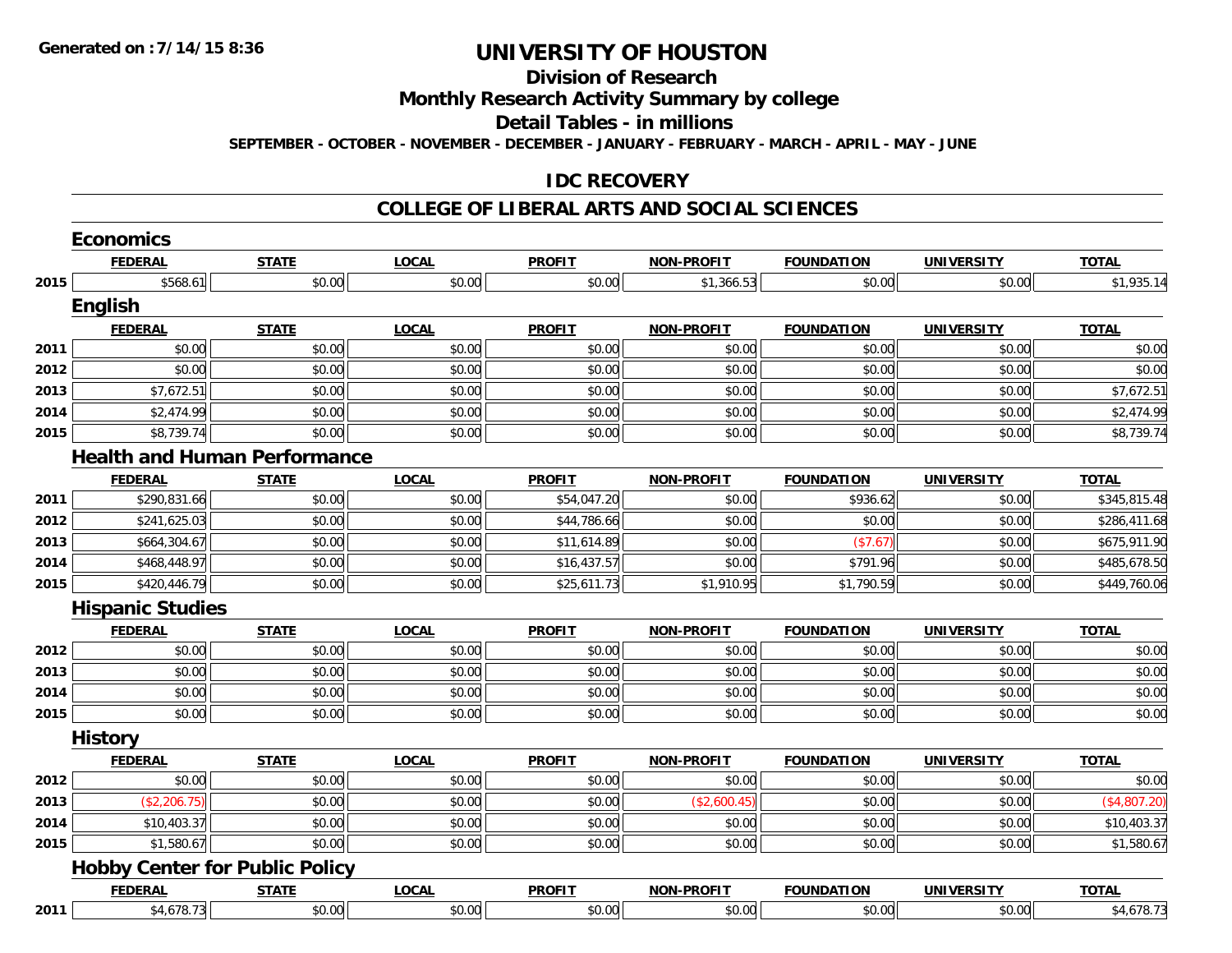Generated on :7/14/15 8:36

# UNIVERSITY OF HOUSTON

## Division of Research

## Monthly Research Activity Summary by college

## Detail Tables - in millions

SEPTEMBER - OCTOBER - NOVEMBER - DECEMBER - JANUARY - FEBRUARY - MARCH - APRIL - MAY - JUNE

## IDC RECOVERY

## COLLEGE OF LIBERAL ARTS AND SOCIAL SCIENCES

### Economics

| | FEDERAL | STATE | LOCAL | PROFIT | NON-PROFIT | FOUNDATION | UNIVERSITY | TOTAL |
|---|---|---|---|---|---|---|---|---|
| 2015 | $568.61 | $0.00 | $0.00 | $0.00 | $1,366.53 | $0.00 | $0.00 | $1,935.14 |

### English

| | FEDERAL | STATE | LOCAL | PROFIT | NON-PROFIT | FOUNDATION | UNIVERSITY | TOTAL |
|---|---|---|---|---|---|---|---|---|
| 2011 | $0.00 | $0.00 | $0.00 | $0.00 | $0.00 | $0.00 | $0.00 | $0.00 |
| 2012 | $0.00 | $0.00 | $0.00 | $0.00 | $0.00 | $0.00 | $0.00 | $0.00 |
| 2013 | $7,672.51 | $0.00 | $0.00 | $0.00 | $0.00 | $0.00 | $0.00 | $7,672.51 |
| 2014 | $2,474.99 | $0.00 | $0.00 | $0.00 | $0.00 | $0.00 | $0.00 | $2,474.99 |
| 2015 | $8,739.74 | $0.00 | $0.00 | $0.00 | $0.00 | $0.00 | $0.00 | $8,739.74 |

### Health and Human Performance

| | FEDERAL | STATE | LOCAL | PROFIT | NON-PROFIT | FOUNDATION | UNIVERSITY | TOTAL |
|---|---|---|---|---|---|---|---|---|
| 2011 | $290,831.66 | $0.00 | $0.00 | $54,047.20 | $0.00 | $936.62 | $0.00 | $345,815.48 |
| 2012 | $241,625.03 | $0.00 | $0.00 | $44,786.66 | $0.00 | $0.00 | $0.00 | $286,411.68 |
| 2013 | $664,304.67 | $0.00 | $0.00 | $11,614.89 | $0.00 | ($7.67) | $0.00 | $675,911.90 |
| 2014 | $468,448.97 | $0.00 | $0.00 | $16,437.57 | $0.00 | $791.96 | $0.00 | $485,678.50 |
| 2015 | $420,446.79 | $0.00 | $0.00 | $25,611.73 | $1,910.95 | $1,790.59 | $0.00 | $449,760.06 |

### Hispanic Studies

| | FEDERAL | STATE | LOCAL | PROFIT | NON-PROFIT | FOUNDATION | UNIVERSITY | TOTAL |
|---|---|---|---|---|---|---|---|---|
| 2012 | $0.00 | $0.00 | $0.00 | $0.00 | $0.00 | $0.00 | $0.00 | $0.00 |
| 2013 | $0.00 | $0.00 | $0.00 | $0.00 | $0.00 | $0.00 | $0.00 | $0.00 |
| 2014 | $0.00 | $0.00 | $0.00 | $0.00 | $0.00 | $0.00 | $0.00 | $0.00 |
| 2015 | $0.00 | $0.00 | $0.00 | $0.00 | $0.00 | $0.00 | $0.00 | $0.00 |

### History

| | FEDERAL | STATE | LOCAL | PROFIT | NON-PROFIT | FOUNDATION | UNIVERSITY | TOTAL |
|---|---|---|---|---|---|---|---|---|
| 2012 | $0.00 | $0.00 | $0.00 | $0.00 | $0.00 | $0.00 | $0.00 | $0.00 |
| 2013 | ($2,206.75) | $0.00 | $0.00 | $0.00 | ($2,600.45) | $0.00 | $0.00 | ($4,807.20) |
| 2014 | $10,403.37 | $0.00 | $0.00 | $0.00 | $0.00 | $0.00 | $0.00 | $10,403.37 |
| 2015 | $1,580.67 | $0.00 | $0.00 | $0.00 | $0.00 | $0.00 | $0.00 | $1,580.67 |

### Hobby Center for Public Policy

| | FEDERAL | STATE | LOCAL | PROFIT | NON-PROFIT | FOUNDATION | UNIVERSITY | TOTAL |
|---|---|---|---|---|---|---|---|---|
| 2011 | $4,678.73 | $0.00 | $0.00 | $0.00 | $0.00 | $0.00 | $0.00 | $4,678.73 |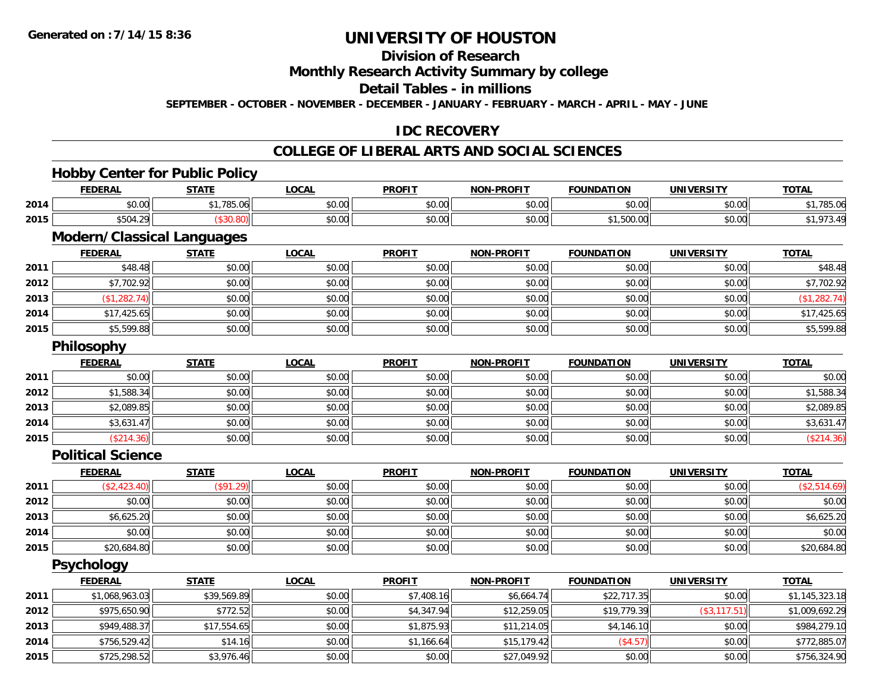**Generated on :7/14/15 8:36**

# UNIVERSITY OF HOUSTON

## Division of Research

## Monthly Research Activity Summary by college

## Detail Tables - in millions

**SEPTEMBER - OCTOBER - NOVEMBER - DECEMBER - JANUARY - FEBRUARY - MARCH - APRIL - MAY - JUNE**

## IDC RECOVERY

## COLLEGE OF LIBERAL ARTS AND SOCIAL SCIENCES

### Hobby Center for Public Policy

| | FEDERAL | STATE | LOCAL | PROFIT | NON-PROFIT | FOUNDATION | UNIVERSITY | TOTAL |
|---|---|---|---|---|---|---|---|---|
| 2014 | $0.00 | $1,785.06 | $0.00 | $0.00 | $0.00 | $0.00 | $0.00 | $1,785.06 |
| 2015 | $504.29 | ($30.80) | $0.00 | $0.00 | $0.00 | $1,500.00 | $0.00 | $1,973.49 |

### Modern/Classical Languages

| | FEDERAL | STATE | LOCAL | PROFIT | NON-PROFIT | FOUNDATION | UNIVERSITY | TOTAL |
|---|---|---|---|---|---|---|---|---|
| 2011 | $48.48 | $0.00 | $0.00 | $0.00 | $0.00 | $0.00 | $0.00 | $48.48 |
| 2012 | $7,702.92 | $0.00 | $0.00 | $0.00 | $0.00 | $0.00 | $0.00 | $7,702.92 |
| 2013 | ($1,282.74) | $0.00 | $0.00 | $0.00 | $0.00 | $0.00 | $0.00 | ($1,282.74) |
| 2014 | $17,425.65 | $0.00 | $0.00 | $0.00 | $0.00 | $0.00 | $0.00 | $17,425.65 |
| 2015 | $5,599.88 | $0.00 | $0.00 | $0.00 | $0.00 | $0.00 | $0.00 | $5,599.88 |

### Philosophy

| | FEDERAL | STATE | LOCAL | PROFIT | NON-PROFIT | FOUNDATION | UNIVERSITY | TOTAL |
|---|---|---|---|---|---|---|---|---|
| 2011 | $0.00 | $0.00 | $0.00 | $0.00 | $0.00 | $0.00 | $0.00 | $0.00 |
| 2012 | $1,588.34 | $0.00 | $0.00 | $0.00 | $0.00 | $0.00 | $0.00 | $1,588.34 |
| 2013 | $2,089.85 | $0.00 | $0.00 | $0.00 | $0.00 | $0.00 | $0.00 | $2,089.85 |
| 2014 | $3,631.47 | $0.00 | $0.00 | $0.00 | $0.00 | $0.00 | $0.00 | $3,631.47 |
| 2015 | ($214.36) | $0.00 | $0.00 | $0.00 | $0.00 | $0.00 | $0.00 | ($214.36) |

### Political Science

| | FEDERAL | STATE | LOCAL | PROFIT | NON-PROFIT | FOUNDATION | UNIVERSITY | TOTAL |
|---|---|---|---|---|---|---|---|---|
| 2011 | ($2,423.40) | ($91.29) | $0.00 | $0.00 | $0.00 | $0.00 | $0.00 | ($2,514.69) |
| 2012 | $0.00 | $0.00 | $0.00 | $0.00 | $0.00 | $0.00 | $0.00 | $0.00 |
| 2013 | $6,625.20 | $0.00 | $0.00 | $0.00 | $0.00 | $0.00 | $0.00 | $6,625.20 |
| 2014 | $0.00 | $0.00 | $0.00 | $0.00 | $0.00 | $0.00 | $0.00 | $0.00 |
| 2015 | $20,684.80 | $0.00 | $0.00 | $0.00 | $0.00 | $0.00 | $0.00 | $20,684.80 |

### Psychology

| | FEDERAL | STATE | LOCAL | PROFIT | NON-PROFIT | FOUNDATION | UNIVERSITY | TOTAL |
|---|---|---|---|---|---|---|---|---|
| 2011 | $1,068,963.03 | $39,569.89 | $0.00 | $7,408.16 | $6,664.74 | $22,717.35 | $0.00 | $1,145,323.18 |
| 2012 | $975,650.90 | $772.52 | $0.00 | $4,347.94 | $12,259.05 | $19,779.39 | ($3,117.51) | $1,009,692.29 |
| 2013 | $949,488.37 | $17,554.65 | $0.00 | $1,875.93 | $11,214.05 | $4,146.10 | $0.00 | $984,279.10 |
| 2014 | $756,529.42 | $14.16 | $0.00 | $1,166.64 | $15,179.42 | ($4.57) | $0.00 | $772,885.07 |
| 2015 | $725,298.52 | $3,976.46 | $0.00 | $0.00 | $27,049.92 | $0.00 | $0.00 | $756,324.90 |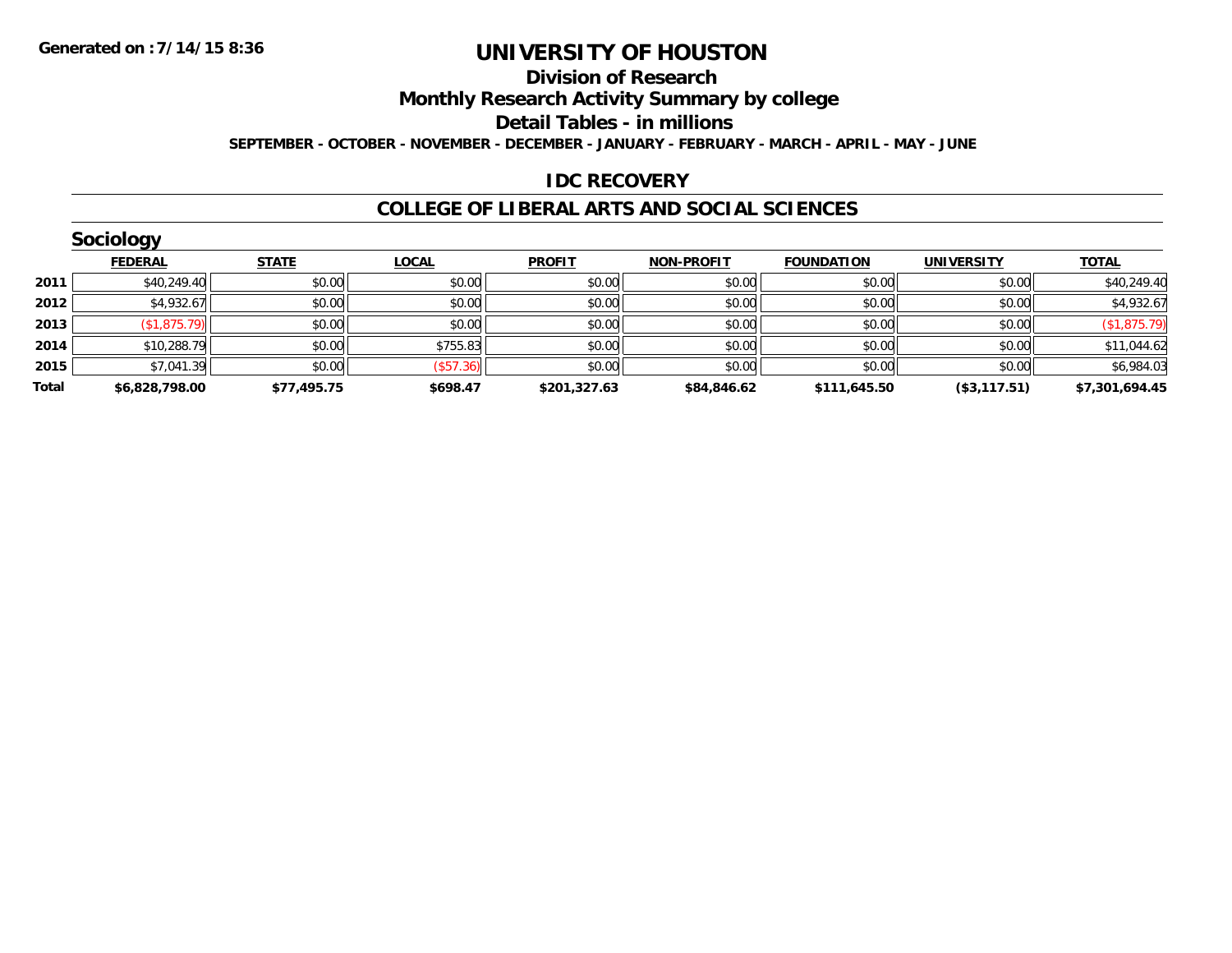**Generated on :7/14/15 8:36**

# UNIVERSITY OF HOUSTON

## Division of Research

## Monthly Research Activity Summary by college

## Detail Tables - in millions

**SEPTEMBER - OCTOBER - NOVEMBER - DECEMBER - JANUARY - FEBRUARY - MARCH - APRIL - MAY - JUNE**

## IDC RECOVERY

## COLLEGE OF LIBERAL ARTS AND SOCIAL SCIENCES

### Sociology

| | FEDERAL | STATE | LOCAL | PROFIT | NON-PROFIT | FOUNDATION | UNIVERSITY | TOTAL |
|---|---|---|---|---|---|---|---|---|
| 2011 | $40,249.40 | $0.00 | $0.00 | $0.00 | $0.00 | $0.00 | $0.00 | $40,249.40 |
| 2012 | $4,932.67 | $0.00 | $0.00 | $0.00 | $0.00 | $0.00 | $0.00 | $4,932.67 |
| 2013 | ($1,875.79) | $0.00 | $0.00 | $0.00 | $0.00 | $0.00 | $0.00 | ($1,875.79) |
| 2014 | $10,288.79 | $0.00 | $755.83 | $0.00 | $0.00 | $0.00 | $0.00 | $11,044.62 |
| 2015 | $7,041.39 | $0.00 | ($57.36) | $0.00 | $0.00 | $0.00 | $0.00 | $6,984.03 |
| **Total** | **$6,828,798.00** | **$77,495.75** | **$698.47** | **$201,327.63** | **$84,846.62** | **$111,645.50** | **($3,117.51)** | **$7,301,694.45** |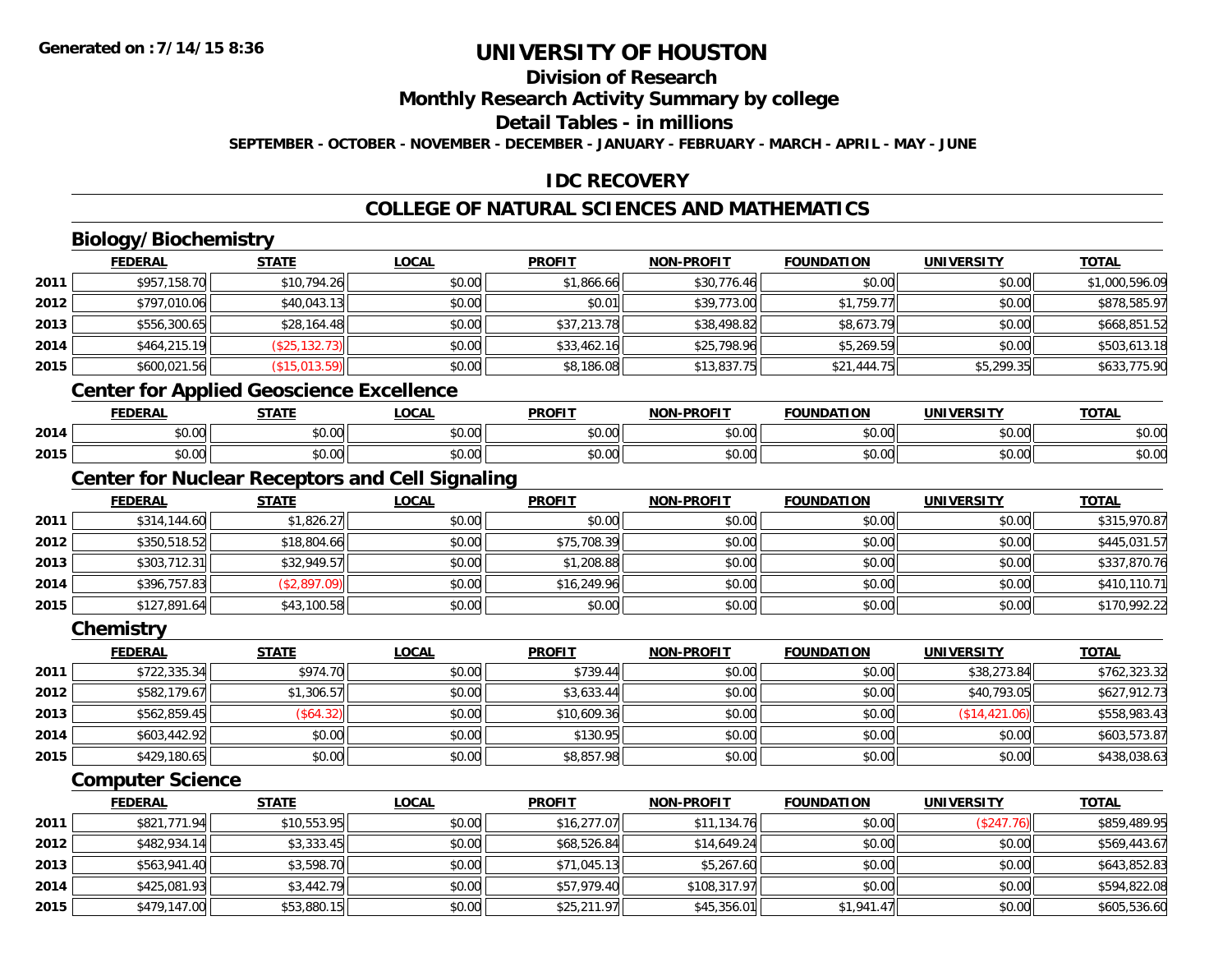Generated on :7/14/15 8:36

# UNIVERSITY OF HOUSTON

## Division of Research

## Monthly Research Activity Summary by college

## Detail Tables - in millions

SEPTEMBER - OCTOBER - NOVEMBER - DECEMBER - JANUARY - FEBRUARY - MARCH - APRIL - MAY - JUNE

## IDC RECOVERY

## COLLEGE OF NATURAL SCIENCES AND MATHEMATICS

### Biology/Biochemistry

| | FEDERAL | STATE | LOCAL | PROFIT | NON-PROFIT | FOUNDATION | UNIVERSITY | TOTAL |
|---|---|---|---|---|---|---|---|---|
| 2011 | $957,158.70 | $10,794.26 | $0.00 | $1,866.66 | $30,776.46 | $0.00 | $0.00 | $1,000,596.09 |
| 2012 | $797,010.06 | $40,043.13 | $0.00 | $0.01 | $39,773.00 | $1,759.77 | $0.00 | $878,585.97 |
| 2013 | $556,300.65 | $28,164.48 | $0.00 | $37,213.78 | $38,498.82 | $8,673.79 | $0.00 | $668,851.52 |
| 2014 | $464,215.19 | ($25,132.73) | $0.00 | $33,462.16 | $25,798.96 | $5,269.59 | $0.00 | $503,613.18 |
| 2015 | $600,021.56 | ($15,013.59) | $0.00 | $8,186.08 | $13,837.75 | $21,444.75 | $5,299.35 | $633,775.90 |

### Center for Applied Geoscience Excellence

| | FEDERAL | STATE | LOCAL | PROFIT | NON-PROFIT | FOUNDATION | UNIVERSITY | TOTAL |
|---|---|---|---|---|---|---|---|---|
| 2014 | $0.00 | $0.00 | $0.00 | $0.00 | $0.00 | $0.00 | $0.00 | $0.00 |
| 2015 | $0.00 | $0.00 | $0.00 | $0.00 | $0.00 | $0.00 | $0.00 | $0.00 |

### Center for Nuclear Receptors and Cell Signaling

| | FEDERAL | STATE | LOCAL | PROFIT | NON-PROFIT | FOUNDATION | UNIVERSITY | TOTAL |
|---|---|---|---|---|---|---|---|---|
| 2011 | $314,144.60 | $1,826.27 | $0.00 | $0.00 | $0.00 | $0.00 | $0.00 | $315,970.87 |
| 2012 | $350,518.52 | $18,804.66 | $0.00 | $75,708.39 | $0.00 | $0.00 | $0.00 | $445,031.57 |
| 2013 | $303,712.31 | $32,949.57 | $0.00 | $1,208.88 | $0.00 | $0.00 | $0.00 | $337,870.76 |
| 2014 | $396,757.83 | ($2,897.09) | $0.00 | $16,249.96 | $0.00 | $0.00 | $0.00 | $410,110.71 |
| 2015 | $127,891.64 | $43,100.58 | $0.00 | $0.00 | $0.00 | $0.00 | $0.00 | $170,992.22 |

### Chemistry

| | FEDERAL | STATE | LOCAL | PROFIT | NON-PROFIT | FOUNDATION | UNIVERSITY | TOTAL |
|---|---|---|---|---|---|---|---|---|
| 2011 | $722,335.34 | $974.70 | $0.00 | $739.44 | $0.00 | $0.00 | $38,273.84 | $762,323.32 |
| 2012 | $582,179.67 | $1,306.57 | $0.00 | $3,633.44 | $0.00 | $0.00 | $40,793.05 | $627,912.73 |
| 2013 | $562,859.45 | ($64.32) | $0.00 | $10,609.36 | $0.00 | $0.00 | ($14,421.06) | $558,983.43 |
| 2014 | $603,442.92 | $0.00 | $0.00 | $130.95 | $0.00 | $0.00 | $0.00 | $603,573.87 |
| 2015 | $429,180.65 | $0.00 | $0.00 | $8,857.98 | $0.00 | $0.00 | $0.00 | $438,038.63 |

### Computer Science

| | FEDERAL | STATE | LOCAL | PROFIT | NON-PROFIT | FOUNDATION | UNIVERSITY | TOTAL |
|---|---|---|---|---|---|---|---|---|
| 2011 | $821,771.94 | $10,553.95 | $0.00 | $16,277.07 | $11,134.76 | $0.00 | ($247.76) | $859,489.95 |
| 2012 | $482,934.14 | $3,333.45 | $0.00 | $68,526.84 | $14,649.24 | $0.00 | $0.00 | $569,443.67 |
| 2013 | $563,941.40 | $3,598.70 | $0.00 | $71,045.13 | $5,267.60 | $0.00 | $0.00 | $643,852.83 |
| 2014 | $425,081.93 | $3,442.79 | $0.00 | $57,979.40 | $108,317.97 | $0.00 | $0.00 | $594,822.08 |
| 2015 | $479,147.00 | $53,880.15 | $0.00 | $25,211.97 | $45,356.01 | $1,941.47 | $0.00 | $605,536.60 |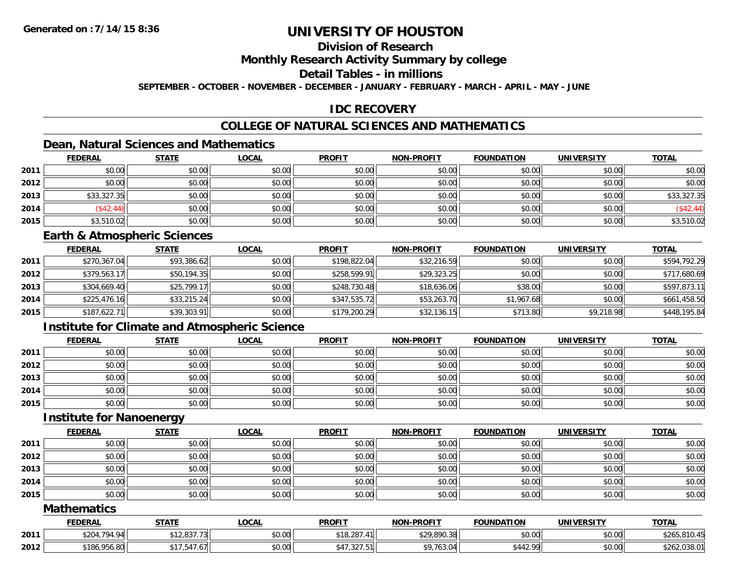# UNIVERSITY OF HOUSTON

## Division of Research

## Monthly Research Activity Summary by college

## Detail Tables - in millions

**SEPTEMBER - OCTOBER - NOVEMBER - DECEMBER - JANUARY - FEBRUARY - MARCH - APRIL - MAY - JUNE**

## IDC RECOVERY

## COLLEGE OF NATURAL SCIENCES AND MATHEMATICS

### Dean, Natural Sciences and Mathematics

| | FEDERAL | STATE | LOCAL | PROFIT | NON-PROFIT | FOUNDATION | UNIVERSITY | TOTAL |
|---|---|---|---|---|---|---|---|---|
| 2011 | $0.00 | $0.00 | $0.00 | $0.00 | $0.00 | $0.00 | $0.00 | $0.00 |
| 2012 | $0.00 | $0.00 | $0.00 | $0.00 | $0.00 | $0.00 | $0.00 | $0.00 |
| 2013 | $33,327.35 | $0.00 | $0.00 | $0.00 | $0.00 | $0.00 | $0.00 | $33,327.35 |
| 2014 | ($42.44) | $0.00 | $0.00 | $0.00 | $0.00 | $0.00 | $0.00 | ($42.44) |
| 2015 | $3,510.02 | $0.00 | $0.00 | $0.00 | $0.00 | $0.00 | $0.00 | $3,510.02 |

### Earth & Atmospheric Sciences

| | FEDERAL | STATE | LOCAL | PROFIT | NON-PROFIT | FOUNDATION | UNIVERSITY | TOTAL |
|---|---|---|---|---|---|---|---|---|
| 2011 | $270,367.04 | $93,386.62 | $0.00 | $198,822.04 | $32,216.59 | $0.00 | $0.00 | $594,792.29 |
| 2012 | $379,563.17 | $50,194.35 | $0.00 | $258,599.91 | $29,323.25 | $0.00 | $0.00 | $717,680.69 |
| 2013 | $304,669.40 | $25,799.17 | $0.00 | $248,730.48 | $18,636.06 | $38.00 | $0.00 | $597,873.11 |
| 2014 | $225,476.16 | $33,215.24 | $0.00 | $347,535.72 | $53,263.70 | $1,967.68 | $0.00 | $661,458.50 |
| 2015 | $187,622.71 | $39,303.91 | $0.00 | $179,200.29 | $32,136.15 | $713.80 | $9,218.98 | $448,195.84 |

### Institute for Climate and Atmospheric Science

| | FEDERAL | STATE | LOCAL | PROFIT | NON-PROFIT | FOUNDATION | UNIVERSITY | TOTAL |
|---|---|---|---|---|---|---|---|---|
| 2011 | $0.00 | $0.00 | $0.00 | $0.00 | $0.00 | $0.00 | $0.00 | $0.00 |
| 2012 | $0.00 | $0.00 | $0.00 | $0.00 | $0.00 | $0.00 | $0.00 | $0.00 |
| 2013 | $0.00 | $0.00 | $0.00 | $0.00 | $0.00 | $0.00 | $0.00 | $0.00 |
| 2014 | $0.00 | $0.00 | $0.00 | $0.00 | $0.00 | $0.00 | $0.00 | $0.00 |
| 2015 | $0.00 | $0.00 | $0.00 | $0.00 | $0.00 | $0.00 | $0.00 | $0.00 |

### Institute for Nanoenergy

| | FEDERAL | STATE | LOCAL | PROFIT | NON-PROFIT | FOUNDATION | UNIVERSITY | TOTAL |
|---|---|---|---|---|---|---|---|---|
| 2011 | $0.00 | $0.00 | $0.00 | $0.00 | $0.00 | $0.00 | $0.00 | $0.00 |
| 2012 | $0.00 | $0.00 | $0.00 | $0.00 | $0.00 | $0.00 | $0.00 | $0.00 |
| 2013 | $0.00 | $0.00 | $0.00 | $0.00 | $0.00 | $0.00 | $0.00 | $0.00 |
| 2014 | $0.00 | $0.00 | $0.00 | $0.00 | $0.00 | $0.00 | $0.00 | $0.00 |
| 2015 | $0.00 | $0.00 | $0.00 | $0.00 | $0.00 | $0.00 | $0.00 | $0.00 |

### Mathematics

| | FEDERAL | STATE | LOCAL | PROFIT | NON-PROFIT | FOUNDATION | UNIVERSITY | TOTAL |
|---|---|---|---|---|---|---|---|---|
| 2011 | $204,794.94 | $12,837.73 | $0.00 | $18,287.41 | $29,890.38 | $0.00 | $0.00 | $265,810.45 |
| 2012 | $186,956.80 | $17,547.67 | $0.00 | $47,327.51 | $9,763.04 | $442.99 | $0.00 | $262,038.01 |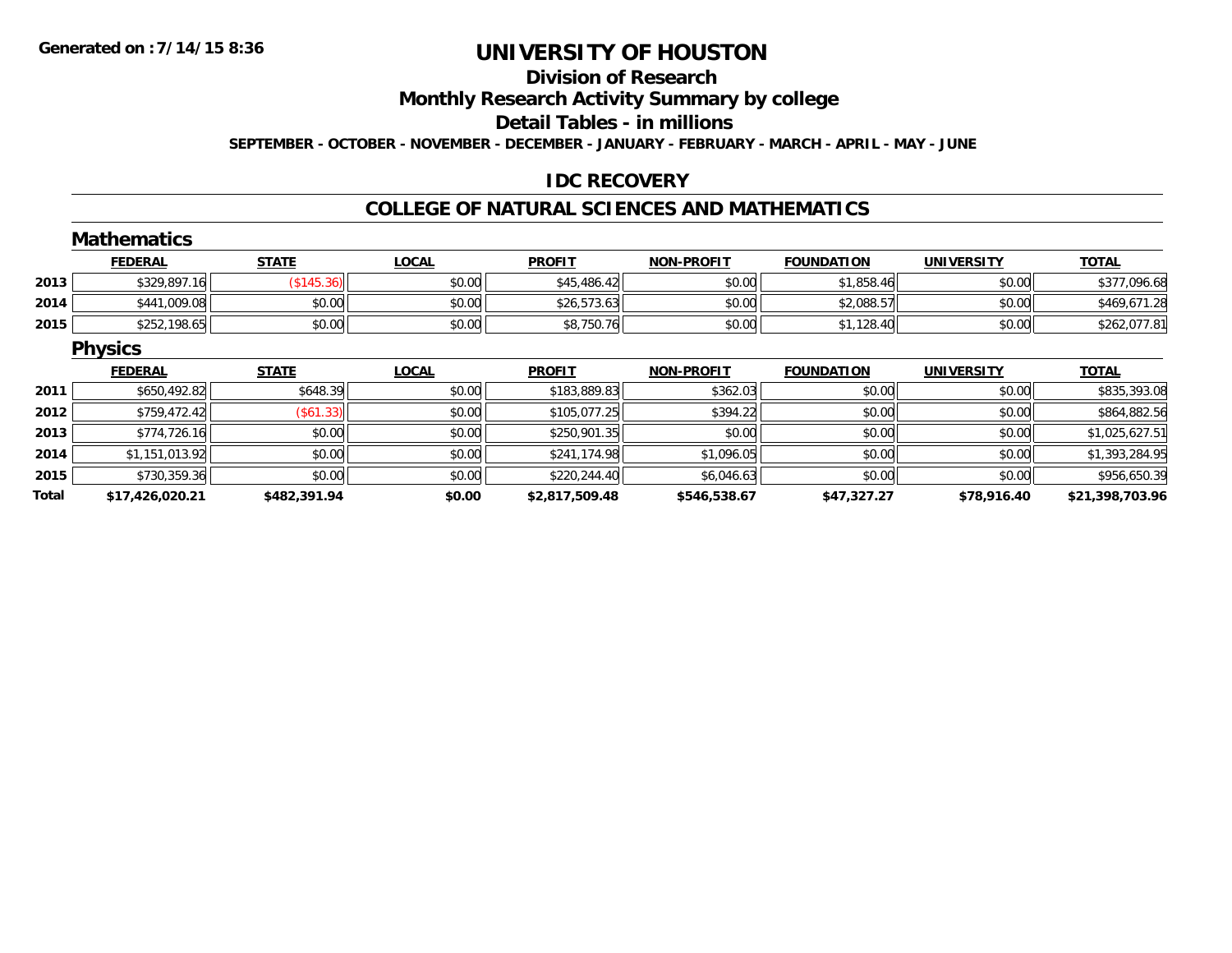Generated on :7/14/15 8:36

# UNIVERSITY OF HOUSTON

## Division of Research

## Monthly Research Activity Summary by college

## Detail Tables - in millions

SEPTEMBER - OCTOBER - NOVEMBER - DECEMBER - JANUARY - FEBRUARY - MARCH - APRIL - MAY - JUNE

## IDC RECOVERY

## COLLEGE OF NATURAL SCIENCES AND MATHEMATICS

### Mathematics

| | FEDERAL | STATE | LOCAL | PROFIT | NON-PROFIT | FOUNDATION | UNIVERSITY | TOTAL |
|---|---|---|---|---|---|---|---|---|
| 2013 | $329,897.16 | ($145.36) | $0.00 | $45,486.42 | $0.00 | $1,858.46 | $0.00 | $377,096.68 |
| 2014 | $441,009.08 | $0.00 | $0.00 | $26,573.63 | $0.00 | $2,088.57 | $0.00 | $469,671.28 |
| 2015 | $252,198.65 | $0.00 | $0.00 | $8,750.76 | $0.00 | $1,128.40 | $0.00 | $262,077.81 |

### Physics

| | FEDERAL | STATE | LOCAL | PROFIT | NON-PROFIT | FOUNDATION | UNIVERSITY | TOTAL |
|---|---|---|---|---|---|---|---|---|
| 2011 | $650,492.82 | $648.39 | $0.00 | $183,889.83 | $362.03 | $0.00 | $0.00 | $835,393.08 |
| 2012 | $759,472.42 | ($61.33) | $0.00 | $105,077.25 | $394.22 | $0.00 | $0.00 | $864,882.56 |
| 2013 | $774,726.16 | $0.00 | $0.00 | $250,901.35 | $0.00 | $0.00 | $0.00 | $1,025,627.51 |
| 2014 | $1,151,013.92 | $0.00 | $0.00 | $241,174.98 | $1,096.05 | $0.00 | $0.00 | $1,393,284.95 |
| 2015 | $730,359.36 | $0.00 | $0.00 | $220,244.40 | $6,046.63 | $0.00 | $0.00 | $956,650.39 |
| **Total** | **$17,426,020.21** | **$482,391.94** | **$0.00** | **$2,817,509.48** | **$546,538.67** | **$47,327.27** | **$78,916.40** | **$21,398,703.96** |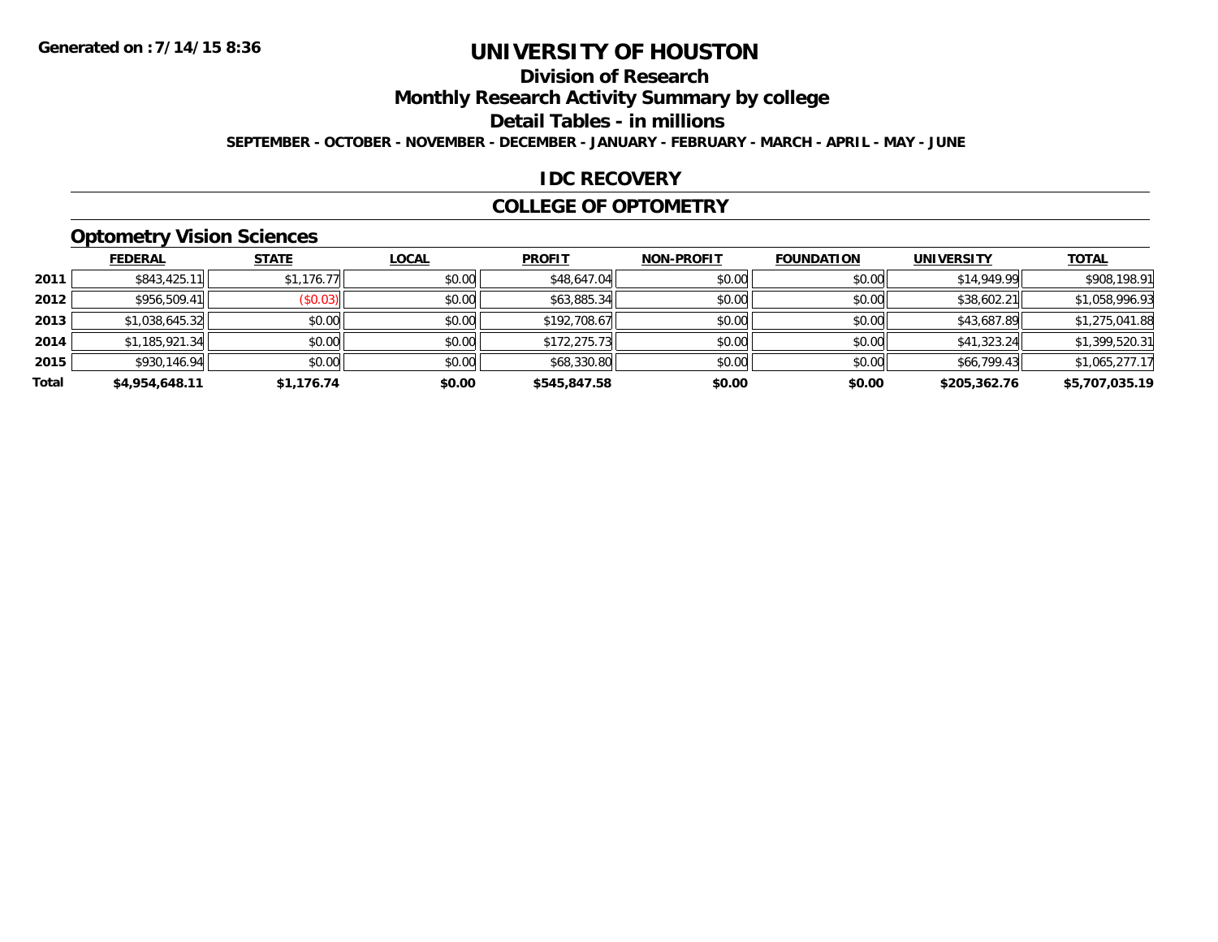Generated on :7/14/15 8:36

# UNIVERSITY OF HOUSTON

## Division of Research

## Monthly Research Activity Summary by college

## Detail Tables - in millions

**SEPTEMBER - OCTOBER - NOVEMBER - DECEMBER - JANUARY - FEBRUARY - MARCH - APRIL - MAY - JUNE**

## IDC RECOVERY

## COLLEGE OF OPTOMETRY

### Optometry Vision Sciences

| | FEDERAL | STATE | LOCAL | PROFIT | NON-PROFIT | FOUNDATION | UNIVERSITY | TOTAL |
|---|---|---|---|---|---|---|---|---|
| 2011 | $843,425.11 | $1,176.77 | $0.00 | $48,647.04 | $0.00 | $0.00 | $14,949.99 | $908,198.91 |
| 2012 | $956,509.41 | ($0.03) | $0.00 | $63,885.34 | $0.00 | $0.00 | $38,602.21 | $1,058,996.93 |
| 2013 | $1,038,645.32 | $0.00 | $0.00 | $192,708.67 | $0.00 | $0.00 | $43,687.89 | $1,275,041.88 |
| 2014 | $1,185,921.34 | $0.00 | $0.00 | $172,275.73 | $0.00 | $0.00 | $41,323.24 | $1,399,520.31 |
| 2015 | $930,146.94 | $0.00 | $0.00 | $68,330.80 | $0.00 | $0.00 | $66,799.43 | $1,065,277.17 |
| **Total** | **$4,954,648.11** | **$1,176.74** | **$0.00** | **$545,847.58** | **$0.00** | **$0.00** | **$205,362.76** | **$5,707,035.19** |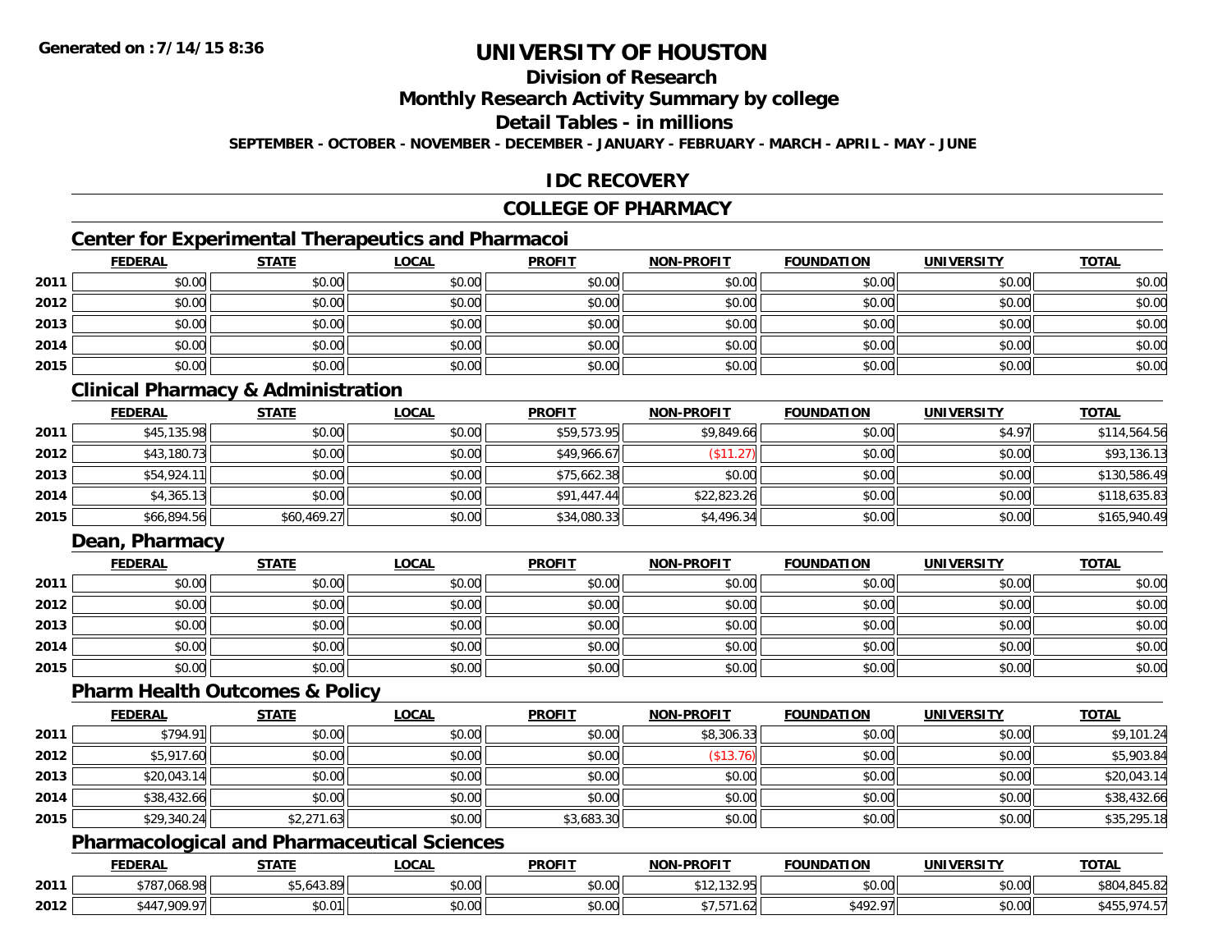**Generated on :7/14/15 8:36**

# UNIVERSITY OF HOUSTON

## Division of Research

## Monthly Research Activity Summary by college

## Detail Tables - in millions

**SEPTEMBER - OCTOBER - NOVEMBER - DECEMBER - JANUARY - FEBRUARY - MARCH - APRIL - MAY - JUNE**

## IDC RECOVERY

## COLLEGE OF PHARMACY

### Center for Experimental Therapeutics and Pharmacoi

| | FEDERAL | STATE | LOCAL | PROFIT | NON-PROFIT | FOUNDATION | UNIVERSITY | TOTAL |
|---|---|---|---|---|---|---|---|---|
| 2011 | $0.00 | $0.00 | $0.00 | $0.00 | $0.00 | $0.00 | $0.00 | $0.00 |
| 2012 | $0.00 | $0.00 | $0.00 | $0.00 | $0.00 | $0.00 | $0.00 | $0.00 |
| 2013 | $0.00 | $0.00 | $0.00 | $0.00 | $0.00 | $0.00 | $0.00 | $0.00 |
| 2014 | $0.00 | $0.00 | $0.00 | $0.00 | $0.00 | $0.00 | $0.00 | $0.00 |
| 2015 | $0.00 | $0.00 | $0.00 | $0.00 | $0.00 | $0.00 | $0.00 | $0.00 |

### Clinical Pharmacy & Administration

| | FEDERAL | STATE | LOCAL | PROFIT | NON-PROFIT | FOUNDATION | UNIVERSITY | TOTAL |
|---|---|---|---|---|---|---|---|---|
| 2011 | $45,135.98 | $0.00 | $0.00 | $59,573.95 | $9,849.66 | $0.00 | $4.97 | $114,564.56 |
| 2012 | $43,180.73 | $0.00 | $0.00 | $49,966.67 | ($11.27) | $0.00 | $0.00 | $93,136.13 |
| 2013 | $54,924.11 | $0.00 | $0.00 | $75,662.38 | $0.00 | $0.00 | $0.00 | $130,586.49 |
| 2014 | $4,365.13 | $0.00 | $0.00 | $91,447.44 | $22,823.26 | $0.00 | $0.00 | $118,635.83 |
| 2015 | $66,894.56 | $60,469.27 | $0.00 | $34,080.33 | $4,496.34 | $0.00 | $0.00 | $165,940.49 |

### Dean, Pharmacy

| | FEDERAL | STATE | LOCAL | PROFIT | NON-PROFIT | FOUNDATION | UNIVERSITY | TOTAL |
|---|---|---|---|---|---|---|---|---|
| 2011 | $0.00 | $0.00 | $0.00 | $0.00 | $0.00 | $0.00 | $0.00 | $0.00 |
| 2012 | $0.00 | $0.00 | $0.00 | $0.00 | $0.00 | $0.00 | $0.00 | $0.00 |
| 2013 | $0.00 | $0.00 | $0.00 | $0.00 | $0.00 | $0.00 | $0.00 | $0.00 |
| 2014 | $0.00 | $0.00 | $0.00 | $0.00 | $0.00 | $0.00 | $0.00 | $0.00 |
| 2015 | $0.00 | $0.00 | $0.00 | $0.00 | $0.00 | $0.00 | $0.00 | $0.00 |

### Pharm Health Outcomes & Policy

| | FEDERAL | STATE | LOCAL | PROFIT | NON-PROFIT | FOUNDATION | UNIVERSITY | TOTAL |
|---|---|---|---|---|---|---|---|---|
| 2011 | $794.91 | $0.00 | $0.00 | $0.00 | $8,306.33 | $0.00 | $0.00 | $9,101.24 |
| 2012 | $5,917.60 | $0.00 | $0.00 | $0.00 | ($13.76) | $0.00 | $0.00 | $5,903.84 |
| 2013 | $20,043.14 | $0.00 | $0.00 | $0.00 | $0.00 | $0.00 | $0.00 | $20,043.14 |
| 2014 | $38,432.66 | $0.00 | $0.00 | $0.00 | $0.00 | $0.00 | $0.00 | $38,432.66 |
| 2015 | $29,340.24 | $2,271.63 | $0.00 | $3,683.30 | $0.00 | $0.00 | $0.00 | $35,295.18 |

### Pharmacological and Pharmaceutical Sciences

| | FEDERAL | STATE | LOCAL | PROFIT | NON-PROFIT | FOUNDATION | UNIVERSITY | TOTAL |
|---|---|---|---|---|---|---|---|---|
| 2011 | $787,068.98 | $5,643.89 | $0.00 | $0.00 | $12,132.95 | $0.00 | $0.00 | $804,845.82 |
| 2012 | $447,909.97 | $0.01 | $0.00 | $0.00 | $7,571.62 | $492.97 | $0.00 | $455,974.57 |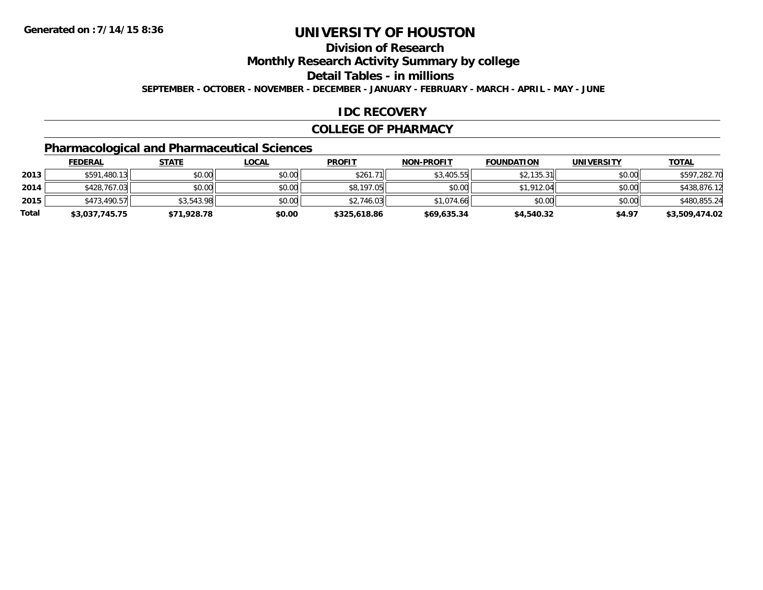**Generated on :7/14/15 8:36**

# UNIVERSITY OF HOUSTON

## Division of Research

## Monthly Research Activity Summary by college

## Detail Tables - in millions

**SEPTEMBER - OCTOBER - NOVEMBER - DECEMBER - JANUARY - FEBRUARY - MARCH - APRIL - MAY - JUNE**

## IDC RECOVERY

## COLLEGE OF PHARMACY

### Pharmacological and Pharmaceutical Sciences

| | FEDERAL | STATE | LOCAL | PROFIT | NON-PROFIT | FOUNDATION | UNIVERSITY | TOTAL |
|---|---|---|---|---|---|---|---|---|
| 2013 | $591,480.13 | $0.00 | $0.00 | $261.71 | $3,405.55 | $2,135.31 | $0.00 | $597,282.70 |
| 2014 | $428,767.03 | $0.00 | $0.00 | $8,197.05 | $0.00 | $1,912.04 | $0.00 | $438,876.12 |
| 2015 | $473,490.57 | $3,543.98 | $0.00 | $2,746.03 | $1,074.66 | $0.00 | $0.00 | $480,855.24 |
| **Total** | **$3,037,745.75** | **$71,928.78** | **$0.00** | **$325,618.86** | **$69,635.34** | **$4,540.32** | **$4.97** | **$3,509,474.02** |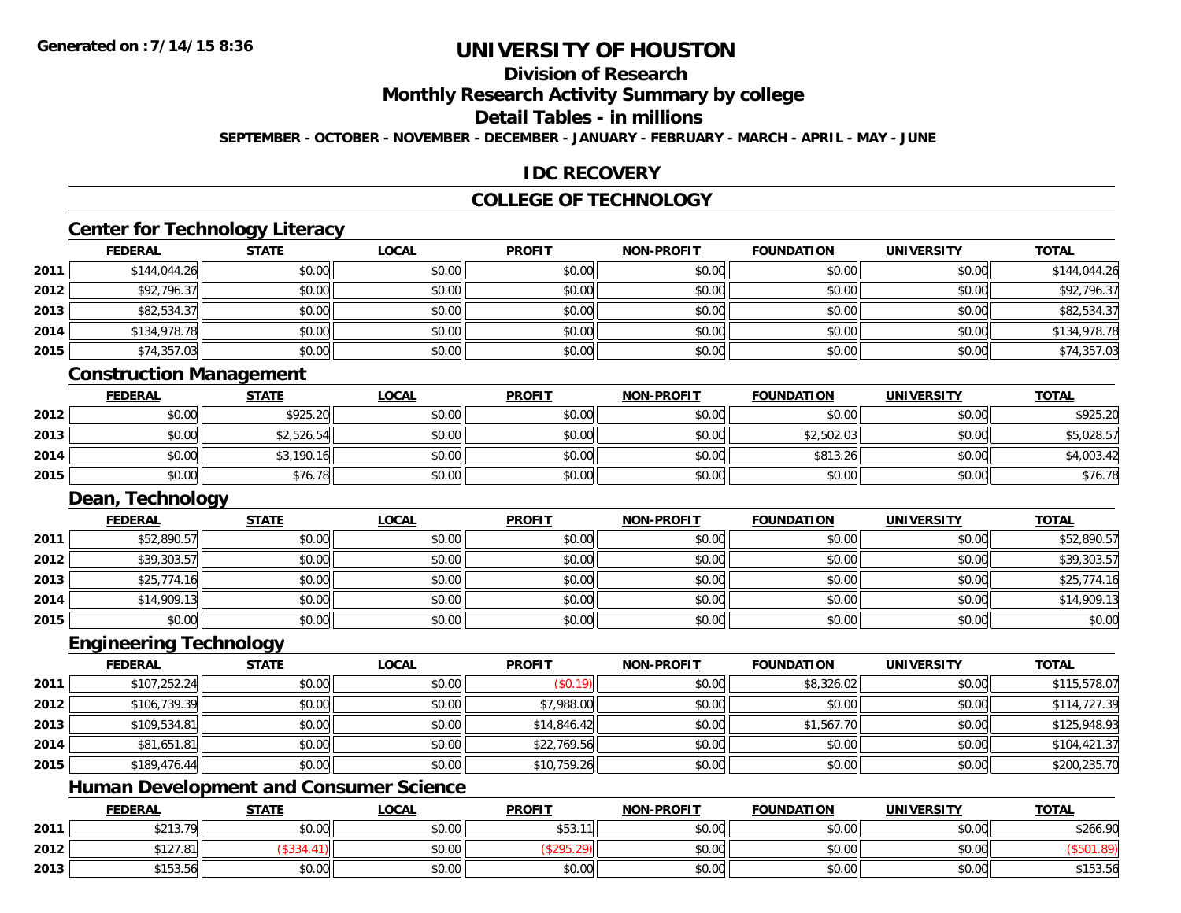Generated on :7/14/15 8:36

# UNIVERSITY OF HOUSTON

## Division of Research

## Monthly Research Activity Summary by college

## Detail Tables - in millions

SEPTEMBER - OCTOBER - NOVEMBER - DECEMBER - JANUARY - FEBRUARY - MARCH - APRIL - MAY - JUNE

## IDC RECOVERY

## COLLEGE OF TECHNOLOGY

### Center for Technology Literacy

| | FEDERAL | STATE | LOCAL | PROFIT | NON-PROFIT | FOUNDATION | UNIVERSITY | TOTAL |
|---|---|---|---|---|---|---|---|---|
| 2011 | $144,044.26 | $0.00 | $0.00 | $0.00 | $0.00 | $0.00 | $0.00 | $144,044.26 |
| 2012 | $92,796.37 | $0.00 | $0.00 | $0.00 | $0.00 | $0.00 | $0.00 | $92,796.37 |
| 2013 | $82,534.37 | $0.00 | $0.00 | $0.00 | $0.00 | $0.00 | $0.00 | $82,534.37 |
| 2014 | $134,978.78 | $0.00 | $0.00 | $0.00 | $0.00 | $0.00 | $0.00 | $134,978.78 |
| 2015 | $74,357.03 | $0.00 | $0.00 | $0.00 | $0.00 | $0.00 | $0.00 | $74,357.03 |

### Construction Management

| | FEDERAL | STATE | LOCAL | PROFIT | NON-PROFIT | FOUNDATION | UNIVERSITY | TOTAL |
|---|---|---|---|---|---|---|---|---|
| 2012 | $0.00 | $925.20 | $0.00 | $0.00 | $0.00 | $0.00 | $0.00 | $925.20 |
| 2013 | $0.00 | $2,526.54 | $0.00 | $0.00 | $0.00 | $2,502.03 | $0.00 | $5,028.57 |
| 2014 | $0.00 | $3,190.16 | $0.00 | $0.00 | $0.00 | $813.26 | $0.00 | $4,003.42 |
| 2015 | $0.00 | $76.78 | $0.00 | $0.00 | $0.00 | $0.00 | $0.00 | $76.78 |

### Dean, Technology

| | FEDERAL | STATE | LOCAL | PROFIT | NON-PROFIT | FOUNDATION | UNIVERSITY | TOTAL |
|---|---|---|---|---|---|---|---|---|
| 2011 | $52,890.57 | $0.00 | $0.00 | $0.00 | $0.00 | $0.00 | $0.00 | $52,890.57 |
| 2012 | $39,303.57 | $0.00 | $0.00 | $0.00 | $0.00 | $0.00 | $0.00 | $39,303.57 |
| 2013 | $25,774.16 | $0.00 | $0.00 | $0.00 | $0.00 | $0.00 | $0.00 | $25,774.16 |
| 2014 | $14,909.13 | $0.00 | $0.00 | $0.00 | $0.00 | $0.00 | $0.00 | $14,909.13 |
| 2015 | $0.00 | $0.00 | $0.00 | $0.00 | $0.00 | $0.00 | $0.00 | $0.00 |

### Engineering Technology

| | FEDERAL | STATE | LOCAL | PROFIT | NON-PROFIT | FOUNDATION | UNIVERSITY | TOTAL |
|---|---|---|---|---|---|---|---|---|
| 2011 | $107,252.24 | $0.00 | $0.00 | ($0.19) | $0.00 | $8,326.02 | $0.00 | $115,578.07 |
| 2012 | $106,739.39 | $0.00 | $0.00 | $7,988.00 | $0.00 | $0.00 | $0.00 | $114,727.39 |
| 2013 | $109,534.81 | $0.00 | $0.00 | $14,846.42 | $0.00 | $1,567.70 | $0.00 | $125,948.93 |
| 2014 | $81,651.81 | $0.00 | $0.00 | $22,769.56 | $0.00 | $0.00 | $0.00 | $104,421.37 |
| 2015 | $189,476.44 | $0.00 | $0.00 | $10,759.26 | $0.00 | $0.00 | $0.00 | $200,235.70 |

### Human Development and Consumer Science

| | FEDERAL | STATE | LOCAL | PROFIT | NON-PROFIT | FOUNDATION | UNIVERSITY | TOTAL |
|---|---|---|---|---|---|---|---|---|
| 2011 | $213.79 | $0.00 | $0.00 | $53.11 | $0.00 | $0.00 | $0.00 | $266.90 |
| 2012 | $127.81 | ($334.41) | $0.00 | ($295.29) | $0.00 | $0.00 | $0.00 | ($501.89) |
| 2013 | $153.56 | $0.00 | $0.00 | $0.00 | $0.00 | $0.00 | $0.00 | $153.56 |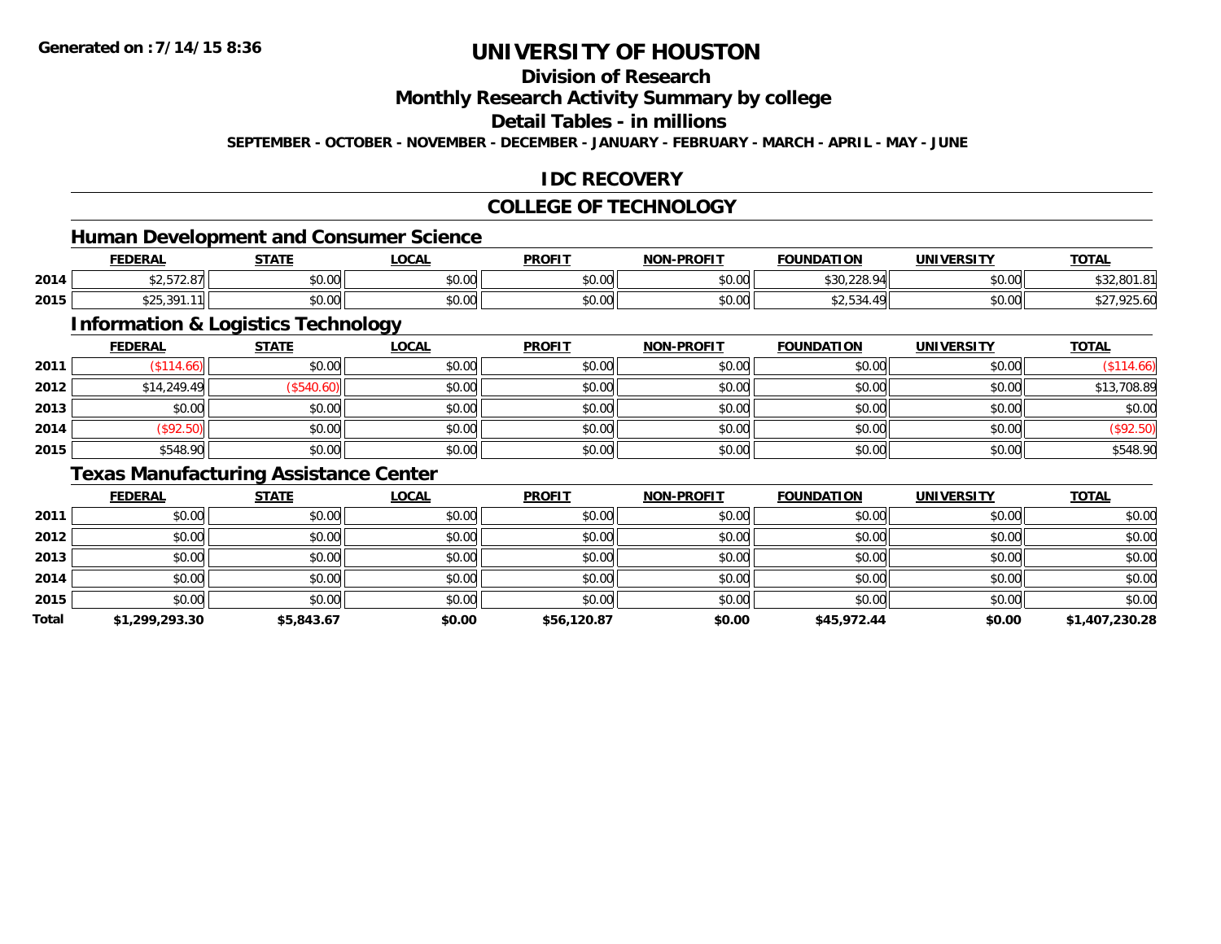# UNIVERSITY OF HOUSTON

## Division of Research

## Monthly Research Activity Summary by college

## Detail Tables - in millions

**SEPTEMBER - OCTOBER - NOVEMBER - DECEMBER - JANUARY - FEBRUARY - MARCH - APRIL - MAY - JUNE**

Generated on : 7/14/15 8:36

## IDC RECOVERY

## COLLEGE OF TECHNOLOGY

### Human Development and Consumer Science

| | FEDERAL | STATE | LOCAL | PROFIT | NON-PROFIT | FOUNDATION | UNIVERSITY | TOTAL |
|---|---|---|---|---|---|---|---|---|
| 2014 | $2,572.87 | $0.00 | $0.00 | $0.00 | $0.00 | $30,228.94 | $0.00 | $32,801.81 |
| 2015 | $25,391.11 | $0.00 | $0.00 | $0.00 | $0.00 | $2,534.49 | $0.00 | $27,925.60 |

### Information & Logistics Technology

| | FEDERAL | STATE | LOCAL | PROFIT | NON-PROFIT | FOUNDATION | UNIVERSITY | TOTAL |
|---|---|---|---|---|---|---|---|---|
| 2011 | ($114.66) | $0.00 | $0.00 | $0.00 | $0.00 | $0.00 | $0.00 | ($114.66) |
| 2012 | $14,249.49 | ($540.60) | $0.00 | $0.00 | $0.00 | $0.00 | $0.00 | $13,708.89 |
| 2013 | $0.00 | $0.00 | $0.00 | $0.00 | $0.00 | $0.00 | $0.00 | $0.00 |
| 2014 | ($92.50) | $0.00 | $0.00 | $0.00 | $0.00 | $0.00 | $0.00 | ($92.50) |
| 2015 | $548.90 | $0.00 | $0.00 | $0.00 | $0.00 | $0.00 | $0.00 | $548.90 |

### Texas Manufacturing Assistance Center

| | FEDERAL | STATE | LOCAL | PROFIT | NON-PROFIT | FOUNDATION | UNIVERSITY | TOTAL |
|---|---|---|---|---|---|---|---|---|
| 2011 | $0.00 | $0.00 | $0.00 | $0.00 | $0.00 | $0.00 | $0.00 | $0.00 |
| 2012 | $0.00 | $0.00 | $0.00 | $0.00 | $0.00 | $0.00 | $0.00 | $0.00 |
| 2013 | $0.00 | $0.00 | $0.00 | $0.00 | $0.00 | $0.00 | $0.00 | $0.00 |
| 2014 | $0.00 | $0.00 | $0.00 | $0.00 | $0.00 | $0.00 | $0.00 | $0.00 |
| 2015 | $0.00 | $0.00 | $0.00 | $0.00 | $0.00 | $0.00 | $0.00 | $0.00 |
| **Total** | **$1,299,293.30** | **$5,843.67** | **$0.00** | **$56,120.87** | **$0.00** | **$45,972.44** | **$0.00** | **$1,407,230.28** |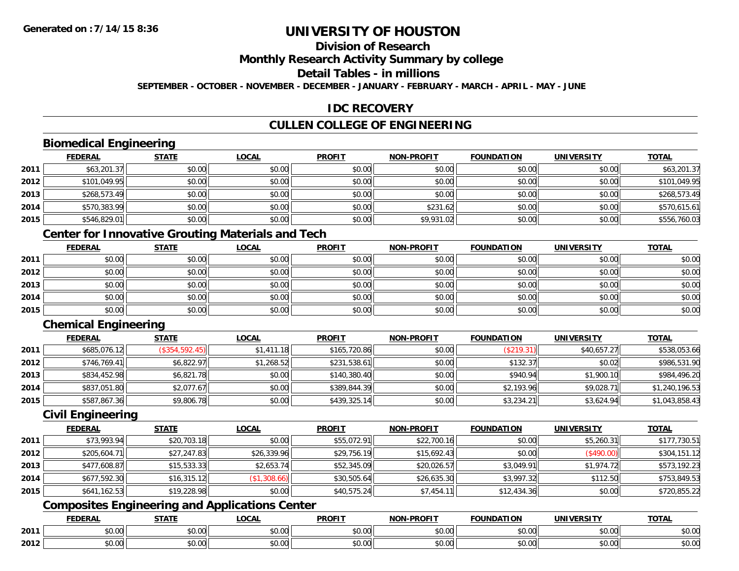**Generated on :7/14/15 8:36**

# UNIVERSITY OF HOUSTON

## Division of Research

## Monthly Research Activity Summary by college

## Detail Tables - in millions

**SEPTEMBER - OCTOBER - NOVEMBER - DECEMBER - JANUARY - FEBRUARY - MARCH - APRIL - MAY - JUNE**

## IDC RECOVERY

## CULLEN COLLEGE OF ENGINEERING

### Biomedical Engineering

| | FEDERAL | STATE | LOCAL | PROFIT | NON-PROFIT | FOUNDATION | UNIVERSITY | TOTAL |
|---|---|---|---|---|---|---|---|---|
| 2011 | $63,201.37 | $0.00 | $0.00 | $0.00 | $0.00 | $0.00 | $0.00 | $63,201.37 |
| 2012 | $101,049.95 | $0.00 | $0.00 | $0.00 | $0.00 | $0.00 | $0.00 | $101,049.95 |
| 2013 | $268,573.49 | $0.00 | $0.00 | $0.00 | $0.00 | $0.00 | $0.00 | $268,573.49 |
| 2014 | $570,383.99 | $0.00 | $0.00 | $0.00 | $231.62 | $0.00 | $0.00 | $570,615.61 |
| 2015 | $546,829.01 | $0.00 | $0.00 | $0.00 | $9,931.02 | $0.00 | $0.00 | $556,760.03 |

### Center for Innovative Grouting Materials and Tech

| | FEDERAL | STATE | LOCAL | PROFIT | NON-PROFIT | FOUNDATION | UNIVERSITY | TOTAL |
|---|---|---|---|---|---|---|---|---|
| 2011 | $0.00 | $0.00 | $0.00 | $0.00 | $0.00 | $0.00 | $0.00 | $0.00 |
| 2012 | $0.00 | $0.00 | $0.00 | $0.00 | $0.00 | $0.00 | $0.00 | $0.00 |
| 2013 | $0.00 | $0.00 | $0.00 | $0.00 | $0.00 | $0.00 | $0.00 | $0.00 |
| 2014 | $0.00 | $0.00 | $0.00 | $0.00 | $0.00 | $0.00 | $0.00 | $0.00 |
| 2015 | $0.00 | $0.00 | $0.00 | $0.00 | $0.00 | $0.00 | $0.00 | $0.00 |

### Chemical Engineering

| | FEDERAL | STATE | LOCAL | PROFIT | NON-PROFIT | FOUNDATION | UNIVERSITY | TOTAL |
|---|---|---|---|---|---|---|---|---|
| 2011 | $685,076.12 | ($354,592.45) | $1,411.18 | $165,720.86 | $0.00 | ($219.31) | $40,657.27 | $538,053.66 |
| 2012 | $746,769.41 | $6,822.97 | $1,268.52 | $231,538.61 | $0.00 | $132.37 | $0.02 | $986,531.90 |
| 2013 | $834,452.98 | $6,821.78 | $0.00 | $140,380.40 | $0.00 | $940.94 | $1,900.10 | $984,496.20 |
| 2014 | $837,051.80 | $2,077.67 | $0.00 | $389,844.39 | $0.00 | $2,193.96 | $9,028.71 | $1,240,196.53 |
| 2015 | $587,867.36 | $9,806.78 | $0.00 | $439,325.14 | $0.00 | $3,234.21 | $3,624.94 | $1,043,858.43 |

### Civil Engineering

| | FEDERAL | STATE | LOCAL | PROFIT | NON-PROFIT | FOUNDATION | UNIVERSITY | TOTAL |
|---|---|---|---|---|---|---|---|---|
| 2011 | $73,993.94 | $20,703.18 | $0.00 | $55,072.91 | $22,700.16 | $0.00 | $5,260.31 | $177,730.51 |
| 2012 | $205,604.71 | $27,247.83 | $26,339.96 | $29,756.19 | $15,692.43 | $0.00 | ($490.00) | $304,151.12 |
| 2013 | $477,608.87 | $15,533.33 | $2,653.74 | $52,345.09 | $20,026.57 | $3,049.91 | $1,974.72 | $573,192.23 |
| 2014 | $677,592.30 | $16,315.12 | ($1,308.66) | $30,505.64 | $26,635.30 | $3,997.32 | $112.50 | $753,849.53 |
| 2015 | $641,162.53 | $19,228.98 | $0.00 | $40,575.24 | $7,454.11 | $12,434.36 | $0.00 | $720,855.22 |

### Composites Engineering and Applications Center

| | FEDERAL | STATE | LOCAL | PROFIT | NON-PROFIT | FOUNDATION | UNIVERSITY | TOTAL |
|---|---|---|---|---|---|---|---|---|
| 2011 | $0.00 | $0.00 | $0.00 | $0.00 | $0.00 | $0.00 | $0.00 | $0.00 |
| 2012 | $0.00 | $0.00 | $0.00 | $0.00 | $0.00 | $0.00 | $0.00 | $0.00 |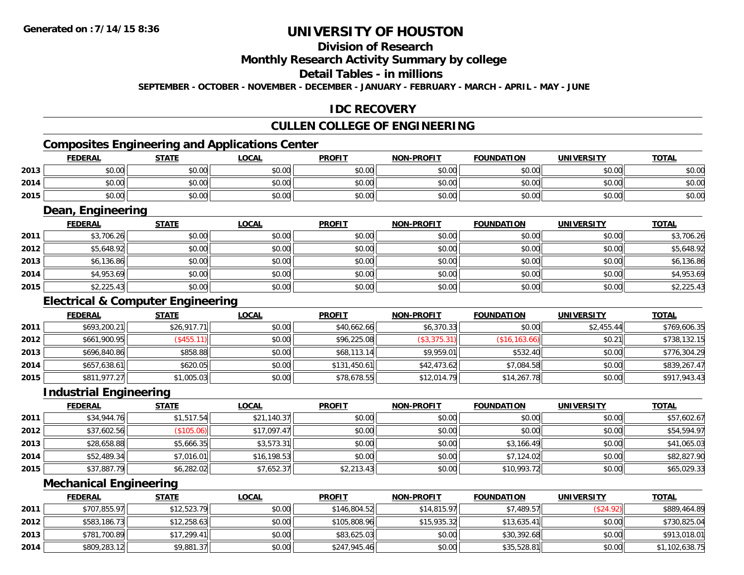Generated on :7/14/15 8:36

# UNIVERSITY OF HOUSTON

## Division of Research

## Monthly Research Activity Summary by college

## Detail Tables - in millions

SEPTEMBER - OCTOBER - NOVEMBER - DECEMBER - JANUARY - FEBRUARY - MARCH - APRIL - MAY - JUNE

## IDC RECOVERY

## CULLEN COLLEGE OF ENGINEERING

### Composites Engineering and Applications Center

| | FEDERAL | STATE | LOCAL | PROFIT | NON-PROFIT | FOUNDATION | UNIVERSITY | TOTAL |
|---|---|---|---|---|---|---|---|---|
| 2013 | $0.00 | $0.00 | $0.00 | $0.00 | $0.00 | $0.00 | $0.00 | $0.00 |
| 2014 | $0.00 | $0.00 | $0.00 | $0.00 | $0.00 | $0.00 | $0.00 | $0.00 |
| 2015 | $0.00 | $0.00 | $0.00 | $0.00 | $0.00 | $0.00 | $0.00 | $0.00 |

### Dean, Engineering

| | FEDERAL | STATE | LOCAL | PROFIT | NON-PROFIT | FOUNDATION | UNIVERSITY | TOTAL |
|---|---|---|---|---|---|---|---|---|
| 2011 | $3,706.26 | $0.00 | $0.00 | $0.00 | $0.00 | $0.00 | $0.00 | $3,706.26 |
| 2012 | $5,648.92 | $0.00 | $0.00 | $0.00 | $0.00 | $0.00 | $0.00 | $5,648.92 |
| 2013 | $6,136.86 | $0.00 | $0.00 | $0.00 | $0.00 | $0.00 | $0.00 | $6,136.86 |
| 2014 | $4,953.69 | $0.00 | $0.00 | $0.00 | $0.00 | $0.00 | $0.00 | $4,953.69 |
| 2015 | $2,225.43 | $0.00 | $0.00 | $0.00 | $0.00 | $0.00 | $0.00 | $2,225.43 |

### Electrical & Computer Engineering

| | FEDERAL | STATE | LOCAL | PROFIT | NON-PROFIT | FOUNDATION | UNIVERSITY | TOTAL |
|---|---|---|---|---|---|---|---|---|
| 2011 | $693,200.21 | $26,917.71 | $0.00 | $40,662.66 | $6,370.33 | $0.00 | $2,455.44 | $769,606.35 |
| 2012 | $661,900.95 | ($455.11) | $0.00 | $96,225.08 | ($3,375.31) | ($16,163.66) | $0.21 | $738,132.15 |
| 2013 | $696,840.86 | $858.88 | $0.00 | $68,113.14 | $9,959.01 | $532.40 | $0.00 | $776,304.29 |
| 2014 | $657,638.61 | $620.05 | $0.00 | $131,450.61 | $42,473.62 | $7,084.58 | $0.00 | $839,267.47 |
| 2015 | $811,977.27 | $1,005.03 | $0.00 | $78,678.55 | $12,014.79 | $14,267.78 | $0.00 | $917,943.43 |

### Industrial Engineering

| | FEDERAL | STATE | LOCAL | PROFIT | NON-PROFIT | FOUNDATION | UNIVERSITY | TOTAL |
|---|---|---|---|---|---|---|---|---|
| 2011 | $34,944.76 | $1,517.54 | $21,140.37 | $0.00 | $0.00 | $0.00 | $0.00 | $57,602.67 |
| 2012 | $37,602.56 | ($105.06) | $17,097.47 | $0.00 | $0.00 | $0.00 | $0.00 | $54,594.97 |
| 2013 | $28,658.88 | $5,666.35 | $3,573.31 | $0.00 | $0.00 | $3,166.49 | $0.00 | $41,065.03 |
| 2014 | $52,489.34 | $7,016.01 | $16,198.53 | $0.00 | $0.00 | $7,124.02 | $0.00 | $82,827.90 |
| 2015 | $37,887.79 | $6,282.02 | $7,652.37 | $2,213.43 | $0.00 | $10,993.72 | $0.00 | $65,029.33 |

### Mechanical Engineering

| | FEDERAL | STATE | LOCAL | PROFIT | NON-PROFIT | FOUNDATION | UNIVERSITY | TOTAL |
|---|---|---|---|---|---|---|---|---|
| 2011 | $707,855.97 | $12,523.79 | $0.00 | $146,804.52 | $14,815.97 | $7,489.57 | ($24.92) | $889,464.89 |
| 2012 | $583,186.73 | $12,258.63 | $0.00 | $105,808.96 | $15,935.32 | $13,635.41 | $0.00 | $730,825.04 |
| 2013 | $781,700.89 | $17,299.41 | $0.00 | $83,625.03 | $0.00 | $30,392.68 | $0.00 | $913,018.01 |
| 2014 | $809,283.12 | $9,881.37 | $0.00 | $247,945.46 | $0.00 | $35,528.81 | $0.00 | $1,102,638.75 |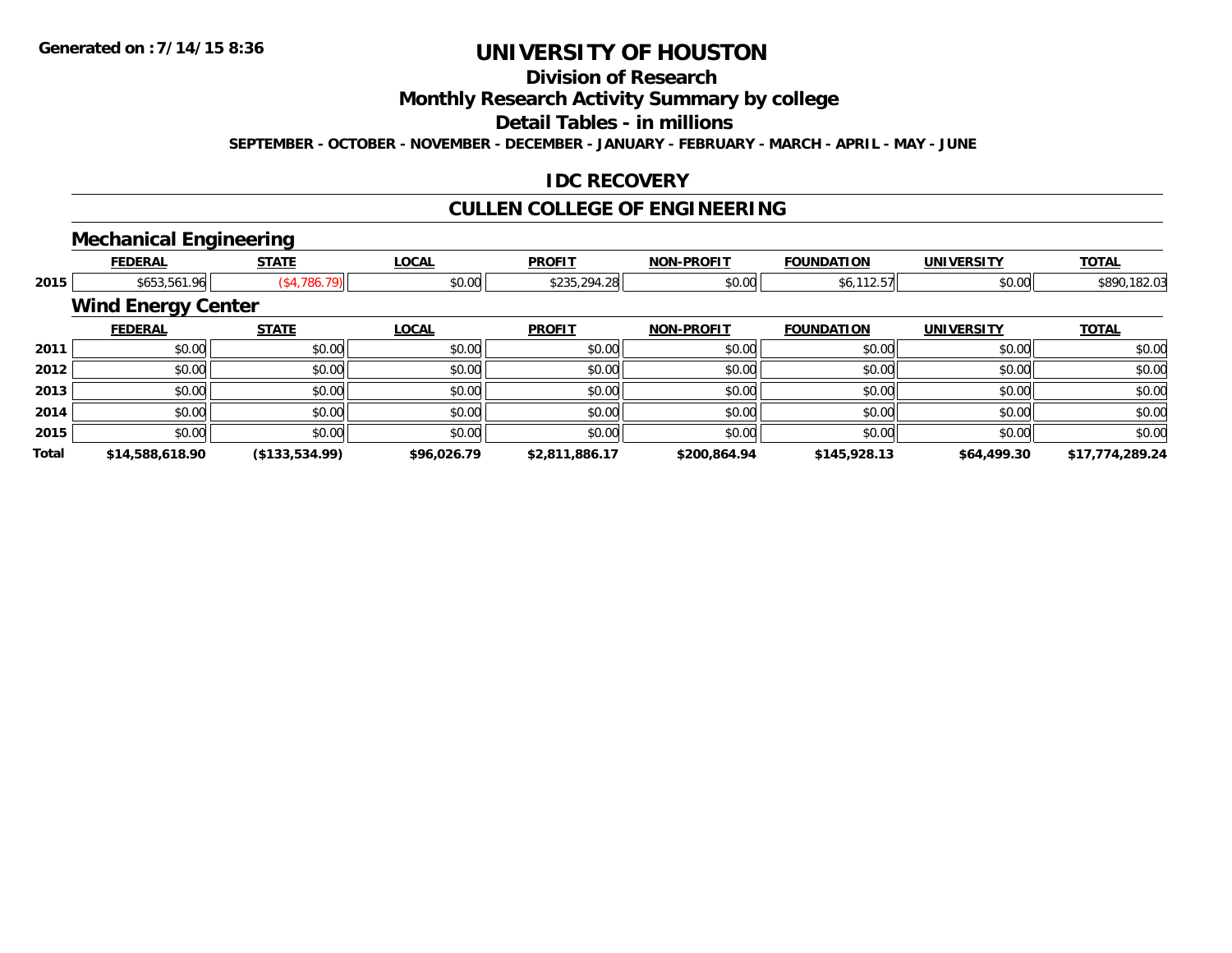# UNIVERSITY OF HOUSTON

## Division of Research

## Monthly Research Activity Summary by college

## Detail Tables - in millions

**SEPTEMBER - OCTOBER - NOVEMBER - DECEMBER - JANUARY - FEBRUARY - MARCH - APRIL - MAY - JUNE**

## IDC RECOVERY

## CULLEN COLLEGE OF ENGINEERING

### Mechanical Engineering

| | FEDERAL | STATE | LOCAL | PROFIT | NON-PROFIT | FOUNDATION | UNIVERSITY | TOTAL |
|---|---|---|---|---|---|---|---|---|
| 2015 | $653,561.96 | ($4,786.79) | $0.00 | $235,294.28 | $0.00 | $6,112.57 | $0.00 | $890,182.03 |

### Wind Energy Center

| | FEDERAL | STATE | LOCAL | PROFIT | NON-PROFIT | FOUNDATION | UNIVERSITY | TOTAL |
|---|---|---|---|---|---|---|---|---|
| 2011 | $0.00 | $0.00 | $0.00 | $0.00 | $0.00 | $0.00 | $0.00 | $0.00 |
| 2012 | $0.00 | $0.00 | $0.00 | $0.00 | $0.00 | $0.00 | $0.00 | $0.00 |
| 2013 | $0.00 | $0.00 | $0.00 | $0.00 | $0.00 | $0.00 | $0.00 | $0.00 |
| 2014 | $0.00 | $0.00 | $0.00 | $0.00 | $0.00 | $0.00 | $0.00 | $0.00 |
| 2015 | $0.00 | $0.00 | $0.00 | $0.00 | $0.00 | $0.00 | $0.00 | $0.00 |
| **Total** | **$14,588,618.90** | **($133,534.99)** | **$96,026.79** | **$2,811,886.17** | **$200,864.94** | **$145,928.13** | **$64,499.30** | **$17,774,289.24** |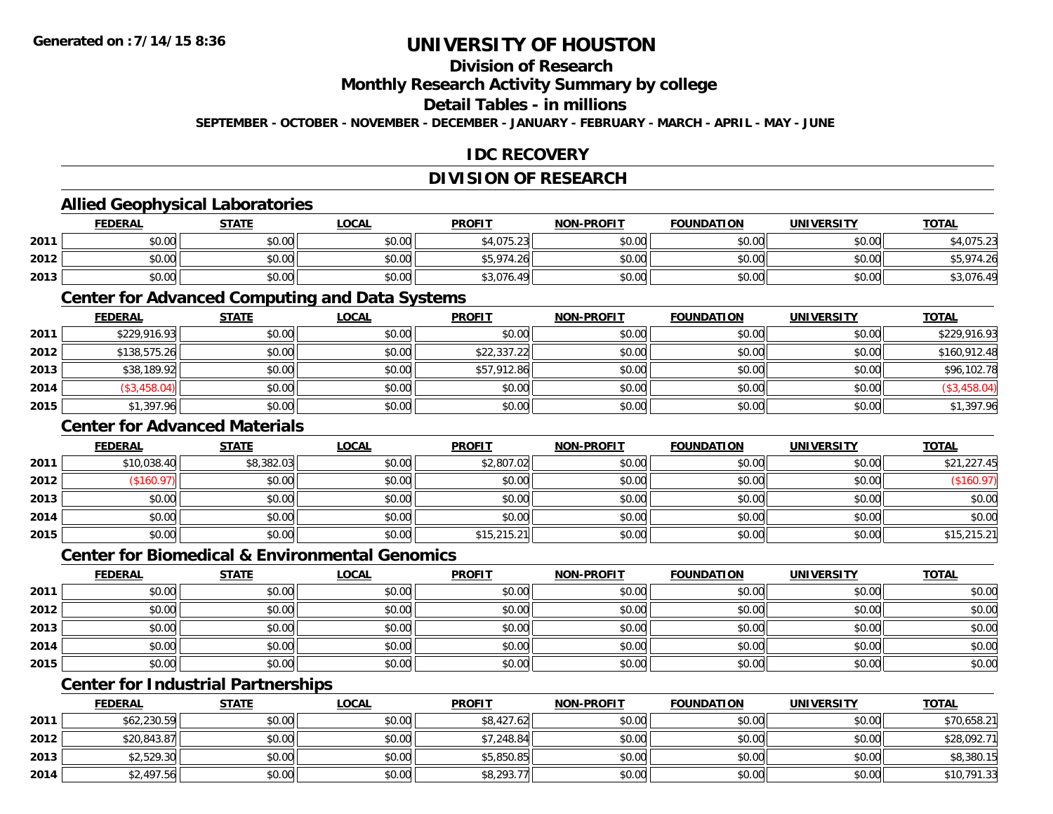Generated on :7/14/15 8:36

# UNIVERSITY OF HOUSTON

## Division of Research

## Monthly Research Activity Summary by college

## Detail Tables - in millions

**SEPTEMBER - OCTOBER - NOVEMBER - DECEMBER - JANUARY - FEBRUARY - MARCH - APRIL - MAY - JUNE**

## IDC RECOVERY

## DIVISION OF RESEARCH

### Allied Geophysical Laboratories

| | FEDERAL | STATE | LOCAL | PROFIT | NON-PROFIT | FOUNDATION | UNIVERSITY | TOTAL |
|---|---|---|---|---|---|---|---|---|
| 2011 | $0.00 | $0.00 | $0.00 | $4,075.23 | $0.00 | $0.00 | $0.00 | $4,075.23 |
| 2012 | $0.00 | $0.00 | $0.00 | $5,974.26 | $0.00 | $0.00 | $0.00 | $5,974.26 |
| 2013 | $0.00 | $0.00 | $0.00 | $3,076.49 | $0.00 | $0.00 | $0.00 | $3,076.49 |

### Center for Advanced Computing and Data Systems

| | FEDERAL | STATE | LOCAL | PROFIT | NON-PROFIT | FOUNDATION | UNIVERSITY | TOTAL |
|---|---|---|---|---|---|---|---|---|
| 2011 | $229,916.93 | $0.00 | $0.00 | $0.00 | $0.00 | $0.00 | $0.00 | $229,916.93 |
| 2012 | $138,575.26 | $0.00 | $0.00 | $22,337.22 | $0.00 | $0.00 | $0.00 | $160,912.48 |
| 2013 | $38,189.92 | $0.00 | $0.00 | $57,912.86 | $0.00 | $0.00 | $0.00 | $96,102.78 |
| 2014 | ($3,458.04) | $0.00 | $0.00 | $0.00 | $0.00 | $0.00 | $0.00 | ($3,458.04) |
| 2015 | $1,397.96 | $0.00 | $0.00 | $0.00 | $0.00 | $0.00 | $0.00 | $1,397.96 |

### Center for Advanced Materials

| | FEDERAL | STATE | LOCAL | PROFIT | NON-PROFIT | FOUNDATION | UNIVERSITY | TOTAL |
|---|---|---|---|---|---|---|---|---|
| 2011 | $10,038.40 | $8,382.03 | $0.00 | $2,807.02 | $0.00 | $0.00 | $0.00 | $21,227.45 |
| 2012 | ($160.97) | $0.00 | $0.00 | $0.00 | $0.00 | $0.00 | $0.00 | ($160.97) |
| 2013 | $0.00 | $0.00 | $0.00 | $0.00 | $0.00 | $0.00 | $0.00 | $0.00 |
| 2014 | $0.00 | $0.00 | $0.00 | $0.00 | $0.00 | $0.00 | $0.00 | $0.00 |
| 2015 | $0.00 | $0.00 | $0.00 | $15,215.21 | $0.00 | $0.00 | $0.00 | $15,215.21 |

### Center for Biomedical & Environmental Genomics

| | FEDERAL | STATE | LOCAL | PROFIT | NON-PROFIT | FOUNDATION | UNIVERSITY | TOTAL |
|---|---|---|---|---|---|---|---|---|
| 2011 | $0.00 | $0.00 | $0.00 | $0.00 | $0.00 | $0.00 | $0.00 | $0.00 |
| 2012 | $0.00 | $0.00 | $0.00 | $0.00 | $0.00 | $0.00 | $0.00 | $0.00 |
| 2013 | $0.00 | $0.00 | $0.00 | $0.00 | $0.00 | $0.00 | $0.00 | $0.00 |
| 2014 | $0.00 | $0.00 | $0.00 | $0.00 | $0.00 | $0.00 | $0.00 | $0.00 |
| 2015 | $0.00 | $0.00 | $0.00 | $0.00 | $0.00 | $0.00 | $0.00 | $0.00 |

### Center for Industrial Partnerships

| | FEDERAL | STATE | LOCAL | PROFIT | NON-PROFIT | FOUNDATION | UNIVERSITY | TOTAL |
|---|---|---|---|---|---|---|---|---|
| 2011 | $62,230.59 | $0.00 | $0.00 | $8,427.62 | $0.00 | $0.00 | $0.00 | $70,658.21 |
| 2012 | $20,843.87 | $0.00 | $0.00 | $7,248.84 | $0.00 | $0.00 | $0.00 | $28,092.71 |
| 2013 | $2,529.30 | $0.00 | $0.00 | $5,850.85 | $0.00 | $0.00 | $0.00 | $8,380.15 |
| 2014 | $2,497.56 | $0.00 | $0.00 | $8,293.77 | $0.00 | $0.00 | $0.00 | $10,791.33 |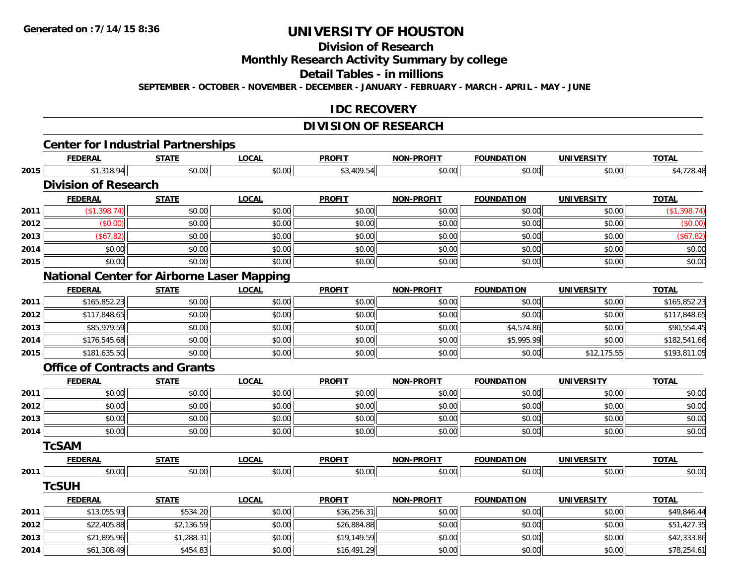**Generated on :7/14/15 8:36**

# UNIVERSITY OF HOUSTON

## Division of Research

## Monthly Research Activity Summary by college

## Detail Tables - in millions

**SEPTEMBER - OCTOBER - NOVEMBER - DECEMBER - JANUARY - FEBRUARY - MARCH - APRIL - MAY - JUNE**

## IDC RECOVERY

## DIVISION OF RESEARCH

### Center for Industrial Partnerships

| | FEDERAL | STATE | LOCAL | PROFIT | NON-PROFIT | FOUNDATION | UNIVERSITY | TOTAL |
|---|---|---|---|---|---|---|---|---|
| 2015 | $1,318.94 | $0.00 | $0.00 | $3,409.54 | $0.00 | $0.00 | $0.00 | $4,728.48 |

### Division of Research

| | FEDERAL | STATE | LOCAL | PROFIT | NON-PROFIT | FOUNDATION | UNIVERSITY | TOTAL |
|---|---|---|---|---|---|---|---|---|
| 2011 | ($1,398.74) | $0.00 | $0.00 | $0.00 | $0.00 | $0.00 | $0.00 | ($1,398.74) |
| 2012 | ($0.00) | $0.00 | $0.00 | $0.00 | $0.00 | $0.00 | $0.00 | ($0.00) |
| 2013 | ($67.82) | $0.00 | $0.00 | $0.00 | $0.00 | $0.00 | $0.00 | ($67.82) |
| 2014 | $0.00 | $0.00 | $0.00 | $0.00 | $0.00 | $0.00 | $0.00 | $0.00 |
| 2015 | $0.00 | $0.00 | $0.00 | $0.00 | $0.00 | $0.00 | $0.00 | $0.00 |

### National Center for Airborne Laser Mapping

| | FEDERAL | STATE | LOCAL | PROFIT | NON-PROFIT | FOUNDATION | UNIVERSITY | TOTAL |
|---|---|---|---|---|---|---|---|---|
| 2011 | $165,852.23 | $0.00 | $0.00 | $0.00 | $0.00 | $0.00 | $0.00 | $165,852.23 |
| 2012 | $117,848.65 | $0.00 | $0.00 | $0.00 | $0.00 | $0.00 | $0.00 | $117,848.65 |
| 2013 | $85,979.59 | $0.00 | $0.00 | $0.00 | $0.00 | $4,574.86 | $0.00 | $90,554.45 |
| 2014 | $176,545.68 | $0.00 | $0.00 | $0.00 | $0.00 | $5,995.99 | $0.00 | $182,541.66 |
| 2015 | $181,635.50 | $0.00 | $0.00 | $0.00 | $0.00 | $0.00 | $12,175.55 | $193,811.05 |

### Office of Contracts and Grants

| | FEDERAL | STATE | LOCAL | PROFIT | NON-PROFIT | FOUNDATION | UNIVERSITY | TOTAL |
|---|---|---|---|---|---|---|---|---|
| 2011 | $0.00 | $0.00 | $0.00 | $0.00 | $0.00 | $0.00 | $0.00 | $0.00 |
| 2012 | $0.00 | $0.00 | $0.00 | $0.00 | $0.00 | $0.00 | $0.00 | $0.00 |
| 2013 | $0.00 | $0.00 | $0.00 | $0.00 | $0.00 | $0.00 | $0.00 | $0.00 |
| 2014 | $0.00 | $0.00 | $0.00 | $0.00 | $0.00 | $0.00 | $0.00 | $0.00 |

### TcSAM

| | FEDERAL | STATE | LOCAL | PROFIT | NON-PROFIT | FOUNDATION | UNIVERSITY | TOTAL |
|---|---|---|---|---|---|---|---|---|
| 2011 | $0.00 | $0.00 | $0.00 | $0.00 | $0.00 | $0.00 | $0.00 | $0.00 |

### TcSUH

| | FEDERAL | STATE | LOCAL | PROFIT | NON-PROFIT | FOUNDATION | UNIVERSITY | TOTAL |
|---|---|---|---|---|---|---|---|---|
| 2011 | $13,055.93 | $534.20 | $0.00 | $36,256.31 | $0.00 | $0.00 | $0.00 | $49,846.44 |
| 2012 | $22,405.88 | $2,136.59 | $0.00 | $26,884.88 | $0.00 | $0.00 | $0.00 | $51,427.35 |
| 2013 | $21,895.96 | $1,288.31 | $0.00 | $19,149.59 | $0.00 | $0.00 | $0.00 | $42,333.86 |
| 2014 | $61,308.49 | $454.83 | $0.00 | $16,491.29 | $0.00 | $0.00 | $0.00 | $78,254.61 |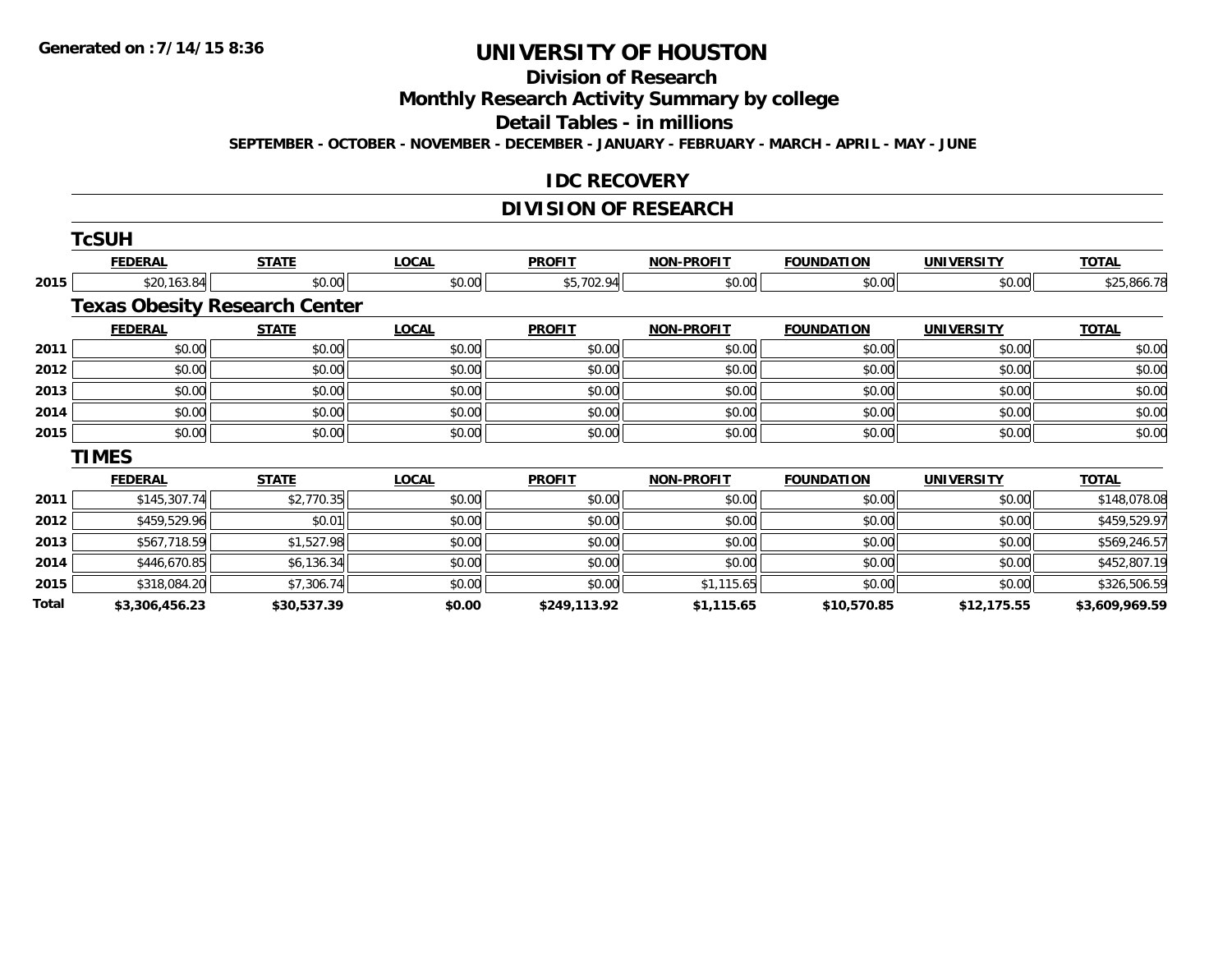**Generated on :7/14/15 8:36**

# UNIVERSITY OF HOUSTON

## Division of Research

## Monthly Research Activity Summary by college

## Detail Tables - in millions

**SEPTEMBER - OCTOBER - NOVEMBER - DECEMBER - JANUARY - FEBRUARY - MARCH - APRIL - MAY - JUNE**

## IDC RECOVERY

## DIVISION OF RESEARCH

### TcSUH

| | FEDERAL | STATE | LOCAL | PROFIT | NON-PROFIT | FOUNDATION | UNIVERSITY | TOTAL |
|---|---|---|---|---|---|---|---|---|
| 2015 | $20,163.84 | $0.00 | $0.00 | $5,702.94 | $0.00 | $0.00 | $0.00 | $25,866.78 |

### Texas Obesity Research Center

| | FEDERAL | STATE | LOCAL | PROFIT | NON-PROFIT | FOUNDATION | UNIVERSITY | TOTAL |
|---|---|---|---|---|---|---|---|---|
| 2011 | $0.00 | $0.00 | $0.00 | $0.00 | $0.00 | $0.00 | $0.00 | $0.00 |
| 2012 | $0.00 | $0.00 | $0.00 | $0.00 | $0.00 | $0.00 | $0.00 | $0.00 |
| 2013 | $0.00 | $0.00 | $0.00 | $0.00 | $0.00 | $0.00 | $0.00 | $0.00 |
| 2014 | $0.00 | $0.00 | $0.00 | $0.00 | $0.00 | $0.00 | $0.00 | $0.00 |
| 2015 | $0.00 | $0.00 | $0.00 | $0.00 | $0.00 | $0.00 | $0.00 | $0.00 |

### TIMES

| | FEDERAL | STATE | LOCAL | PROFIT | NON-PROFIT | FOUNDATION | UNIVERSITY | TOTAL |
|---|---|---|---|---|---|---|---|---|
| 2011 | $145,307.74 | $2,770.35 | $0.00 | $0.00 | $0.00 | $0.00 | $0.00 | $148,078.08 |
| 2012 | $459,529.96 | $0.01 | $0.00 | $0.00 | $0.00 | $0.00 | $0.00 | $459,529.97 |
| 2013 | $567,718.59 | $1,527.98 | $0.00 | $0.00 | $0.00 | $0.00 | $0.00 | $569,246.57 |
| 2014 | $446,670.85 | $6,136.34 | $0.00 | $0.00 | $0.00 | $0.00 | $0.00 | $452,807.19 |
| 2015 | $318,084.20 | $7,306.74 | $0.00 | $0.00 | $1,115.65 | $0.00 | $0.00 | $326,506.59 |
| **Total** | **$3,306,456.23** | **$30,537.39** | **$0.00** | **$249,113.92** | **$1,115.65** | **$10,570.85** | **$12,175.55** | **$3,609,969.59** |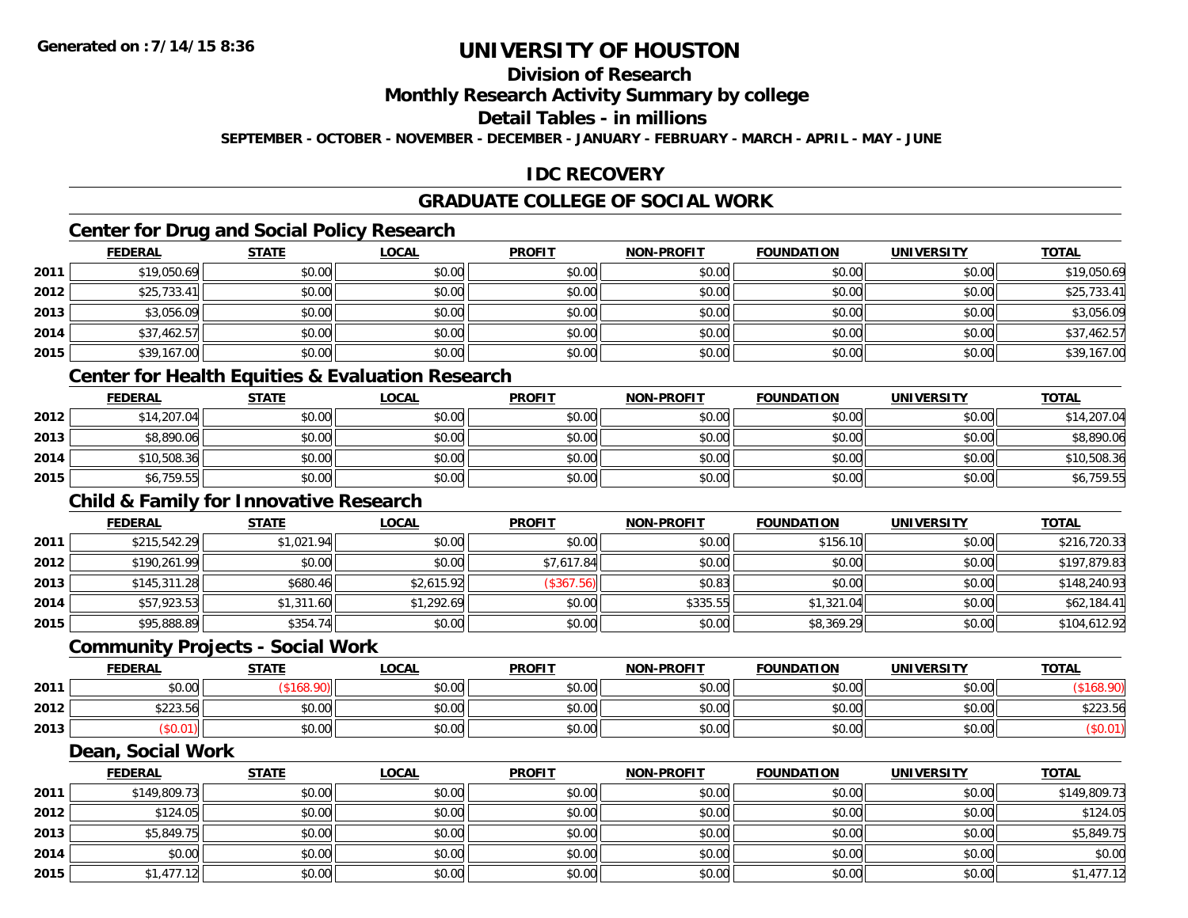**Generated on :7/14/15 8:36**

# UNIVERSITY OF HOUSTON

## Division of Research

## Monthly Research Activity Summary by college

## Detail Tables - in millions

**SEPTEMBER - OCTOBER - NOVEMBER - DECEMBER - JANUARY - FEBRUARY - MARCH - APRIL - MAY - JUNE**

## IDC RECOVERY

## GRADUATE COLLEGE OF SOCIAL WORK

### Center for Drug and Social Policy Research

| | FEDERAL | STATE | LOCAL | PROFIT | NON-PROFIT | FOUNDATION | UNIVERSITY | TOTAL |
|---|---|---|---|---|---|---|---|---|
| 2011 | $19,050.69 | $0.00 | $0.00 | $0.00 | $0.00 | $0.00 | $0.00 | $19,050.69 |
| 2012 | $25,733.41 | $0.00 | $0.00 | $0.00 | $0.00 | $0.00 | $0.00 | $25,733.41 |
| 2013 | $3,056.09 | $0.00 | $0.00 | $0.00 | $0.00 | $0.00 | $0.00 | $3,056.09 |
| 2014 | $37,462.57 | $0.00 | $0.00 | $0.00 | $0.00 | $0.00 | $0.00 | $37,462.57 |
| 2015 | $39,167.00 | $0.00 | $0.00 | $0.00 | $0.00 | $0.00 | $0.00 | $39,167.00 |

### Center for Health Equities & Evaluation Research

| | FEDERAL | STATE | LOCAL | PROFIT | NON-PROFIT | FOUNDATION | UNIVERSITY | TOTAL |
|---|---|---|---|---|---|---|---|---|
| 2012 | $14,207.04 | $0.00 | $0.00 | $0.00 | $0.00 | $0.00 | $0.00 | $14,207.04 |
| 2013 | $8,890.06 | $0.00 | $0.00 | $0.00 | $0.00 | $0.00 | $0.00 | $8,890.06 |
| 2014 | $10,508.36 | $0.00 | $0.00 | $0.00 | $0.00 | $0.00 | $0.00 | $10,508.36 |
| 2015 | $6,759.55 | $0.00 | $0.00 | $0.00 | $0.00 | $0.00 | $0.00 | $6,759.55 |

### Child & Family for Innovative Research

| | FEDERAL | STATE | LOCAL | PROFIT | NON-PROFIT | FOUNDATION | UNIVERSITY | TOTAL |
|---|---|---|---|---|---|---|---|---|
| 2011 | $215,542.29 | $1,021.94 | $0.00 | $0.00 | $0.00 | $156.10 | $0.00 | $216,720.33 |
| 2012 | $190,261.99 | $0.00 | $0.00 | $7,617.84 | $0.00 | $0.00 | $0.00 | $197,879.83 |
| 2013 | $145,311.28 | $680.46 | $2,615.92 | ($367.56) | $0.83 | $0.00 | $0.00 | $148,240.93 |
| 2014 | $57,923.53 | $1,311.60 | $1,292.69 | $0.00 | $335.55 | $1,321.04 | $0.00 | $62,184.41 |
| 2015 | $95,888.89 | $354.74 | $0.00 | $0.00 | $0.00 | $8,369.29 | $0.00 | $104,612.92 |

### Community Projects - Social Work

| | FEDERAL | STATE | LOCAL | PROFIT | NON-PROFIT | FOUNDATION | UNIVERSITY | TOTAL |
|---|---|---|---|---|---|---|---|---|
| 2011 | $0.00 | ($168.90) | $0.00 | $0.00 | $0.00 | $0.00 | $0.00 | ($168.90) |
| 2012 | $223.56 | $0.00 | $0.00 | $0.00 | $0.00 | $0.00 | $0.00 | $223.56 |
| 2013 | ($0.01) | $0.00 | $0.00 | $0.00 | $0.00 | $0.00 | $0.00 | ($0.01) |

### Dean, Social Work

| | FEDERAL | STATE | LOCAL | PROFIT | NON-PROFIT | FOUNDATION | UNIVERSITY | TOTAL |
|---|---|---|---|---|---|---|---|---|
| 2011 | $149,809.73 | $0.00 | $0.00 | $0.00 | $0.00 | $0.00 | $0.00 | $149,809.73 |
| 2012 | $124.05 | $0.00 | $0.00 | $0.00 | $0.00 | $0.00 | $0.00 | $124.05 |
| 2013 | $5,849.75 | $0.00 | $0.00 | $0.00 | $0.00 | $0.00 | $0.00 | $5,849.75 |
| 2014 | $0.00 | $0.00 | $0.00 | $0.00 | $0.00 | $0.00 | $0.00 | $0.00 |
| 2015 | $1,477.12 | $0.00 | $0.00 | $0.00 | $0.00 | $0.00 | $0.00 | $1,477.12 |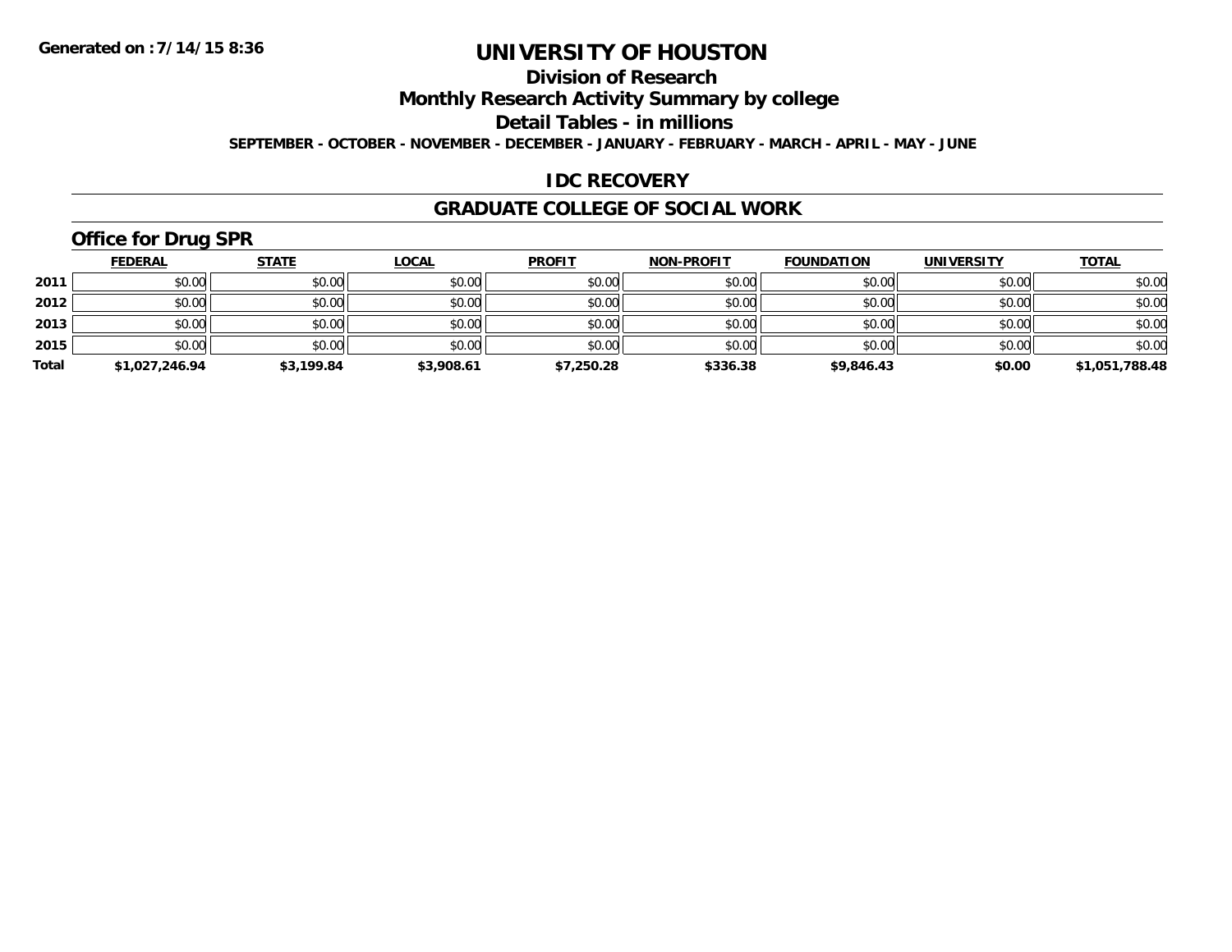**Generated on :7/14/15 8:36**

# UNIVERSITY OF HOUSTON

## Division of Research

## Monthly Research Activity Summary by college

## Detail Tables - in millions

**SEPTEMBER - OCTOBER - NOVEMBER - DECEMBER - JANUARY - FEBRUARY - MARCH - APRIL - MAY - JUNE**

## IDC RECOVERY

## GRADUATE COLLEGE OF SOCIAL WORK

### Office for Drug SPR

| | FEDERAL | STATE | LOCAL | PROFIT | NON-PROFIT | FOUNDATION | UNIVERSITY | TOTAL |
|---|---|---|---|---|---|---|---|---|
| 2011 | $0.00 | $0.00 | $0.00 | $0.00 | $0.00 | $0.00 | $0.00 | $0.00 |
| 2012 | $0.00 | $0.00 | $0.00 | $0.00 | $0.00 | $0.00 | $0.00 | $0.00 |
| 2013 | $0.00 | $0.00 | $0.00 | $0.00 | $0.00 | $0.00 | $0.00 | $0.00 |
| 2015 | $0.00 | $0.00 | $0.00 | $0.00 | $0.00 | $0.00 | $0.00 | $0.00 |
| **Total** | **$1,027,246.94** | **$3,199.84** | **$3,908.61** | **$7,250.28** | **$336.38** | **$9,846.43** | **$0.00** | **$1,051,788.48** |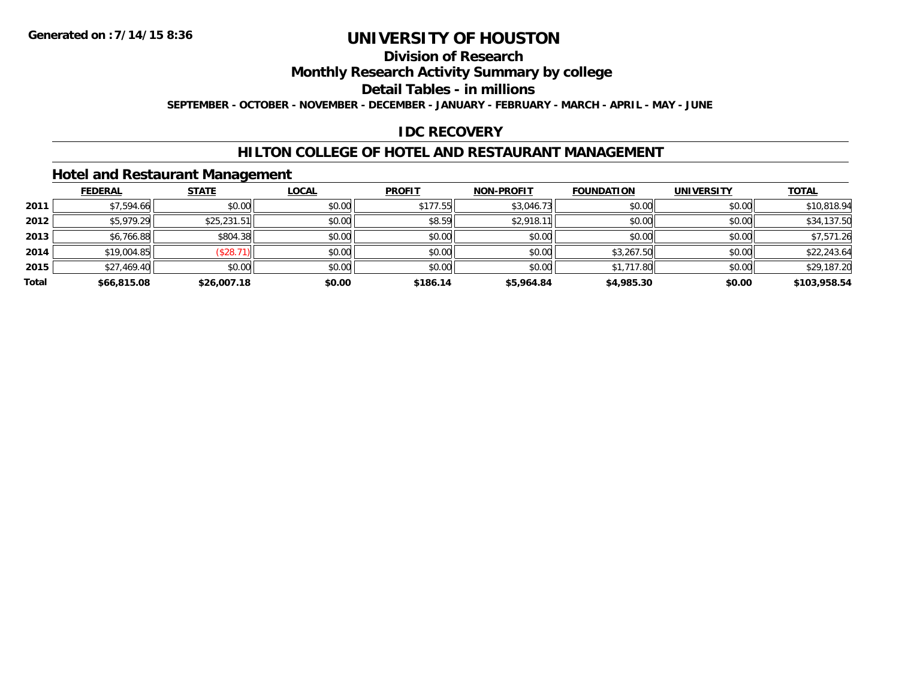Generated on :7/14/15 8:36

# UNIVERSITY OF HOUSTON

## Division of Research

## Monthly Research Activity Summary by college

## Detail Tables - in millions

SEPTEMBER - OCTOBER - NOVEMBER - DECEMBER - JANUARY - FEBRUARY - MARCH - APRIL - MAY - JUNE

## IDC RECOVERY

## HILTON COLLEGE OF HOTEL AND RESTAURANT MANAGEMENT

### Hotel and Restaurant Management

| | FEDERAL | STATE | LOCAL | PROFIT | NON-PROFIT | FOUNDATION | UNIVERSITY | TOTAL |
|---|---|---|---|---|---|---|---|---|
| 2011 | $7,594.66 | $0.00 | $0.00 | $177.55 | $3,046.73 | $0.00 | $0.00 | $10,818.94 |
| 2012 | $5,979.29 | $25,231.51 | $0.00 | $8.59 | $2,918.11 | $0.00 | $0.00 | $34,137.50 |
| 2013 | $6,766.88 | $804.38 | $0.00 | $0.00 | $0.00 | $0.00 | $0.00 | $7,571.26 |
| 2014 | $19,004.85 | ($28.71) | $0.00 | $0.00 | $0.00 | $3,267.50 | $0.00 | $22,243.64 |
| 2015 | $27,469.40 | $0.00 | $0.00 | $0.00 | $0.00 | $1,717.80 | $0.00 | $29,187.20 |
| **Total** | **$66,815.08** | **$26,007.18** | **$0.00** | **$186.14** | **$5,964.84** | **$4,985.30** | **$0.00** | **$103,958.54** |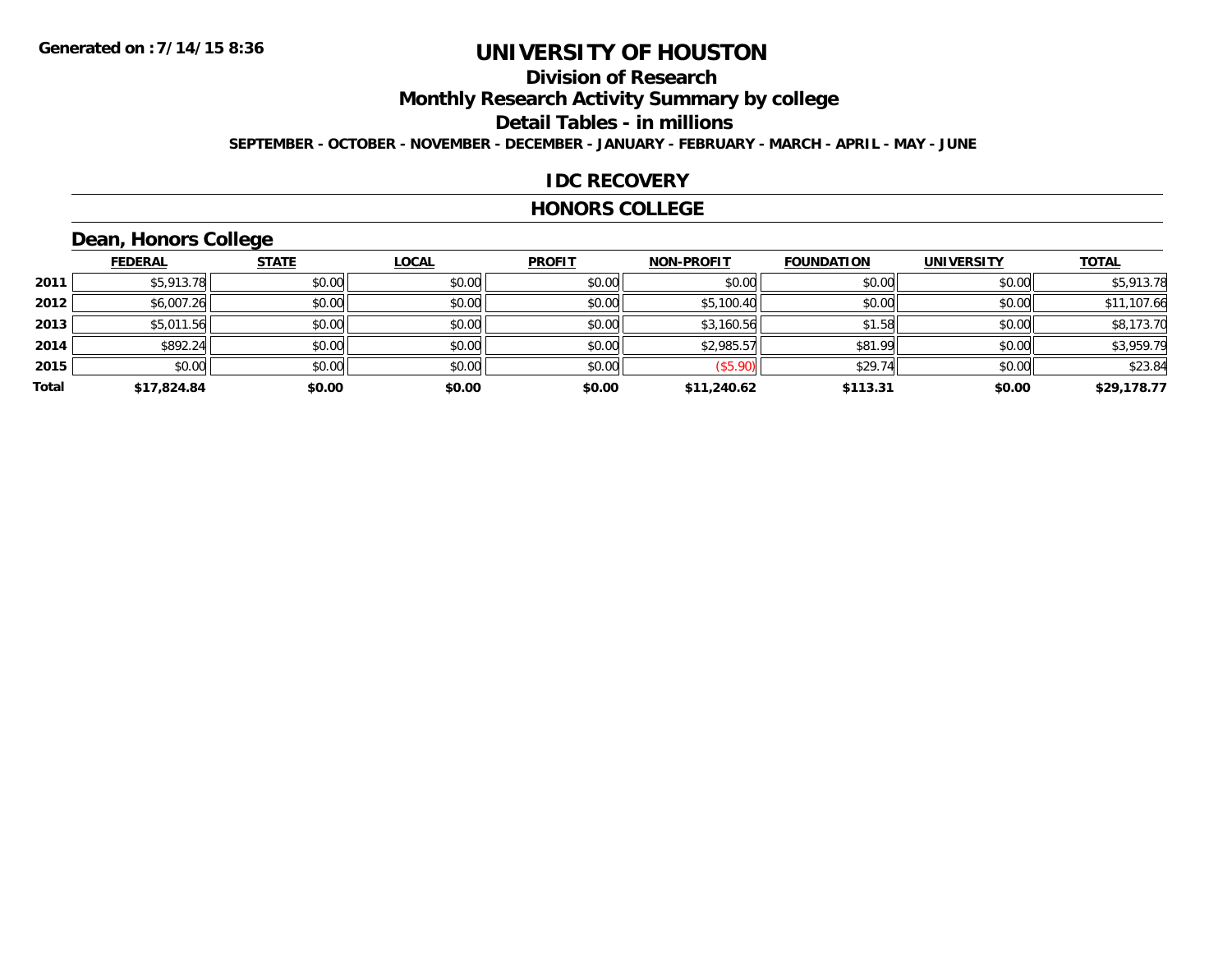Generated on :7/14/15 8:36

# UNIVERSITY OF HOUSTON

## Division of Research

## Monthly Research Activity Summary by college

## Detail Tables - in millions

**SEPTEMBER - OCTOBER - NOVEMBER - DECEMBER - JANUARY - FEBRUARY - MARCH - APRIL - MAY - JUNE**

## IDC RECOVERY

## HONORS COLLEGE

### Dean, Honors College

| | FEDERAL | STATE | LOCAL | PROFIT | NON-PROFIT | FOUNDATION | UNIVERSITY | TOTAL |
|---|---|---|---|---|---|---|---|---|
| 2011 | $5,913.78 | $0.00 | $0.00 | $0.00 | $0.00 | $0.00 | $0.00 | $5,913.78 |
| 2012 | $6,007.26 | $0.00 | $0.00 | $0.00 | $5,100.40 | $0.00 | $0.00 | $11,107.66 |
| 2013 | $5,011.56 | $0.00 | $0.00 | $0.00 | $3,160.56 | $1.58 | $0.00 | $8,173.70 |
| 2014 | $892.24 | $0.00 | $0.00 | $0.00 | $2,985.57 | $81.99 | $0.00 | $3,959.79 |
| 2015 | $0.00 | $0.00 | $0.00 | $0.00 | ($5.90) | $29.74 | $0.00 | $23.84 |
| **Total** | **$17,824.84** | **$0.00** | **$0.00** | **$0.00** | **$11,240.62** | **$113.31** | **$0.00** | **$29,178.77** |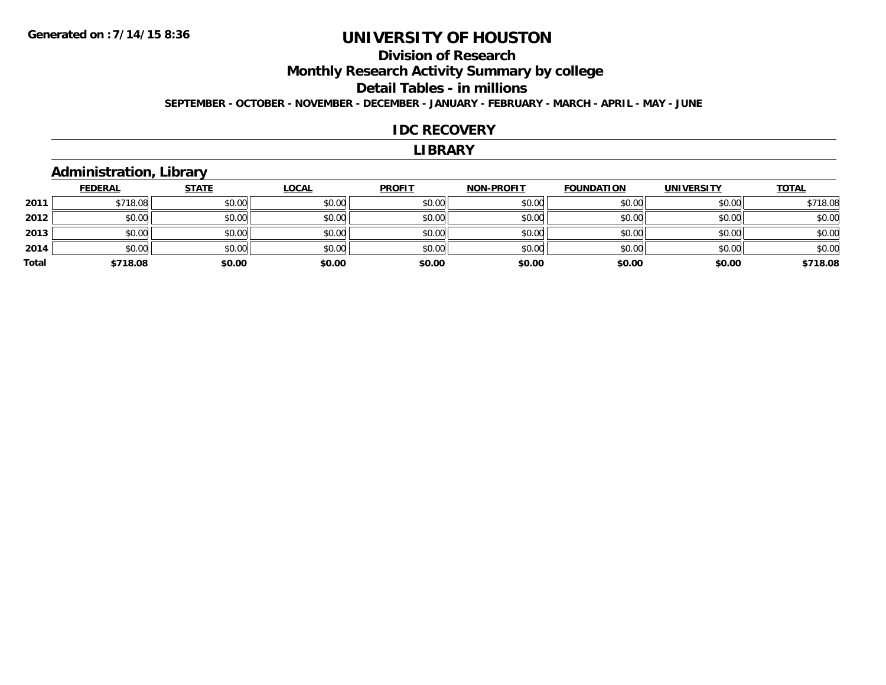Generated on :7/14/15 8:36

# UNIVERSITY OF HOUSTON

## Division of Research

## Monthly Research Activity Summary by college

## Detail Tables - in millions

**SEPTEMBER - OCTOBER - NOVEMBER - DECEMBER - JANUARY - FEBRUARY - MARCH - APRIL - MAY - JUNE**

## IDC RECOVERY

## LIBRARY

### Administration, Library

| | FEDERAL | STATE | LOCAL | PROFIT | NON-PROFIT | FOUNDATION | UNIVERSITY | TOTAL |
|---|---|---|---|---|---|---|---|---|
| 2011 | $718.08 | $0.00 | $0.00 | $0.00 | $0.00 | $0.00 | $0.00 | $718.08 |
| 2012 | $0.00 | $0.00 | $0.00 | $0.00 | $0.00 | $0.00 | $0.00 | $0.00 |
| 2013 | $0.00 | $0.00 | $0.00 | $0.00 | $0.00 | $0.00 | $0.00 | $0.00 |
| 2014 | $0.00 | $0.00 | $0.00 | $0.00 | $0.00 | $0.00 | $0.00 | $0.00 |
| **Total** | **$718.08** | **$0.00** | **$0.00** | **$0.00** | **$0.00** | **$0.00** | **$0.00** | **$718.08** |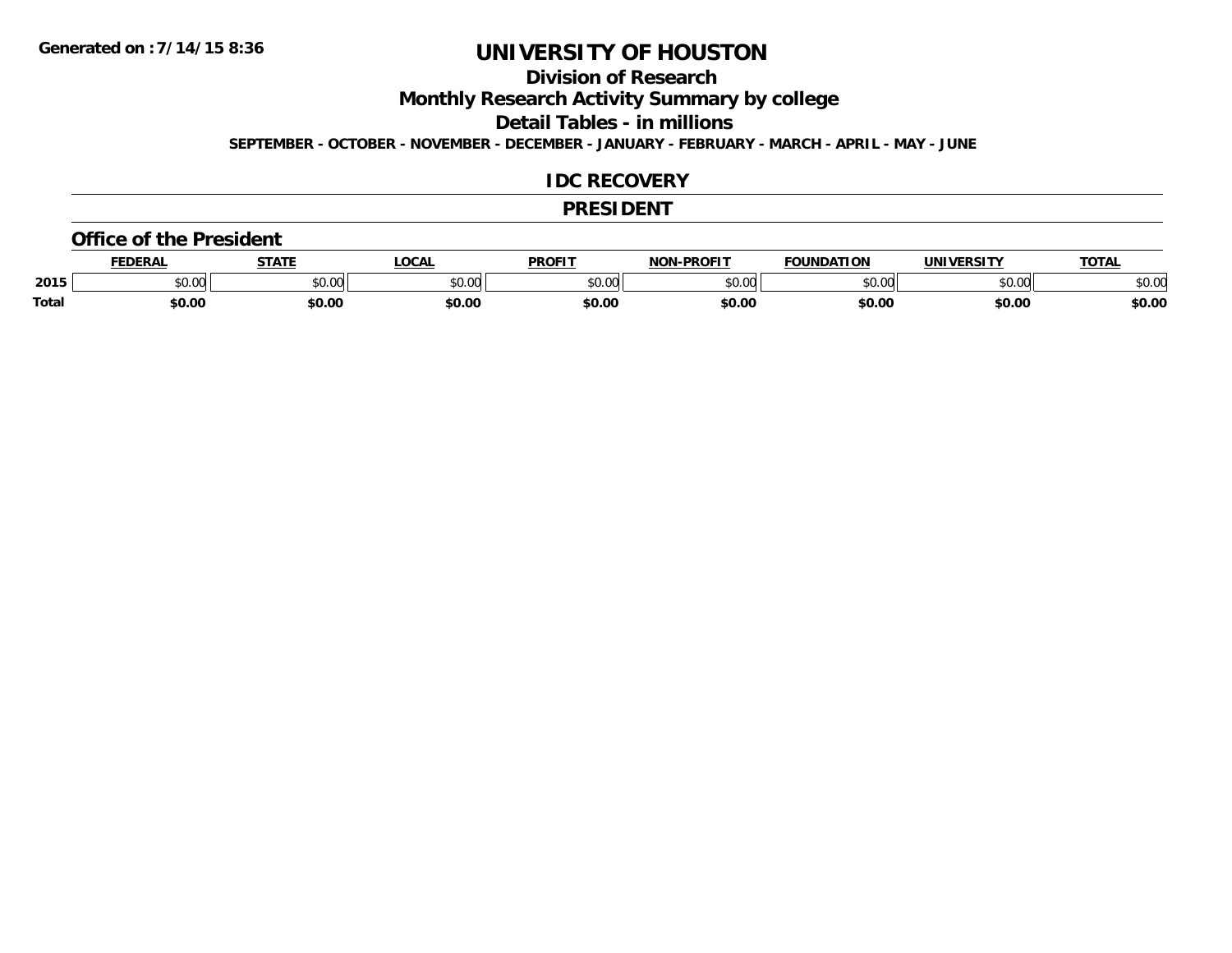Generated on :7/14/15 8:36

# UNIVERSITY OF HOUSTON

## Division of Research

## Monthly Research Activity Summary by college

## Detail Tables - in millions

**SEPTEMBER - OCTOBER - NOVEMBER - DECEMBER - JANUARY - FEBRUARY - MARCH - APRIL - MAY - JUNE**

## IDC RECOVERY

## PRESIDENT

### Office of the President

| | FEDERAL | STATE | LOCAL | PROFIT | NON-PROFIT | FOUNDATION | UNIVERSITY | TOTAL |
|---|---|---|---|---|---|---|---|---|
| 2015 | $0.00 | $0.00 | $0.00 | $0.00 | $0.00 | $0.00 | $0.00 | $0.00 |
| **Total** | **$0.00** | **$0.00** | **$0.00** | **$0.00** | **$0.00** | **$0.00** | **$0.00** | **$0.00** |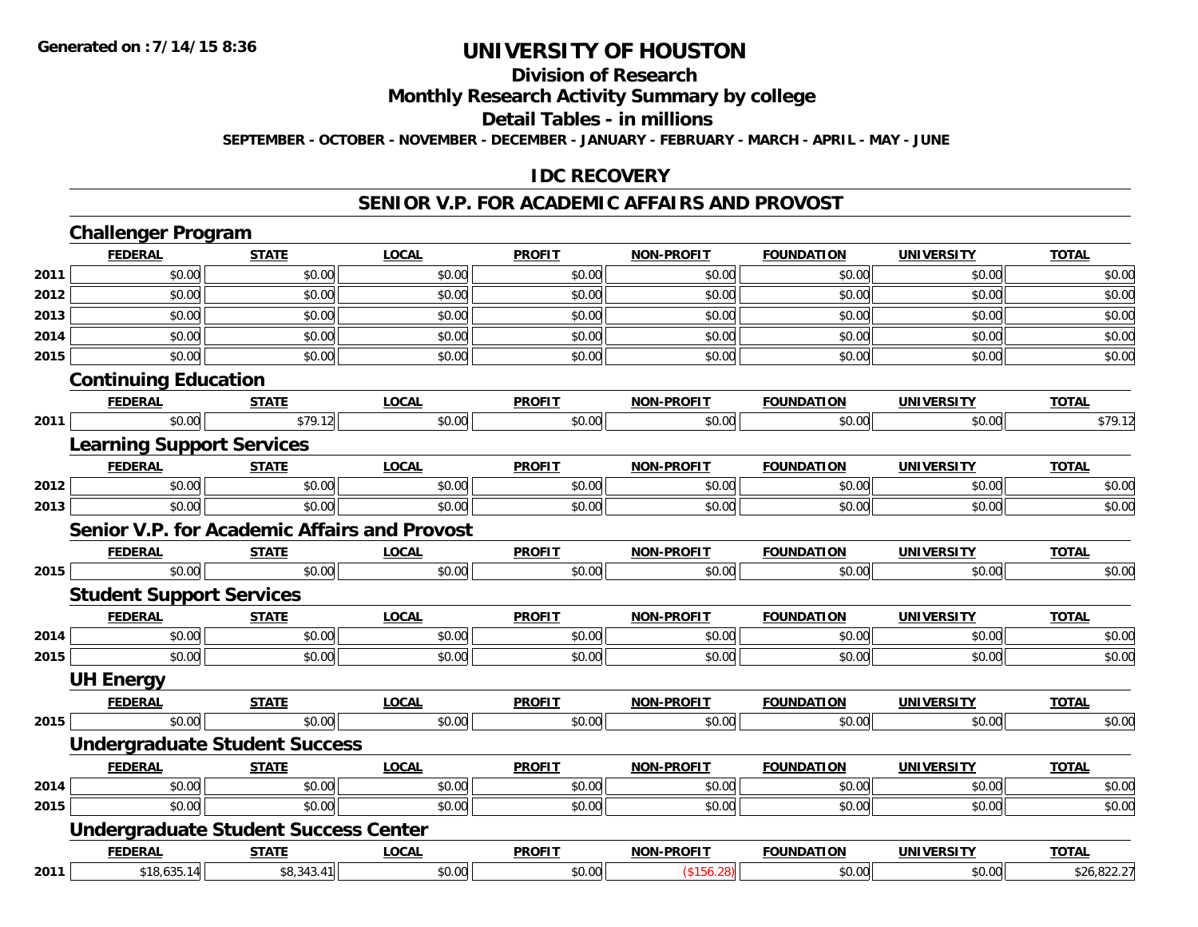**Generated on :7/14/15 8:36**

# UNIVERSITY OF HOUSTON

## Division of Research

## Monthly Research Activity Summary by college

## Detail Tables - in millions

**SEPTEMBER - OCTOBER - NOVEMBER - DECEMBER - JANUARY - FEBRUARY - MARCH - APRIL - MAY - JUNE**

## IDC RECOVERY

## SENIOR V.P. FOR ACADEMIC AFFAIRS AND PROVOST

### Challenger Program

| | FEDERAL | STATE | LOCAL | PROFIT | NON-PROFIT | FOUNDATION | UNIVERSITY | TOTAL |
|---|---|---|---|---|---|---|---|---|
| 2011 | $0.00 | $0.00 | $0.00 | $0.00 | $0.00 | $0.00 | $0.00 | $0.00 |
| 2012 | $0.00 | $0.00 | $0.00 | $0.00 | $0.00 | $0.00 | $0.00 | $0.00 |
| 2013 | $0.00 | $0.00 | $0.00 | $0.00 | $0.00 | $0.00 | $0.00 | $0.00 |
| 2014 | $0.00 | $0.00 | $0.00 | $0.00 | $0.00 | $0.00 | $0.00 | $0.00 |
| 2015 | $0.00 | $0.00 | $0.00 | $0.00 | $0.00 | $0.00 | $0.00 | $0.00 |

### Continuing Education

| | FEDERAL | STATE | LOCAL | PROFIT | NON-PROFIT | FOUNDATION | UNIVERSITY | TOTAL |
|---|---|---|---|---|---|---|---|---|
| 2011 | $0.00 | $79.12 | $0.00 | $0.00 | $0.00 | $0.00 | $0.00 | $79.12 |

### Learning Support Services

| | FEDERAL | STATE | LOCAL | PROFIT | NON-PROFIT | FOUNDATION | UNIVERSITY | TOTAL |
|---|---|---|---|---|---|---|---|---|
| 2012 | $0.00 | $0.00 | $0.00 | $0.00 | $0.00 | $0.00 | $0.00 | $0.00 |
| 2013 | $0.00 | $0.00 | $0.00 | $0.00 | $0.00 | $0.00 | $0.00 | $0.00 |

### Senior V.P. for Academic Affairs and Provost

| | FEDERAL | STATE | LOCAL | PROFIT | NON-PROFIT | FOUNDATION | UNIVERSITY | TOTAL |
|---|---|---|---|---|---|---|---|---|
| 2015 | $0.00 | $0.00 | $0.00 | $0.00 | $0.00 | $0.00 | $0.00 | $0.00 |

### Student Support Services

| | FEDERAL | STATE | LOCAL | PROFIT | NON-PROFIT | FOUNDATION | UNIVERSITY | TOTAL |
|---|---|---|---|---|---|---|---|---|
| 2014 | $0.00 | $0.00 | $0.00 | $0.00 | $0.00 | $0.00 | $0.00 | $0.00 |
| 2015 | $0.00 | $0.00 | $0.00 | $0.00 | $0.00 | $0.00 | $0.00 | $0.00 |

### UH Energy

| | FEDERAL | STATE | LOCAL | PROFIT | NON-PROFIT | FOUNDATION | UNIVERSITY | TOTAL |
|---|---|---|---|---|---|---|---|---|
| 2015 | $0.00 | $0.00 | $0.00 | $0.00 | $0.00 | $0.00 | $0.00 | $0.00 |

### Undergraduate Student Success

| | FEDERAL | STATE | LOCAL | PROFIT | NON-PROFIT | FOUNDATION | UNIVERSITY | TOTAL |
|---|---|---|---|---|---|---|---|---|
| 2014 | $0.00 | $0.00 | $0.00 | $0.00 | $0.00 | $0.00 | $0.00 | $0.00 |
| 2015 | $0.00 | $0.00 | $0.00 | $0.00 | $0.00 | $0.00 | $0.00 | $0.00 |

### Undergraduate Student Success Center

| | FEDERAL | STATE | LOCAL | PROFIT | NON-PROFIT | FOUNDATION | UNIVERSITY | TOTAL |
|---|---|---|---|---|---|---|---|---|
| 2011 | $18,635.14 | $8,343.41 | $0.00 | $0.00 | ($156.28) | $0.00 | $0.00 | $26,822.27 |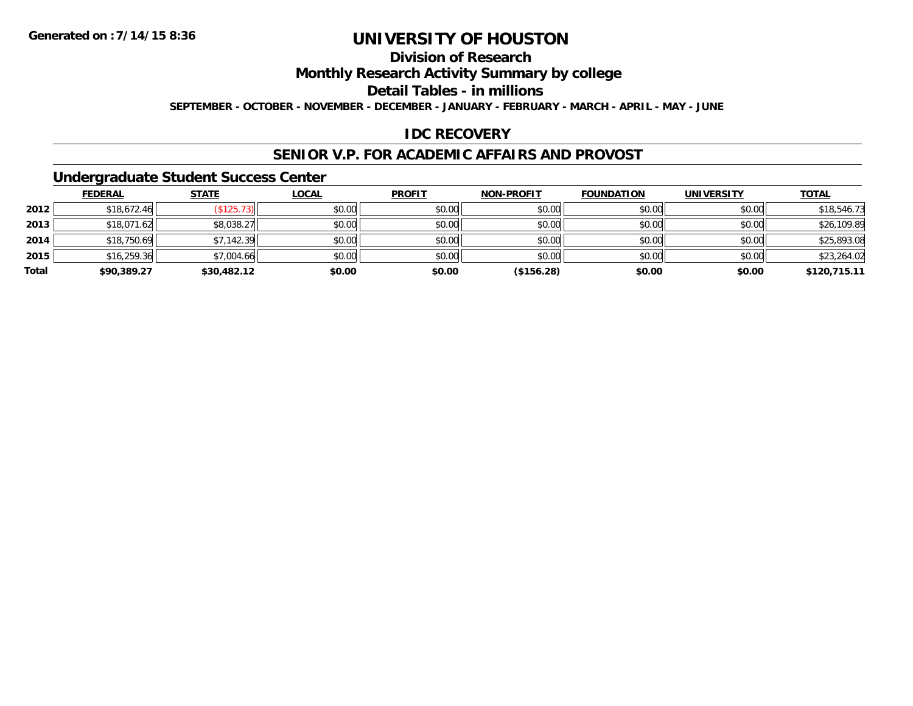**Generated on :7/14/15 8:36**

# UNIVERSITY OF HOUSTON

## Division of Research

## Monthly Research Activity Summary by college

## Detail Tables - in millions

**SEPTEMBER - OCTOBER - NOVEMBER - DECEMBER - JANUARY - FEBRUARY - MARCH - APRIL - MAY - JUNE**

## IDC RECOVERY

## SENIOR V.P. FOR ACADEMIC AFFAIRS AND PROVOST

### Undergraduate Student Success Center

| | FEDERAL | STATE | LOCAL | PROFIT | NON-PROFIT | FOUNDATION | UNIVERSITY | TOTAL |
|---|---|---|---|---|---|---|---|---|
| **2012** | $18,672.46 | ($125.73) | $0.00 | $0.00 | $0.00 | $0.00 | $0.00 | $18,546.73 |
| **2013** | $18,071.62 | $8,038.27 | $0.00 | $0.00 | $0.00 | $0.00 | $0.00 | $26,109.89 |
| **2014** | $18,750.69 | $7,142.39 | $0.00 | $0.00 | $0.00 | $0.00 | $0.00 | $25,893.08 |
| **2015** | $16,259.36 | $7,004.66 | $0.00 | $0.00 | $0.00 | $0.00 | $0.00 | $23,264.02 |
| **Total** | **$90,389.27** | **$30,482.12** | **$0.00** | **$0.00** | **($156.28)** | **$0.00** | **$0.00** | **$120,715.11** |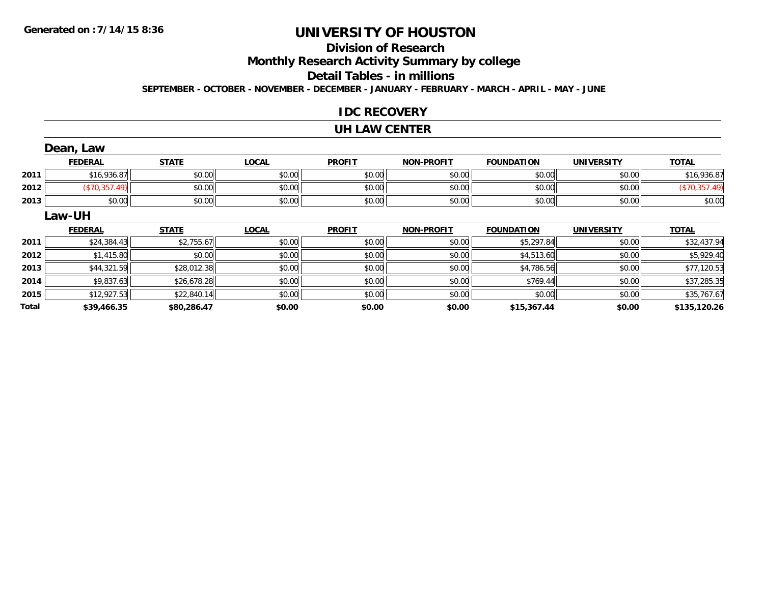Generated on :7/14/15 8:36

# UNIVERSITY OF HOUSTON

## Division of Research

## Monthly Research Activity Summary by college

## Detail Tables - in millions

**SEPTEMBER - OCTOBER - NOVEMBER - DECEMBER - JANUARY - FEBRUARY - MARCH - APRIL - MAY - JUNE**

## IDC RECOVERY

## UH LAW CENTER

### Dean, Law

| | FEDERAL | STATE | LOCAL | PROFIT | NON-PROFIT | FOUNDATION | UNIVERSITY | TOTAL |
|---|---|---|---|---|---|---|---|---|
| 2011 | $16,936.87 | $0.00 | $0.00 | $0.00 | $0.00 | $0.00 | $0.00 | $16,936.87 |
| 2012 | ($70,357.49) | $0.00 | $0.00 | $0.00 | $0.00 | $0.00 | $0.00 | ($70,357.49) |
| 2013 | $0.00 | $0.00 | $0.00 | $0.00 | $0.00 | $0.00 | $0.00 | $0.00 |

### Law-UH

| | FEDERAL | STATE | LOCAL | PROFIT | NON-PROFIT | FOUNDATION | UNIVERSITY | TOTAL |
|---|---|---|---|---|---|---|---|---|
| 2011 | $24,384.43 | $2,755.67 | $0.00 | $0.00 | $0.00 | $5,297.84 | $0.00 | $32,437.94 |
| 2012 | $1,415.80 | $0.00 | $0.00 | $0.00 | $0.00 | $4,513.60 | $0.00 | $5,929.40 |
| 2013 | $44,321.59 | $28,012.38 | $0.00 | $0.00 | $0.00 | $4,786.56 | $0.00 | $77,120.53 |
| 2014 | $9,837.63 | $26,678.28 | $0.00 | $0.00 | $0.00 | $769.44 | $0.00 | $37,285.35 |
| 2015 | $12,927.53 | $22,840.14 | $0.00 | $0.00 | $0.00 | $0.00 | $0.00 | $35,767.67 |
| **Total** | **$39,466.35** | **$80,286.47** | **$0.00** | **$0.00** | **$0.00** | **$15,367.44** | **$0.00** | **$135,120.26** |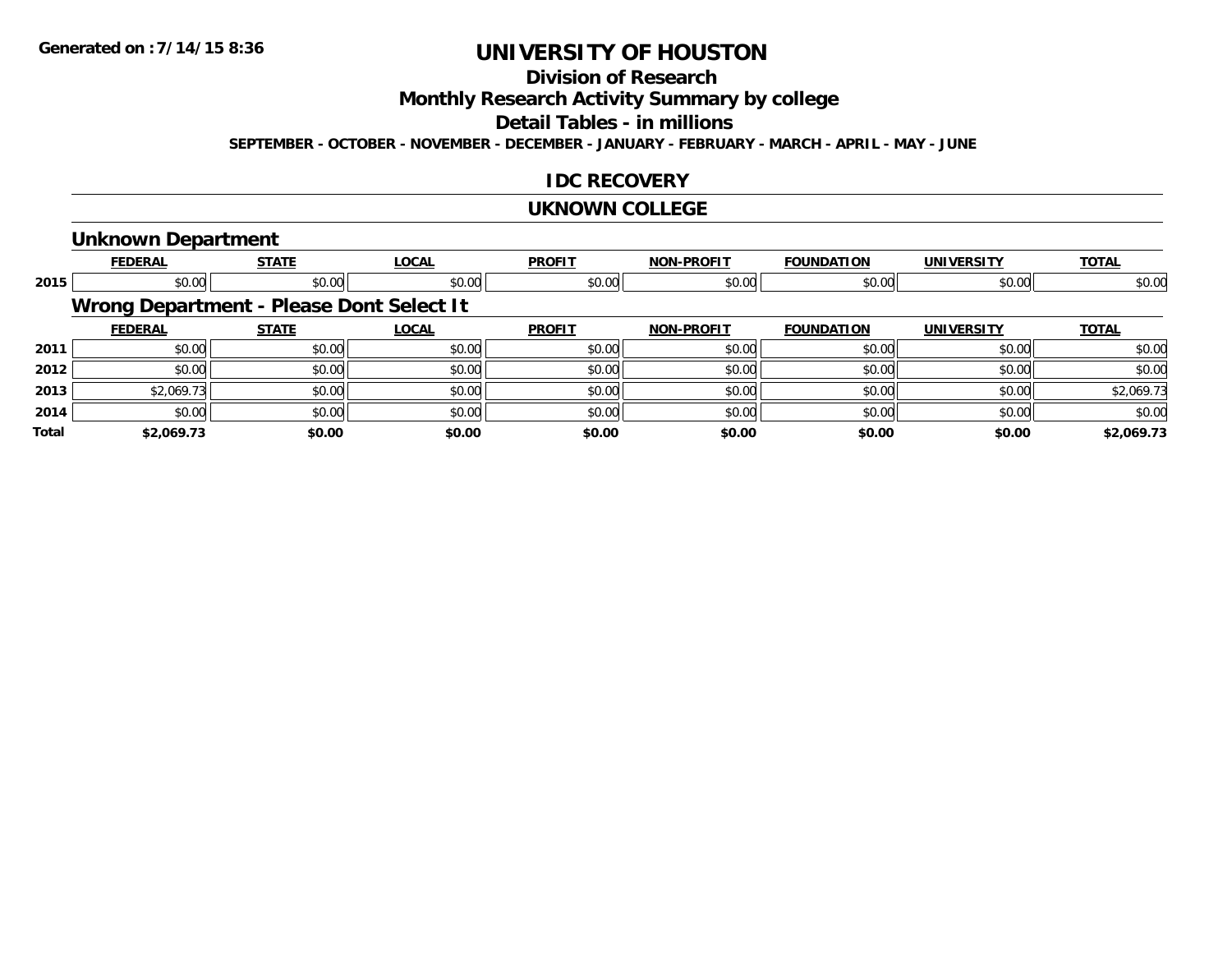**Generated on :7/14/15 8:36**

# UNIVERSITY OF HOUSTON

## Division of Research

## Monthly Research Activity Summary by college

## Detail Tables - in millions

**SEPTEMBER - OCTOBER - NOVEMBER - DECEMBER - JANUARY - FEBRUARY - MARCH - APRIL - MAY - JUNE**

## IDC RECOVERY

## UKNOWN COLLEGE

### Unknown Department

| | FEDERAL | STATE | LOCAL | PROFIT | NON-PROFIT | FOUNDATION | UNIVERSITY | TOTAL |
|---|---|---|---|---|---|---|---|---|
| 2015 | $0.00 | $0.00 | $0.00 | $0.00 | $0.00 | $0.00 | $0.00 | $0.00 |

### Wrong Department - Please Dont Select It

| | FEDERAL | STATE | LOCAL | PROFIT | NON-PROFIT | FOUNDATION | UNIVERSITY | TOTAL |
|---|---|---|---|---|---|---|---|---|
| 2011 | $0.00 | $0.00 | $0.00 | $0.00 | $0.00 | $0.00 | $0.00 | $0.00 |
| 2012 | $0.00 | $0.00 | $0.00 | $0.00 | $0.00 | $0.00 | $0.00 | $0.00 |
| 2013 | $2,069.73 | $0.00 | $0.00 | $0.00 | $0.00 | $0.00 | $0.00 | $2,069.73 |
| 2014 | $0.00 | $0.00 | $0.00 | $0.00 | $0.00 | $0.00 | $0.00 | $0.00 |
| **Total** | **$2,069.73** | **$0.00** | **$0.00** | **$0.00** | **$0.00** | **$0.00** | **$0.00** | **$2,069.73** |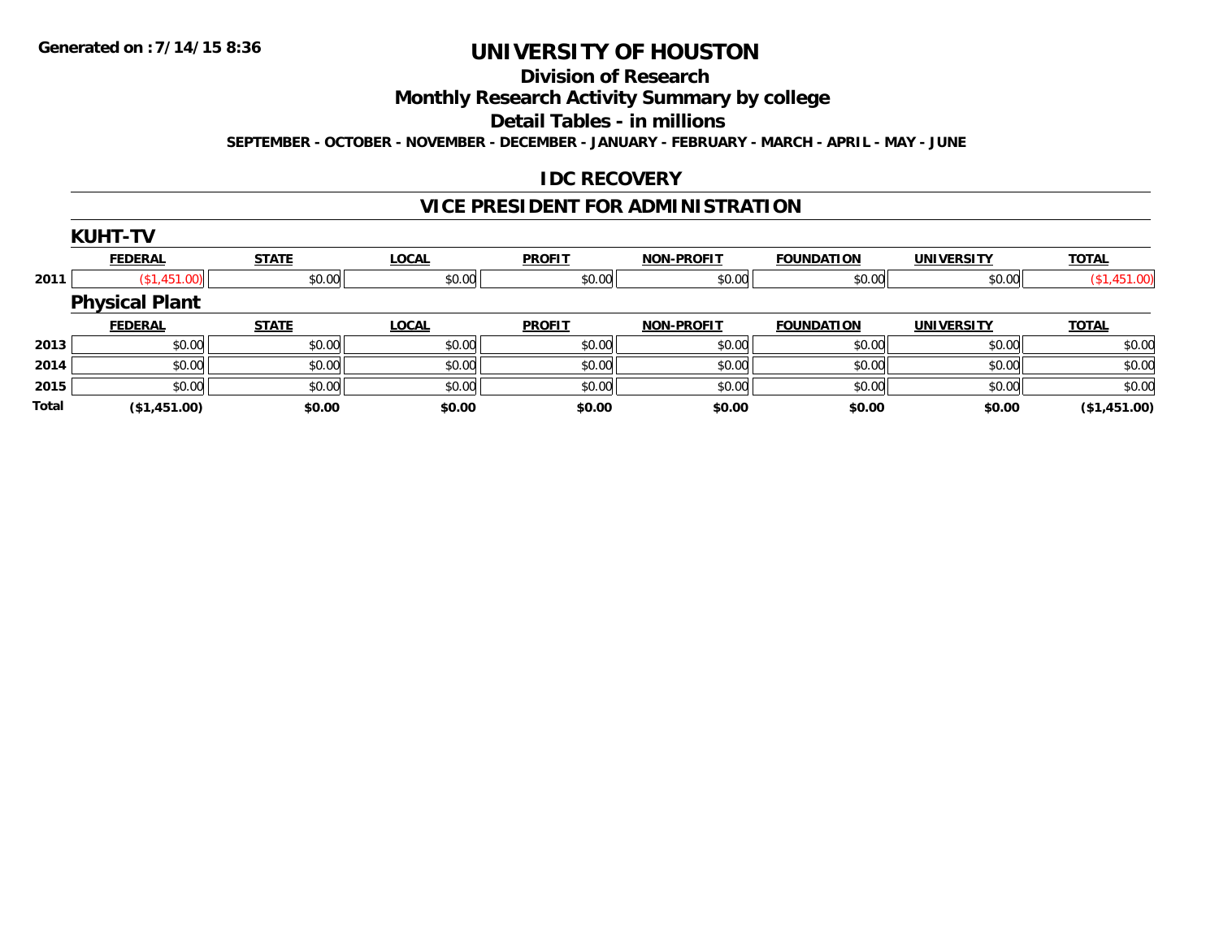**Generated on :7/14/15 8:36**

# UNIVERSITY OF HOUSTON

## Division of Research

## Monthly Research Activity Summary by college

## Detail Tables - in millions

**SEPTEMBER - OCTOBER - NOVEMBER - DECEMBER - JANUARY - FEBRUARY - MARCH - APRIL - MAY - JUNE**

## IDC RECOVERY

## VICE PRESIDENT FOR ADMINISTRATION

### KUHT-TV

| | FEDERAL | STATE | LOCAL | PROFIT | NON-PROFIT | FOUNDATION | UNIVERSITY | TOTAL |
|---|---|---|---|---|---|---|---|---|
| 2011 | ($1,451.00) | $0.00 | $0.00 | $0.00 | $0.00 | $0.00 | $0.00 | ($1,451.00) |

### Physical Plant

| | FEDERAL | STATE | LOCAL | PROFIT | NON-PROFIT | FOUNDATION | UNIVERSITY | TOTAL |
|---|---|---|---|---|---|---|---|---|
| 2013 | $0.00 | $0.00 | $0.00 | $0.00 | $0.00 | $0.00 | $0.00 | $0.00 |
| 2014 | $0.00 | $0.00 | $0.00 | $0.00 | $0.00 | $0.00 | $0.00 | $0.00 |
| 2015 | $0.00 | $0.00 | $0.00 | $0.00 | $0.00 | $0.00 | $0.00 | $0.00 |
| **Total** | **($1,451.00)** | **$0.00** | **$0.00** | **$0.00** | **$0.00** | **$0.00** | **$0.00** | **($1,451.00)** |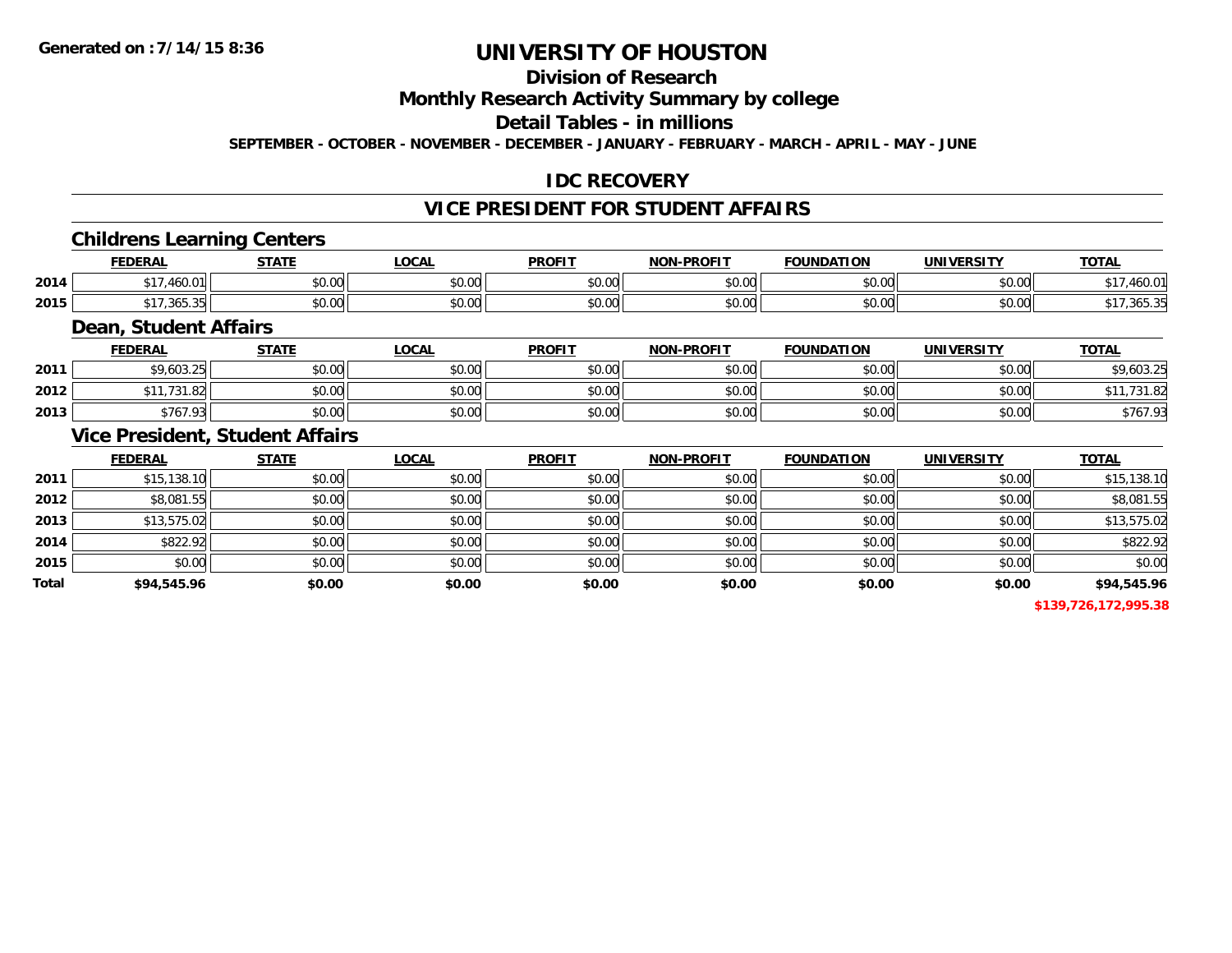Generated on :7/14/15 8:36

# UNIVERSITY OF HOUSTON

## Division of Research

## Monthly Research Activity Summary by college

## Detail Tables - in millions

SEPTEMBER - OCTOBER - NOVEMBER - DECEMBER - JANUARY - FEBRUARY - MARCH - APRIL - MAY - JUNE

## IDC RECOVERY

## VICE PRESIDENT FOR STUDENT AFFAIRS

### Childrens Learning Centers

| | FEDERAL | STATE | LOCAL | PROFIT | NON-PROFIT | FOUNDATION | UNIVERSITY | TOTAL |
|---|---|---|---|---|---|---|---|---|
| 2014 | $17,460.01 | $0.00 | $0.00 | $0.00 | $0.00 | $0.00 | $0.00 | $17,460.01 |
| 2015 | $17,365.35 | $0.00 | $0.00 | $0.00 | $0.00 | $0.00 | $0.00 | $17,365.35 |

### Dean, Student Affairs

| | FEDERAL | STATE | LOCAL | PROFIT | NON-PROFIT | FOUNDATION | UNIVERSITY | TOTAL |
|---|---|---|---|---|---|---|---|---|
| 2011 | $9,603.25 | $0.00 | $0.00 | $0.00 | $0.00 | $0.00 | $0.00 | $9,603.25 |
| 2012 | $11,731.82 | $0.00 | $0.00 | $0.00 | $0.00 | $0.00 | $0.00 | $11,731.82 |
| 2013 | $767.93 | $0.00 | $0.00 | $0.00 | $0.00 | $0.00 | $0.00 | $767.93 |

### Vice President, Student Affairs

| | FEDERAL | STATE | LOCAL | PROFIT | NON-PROFIT | FOUNDATION | UNIVERSITY | TOTAL |
|---|---|---|---|---|---|---|---|---|
| 2011 | $15,138.10 | $0.00 | $0.00 | $0.00 | $0.00 | $0.00 | $0.00 | $15,138.10 |
| 2012 | $8,081.55 | $0.00 | $0.00 | $0.00 | $0.00 | $0.00 | $0.00 | $8,081.55 |
| 2013 | $13,575.02 | $0.00 | $0.00 | $0.00 | $0.00 | $0.00 | $0.00 | $13,575.02 |
| 2014 | $822.92 | $0.00 | $0.00 | $0.00 | $0.00 | $0.00 | $0.00 | $822.92 |
| 2015 | $0.00 | $0.00 | $0.00 | $0.00 | $0.00 | $0.00 | $0.00 | $0.00 |
| **Total** | **$94,545.96** | **$0.00** | **$0.00** | **$0.00** | **$0.00** | **$0.00** | **$0.00** | **$94,545.96** |

**$139,726,172,995.38**